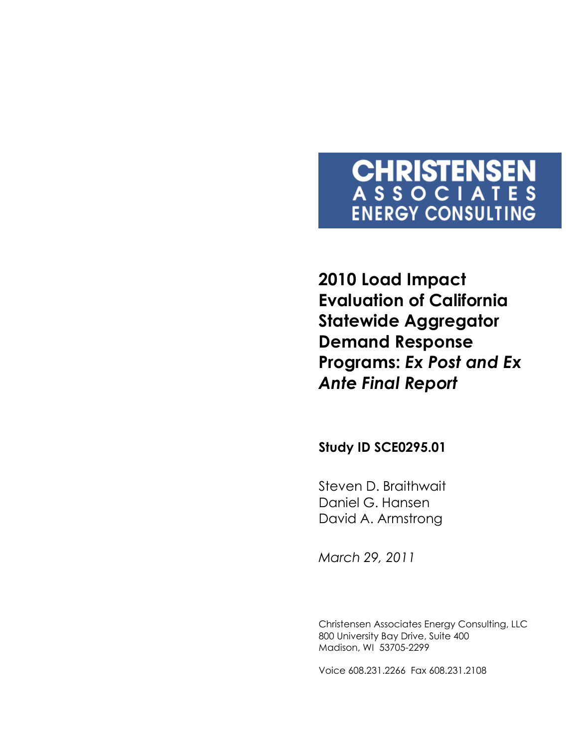**CHRISTENSEN**
**ASSOCIATES**
**ENERGY CONSULTING**

# 2010 Load Impact Evaluation of California Statewide Aggregator Demand Response Programs: *Ex Post and Ex Ante Final Report*

**Study ID SCE0295.01**

Steven D. Braithwait
Daniel G. Hansen
David A. Armstrong

*March 29, 2011*

Christensen Associates Energy Consulting, LLC
800 University Bay Drive, Suite 400
Madison, WI 53705-2299

Voice 608.231.2266 Fax 608.231.2108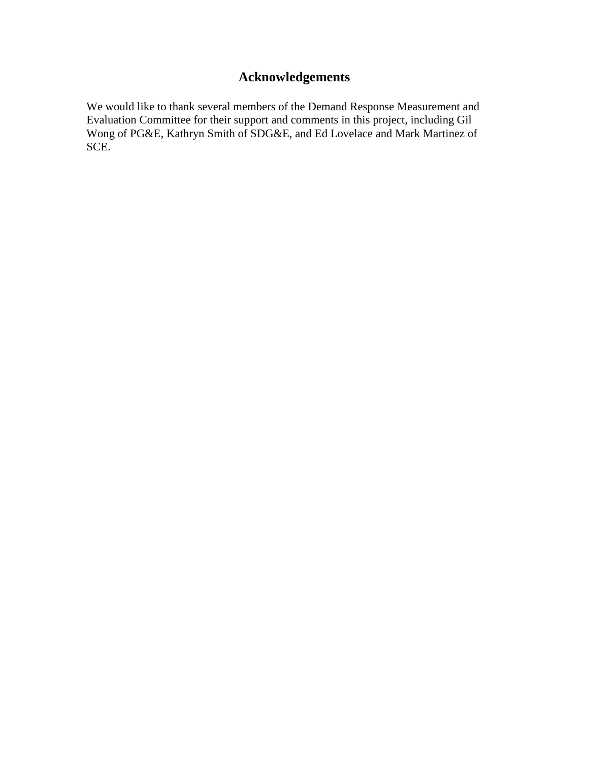# Acknowledgements

We would like to thank several members of the Demand Response Measurement and Evaluation Committee for their support and comments in this project, including Gil Wong of PG&E, Kathryn Smith of SDG&E, and Ed Lovelace and Mark Martinez of SCE.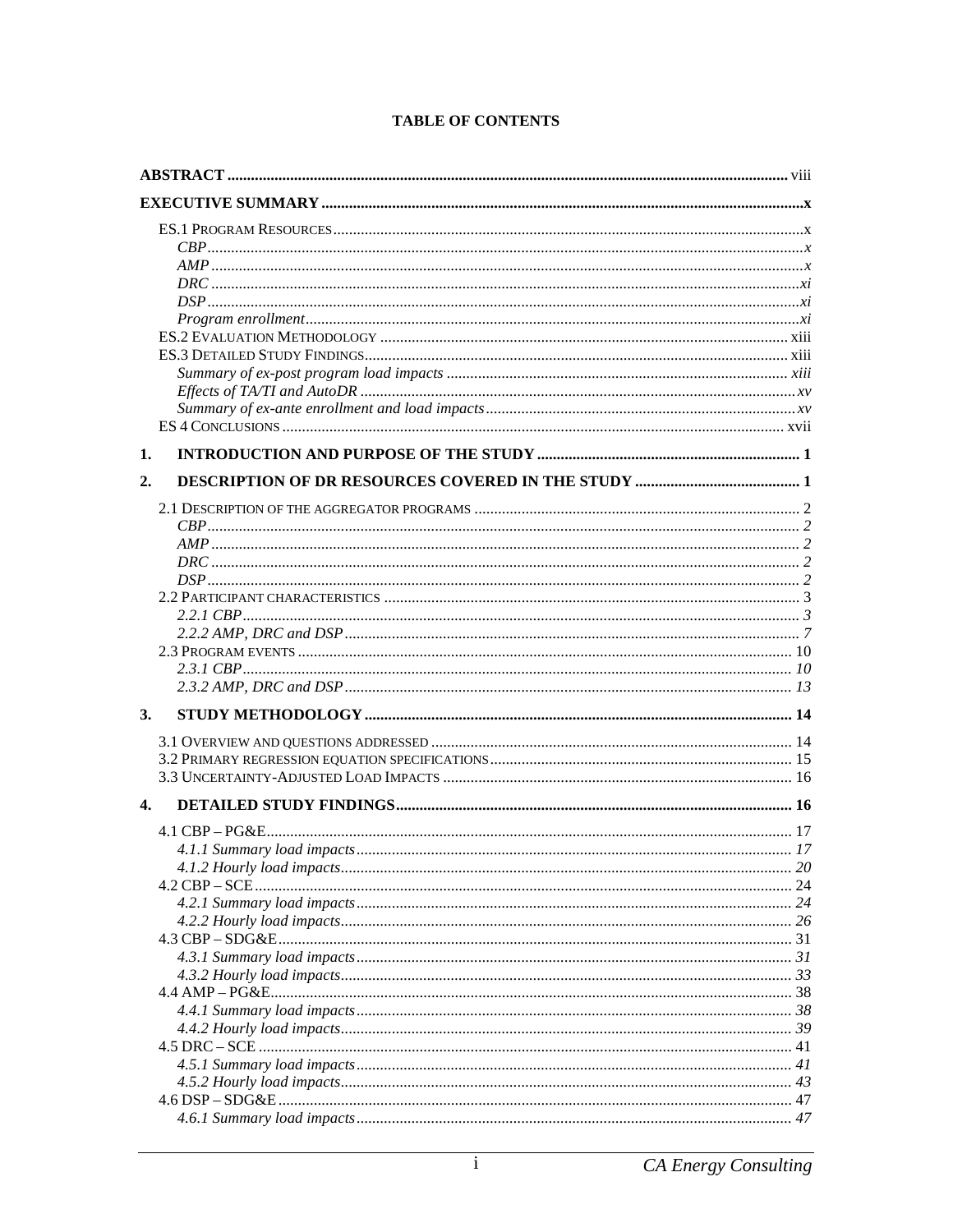**TABLE OF CONTENTS**

**ABSTRACT** ..... viii

**EXECUTIVE SUMMARY** ..... x

- ES.1 PROGRAM RESOURCES ..... x
  - *CBP* ..... *x*
  - *AMP* ..... *x*
  - *DRC* ..... *xi*
  - *DSP* ..... *xi*
  - *Program enrollment* ..... *xi*
- ES.2 EVALUATION METHODOLOGY ..... xiii
- ES.3 DETAILED STUDY FINDINGS ..... xiii
  - *Summary of ex-post program load impacts* ..... *xiii*
  - *Effects of TA/TI and AutoDR* ..... *xv*
  - *Summary of ex-ante enrollment and load impacts* ..... *xv*
- ES 4 CONCLUSIONS ..... xvii

**1. INTRODUCTION AND PURPOSE OF THE STUDY** ..... 1

**2. DESCRIPTION OF DR RESOURCES COVERED IN THE STUDY** ..... 1

- 2.1 DESCRIPTION OF THE AGGREGATOR PROGRAMS ..... 2
  - *CBP* ..... *2*
  - *AMP* ..... *2*
  - *DRC* ..... *2*
  - *DSP* ..... *2*
- 2.2 PARTICIPANT CHARACTERISTICS ..... 3
  - *2.2.1 CBP* ..... *3*
  - *2.2.2 AMP, DRC and DSP* ..... *7*
- 2.3 PROGRAM EVENTS ..... 10
  - *2.3.1 CBP* ..... *10*
  - *2.3.2 AMP, DRC and DSP* ..... *13*

**3. STUDY METHODOLOGY** ..... 14

- 3.1 OVERVIEW AND QUESTIONS ADDRESSED ..... 14
- 3.2 PRIMARY REGRESSION EQUATION SPECIFICATIONS ..... 15
- 3.3 UNCERTAINTY-ADJUSTED LOAD IMPACTS ..... 16

**4. DETAILED STUDY FINDINGS** ..... 16

- 4.1 CBP – PG&E ..... 17
  - *4.1.1 Summary load impacts* ..... *17*
  - *4.1.2 Hourly load impacts* ..... *20*
- 4.2 CBP – SCE ..... 24
  - *4.2.1 Summary load impacts* ..... *24*
  - *4.2.2 Hourly load impacts* ..... *26*
- 4.3 CBP – SDG&E ..... 31
  - *4.3.1 Summary load impacts* ..... *31*
  - *4.3.2 Hourly load impacts* ..... *33*
- 4.4 AMP – PG&E ..... 38
  - *4.4.1 Summary load impacts* ..... *38*
  - *4.4.2 Hourly load impacts* ..... *39*
- 4.5 DRC – SCE ..... 41
  - *4.5.1 Summary load impacts* ..... *41*
  - *4.5.2 Hourly load impacts* ..... *43*
- 4.6 DSP – SDG&E ..... 47
  - *4.6.1 Summary load impacts* ..... *47*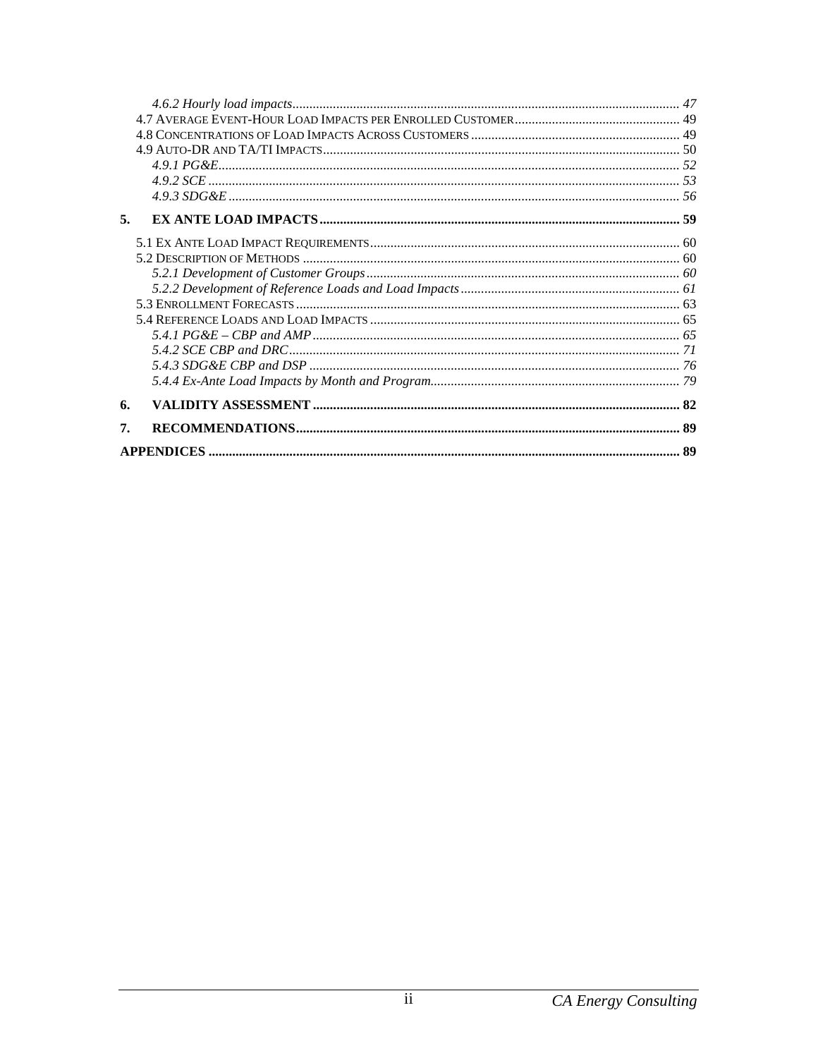*4.6.2 Hourly load impacts* ........................................................................................................ 47
4.7 Average Event-Hour Load Impacts per Enrolled Customer ................................................ 49
4.8 Concentrations of Load Impacts Across Customers ............................................................ 49
4.9 Auto-DR and TA/TI Impacts ................................................................................................ 50
*4.9.1 PG&E* ............................................................................................................................ 52
*4.9.2 SCE* ............................................................................................................................... 53
*4.9.3 SDG&E* .......................................................................................................................... 56

**5. EX ANTE LOAD IMPACTS** ......................................................................................................... 59

5.1 Ex Ante Load Impact Requirements ...................................................................................... 60
5.2 Description of Methods ......................................................................................................... 60
*5.2.1 Development of Customer Groups* ................................................................................ 60
*5.2.2 Development of Reference Loads and Load Impacts* .................................................... 61
5.3 Enrollment Forecasts ............................................................................................................. 63
5.4 Reference Loads and Load Impacts ...................................................................................... 65
*5.4.1 PG&E – CBP and AMP* ................................................................................................. 65
*5.4.2 SCE CBP and DRC* ........................................................................................................ 71
*5.4.3 SDG&E CBP and DSP* ................................................................................................... 76
*5.4.4 Ex-Ante Load Impacts by Month and Program* ............................................................. 79

**6. VALIDITY ASSESSMENT** ........................................................................................................... 82

**7. RECOMMENDATIONS** ................................................................................................................ 89

**APPENDICES** ................................................................................................................................. 89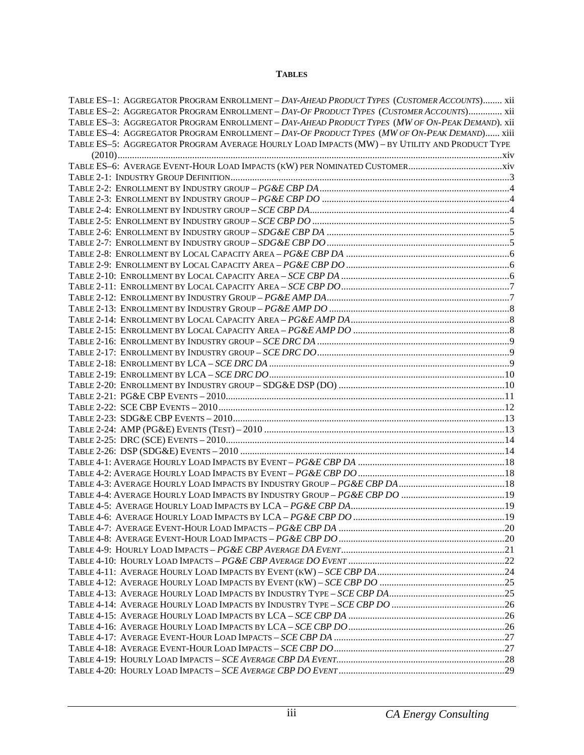**TABLES**

TABLE ES–1: AGGREGATOR PROGRAM ENROLLMENT – *DAY-AHEAD PRODUCT TYPES* (*CUSTOMER ACCOUNTS*)........ xii
TABLE ES–2: AGGREGATOR PROGRAM ENROLLMENT – *DAY-OF PRODUCT TYPES* (*CUSTOMER ACCOUNTS*).............. xii
TABLE ES–3: AGGREGATOR PROGRAM ENROLLMENT – *DAY-AHEAD PRODUCT TYPES* (*MW OF ON-PEAK DEMAND*). xii
TABLE ES–4: AGGREGATOR PROGRAM ENROLLMENT – *DAY-OF PRODUCT TYPES* (*MW OF ON-PEAK DEMAND*)...... xiii
TABLE ES–5: AGGREGATOR PROGRAM AVERAGE HOURLY LOAD IMPACTS (MW) – BY UTILITY AND PRODUCT TYPE (2010).......xiv
TABLE ES–6: AVERAGE EVENT-HOUR LOAD IMPACTS (KW) PER NOMINATED CUSTOMER.......xiv
TABLE 2-1: INDUSTRY GROUP DEFINITION.......3
TABLE 2-2: ENROLLMENT BY INDUSTRY GROUP – *PG&E CBP DA*.......4
TABLE 2-3: ENROLLMENT BY INDUSTRY GROUP – *PG&E CBP DO*.......4
TABLE 2-4: ENROLLMENT BY INDUSTRY GROUP – *SCE CBP DA*.......4
TABLE 2-5: ENROLLMENT BY INDUSTRY GROUP – *SCE CBP DO*.......5
TABLE 2-6: ENROLLMENT BY INDUSTRY GROUP – *SDG&E CBP DA*.......5
TABLE 2-7: ENROLLMENT BY INDUSTRY GROUP – *SDG&E CBP DO*.......5
TABLE 2-8: ENROLLMENT BY LOCAL CAPACITY AREA – *PG&E CBP DA*.......6
TABLE 2-9: ENROLLMENT BY LOCAL CAPACITY AREA – *PG&E CBP DO*.......6
TABLE 2-10: ENROLLMENT BY LOCAL CAPACITY AREA – *SCE CBP DA*.......6
TABLE 2-11: ENROLLMENT BY LOCAL CAPACITY AREA – *SCE CBP DO*.......7
TABLE 2-12: ENROLLMENT BY INDUSTRY GROUP – *PG&E AMP DA*.......7
TABLE 2-13: ENROLLMENT BY INDUSTRY GROUP – *PG&E AMP DO*.......8
TABLE 2-14: ENROLLMENT BY LOCAL CAPACITY AREA – *PG&E AMP DA*.......8
TABLE 2-15: ENROLLMENT BY LOCAL CAPACITY AREA – *PG&E AMP DO*.......8
TABLE 2-16: ENROLLMENT BY INDUSTRY GROUP – *SCE DRC DA*.......9
TABLE 2-17: ENROLLMENT BY INDUSTRY GROUP – *SCE DRC DO*.......9
TABLE 2-18: ENROLLMENT BY LCA – *SCE DRC DA*.......9
TABLE 2-19: ENROLLMENT BY LCA – *SCE DRC DO*.......10
TABLE 2-20: ENROLLMENT BY INDUSTRY GROUP – SDG&E DSP (DO).......10
TABLE 2-21: PG&E CBP EVENTS – 2010.......11
TABLE 2-22: SCE CBP EVENTS – 2010.......12
TABLE 2-23: SDG&E CBP EVENTS – 2010.......13
TABLE 2-24: AMP (PG&E) EVENTS (TEST) – 2010.......13
TABLE 2-25: DRC (SCE) EVENTS – 2010.......14
TABLE 2-26: DSP (SDG&E) EVENTS – 2010.......14
TABLE 4-1: AVERAGE HOURLY LOAD IMPACTS BY EVENT – *PG&E CBP DA*.......18
TABLE 4-2: AVERAGE HOURLY LOAD IMPACTS BY EVENT – *PG&E CBP DO*.......18
TABLE 4-3: AVERAGE HOURLY LOAD IMPACTS BY INDUSTRY GROUP – *PG&E CBP DA*.......18
TABLE 4-4: AVERAGE HOURLY LOAD IMPACTS BY INDUSTRY GROUP – *PG&E CBP DO*.......19
TABLE 4-5: AVERAGE HOURLY LOAD IMPACTS BY LCA – *PG&E CBP DA*.......19
TABLE 4-6: AVERAGE HOURLY LOAD IMPACTS BY LCA – *PG&E CBP DO*.......19
TABLE 4-7: AVERAGE EVENT-HOUR LOAD IMPACTS – *PG&E CBP DA*.......20
TABLE 4-8: AVERAGE EVENT-HOUR LOAD IMPACTS – *PG&E CBP DO*.......20
TABLE 4-9: HOURLY LOAD IMPACTS – *PG&E CBP AVERAGE DA EVENT*.......21
TABLE 4-10: HOURLY LOAD IMPACTS – *PG&E CBP AVERAGE DO EVENT*.......22
TABLE 4-11: AVERAGE HOURLY LOAD IMPACTS BY EVENT (KW) – *SCE CBP DA*.......24
TABLE 4-12: AVERAGE HOURLY LOAD IMPACTS BY EVENT (KW) – *SCE CBP DO*.......25
TABLE 4-13: AVERAGE HOURLY LOAD IMPACTS BY INDUSTRY TYPE – *SCE CBP DA*.......25
TABLE 4-14: AVERAGE HOURLY LOAD IMPACTS BY INDUSTRY TYPE – *SCE CBP DO*.......26
TABLE 4-15: AVERAGE HOURLY LOAD IMPACTS BY LCA – *SCE CBP DA*.......26
TABLE 4-16: AVERAGE HOURLY LOAD IMPACTS BY LCA – *SCE CBP DO*.......26
TABLE 4-17: AVERAGE EVENT-HOUR LOAD IMPACTS – *SCE CBP DA*.......27
TABLE 4-18: AVERAGE EVENT-HOUR LOAD IMPACTS – *SCE CBP DO*.......27
TABLE 4-19: HOURLY LOAD IMPACTS – *SCE AVERAGE CBP DA EVENT*.......28
TABLE 4-20: HOURLY LOAD IMPACTS – *SCE AVERAGE CBP DO EVENT*.......29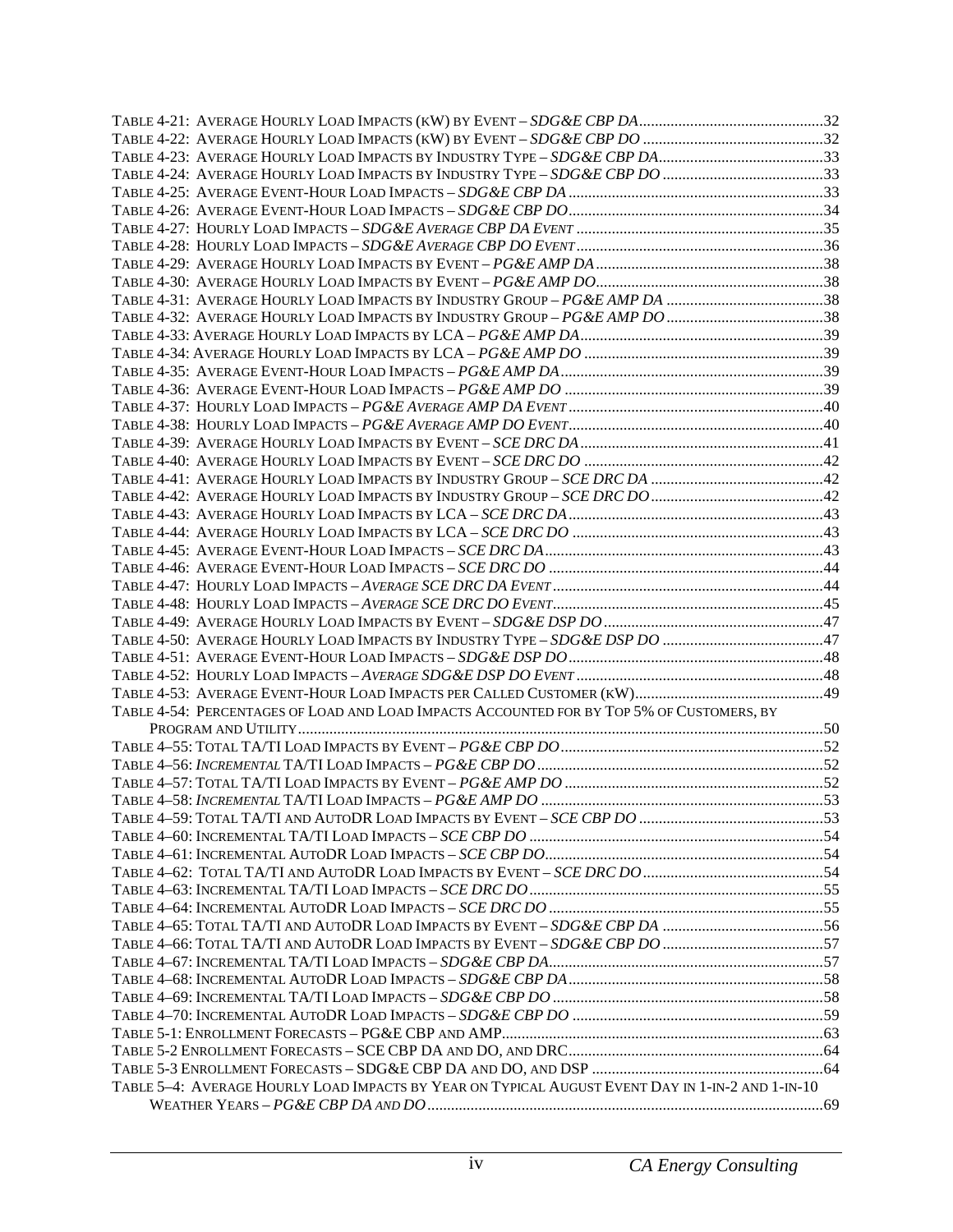Table 4-21: Average Hourly Load Impacts (kW) by Event – *SDG&E CBP DA* ....32
Table 4-22: Average Hourly Load Impacts (kW) by Event – *SDG&E CBP DO* ....32
Table 4-23: Average Hourly Load Impacts by Industry Type – *SDG&E CBP DA* ....33
Table 4-24: Average Hourly Load Impacts by Industry Type – *SDG&E CBP DO* ....33
Table 4-25: Average Event-Hour Load Impacts – *SDG&E CBP DA* ....33
Table 4-26: Average Event-Hour Load Impacts – *SDG&E CBP DO* ....34
Table 4-27: Hourly Load Impacts – *SDG&E Average CBP DA Event* ....35
Table 4-28: Hourly Load Impacts – *SDG&E Average CBP DO Event* ....36
Table 4-29: Average Hourly Load Impacts by Event – *PG&E AMP DA* ....38
Table 4-30: Average Hourly Load Impacts by Event – *PG&E AMP DO* ....38
Table 4-31: Average Hourly Load Impacts by Industry Group – *PG&E AMP DA* ....38
Table 4-32: Average Hourly Load Impacts by Industry Group – *PG&E AMP DO* ....38
Table 4-33: Average Hourly Load Impacts by LCA – *PG&E AMP DA* ....39
Table 4-34: Average Hourly Load Impacts by LCA – *PG&E AMP DO* ....39
Table 4-35: Average Event-Hour Load Impacts – *PG&E AMP DA* ....39
Table 4-36: Average Event-Hour Load Impacts – *PG&E AMP DO* ....39
Table 4-37: Hourly Load Impacts – *PG&E Average AMP DA Event* ....40
Table 4-38: Hourly Load Impacts – *PG&E Average AMP DO Event* ....40
Table 4-39: Average Hourly Load Impacts by Event – *SCE DRC DA* ....41
Table 4-40: Average Hourly Load Impacts by Event – *SCE DRC DO* ....42
Table 4-41: Average Hourly Load Impacts by Industry Group – *SCE DRC DA* ....42
Table 4-42: Average Hourly Load Impacts by Industry Group – *SCE DRC DO* ....42
Table 4-43: Average Hourly Load Impacts by LCA – *SCE DRC DA* ....43
Table 4-44: Average Hourly Load Impacts by LCA – *SCE DRC DO* ....43
Table 4-45: Average Event-Hour Load Impacts – *SCE DRC DA* ....43
Table 4-46: Average Event-Hour Load Impacts – *SCE DRC DO* ....44
Table 4-47: Hourly Load Impacts – *Average SCE DRC DA Event* ....44
Table 4-48: Hourly Load Impacts – *Average SCE DRC DO Event* ....45
Table 4-49: Average Hourly Load Impacts by Event – *SDG&E DSP DO* ....47
Table 4-50: Average Hourly Load Impacts by Industry Type – *SDG&E DSP DO* ....47
Table 4-51: Average Event-Hour Load Impacts – *SDG&E DSP DO* ....48
Table 4-52: Hourly Load Impacts – *Average SDG&E DSP DO Event* ....48
Table 4-53: Average Event-Hour Load Impacts per Called Customer (kW) ....49
Table 4-54: Percentages of Load and Load Impacts Accounted for by Top 5% of Customers, by Program and Utility ....50
Table 4–55: Total TA/TI Load Impacts by Event – *PG&E CBP DO* ....52
Table 4–56: *Incremental* TA/TI Load Impacts – *PG&E CBP DO* ....52
Table 4–57: Total TA/TI Load Impacts by Event – *PG&E AMP DO* ....52
Table 4–58: *Incremental* TA/TI Load Impacts – *PG&E AMP DO* ....53
Table 4–59: Total TA/TI and AutoDR Load Impacts by Event – *SCE CBP DO* ....53
Table 4–60: Incremental TA/TI Load Impacts – *SCE CBP DO* ....54
Table 4–61: Incremental AutoDR Load Impacts – *SCE CBP DO* ....54
Table 4–62: Total TA/TI and AutoDR Load Impacts by Event – *SCE DRC DO* ....54
Table 4–63: Incremental TA/TI Load Impacts – *SCE DRC DO* ....55
Table 4–64: Incremental AutoDR Load Impacts – *SCE DRC DO* ....55
Table 4–65: Total TA/TI and AutoDR Load Impacts by Event – *SDG&E CBP DA* ....56
Table 4–66: Total TA/TI and AutoDR Load Impacts by Event – *SDG&E CBP DO* ....57
Table 4–67: Incremental TA/TI Load Impacts – *SDG&E CBP DA* ....57
Table 4–68: Incremental AutoDR Load Impacts – *SDG&E CBP DA* ....58
Table 4–69: Incremental TA/TI Load Impacts – *SDG&E CBP DO* ....58
Table 4–70: Incremental AutoDR Load Impacts – *SDG&E CBP DO* ....59
Table 5-1: Enrollment Forecasts – PG&E CBP and AMP ....63
Table 5-2 Enrollment Forecasts – SCE CBP DA and DO, and DRC ....64
Table 5-3 Enrollment Forecasts – SDG&E CBP DA and DO, and DSP ....64
Table 5–4: Average Hourly Load Impacts by Year on Typical August Event Day in 1-in-2 and 1-in-10 Weather Years – *PG&E CBP DA and DO* ....69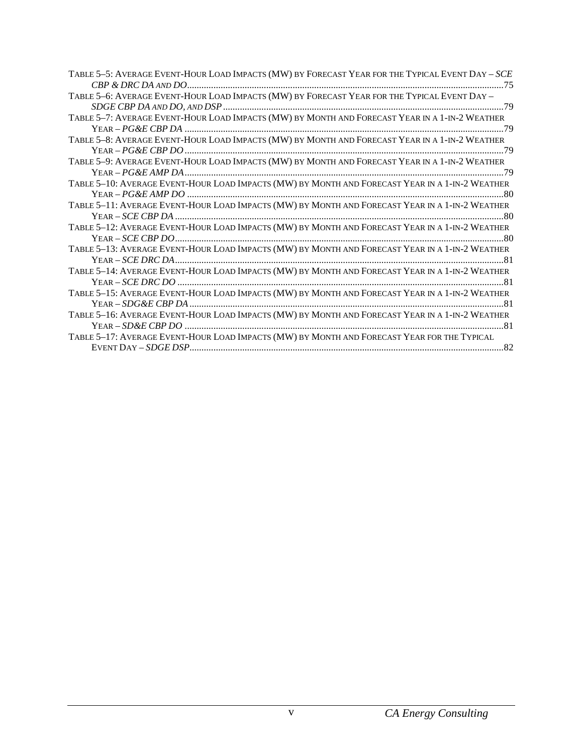Table 5–5: Average Event-Hour Load Impacts (MW) by Forecast Year for the Typical Event Day – *SCE CBP & DRC DA and DO*..................75

Table 5–6: Average Event-Hour Load Impacts (MW) by Forecast Year for the Typical Event Day – *SDGE CBP DA and DO, and DSP*..................79

Table 5–7: Average Event-Hour Load Impacts (MW) by Month and Forecast Year in a 1-in-2 Weather Year – *PG&E CBP DA*..................79

Table 5–8: Average Event-Hour Load Impacts (MW) by Month and Forecast Year in a 1-in-2 Weather Year – *PG&E CBP DO*..................79

Table 5–9: Average Event-Hour Load Impacts (MW) by Month and Forecast Year in a 1-in-2 Weather Year – *PG&E AMP DA*..................79

Table 5–10: Average Event-Hour Load Impacts (MW) by Month and Forecast Year in a 1-in-2 Weather Year – *PG&E AMP DO*..................80

Table 5–11: Average Event-Hour Load Impacts (MW) by Month and Forecast Year in a 1-in-2 Weather Year – *SCE CBP DA*..................80

Table 5–12: Average Event-Hour Load Impacts (MW) by Month and Forecast Year in a 1-in-2 Weather Year – *SCE CBP DO*..................80

Table 5–13: Average Event-Hour Load Impacts (MW) by Month and Forecast Year in a 1-in-2 Weather Year – *SCE DRC DA*..................81

Table 5–14: Average Event-Hour Load Impacts (MW) by Month and Forecast Year in a 1-in-2 Weather Year – *SCE DRC DO*..................81

Table 5–15: Average Event-Hour Load Impacts (MW) by Month and Forecast Year in a 1-in-2 Weather Year – *SDG&E CBP DA*..................81

Table 5–16: Average Event-Hour Load Impacts (MW) by Month and Forecast Year in a 1-in-2 Weather Year – *SD&E CBP DO*..................81

Table 5–17: Average Event-Hour Load Impacts (MW) by Month and Forecast Year for the Typical Event Day – *SDGE DSP*..................82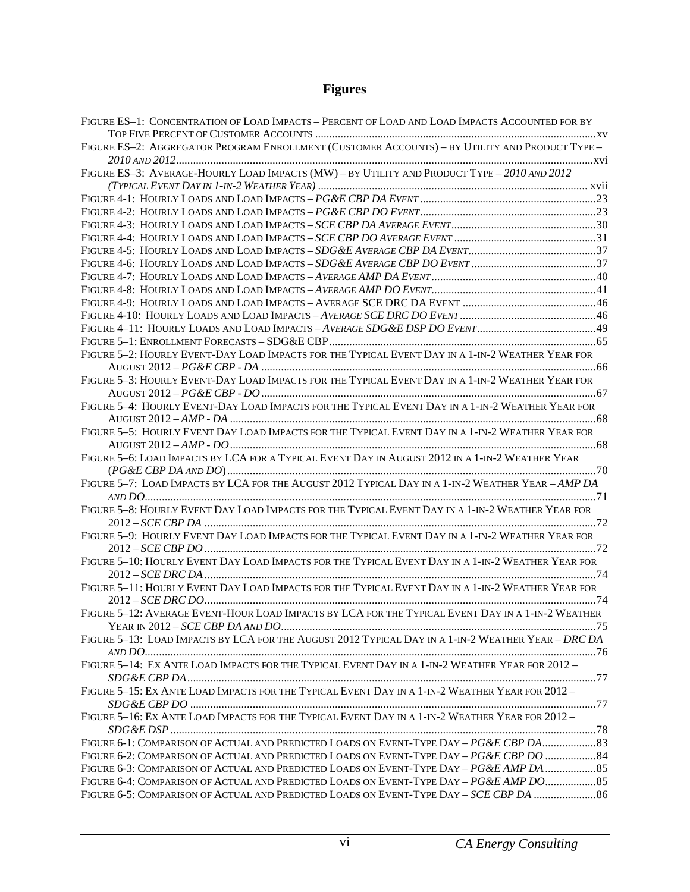# Figures

FIGURE ES–1: CONCENTRATION OF LOAD IMPACTS – PERCENT OF LOAD AND LOAD IMPACTS ACCOUNTED FOR BY TOP FIVE PERCENT OF CUSTOMER ACCOUNTS .......... xv

FIGURE ES–2: AGGREGATOR PROGRAM ENROLLMENT (CUSTOMER ACCOUNTS) – BY UTILITY AND PRODUCT TYPE – *2010 AND 2012* .......... xvi

FIGURE ES–3: AVERAGE-HOURLY LOAD IMPACTS (MW) – BY UTILITY AND PRODUCT TYPE – *2010 AND 2012 (TYPICAL EVENT DAY IN 1-IN-2 WEATHER YEAR)* .......... xvii

FIGURE 4-1: HOURLY LOADS AND LOAD IMPACTS – *PG&E CBP DA EVENT* .......... 23

FIGURE 4-2: HOURLY LOADS AND LOAD IMPACTS – *PG&E CBP DO EVENT* .......... 23

FIGURE 4-3: HOURLY LOADS AND LOAD IMPACTS – *SCE CBP DA AVERAGE EVENT* .......... 30

FIGURE 4-4: HOURLY LOADS AND LOAD IMPACTS – *SCE CBP DO AVERAGE EVENT* .......... 31

FIGURE 4-5: HOURLY LOADS AND LOAD IMPACTS – *SDG&E AVERAGE CBP DA EVENT* .......... 37

FIGURE 4-6: HOURLY LOADS AND LOAD IMPACTS – *SDG&E AVERAGE CBP DO EVENT* .......... 37

FIGURE 4-7: HOURLY LOADS AND LOAD IMPACTS – *AVERAGE AMP DA EVENT* .......... 40

FIGURE 4-8: HOURLY LOADS AND LOAD IMPACTS – *AVERAGE AMP DO EVENT* .......... 41

FIGURE 4-9: HOURLY LOADS AND LOAD IMPACTS – AVERAGE SCE DRC DA EVENT .......... 46

FIGURE 4-10: HOURLY LOADS AND LOAD IMPACTS – *AVERAGE SCE DRC DO EVENT* .......... 46

FIGURE 4–11: HOURLY LOADS AND LOAD IMPACTS – *AVERAGE SDG&E DSP DO EVENT* .......... 49

FIGURE 5–1: ENROLLMENT FORECASTS – SDG&E CBP .......... 65

FIGURE 5–2: HOURLY EVENT-DAY LOAD IMPACTS FOR THE TYPICAL EVENT DAY IN A 1-IN-2 WEATHER YEAR FOR AUGUST 2012 – *PG&E CBP - DA* .......... 66

FIGURE 5–3: HOURLY EVENT-DAY LOAD IMPACTS FOR THE TYPICAL EVENT DAY IN A 1-IN-2 WEATHER YEAR FOR AUGUST 2012 – *PG&E CBP - DO* .......... 67

FIGURE 5–4: HOURLY EVENT-DAY LOAD IMPACTS FOR THE TYPICAL EVENT DAY IN A 1-IN-2 WEATHER YEAR FOR AUGUST 2012 – *AMP - DA* .......... 68

FIGURE 5–5: HOURLY EVENT DAY LOAD IMPACTS FOR THE TYPICAL EVENT DAY IN A 1-IN-2 WEATHER YEAR FOR AUGUST 2012 – *AMP - DO* .......... 68

FIGURE 5–6: LOAD IMPACTS BY LCA FOR A TYPICAL EVENT DAY IN AUGUST 2012 IN A 1-IN-2 WEATHER YEAR (*PG&E CBP DA AND DO*) .......... 70

FIGURE 5–7: LOAD IMPACTS BY LCA FOR THE AUGUST 2012 TYPICAL DAY IN A 1-IN-2 WEATHER YEAR – *AMP DA AND DO* .......... 71

FIGURE 5–8: HOURLY EVENT DAY LOAD IMPACTS FOR THE TYPICAL EVENT DAY IN A 1-IN-2 WEATHER YEAR FOR 2012 – *SCE CBP DA* .......... 72

FIGURE 5–9: HOURLY EVENT DAY LOAD IMPACTS FOR THE TYPICAL EVENT DAY IN A 1-IN-2 WEATHER YEAR FOR 2012 – *SCE CBP DO* .......... 72

FIGURE 5–10: HOURLY EVENT DAY LOAD IMPACTS FOR THE TYPICAL EVENT DAY IN A 1-IN-2 WEATHER YEAR FOR 2012 – *SCE DRC DA* .......... 74

FIGURE 5–11: HOURLY EVENT DAY LOAD IMPACTS FOR THE TYPICAL EVENT DAY IN A 1-IN-2 WEATHER YEAR FOR 2012 – *SCE DRC DO* .......... 74

FIGURE 5–12: AVERAGE EVENT-HOUR LOAD IMPACTS BY LCA FOR THE TYPICAL EVENT DAY IN A 1-IN-2 WEATHER YEAR IN 2012 – *SCE CBP DA AND DO* .......... 75

FIGURE 5–13: LOAD IMPACTS BY LCA FOR THE AUGUST 2012 TYPICAL DAY IN A 1-IN-2 WEATHER YEAR – *DRC DA AND DO* .......... 76

FIGURE 5–14: EX ANTE LOAD IMPACTS FOR THE TYPICAL EVENT DAY IN A 1-IN-2 WEATHER YEAR FOR 2012 – *SDG&E CBP DA* .......... 77

FIGURE 5–15: EX ANTE LOAD IMPACTS FOR THE TYPICAL EVENT DAY IN A 1-IN-2 WEATHER YEAR FOR 2012 – *SDG&E CBP DO* .......... 77

FIGURE 5–16: EX ANTE LOAD IMPACTS FOR THE TYPICAL EVENT DAY IN A 1-IN-2 WEATHER YEAR FOR 2012 – *SDG&E DSP* .......... 78

FIGURE 6-1: COMPARISON OF ACTUAL AND PREDICTED LOADS ON EVENT-TYPE DAY – *PG&E CBP DA* .......... 83

FIGURE 6-2: COMPARISON OF ACTUAL AND PREDICTED LOADS ON EVENT-TYPE DAY – *PG&E CBP DO* .......... 84

FIGURE 6-3: COMPARISON OF ACTUAL AND PREDICTED LOADS ON EVENT-TYPE DAY – *PG&E AMP DA* .......... 85

FIGURE 6-4: COMPARISON OF ACTUAL AND PREDICTED LOADS ON EVENT-TYPE DAY – *PG&E AMP DO* .......... 85

FIGURE 6-5: COMPARISON OF ACTUAL AND PREDICTED LOADS ON EVENT-TYPE DAY – *SCE CBP DA* .......... 86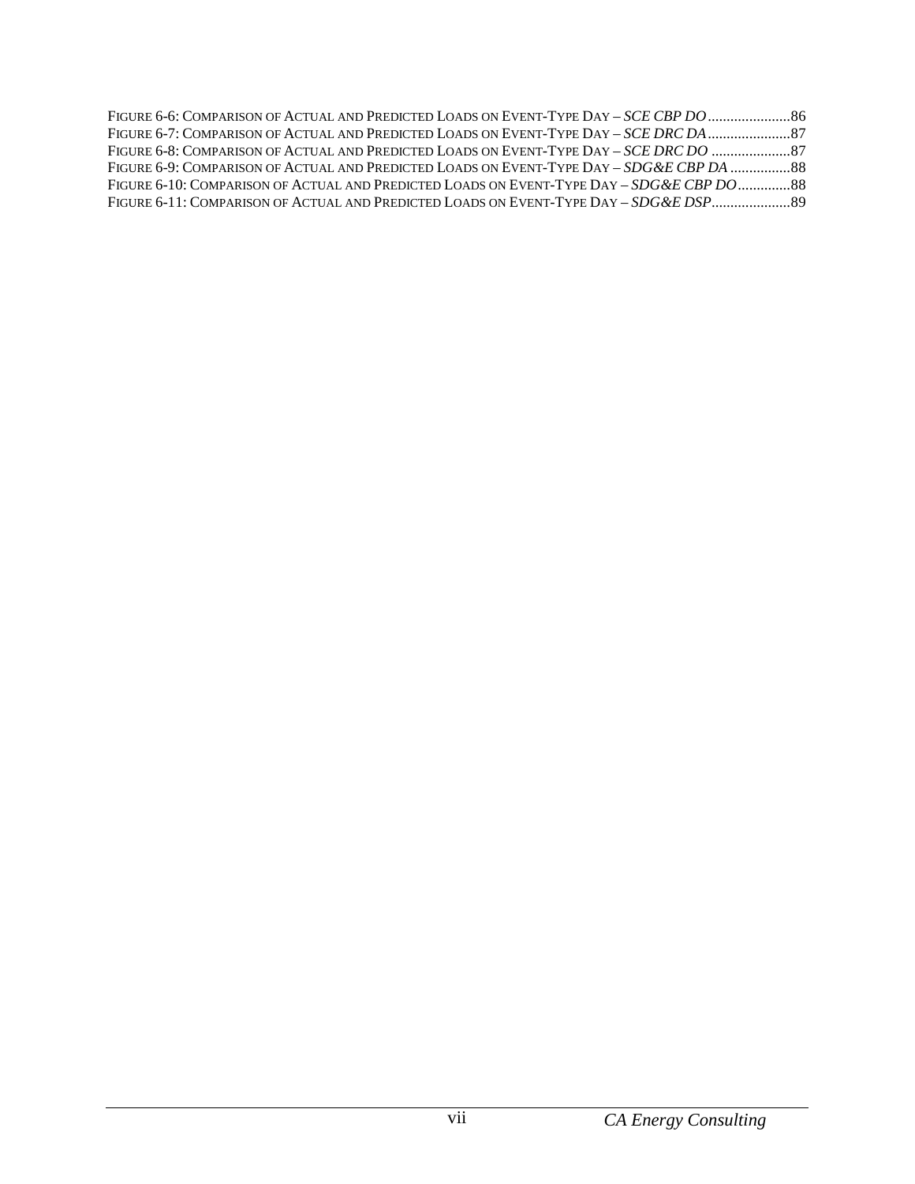FIGURE 6-6: COMPARISON OF ACTUAL AND PREDICTED LOADS ON EVENT-TYPE DAY – *SCE CBP DO*......................86
FIGURE 6-7: COMPARISON OF ACTUAL AND PREDICTED LOADS ON EVENT-TYPE DAY – *SCE DRC DA*......................87
FIGURE 6-8: COMPARISON OF ACTUAL AND PREDICTED LOADS ON EVENT-TYPE DAY – *SCE DRC DO* .....................87
FIGURE 6-9: COMPARISON OF ACTUAL AND PREDICTED LOADS ON EVENT-TYPE DAY – *SDG&E CBP DA* ................88
FIGURE 6-10: COMPARISON OF ACTUAL AND PREDICTED LOADS ON EVENT-TYPE DAY – *SDG&E CBP DO*..............88
FIGURE 6-11: COMPARISON OF ACTUAL AND PREDICTED LOADS ON EVENT-TYPE DAY – *SDG&E DSP*.....................89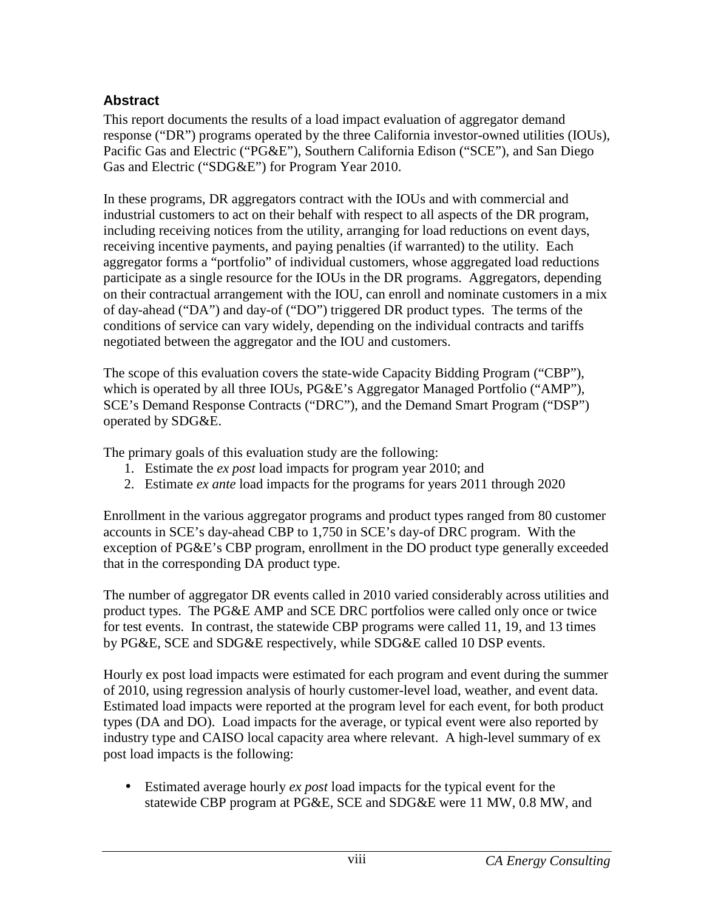## Abstract

This report documents the results of a load impact evaluation of aggregator demand response ("DR") programs operated by the three California investor-owned utilities (IOUs), Pacific Gas and Electric ("PG&E"), Southern California Edison ("SCE"), and San Diego Gas and Electric ("SDG&E") for Program Year 2010.

In these programs, DR aggregators contract with the IOUs and with commercial and industrial customers to act on their behalf with respect to all aspects of the DR program, including receiving notices from the utility, arranging for load reductions on event days, receiving incentive payments, and paying penalties (if warranted) to the utility. Each aggregator forms a "portfolio" of individual customers, whose aggregated load reductions participate as a single resource for the IOUs in the DR programs. Aggregators, depending on their contractual arrangement with the IOU, can enroll and nominate customers in a mix of day-ahead ("DA") and day-of ("DO") triggered DR product types. The terms of the conditions of service can vary widely, depending on the individual contracts and tariffs negotiated between the aggregator and the IOU and customers.

The scope of this evaluation covers the state-wide Capacity Bidding Program ("CBP"), which is operated by all three IOUs, PG&E's Aggregator Managed Portfolio ("AMP"), SCE's Demand Response Contracts ("DRC"), and the Demand Smart Program ("DSP") operated by SDG&E.

The primary goals of this evaluation study are the following:

1. Estimate the *ex post* load impacts for program year 2010; and
2. Estimate *ex ante* load impacts for the programs for years 2011 through 2020

Enrollment in the various aggregator programs and product types ranged from 80 customer accounts in SCE's day-ahead CBP to 1,750 in SCE's day-of DRC program. With the exception of PG&E's CBP program, enrollment in the DO product type generally exceeded that in the corresponding DA product type.

The number of aggregator DR events called in 2010 varied considerably across utilities and product types. The PG&E AMP and SCE DRC portfolios were called only once or twice for test events. In contrast, the statewide CBP programs were called 11, 19, and 13 times by PG&E, SCE and SDG&E respectively, while SDG&E called 10 DSP events.

Hourly ex post load impacts were estimated for each program and event during the summer of 2010, using regression analysis of hourly customer-level load, weather, and event data. Estimated load impacts were reported at the program level for each event, for both product types (DA and DO). Load impacts for the average, or typical event were also reported by industry type and CAISO local capacity area where relevant. A high-level summary of ex post load impacts is the following:

- Estimated average hourly *ex post* load impacts for the typical event for the statewide CBP program at PG&E, SCE and SDG&E were 11 MW, 0.8 MW, and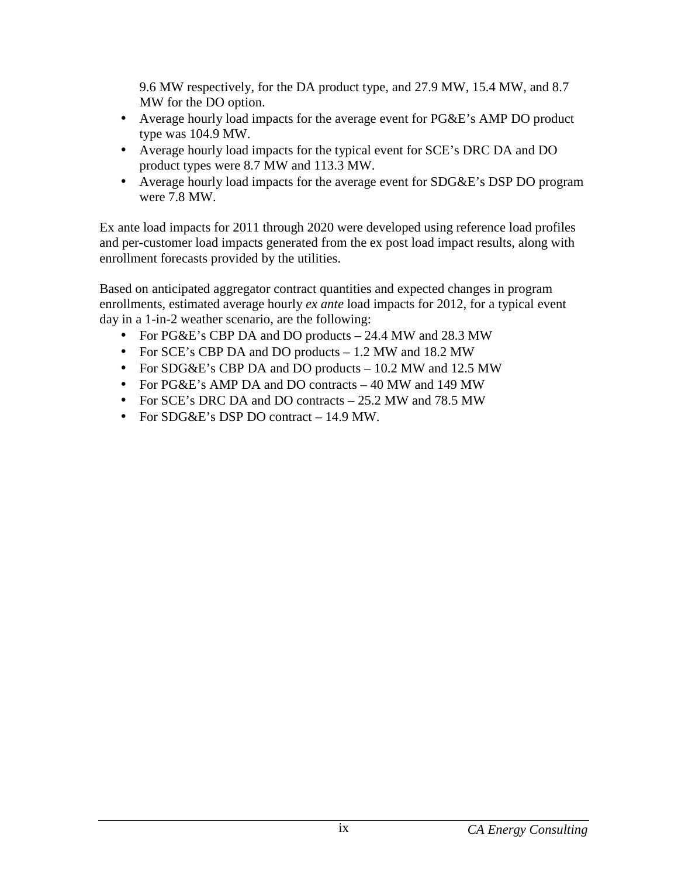9.6 MW respectively, for the DA product type, and 27.9 MW, 15.4 MW, and 8.7 MW for the DO option.

- Average hourly load impacts for the average event for PG&E's AMP DO product type was 104.9 MW.
- Average hourly load impacts for the typical event for SCE's DRC DA and DO product types were 8.7 MW and 113.3 MW.
- Average hourly load impacts for the average event for SDG&E's DSP DO program were 7.8 MW.

Ex ante load impacts for 2011 through 2020 were developed using reference load profiles and per-customer load impacts generated from the ex post load impact results, along with enrollment forecasts provided by the utilities.

Based on anticipated aggregator contract quantities and expected changes in program enrollments, estimated average hourly *ex ante* load impacts for 2012, for a typical event day in a 1-in-2 weather scenario, are the following:

- For PG&E's CBP DA and DO products – 24.4 MW and 28.3 MW
- For SCE's CBP DA and DO products – 1.2 MW and 18.2 MW
- For SDG&E's CBP DA and DO products – 10.2 MW and 12.5 MW
- For PG&E's AMP DA and DO contracts – 40 MW and 149 MW
- For SCE's DRC DA and DO contracts – 25.2 MW and 78.5 MW
- For SDG&E's DSP DO contract – 14.9 MW.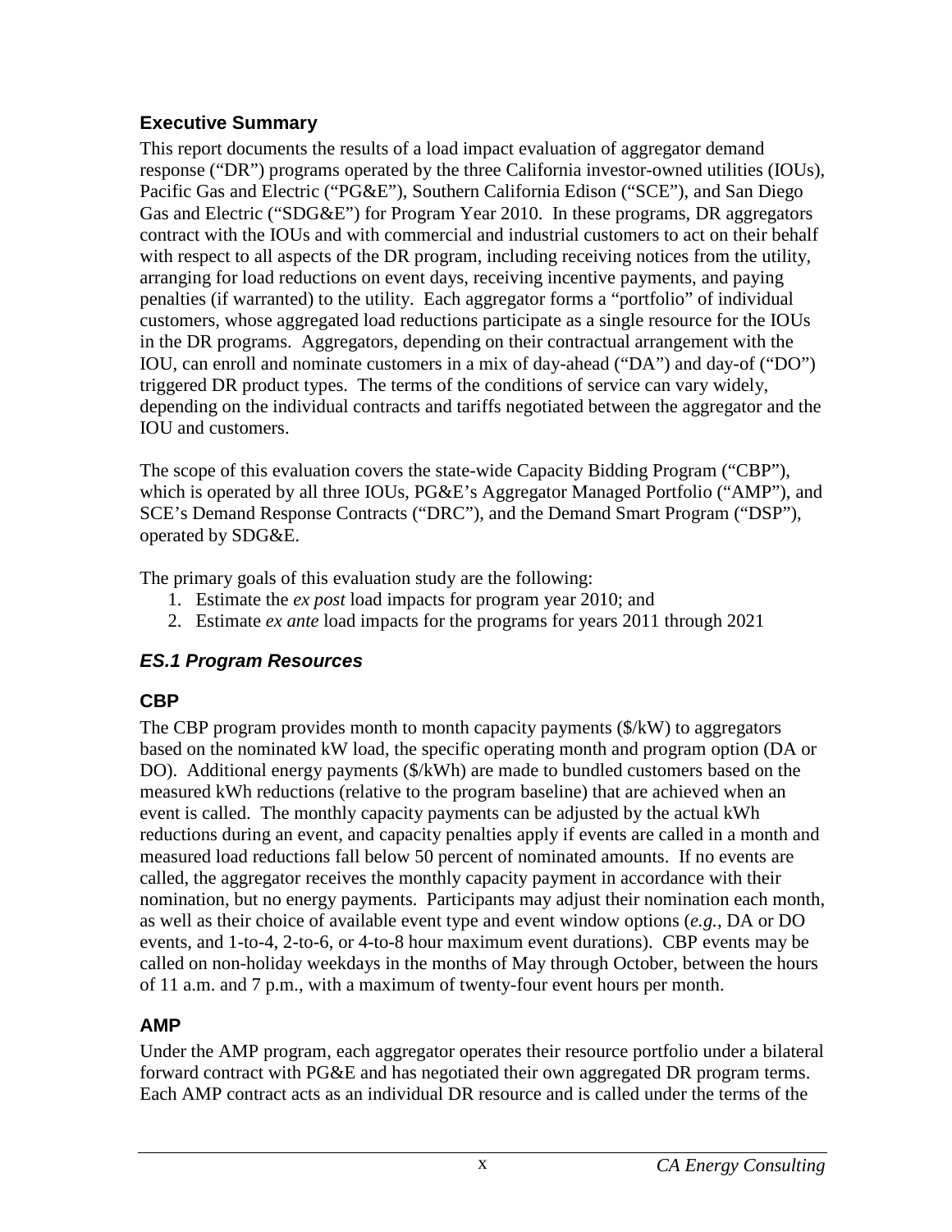## Executive Summary

This report documents the results of a load impact evaluation of aggregator demand response ("DR") programs operated by the three California investor-owned utilities (IOUs), Pacific Gas and Electric ("PG&E"), Southern California Edison ("SCE"), and San Diego Gas and Electric ("SDG&E") for Program Year 2010. In these programs, DR aggregators contract with the IOUs and with commercial and industrial customers to act on their behalf with respect to all aspects of the DR program, including receiving notices from the utility, arranging for load reductions on event days, receiving incentive payments, and paying penalties (if warranted) to the utility. Each aggregator forms a "portfolio" of individual customers, whose aggregated load reductions participate as a single resource for the IOUs in the DR programs. Aggregators, depending on their contractual arrangement with the IOU, can enroll and nominate customers in a mix of day-ahead ("DA") and day-of ("DO") triggered DR product types. The terms of the conditions of service can vary widely, depending on the individual contracts and tariffs negotiated between the aggregator and the IOU and customers.

The scope of this evaluation covers the state-wide Capacity Bidding Program ("CBP"), which is operated by all three IOUs, PG&E's Aggregator Managed Portfolio ("AMP"), and SCE's Demand Response Contracts ("DRC"), and the Demand Smart Program ("DSP"), operated by SDG&E.

The primary goals of this evaluation study are the following:

1. Estimate the *ex post* load impacts for program year 2010; and
2. Estimate *ex ante* load impacts for the programs for years 2011 through 2021

### *ES.1 Program Resources*

#### CBP

The CBP program provides month to month capacity payments ($/kW) to aggregators based on the nominated kW load, the specific operating month and program option (DA or DO). Additional energy payments ($/kWh) are made to bundled customers based on the measured kWh reductions (relative to the program baseline) that are achieved when an event is called. The monthly capacity payments can be adjusted by the actual kWh reductions during an event, and capacity penalties apply if events are called in a month and measured load reductions fall below 50 percent of nominated amounts. If no events are called, the aggregator receives the monthly capacity payment in accordance with their nomination, but no energy payments. Participants may adjust their nomination each month, as well as their choice of available event type and event window options (*e.g.*, DA or DO events, and 1-to-4, 2-to-6, or 4-to-8 hour maximum event durations). CBP events may be called on non-holiday weekdays in the months of May through October, between the hours of 11 a.m. and 7 p.m., with a maximum of twenty-four event hours per month.

#### AMP

Under the AMP program, each aggregator operates their resource portfolio under a bilateral forward contract with PG&E and has negotiated their own aggregated DR program terms. Each AMP contract acts as an individual DR resource and is called under the terms of the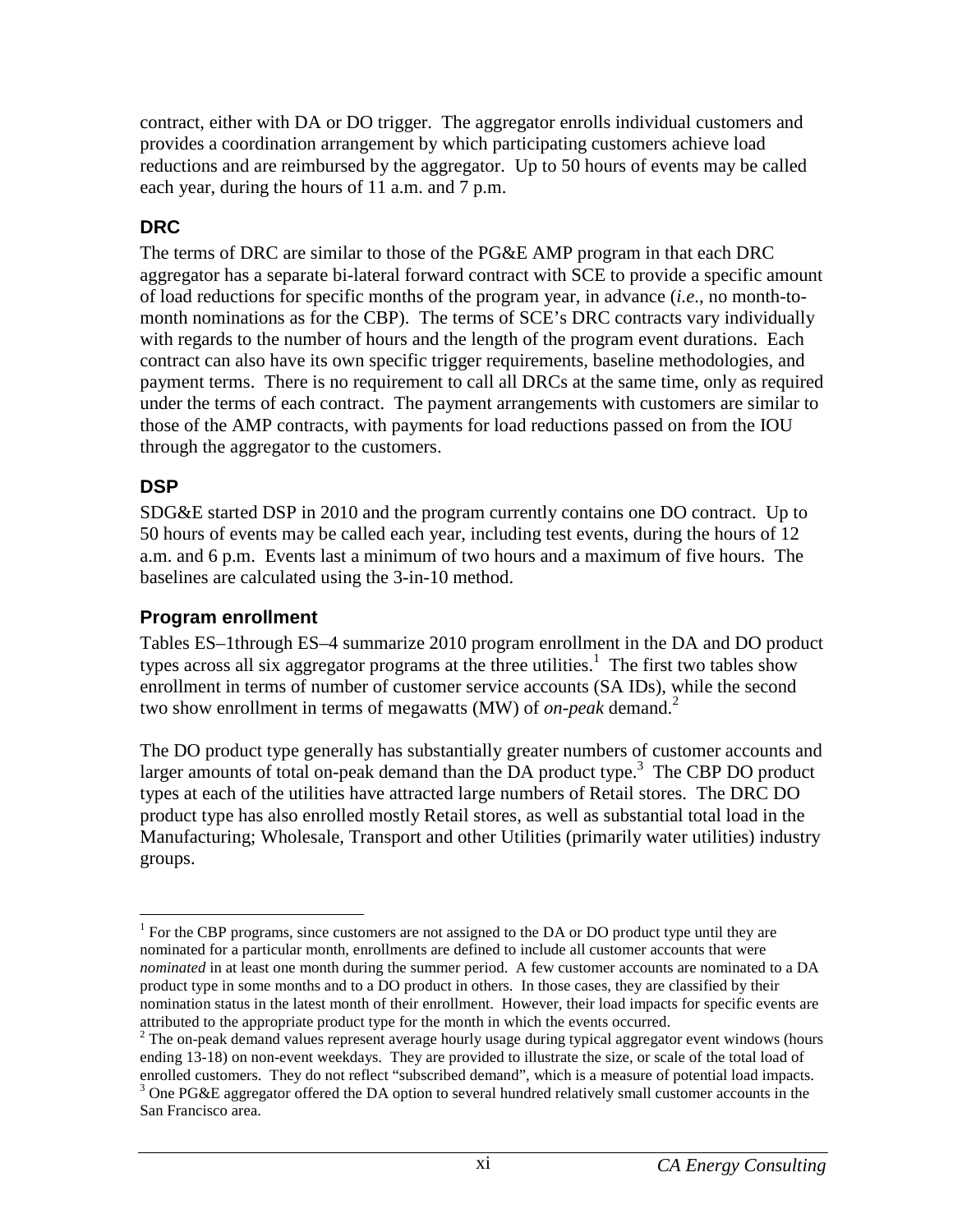contract, either with DA or DO trigger. The aggregator enrolls individual customers and provides a coordination arrangement by which participating customers achieve load reductions and are reimbursed by the aggregator. Up to 50 hours of events may be called each year, during the hours of 11 a.m. and 7 p.m.

### DRC

The terms of DRC are similar to those of the PG&E AMP program in that each DRC aggregator has a separate bi-lateral forward contract with SCE to provide a specific amount of load reductions for specific months of the program year, in advance (*i.e*., no month-to-month nominations as for the CBP). The terms of SCE's DRC contracts vary individually with regards to the number of hours and the length of the program event durations. Each contract can also have its own specific trigger requirements, baseline methodologies, and payment terms. There is no requirement to call all DRCs at the same time, only as required under the terms of each contract. The payment arrangements with customers are similar to those of the AMP contracts, with payments for load reductions passed on from the IOU through the aggregator to the customers.

### DSP

SDG&E started DSP in 2010 and the program currently contains one DO contract. Up to 50 hours of events may be called each year, including test events, during the hours of 12 a.m. and 6 p.m. Events last a minimum of two hours and a maximum of five hours. The baselines are calculated using the 3-in-10 method.

### Program enrollment

Tables ES–1through ES–4 summarize 2010 program enrollment in the DA and DO product types across all six aggregator programs at the three utilities.[1] The first two tables show enrollment in terms of number of customer service accounts (SA IDs), while the second two show enrollment in terms of megawatts (MW) of *on-peak* demand.[2]

The DO product type generally has substantially greater numbers of customer accounts and larger amounts of total on-peak demand than the DA product type.[3] The CBP DO product types at each of the utilities have attracted large numbers of Retail stores. The DRC DO product type has also enrolled mostly Retail stores, as well as substantial total load in the Manufacturing; Wholesale, Transport and other Utilities (primarily water utilities) industry groups.

---

[1] For the CBP programs, since customers are not assigned to the DA or DO product type until they are nominated for a particular month, enrollments are defined to include all customer accounts that were *nominated* in at least one month during the summer period. A few customer accounts are nominated to a DA product type in some months and to a DO product in others. In those cases, they are classified by their nomination status in the latest month of their enrollment. However, their load impacts for specific events are attributed to the appropriate product type for the month in which the events occurred.

[2] The on-peak demand values represent average hourly usage during typical aggregator event windows (hours ending 13-18) on non-event weekdays. They are provided to illustrate the size, or scale of the total load of enrolled customers. They do not reflect "subscribed demand", which is a measure of potential load impacts.

[3] One PG&E aggregator offered the DA option to several hundred relatively small customer accounts in the San Francisco area.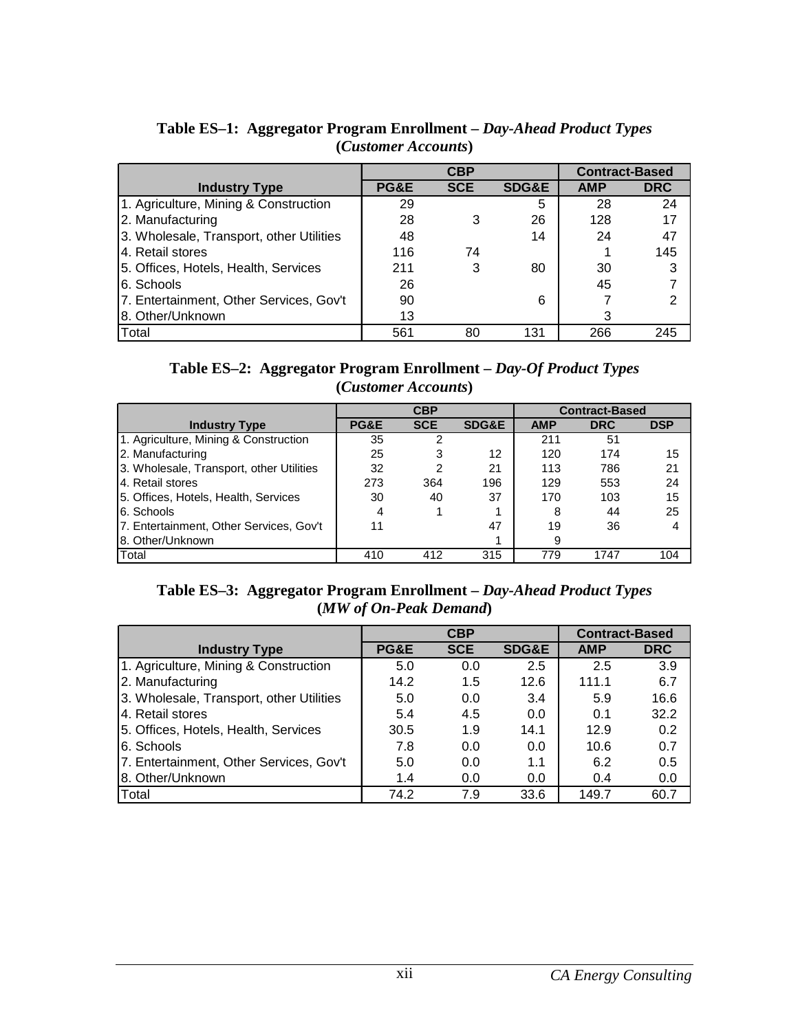**Table ES–1: Aggregator Program Enrollment – *Day-Ahead Product Types* (*Customer Accounts*)**

| | CBP | | | Contract-Based | |
|---|---|---|---|---|---|
| **Industry Type** | **PG&E** | **SCE** | **SDG&E** | **AMP** | **DRC** |
| 1. Agriculture, Mining & Construction | 29 | | 5 | 28 | 24 |
| 2. Manufacturing | 28 | 3 | 26 | 128 | 17 |
| 3. Wholesale, Transport, other Utilities | 48 | | 14 | 24 | 47 |
| 4. Retail stores | 116 | 74 | | 1 | 145 |
| 5. Offices, Hotels, Health, Services | 211 | 3 | 80 | 30 | 3 |
| 6. Schools | 26 | | | 45 | 7 |
| 7. Entertainment, Other Services, Gov't | 90 | | 6 | 7 | 2 |
| 8. Other/Unknown | 13 | | | 3 | |
| Total | 561 | 80 | 131 | 266 | 245 |

**Table ES–2: Aggregator Program Enrollment – *Day-Of Product Types* (*Customer Accounts*)**

| | CBP | | | Contract-Based | | |
|---|---|---|---|---|---|---|
| **Industry Type** | **PG&E** | **SCE** | **SDG&E** | **AMP** | **DRC** | **DSP** |
| 1. Agriculture, Mining & Construction | 35 | 2 | | 211 | 51 | |
| 2. Manufacturing | 25 | 3 | 12 | 120 | 174 | 15 |
| 3. Wholesale, Transport, other Utilities | 32 | 2 | 21 | 113 | 786 | 21 |
| 4. Retail stores | 273 | 364 | 196 | 129 | 553 | 24 |
| 5. Offices, Hotels, Health, Services | 30 | 40 | 37 | 170 | 103 | 15 |
| 6. Schools | 4 | 1 | 1 | 8 | 44 | 25 |
| 7. Entertainment, Other Services, Gov't | 11 | | 47 | 19 | 36 | 4 |
| 8. Other/Unknown | | | 1 | 9 | | |
| Total | 410 | 412 | 315 | 779 | 1747 | 104 |

**Table ES–3: Aggregator Program Enrollment – *Day-Ahead Product Types* (*MW of On-Peak Demand*)**

| | CBP | | | Contract-Based | |
|---|---|---|---|---|---|
| **Industry Type** | **PG&E** | **SCE** | **SDG&E** | **AMP** | **DRC** |
| 1. Agriculture, Mining & Construction | 5.0 | 0.0 | 2.5 | 2.5 | 3.9 |
| 2. Manufacturing | 14.2 | 1.5 | 12.6 | 111.1 | 6.7 |
| 3. Wholesale, Transport, other Utilities | 5.0 | 0.0 | 3.4 | 5.9 | 16.6 |
| 4. Retail stores | 5.4 | 4.5 | 0.0 | 0.1 | 32.2 |
| 5. Offices, Hotels, Health, Services | 30.5 | 1.9 | 14.1 | 12.9 | 0.2 |
| 6. Schools | 7.8 | 0.0 | 0.0 | 10.6 | 0.7 |
| 7. Entertainment, Other Services, Gov't | 5.0 | 0.0 | 1.1 | 6.2 | 0.5 |
| 8. Other/Unknown | 1.4 | 0.0 | 0.0 | 0.4 | 0.0 |
| Total | 74.2 | 7.9 | 33.6 | 149.7 | 60.7 |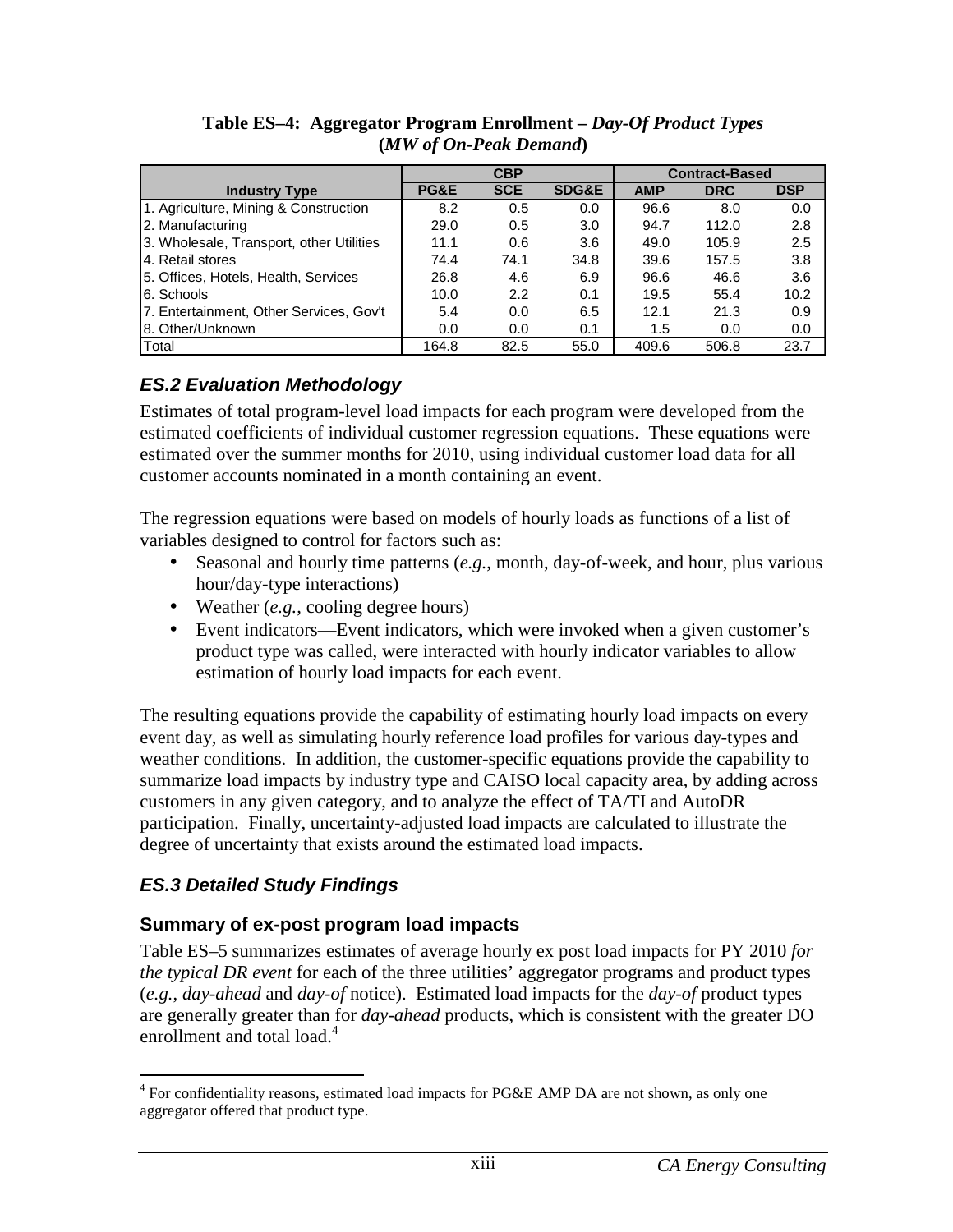**Table ES–4: Aggregator Program Enrollment – *Day-Of Product Types* (*MW of On-Peak Demand*)**

| Industry Type | CBP | | | Contract-Based | | |
|---|---|---|---|---|---|---|
| | PG&E | SCE | SDG&E | AMP | DRC | DSP |
| 1. Agriculture, Mining & Construction | 8.2 | 0.5 | 0.0 | 96.6 | 8.0 | 0.0 |
| 2. Manufacturing | 29.0 | 0.5 | 3.0 | 94.7 | 112.0 | 2.8 |
| 3. Wholesale, Transport, other Utilities | 11.1 | 0.6 | 3.6 | 49.0 | 105.9 | 2.5 |
| 4. Retail stores | 74.4 | 74.1 | 34.8 | 39.6 | 157.5 | 3.8 |
| 5. Offices, Hotels, Health, Services | 26.8 | 4.6 | 6.9 | 96.6 | 46.6 | 3.6 |
| 6. Schools | 10.0 | 2.2 | 0.1 | 19.5 | 55.4 | 10.2 |
| 7. Entertainment, Other Services, Gov't | 5.4 | 0.0 | 6.5 | 12.1 | 21.3 | 0.9 |
| 8. Other/Unknown | 0.0 | 0.0 | 0.1 | 1.5 | 0.0 | 0.0 |
| Total | 164.8 | 82.5 | 55.0 | 409.6 | 506.8 | 23.7 |

## *ES.2 Evaluation Methodology*

Estimates of total program-level load impacts for each program were developed from the estimated coefficients of individual customer regression equations. These equations were estimated over the summer months for 2010, using individual customer load data for all customer accounts nominated in a month containing an event.

The regression equations were based on models of hourly loads as functions of a list of variables designed to control for factors such as:

- Seasonal and hourly time patterns (*e.g.*, month, day-of-week, and hour, plus various hour/day-type interactions)
- Weather (*e.g.*, cooling degree hours)
- Event indicators—Event indicators, which were invoked when a given customer's product type was called, were interacted with hourly indicator variables to allow estimation of hourly load impacts for each event.

The resulting equations provide the capability of estimating hourly load impacts on every event day, as well as simulating hourly reference load profiles for various day-types and weather conditions. In addition, the customer-specific equations provide the capability to summarize load impacts by industry type and CAISO local capacity area, by adding across customers in any given category, and to analyze the effect of TA/TI and AutoDR participation. Finally, uncertainty-adjusted load impacts are calculated to illustrate the degree of uncertainty that exists around the estimated load impacts.

## *ES.3 Detailed Study Findings*

### Summary of ex-post program load impacts

Table ES–5 summarizes estimates of average hourly ex post load impacts for PY 2010 *for the typical DR event* for each of the three utilities' aggregator programs and product types (*e.g.*, *day-ahead* and *day-of* notice). Estimated load impacts for the *day-of* product types are generally greater than for *day-ahead* products, which is consistent with the greater DO enrollment and total load.[4]

[4] For confidentiality reasons, estimated load impacts for PG&E AMP DA are not shown, as only one aggregator offered that product type.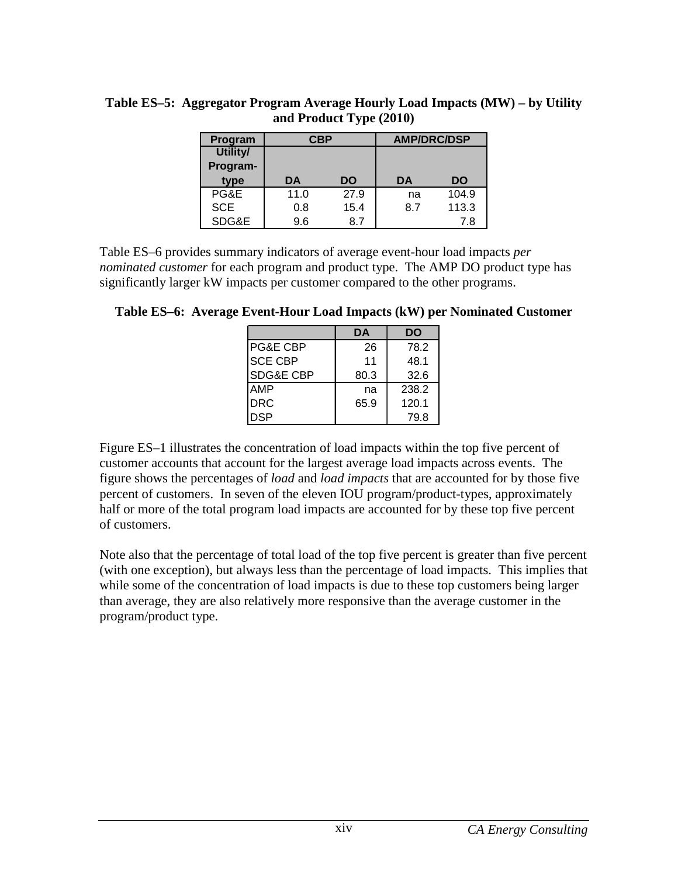**Table ES–5: Aggregator Program Average Hourly Load Impacts (MW) – by Utility and Product Type (2010)**

| Program | CBP | | AMP/DRC/DSP | |
|---|---|---|---|---|
| Utility/ Program-type | DA | DO | DA | DO |
| PG&E | 11.0 | 27.9 | na | 104.9 |
| SCE | 0.8 | 15.4 | 8.7 | 113.3 |
| SDG&E | 9.6 | 8.7 | | 7.8 |

Table ES–6 provides summary indicators of average event-hour load impacts *per nominated customer* for each program and product type. The AMP DO product type has significantly larger kW impacts per customer compared to the other programs.

**Table ES–6: Average Event-Hour Load Impacts (kW) per Nominated Customer**

| | DA | DO |
|---|---|---|
| PG&E CBP | 26 | 78.2 |
| SCE CBP | 11 | 48.1 |
| SDG&E CBP | 80.3 | 32.6 |
| AMP | na | 238.2 |
| DRC | 65.9 | 120.1 |
| DSP | | 79.8 |

Figure ES–1 illustrates the concentration of load impacts within the top five percent of customer accounts that account for the largest average load impacts across events. The figure shows the percentages of *load* and *load impacts* that are accounted for by those five percent of customers. In seven of the eleven IOU program/product-types, approximately half or more of the total program load impacts are accounted for by these top five percent of customers.

Note also that the percentage of total load of the top five percent is greater than five percent (with one exception), but always less than the percentage of load impacts. This implies that while some of the concentration of load impacts is due to these top customers being larger than average, they are also relatively more responsive than the average customer in the program/product type.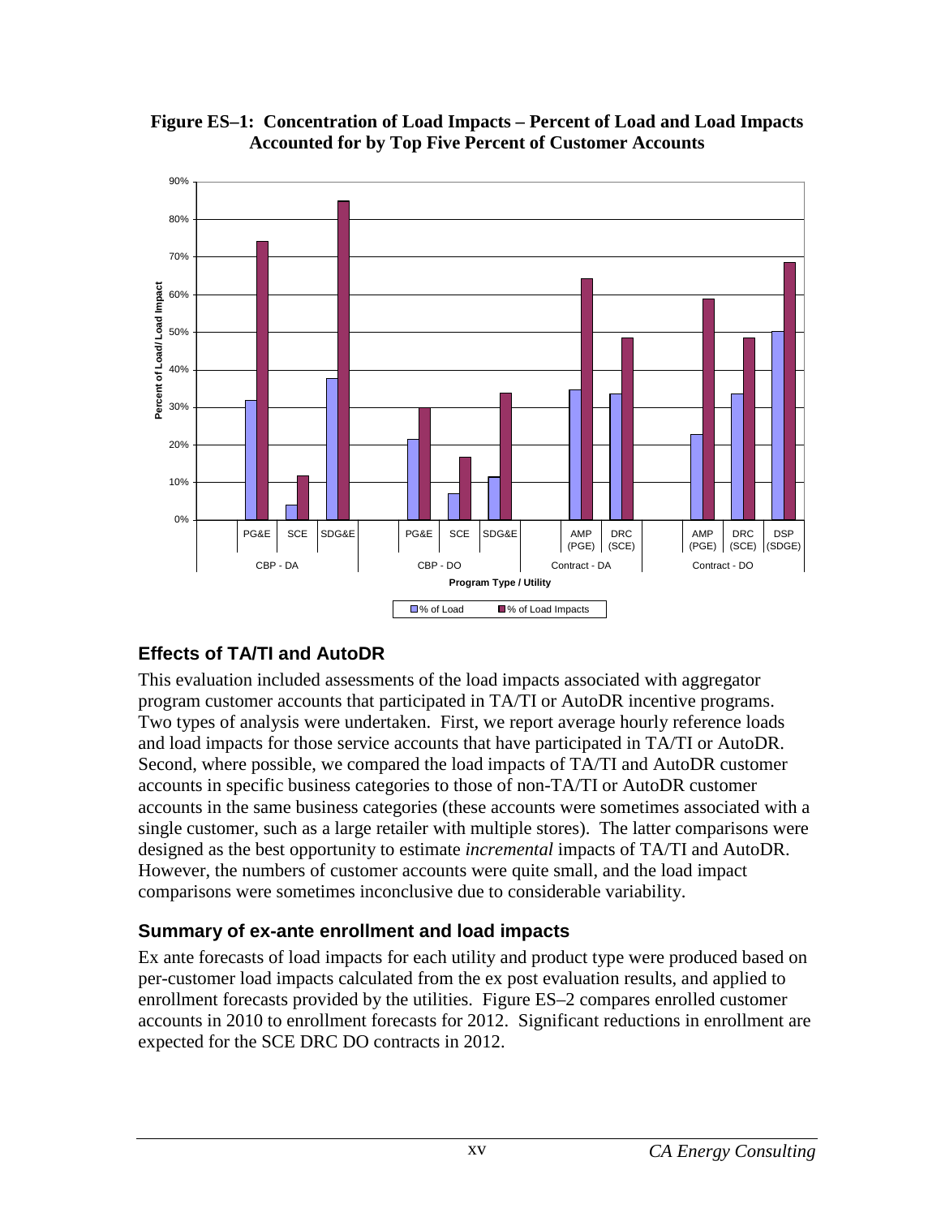**Figure ES–1: Concentration of Load Impacts – Percent of Load and Load Impacts Accounted for by Top Five Percent of Customer Accounts**

## Effects of TA/TI and AutoDR

This evaluation included assessments of the load impacts associated with aggregator program customer accounts that participated in TA/TI or AutoDR incentive programs. Two types of analysis were undertaken. First, we report average hourly reference loads and load impacts for those service accounts that have participated in TA/TI or AutoDR. Second, where possible, we compared the load impacts of TA/TI and AutoDR customer accounts in specific business categories to those of non-TA/TI or AutoDR customer accounts in the same business categories (these accounts were sometimes associated with a single customer, such as a large retailer with multiple stores). The latter comparisons were designed as the best opportunity to estimate *incremental* impacts of TA/TI and AutoDR. However, the numbers of customer accounts were quite small, and the load impact comparisons were sometimes inconclusive due to considerable variability.

## Summary of ex-ante enrollment and load impacts

Ex ante forecasts of load impacts for each utility and product type were produced based on per-customer load impacts calculated from the ex post evaluation results, and applied to enrollment forecasts provided by the utilities. Figure ES–2 compares enrolled customer accounts in 2010 to enrollment forecasts for 2012. Significant reductions in enrollment are expected for the SCE DRC DO contracts in 2012.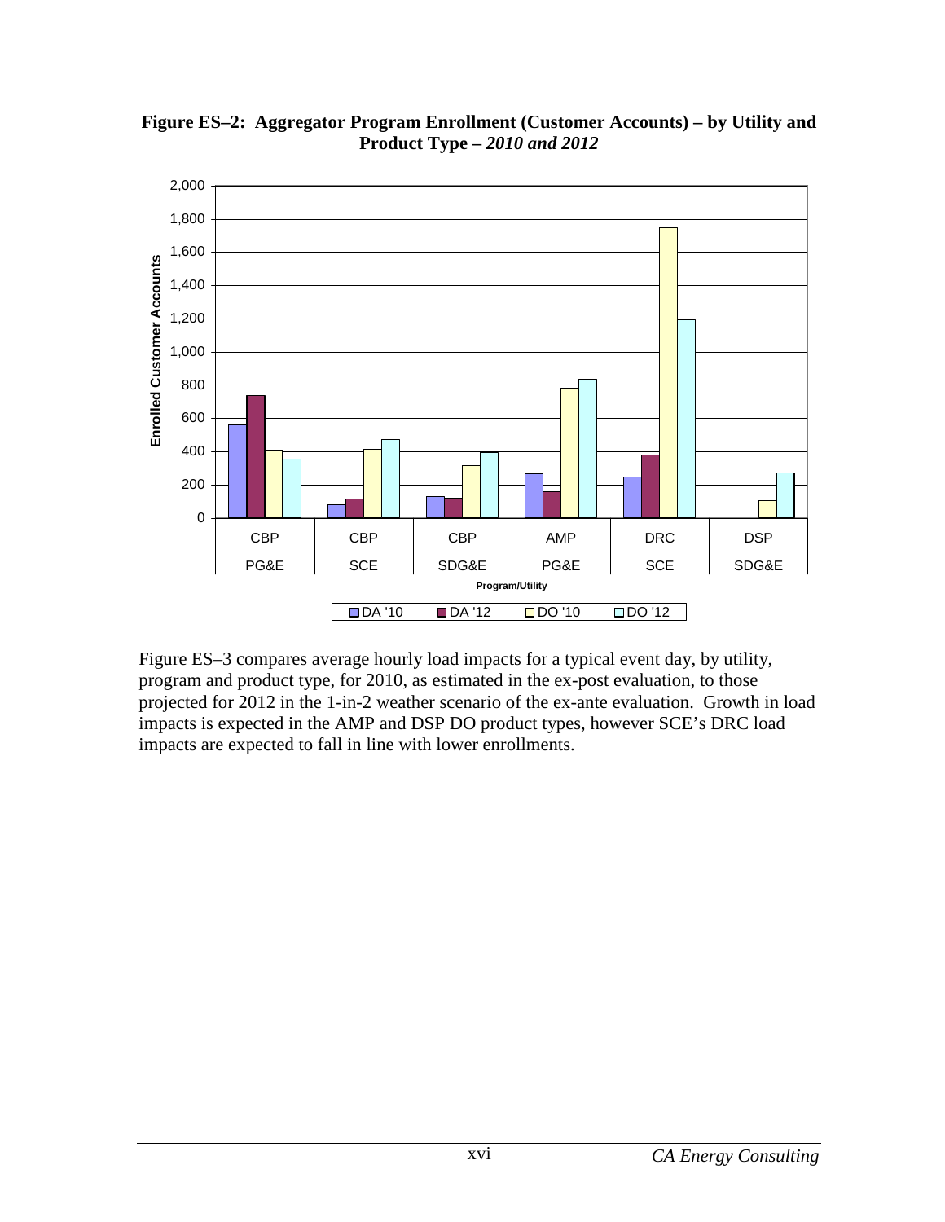**Figure ES–2: Aggregator Program Enrollment (Customer Accounts) – by Utility and Product Type – *2010 and 2012***

Figure ES–3 compares average hourly load impacts for a typical event day, by utility, program and product type, for 2010, as estimated in the ex-post evaluation, to those projected for 2012 in the 1-in-2 weather scenario of the ex-ante evaluation. Growth in load impacts is expected in the AMP and DSP DO product types, however SCE's DRC load impacts are expected to fall in line with lower enrollments.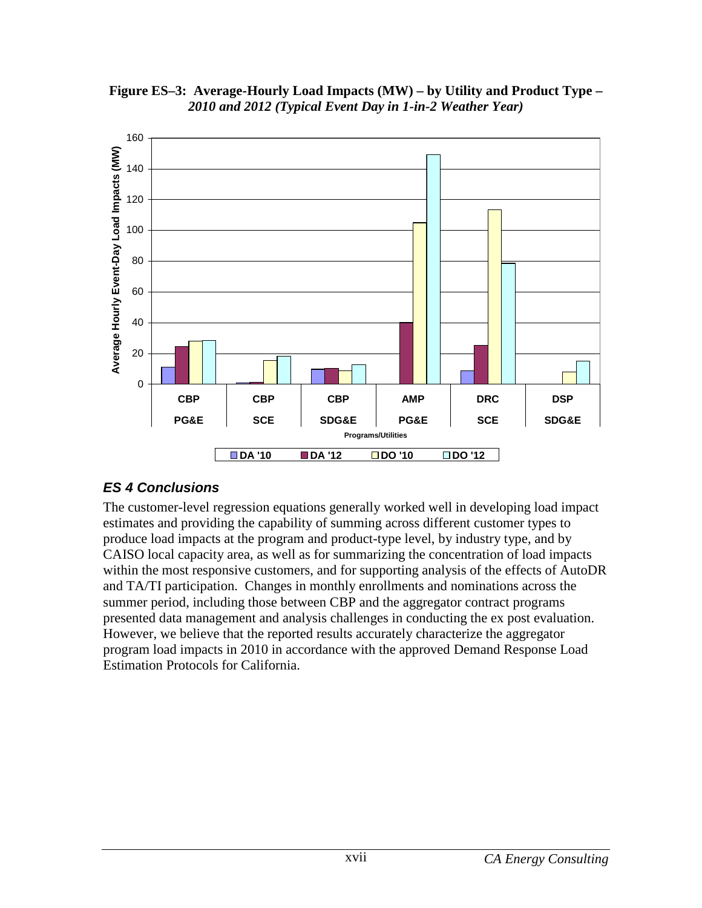**Figure ES–3: Average-Hourly Load Impacts (MW) – by Utility and Product Type – *2010 and 2012 (Typical Event Day in 1-in-2 Weather Year)***

### *ES 4 Conclusions*

The customer-level regression equations generally worked well in developing load impact estimates and providing the capability of summing across different customer types to produce load impacts at the program and product-type level, by industry type, and by CAISO local capacity area, as well as for summarizing the concentration of load impacts within the most responsive customers, and for supporting analysis of the effects of AutoDR and TA/TI participation. Changes in monthly enrollments and nominations across the summer period, including those between CBP and the aggregator contract programs presented data management and analysis challenges in conducting the ex post evaluation. However, we believe that the reported results accurately characterize the aggregator program load impacts in 2010 in accordance with the approved Demand Response Load Estimation Protocols for California.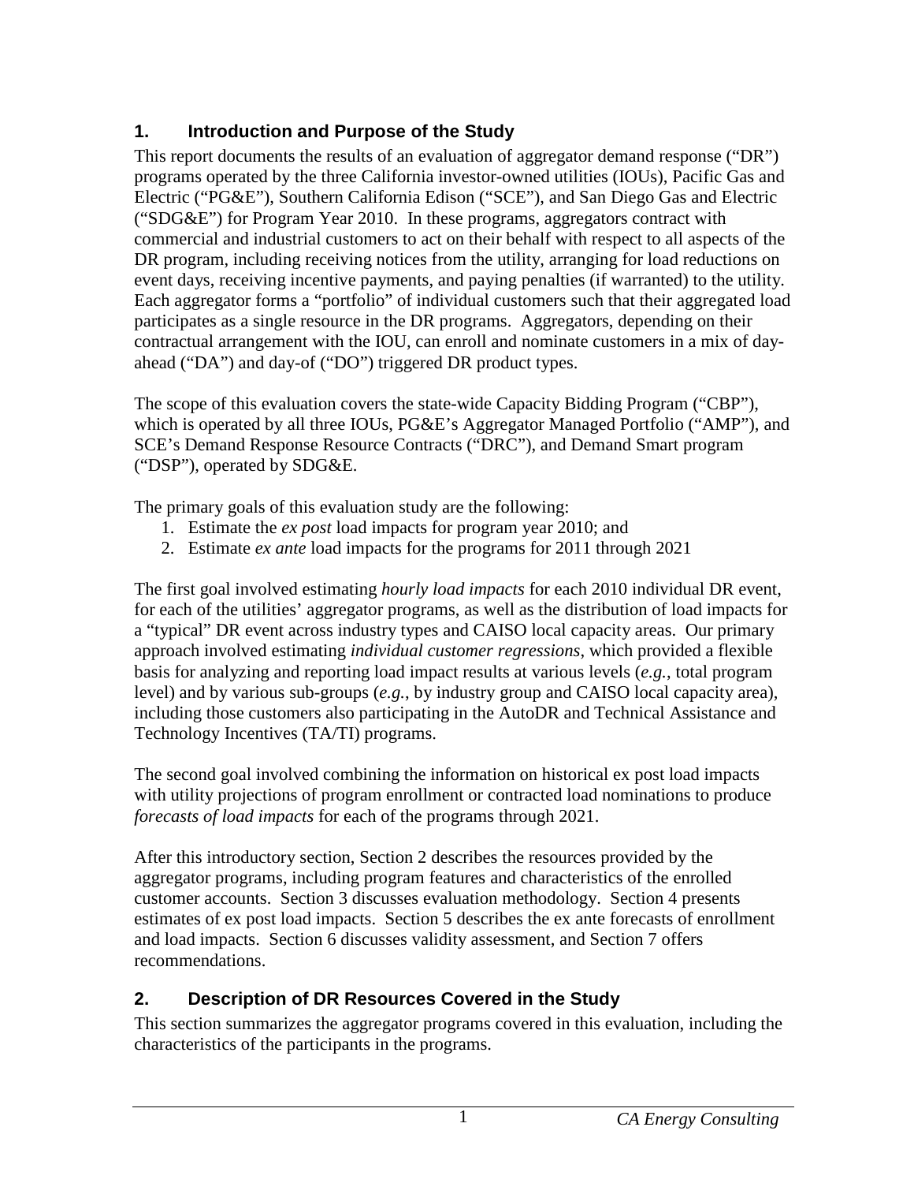## 1. Introduction and Purpose of the Study

This report documents the results of an evaluation of aggregator demand response ("DR") programs operated by the three California investor-owned utilities (IOUs), Pacific Gas and Electric ("PG&E"), Southern California Edison ("SCE"), and San Diego Gas and Electric ("SDG&E") for Program Year 2010. In these programs, aggregators contract with commercial and industrial customers to act on their behalf with respect to all aspects of the DR program, including receiving notices from the utility, arranging for load reductions on event days, receiving incentive payments, and paying penalties (if warranted) to the utility. Each aggregator forms a "portfolio" of individual customers such that their aggregated load participates as a single resource in the DR programs. Aggregators, depending on their contractual arrangement with the IOU, can enroll and nominate customers in a mix of day-ahead ("DA") and day-of ("DO") triggered DR product types.

The scope of this evaluation covers the state-wide Capacity Bidding Program ("CBP"), which is operated by all three IOUs, PG&E's Aggregator Managed Portfolio ("AMP"), and SCE's Demand Response Resource Contracts ("DRC"), and Demand Smart program ("DSP"), operated by SDG&E.

The primary goals of this evaluation study are the following:

1. Estimate the *ex post* load impacts for program year 2010; and
2. Estimate *ex ante* load impacts for the programs for 2011 through 2021

The first goal involved estimating *hourly load impacts* for each 2010 individual DR event, for each of the utilities' aggregator programs, as well as the distribution of load impacts for a "typical" DR event across industry types and CAISO local capacity areas. Our primary approach involved estimating *individual customer regressions*, which provided a flexible basis for analyzing and reporting load impact results at various levels (*e.g.*, total program level) and by various sub-groups (*e.g.*, by industry group and CAISO local capacity area), including those customers also participating in the AutoDR and Technical Assistance and Technology Incentives (TA/TI) programs.

The second goal involved combining the information on historical ex post load impacts with utility projections of program enrollment or contracted load nominations to produce *forecasts of load impacts* for each of the programs through 2021.

After this introductory section, Section 2 describes the resources provided by the aggregator programs, including program features and characteristics of the enrolled customer accounts. Section 3 discusses evaluation methodology. Section 4 presents estimates of ex post load impacts. Section 5 describes the ex ante forecasts of enrollment and load impacts. Section 6 discusses validity assessment, and Section 7 offers recommendations.

## 2. Description of DR Resources Covered in the Study

This section summarizes the aggregator programs covered in this evaluation, including the characteristics of the participants in the programs.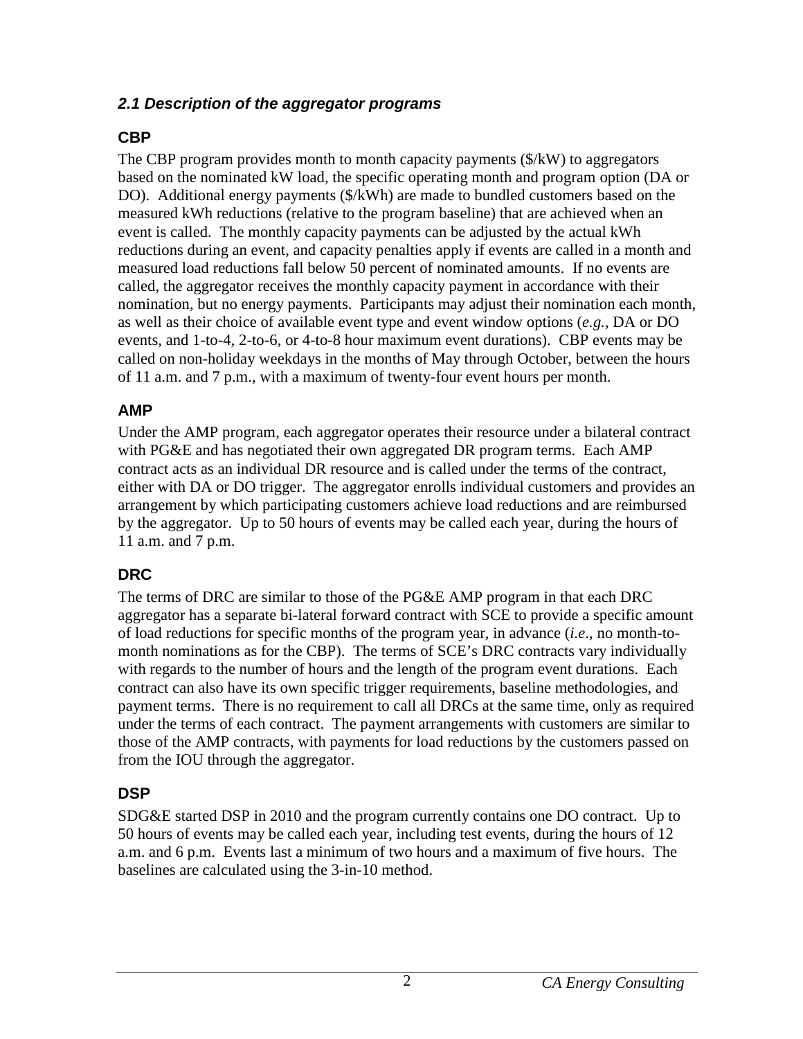### *2.1 Description of the aggregator programs*

#### CBP

The CBP program provides month to month capacity payments ($/kW) to aggregators based on the nominated kW load, the specific operating month and program option (DA or DO). Additional energy payments ($/kWh) are made to bundled customers based on the measured kWh reductions (relative to the program baseline) that are achieved when an event is called. The monthly capacity payments can be adjusted by the actual kWh reductions during an event, and capacity penalties apply if events are called in a month and measured load reductions fall below 50 percent of nominated amounts. If no events are called, the aggregator receives the monthly capacity payment in accordance with their nomination, but no energy payments. Participants may adjust their nomination each month, as well as their choice of available event type and event window options (*e.g.*, DA or DO events, and 1-to-4, 2-to-6, or 4-to-8 hour maximum event durations). CBP events may be called on non-holiday weekdays in the months of May through October, between the hours of 11 a.m. and 7 p.m., with a maximum of twenty-four event hours per month.

#### AMP

Under the AMP program, each aggregator operates their resource under a bilateral contract with PG&E and has negotiated their own aggregated DR program terms. Each AMP contract acts as an individual DR resource and is called under the terms of the contract, either with DA or DO trigger. The aggregator enrolls individual customers and provides an arrangement by which participating customers achieve load reductions and are reimbursed by the aggregator. Up to 50 hours of events may be called each year, during the hours of 11 a.m. and 7 p.m.

#### DRC

The terms of DRC are similar to those of the PG&E AMP program in that each DRC aggregator has a separate bi-lateral forward contract with SCE to provide a specific amount of load reductions for specific months of the program year, in advance (*i.e*., no month-to-month nominations as for the CBP). The terms of SCE's DRC contracts vary individually with regards to the number of hours and the length of the program event durations. Each contract can also have its own specific trigger requirements, baseline methodologies, and payment terms. There is no requirement to call all DRCs at the same time, only as required under the terms of each contract. The payment arrangements with customers are similar to those of the AMP contracts, with payments for load reductions by the customers passed on from the IOU through the aggregator.

#### DSP

SDG&E started DSP in 2010 and the program currently contains one DO contract. Up to 50 hours of events may be called each year, including test events, during the hours of 12 a.m. and 6 p.m. Events last a minimum of two hours and a maximum of five hours. The baselines are calculated using the 3-in-10 method.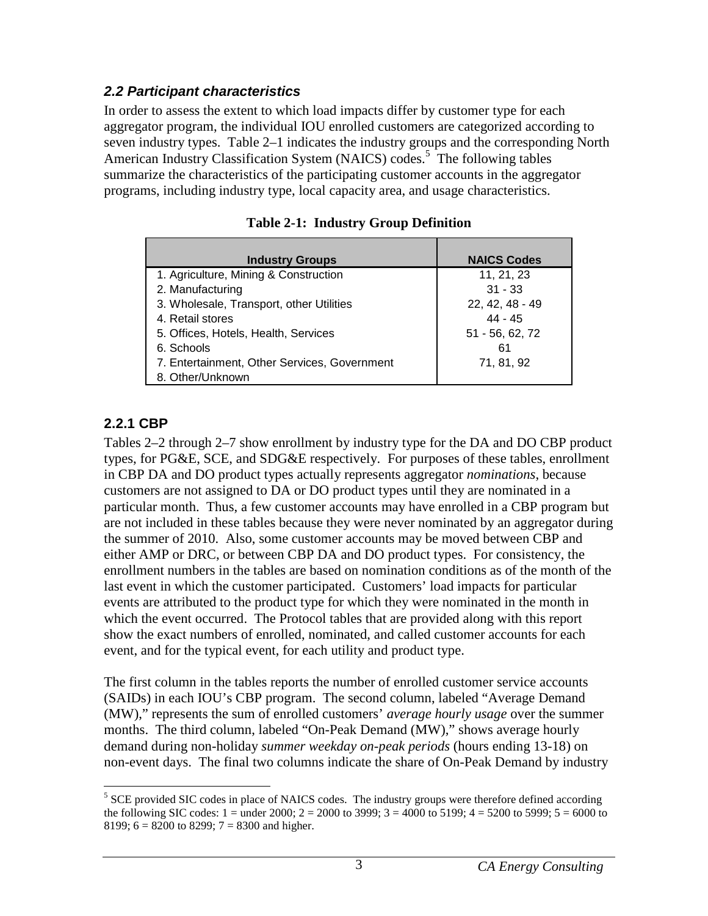### *2.2 Participant characteristics*

In order to assess the extent to which load impacts differ by customer type for each aggregator program, the individual IOU enrolled customers are categorized according to seven industry types. Table 2–1 indicates the industry groups and the corresponding North American Industry Classification System (NAICS) codes.[5] The following tables summarize the characteristics of the participating customer accounts in the aggregator programs, including industry type, local capacity area, and usage characteristics.

**Table 2-1: Industry Group Definition**

| Industry Groups | NAICS Codes |
|---|---|
| 1. Agriculture, Mining & Construction | 11, 21, 23 |
| 2. Manufacturing | 31 - 33 |
| 3. Wholesale, Transport, other Utilities | 22, 42, 48 - 49 |
| 4. Retail stores | 44 - 45 |
| 5. Offices, Hotels, Health, Services | 51 - 56, 62, 72 |
| 6. Schools | 61 |
| 7. Entertainment, Other Services, Government | 71, 81, 92 |
| 8. Other/Unknown | |

### 2.2.1 CBP

Tables 2–2 through 2–7 show enrollment by industry type for the DA and DO CBP product types, for PG&E, SCE, and SDG&E respectively. For purposes of these tables, enrollment in CBP DA and DO product types actually represents aggregator *nominations*, because customers are not assigned to DA or DO product types until they are nominated in a particular month. Thus, a few customer accounts may have enrolled in a CBP program but are not included in these tables because they were never nominated by an aggregator during the summer of 2010. Also, some customer accounts may be moved between CBP and either AMP or DRC, or between CBP DA and DO product types. For consistency, the enrollment numbers in the tables are based on nomination conditions as of the month of the last event in which the customer participated. Customers' load impacts for particular events are attributed to the product type for which they were nominated in the month in which the event occurred. The Protocol tables that are provided along with this report show the exact numbers of enrolled, nominated, and called customer accounts for each event, and for the typical event, for each utility and product type.

The first column in the tables reports the number of enrolled customer service accounts (SAIDs) in each IOU's CBP program. The second column, labeled "Average Demand (MW)," represents the sum of enrolled customers' *average hourly usage* over the summer months. The third column, labeled "On-Peak Demand (MW)," shows average hourly demand during non-holiday *summer weekday on-peak periods* (hours ending 13-18) on non-event days. The final two columns indicate the share of On-Peak Demand by industry

---

[5] SCE provided SIC codes in place of NAICS codes. The industry groups were therefore defined according the following SIC codes: 1 = under 2000; 2 = 2000 to 3999; 3 = 4000 to 5199; 4 = 5200 to 5999; 5 = 6000 to 8199; 6 = 8200 to 8299; 7 = 8300 and higher.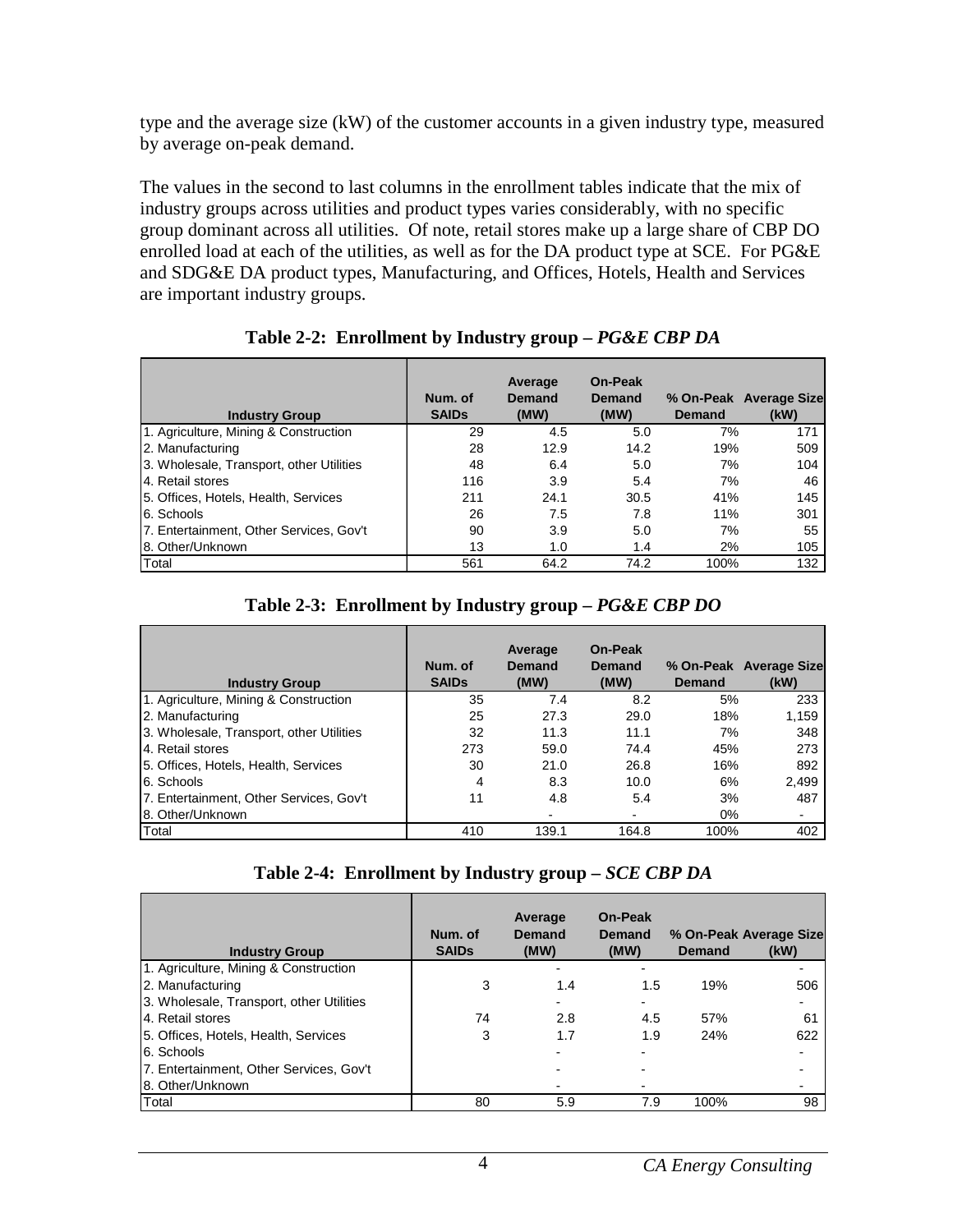type and the average size (kW) of the customer accounts in a given industry type, measured by average on-peak demand.

The values in the second to last columns in the enrollment tables indicate that the mix of industry groups across utilities and product types varies considerably, with no specific group dominant across all utilities. Of note, retail stores make up a large share of CBP DO enrolled load at each of the utilities, as well as for the DA product type at SCE. For PG&E and SDG&E DA product types, Manufacturing, and Offices, Hotels, Health and Services are important industry groups.

**Table 2-2: Enrollment by Industry group – *PG&E CBP DA***

| Industry Group | Num. of SAIDs | Average Demand (MW) | On-Peak Demand (MW) | % On-Peak Demand | Average Size (kW) |
|---|---|---|---|---|---|
| 1. Agriculture, Mining & Construction | 29 | 4.5 | 5.0 | 7% | 171 |
| 2. Manufacturing | 28 | 12.9 | 14.2 | 19% | 509 |
| 3. Wholesale, Transport, other Utilities | 48 | 6.4 | 5.0 | 7% | 104 |
| 4. Retail stores | 116 | 3.9 | 5.4 | 7% | 46 |
| 5. Offices, Hotels, Health, Services | 211 | 24.1 | 30.5 | 41% | 145 |
| 6. Schools | 26 | 7.5 | 7.8 | 11% | 301 |
| 7. Entertainment, Other Services, Gov't | 90 | 3.9 | 5.0 | 7% | 55 |
| 8. Other/Unknown | 13 | 1.0 | 1.4 | 2% | 105 |
| Total | 561 | 64.2 | 74.2 | 100% | 132 |

**Table 2-3: Enrollment by Industry group – *PG&E CBP DO***

| Industry Group | Num. of SAIDs | Average Demand (MW) | On-Peak Demand (MW) | % On-Peak Demand | Average Size (kW) |
|---|---|---|---|---|---|
| 1. Agriculture, Mining & Construction | 35 | 7.4 | 8.2 | 5% | 233 |
| 2. Manufacturing | 25 | 27.3 | 29.0 | 18% | 1,159 |
| 3. Wholesale, Transport, other Utilities | 32 | 11.3 | 11.1 | 7% | 348 |
| 4. Retail stores | 273 | 59.0 | 74.4 | 45% | 273 |
| 5. Offices, Hotels, Health, Services | 30 | 21.0 | 26.8 | 16% | 892 |
| 6. Schools | 4 | 8.3 | 10.0 | 6% | 2,499 |
| 7. Entertainment, Other Services, Gov't | 11 | 4.8 | 5.4 | 3% | 487 |
| 8. Other/Unknown | | - | - | 0% | - |
| Total | 410 | 139.1 | 164.8 | 100% | 402 |

**Table 2-4: Enrollment by Industry group – *SCE CBP DA***

| Industry Group | Num. of SAIDs | Average Demand (MW) | On-Peak Demand (MW) | % On-Peak Demand | Average Size (kW) |
|---|---|---|---|---|---|
| 1. Agriculture, Mining & Construction | | - | - | | - |
| 2. Manufacturing | 3 | 1.4 | 1.5 | 19% | 506 |
| 3. Wholesale, Transport, other Utilities | | - | - | | - |
| 4. Retail stores | 74 | 2.8 | 4.5 | 57% | 61 |
| 5. Offices, Hotels, Health, Services | 3 | 1.7 | 1.9 | 24% | 622 |
| 6. Schools | | - | - | | - |
| 7. Entertainment, Other Services, Gov't | | - | - | | - |
| 8. Other/Unknown | | - | - | | - |
| Total | 80 | 5.9 | 7.9 | 100% | 98 |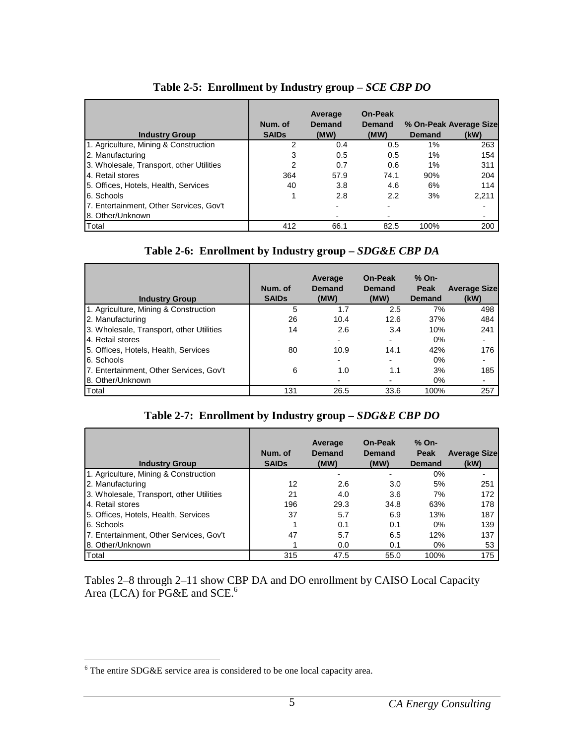**Table 2-5: Enrollment by Industry group – *SCE CBP DO***

| Industry Group | Num. of SAIDs | Average Demand (MW) | On-Peak Demand (MW) | % On-Peak Demand | Average Size (kW) |
|---|---|---|---|---|---|
| 1. Agriculture, Mining & Construction | 2 | 0.4 | 0.5 | 1% | 263 |
| 2. Manufacturing | 3 | 0.5 | 0.5 | 1% | 154 |
| 3. Wholesale, Transport, other Utilities | 2 | 0.7 | 0.6 | 1% | 311 |
| 4. Retail stores | 364 | 57.9 | 74.1 | 90% | 204 |
| 5. Offices, Hotels, Health, Services | 40 | 3.8 | 4.6 | 6% | 114 |
| 6. Schools | 1 | 2.8 | 2.2 | 3% | 2,211 |
| 7. Entertainment, Other Services, Gov't | | - | - | | - |
| 8. Other/Unknown | | - | - | | - |
| Total | 412 | 66.1 | 82.5 | 100% | 200 |

**Table 2-6: Enrollment by Industry group – *SDG&E CBP DA***

| Industry Group | Num. of SAIDs | Average Demand (MW) | On-Peak Demand (MW) | % On-Peak Demand | Average Size (kW) |
|---|---|---|---|---|---|
| 1. Agriculture, Mining & Construction | 5 | 1.7 | 2.5 | 7% | 498 |
| 2. Manufacturing | 26 | 10.4 | 12.6 | 37% | 484 |
| 3. Wholesale, Transport, other Utilities | 14 | 2.6 | 3.4 | 10% | 241 |
| 4. Retail stores | | - | - | 0% | - |
| 5. Offices, Hotels, Health, Services | 80 | 10.9 | 14.1 | 42% | 176 |
| 6. Schools | | - | - | 0% | - |
| 7. Entertainment, Other Services, Gov't | 6 | 1.0 | 1.1 | 3% | 185 |
| 8. Other/Unknown | | - | - | 0% | - |
| Total | 131 | 26.5 | 33.6 | 100% | 257 |

**Table 2-7: Enrollment by Industry group – *SDG&E CBP DO***

| Industry Group | Num. of SAIDs | Average Demand (MW) | On-Peak Demand (MW) | % On-Peak Demand | Average Size (kW) |
|---|---|---|---|---|---|
| 1. Agriculture, Mining & Construction | | - | - | 0% | - |
| 2. Manufacturing | 12 | 2.6 | 3.0 | 5% | 251 |
| 3. Wholesale, Transport, other Utilities | 21 | 4.0 | 3.6 | 7% | 172 |
| 4. Retail stores | 196 | 29.3 | 34.8 | 63% | 178 |
| 5. Offices, Hotels, Health, Services | 37 | 5.7 | 6.9 | 13% | 187 |
| 6. Schools | 1 | 0.1 | 0.1 | 0% | 139 |
| 7. Entertainment, Other Services, Gov't | 47 | 5.7 | 6.5 | 12% | 137 |
| 8. Other/Unknown | 1 | 0.0 | 0.1 | 0% | 53 |
| Total | 315 | 47.5 | 55.0 | 100% | 175 |

Tables 2–8 through 2–11 show CBP DA and DO enrollment by CAISO Local Capacity Area (LCA) for PG&E and SCE.[6]

[6] The entire SDG&E service area is considered to be one local capacity area.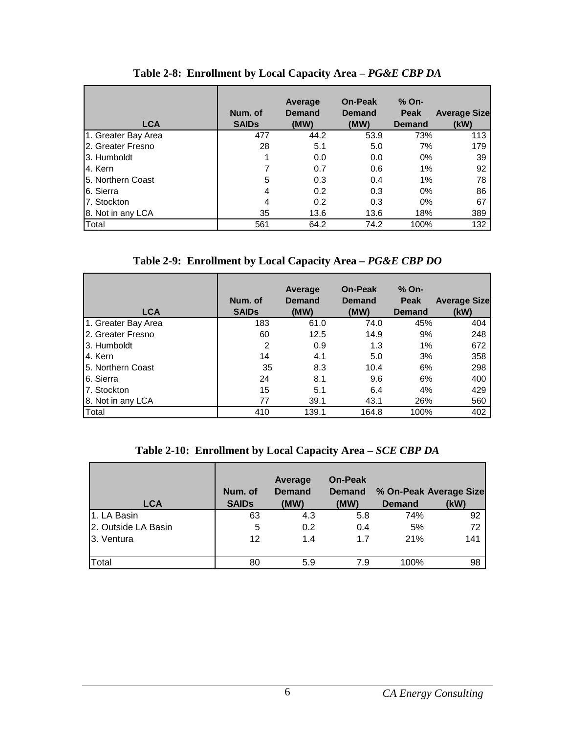**Table 2-8: Enrollment by Local Capacity Area – *PG&E CBP DA***

| LCA | Num. of SAIDs | Average Demand (MW) | On-Peak Demand (MW) | % On-Peak Demand | Average Size (kW) |
|---|---|---|---|---|---|
| 1. Greater Bay Area | 477 | 44.2 | 53.9 | 73% | 113 |
| 2. Greater Fresno | 28 | 5.1 | 5.0 | 7% | 179 |
| 3. Humboldt | 1 | 0.0 | 0.0 | 0% | 39 |
| 4. Kern | 7 | 0.7 | 0.6 | 1% | 92 |
| 5. Northern Coast | 5 | 0.3 | 0.4 | 1% | 78 |
| 6. Sierra | 4 | 0.2 | 0.3 | 0% | 86 |
| 7. Stockton | 4 | 0.2 | 0.3 | 0% | 67 |
| 8. Not in any LCA | 35 | 13.6 | 13.6 | 18% | 389 |
| Total | 561 | 64.2 | 74.2 | 100% | 132 |

**Table 2-9: Enrollment by Local Capacity Area – *PG&E CBP DO***

| LCA | Num. of SAIDs | Average Demand (MW) | On-Peak Demand (MW) | % On-Peak Demand | Average Size (kW) |
|---|---|---|---|---|---|
| 1. Greater Bay Area | 183 | 61.0 | 74.0 | 45% | 404 |
| 2. Greater Fresno | 60 | 12.5 | 14.9 | 9% | 248 |
| 3. Humboldt | 2 | 0.9 | 1.3 | 1% | 672 |
| 4. Kern | 14 | 4.1 | 5.0 | 3% | 358 |
| 5. Northern Coast | 35 | 8.3 | 10.4 | 6% | 298 |
| 6. Sierra | 24 | 8.1 | 9.6 | 6% | 400 |
| 7. Stockton | 15 | 5.1 | 6.4 | 4% | 429 |
| 8. Not in any LCA | 77 | 39.1 | 43.1 | 26% | 560 |
| Total | 410 | 139.1 | 164.8 | 100% | 402 |

**Table 2-10: Enrollment by Local Capacity Area – *SCE CBP DA***

| LCA | Num. of SAIDs | Average Demand (MW) | On-Peak Demand (MW) | % On-Peak Demand | Average Size (kW) |
|---|---|---|---|---|---|
| 1. LA Basin | 63 | 4.3 | 5.8 | 74% | 92 |
| 2. Outside LA Basin | 5 | 0.2 | 0.4 | 5% | 72 |
| 3. Ventura | 12 | 1.4 | 1.7 | 21% | 141 |
| Total | 80 | 5.9 | 7.9 | 100% | 98 |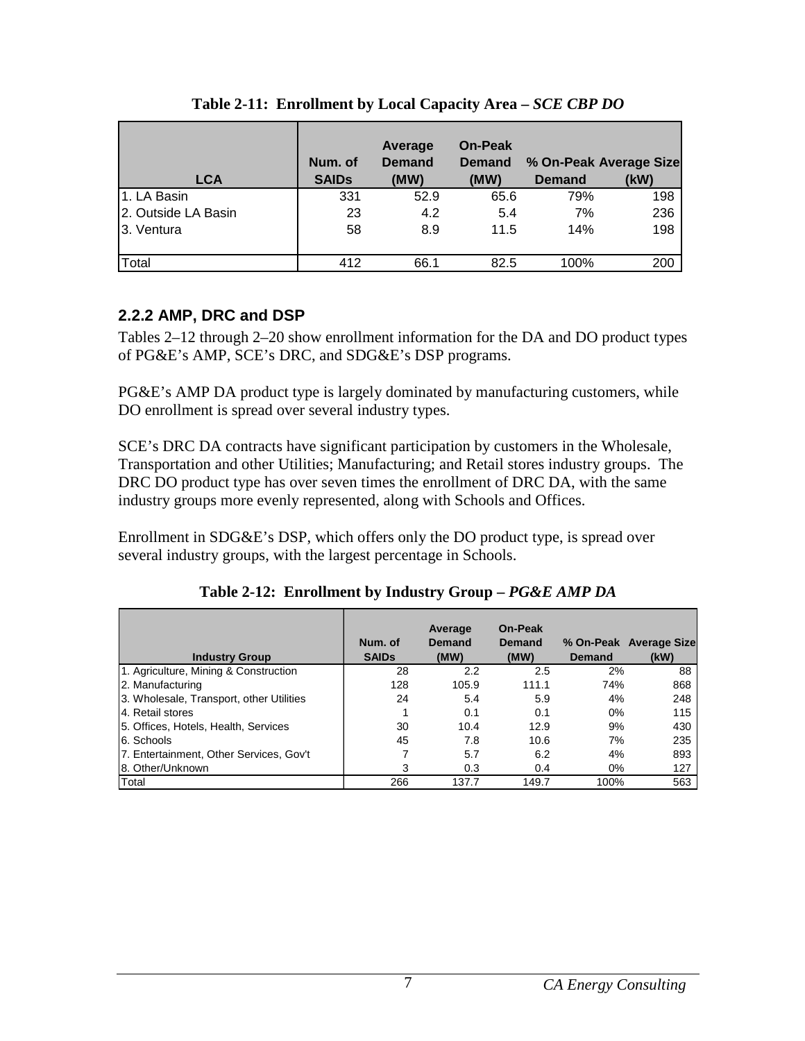**Table 2-11: Enrollment by Local Capacity Area – *SCE CBP DO***

| LCA | Num. of SAIDs | Average Demand (MW) | On-Peak Demand (MW) | % On-Peak Demand | Average Size (kW) |
|---|---|---|---|---|---|
| 1. LA Basin | 331 | 52.9 | 65.6 | 79% | 198 |
| 2. Outside LA Basin | 23 | 4.2 | 5.4 | 7% | 236 |
| 3. Ventura | 58 | 8.9 | 11.5 | 14% | 198 |
| Total | 412 | 66.1 | 82.5 | 100% | 200 |

### 2.2.2 AMP, DRC and DSP

Tables 2–12 through 2–20 show enrollment information for the DA and DO product types of PG&E's AMP, SCE's DRC, and SDG&E's DSP programs.

PG&E's AMP DA product type is largely dominated by manufacturing customers, while DO enrollment is spread over several industry types.

SCE's DRC DA contracts have significant participation by customers in the Wholesale, Transportation and other Utilities; Manufacturing; and Retail stores industry groups. The DRC DO product type has over seven times the enrollment of DRC DA, with the same industry groups more evenly represented, along with Schools and Offices.

Enrollment in SDG&E's DSP, which offers only the DO product type, is spread over several industry groups, with the largest percentage in Schools.

**Table 2-12: Enrollment by Industry Group – *PG&E AMP DA***

| Industry Group | Num. of SAIDs | Average Demand (MW) | On-Peak Demand (MW) | % On-Peak Demand | Average Size (kW) |
|---|---|---|---|---|---|
| 1. Agriculture, Mining & Construction | 28 | 2.2 | 2.5 | 2% | 88 |
| 2. Manufacturing | 128 | 105.9 | 111.1 | 74% | 868 |
| 3. Wholesale, Transport, other Utilities | 24 | 5.4 | 5.9 | 4% | 248 |
| 4. Retail stores | 1 | 0.1 | 0.1 | 0% | 115 |
| 5. Offices, Hotels, Health, Services | 30 | 10.4 | 12.9 | 9% | 430 |
| 6. Schools | 45 | 7.8 | 10.6 | 7% | 235 |
| 7. Entertainment, Other Services, Gov't | 7 | 5.7 | 6.2 | 4% | 893 |
| 8. Other/Unknown | 3 | 0.3 | 0.4 | 0% | 127 |
| Total | 266 | 137.7 | 149.7 | 100% | 563 |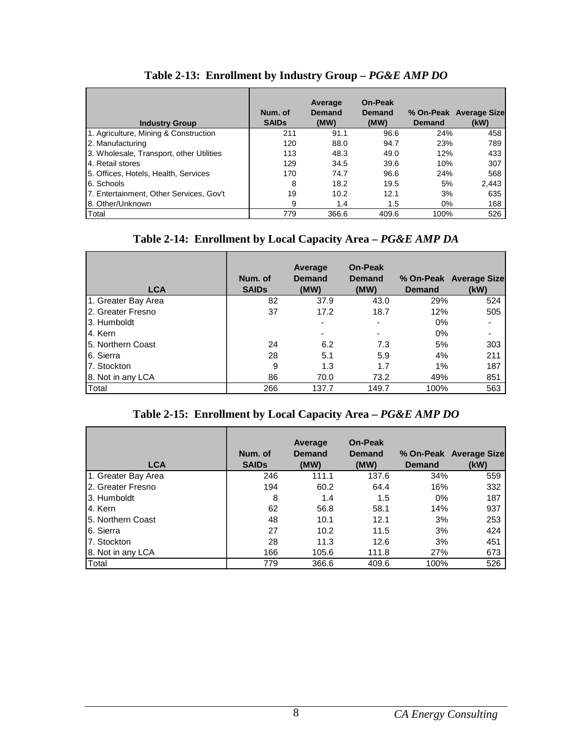**Table 2-13: Enrollment by Industry Group – *PG&E AMP DO***

| Industry Group | Num. of SAIDs | Average Demand (MW) | On-Peak Demand (MW) | % On-Peak Demand | Average Size (kW) |
|---|---|---|---|---|---|
| 1. Agriculture, Mining & Construction | 211 | 91.1 | 96.6 | 24% | 458 |
| 2. Manufacturing | 120 | 88.0 | 94.7 | 23% | 789 |
| 3. Wholesale, Transport, other Utilities | 113 | 48.3 | 49.0 | 12% | 433 |
| 4. Retail stores | 129 | 34.5 | 39.6 | 10% | 307 |
| 5. Offices, Hotels, Health, Services | 170 | 74.7 | 96.6 | 24% | 568 |
| 6. Schools | 8 | 18.2 | 19.5 | 5% | 2,443 |
| 7. Entertainment, Other Services, Gov't | 19 | 10.2 | 12.1 | 3% | 635 |
| 8. Other/Unknown | 9 | 1.4 | 1.5 | 0% | 168 |
| Total | 779 | 366.6 | 409.6 | 100% | 526 |

**Table 2-14: Enrollment by Local Capacity Area – *PG&E AMP DA***

| LCA | Num. of SAIDs | Average Demand (MW) | On-Peak Demand (MW) | % On-Peak Demand | Average Size (kW) |
|---|---|---|---|---|---|
| 1. Greater Bay Area | 82 | 37.9 | 43.0 | 29% | 524 |
| 2. Greater Fresno | 37 | 17.2 | 18.7 | 12% | 505 |
| 3. Humboldt | | - | - | 0% | - |
| 4. Kern | | - | - | 0% | - |
| 5. Northern Coast | 24 | 6.2 | 7.3 | 5% | 303 |
| 6. Sierra | 28 | 5.1 | 5.9 | 4% | 211 |
| 7. Stockton | 9 | 1.3 | 1.7 | 1% | 187 |
| 8. Not in any LCA | 86 | 70.0 | 73.2 | 49% | 851 |
| Total | 266 | 137.7 | 149.7 | 100% | 563 |

**Table 2-15: Enrollment by Local Capacity Area – *PG&E AMP DO***

| LCA | Num. of SAIDs | Average Demand (MW) | On-Peak Demand (MW) | % On-Peak Demand | Average Size (kW) |
|---|---|---|---|---|---|
| 1. Greater Bay Area | 246 | 111.1 | 137.6 | 34% | 559 |
| 2. Greater Fresno | 194 | 60.2 | 64.4 | 16% | 332 |
| 3. Humboldt | 8 | 1.4 | 1.5 | 0% | 187 |
| 4. Kern | 62 | 56.8 | 58.1 | 14% | 937 |
| 5. Northern Coast | 48 | 10.1 | 12.1 | 3% | 253 |
| 6. Sierra | 27 | 10.2 | 11.5 | 3% | 424 |
| 7. Stockton | 28 | 11.3 | 12.6 | 3% | 451 |
| 8. Not in any LCA | 166 | 105.6 | 111.8 | 27% | 673 |
| Total | 779 | 366.6 | 409.6 | 100% | 526 |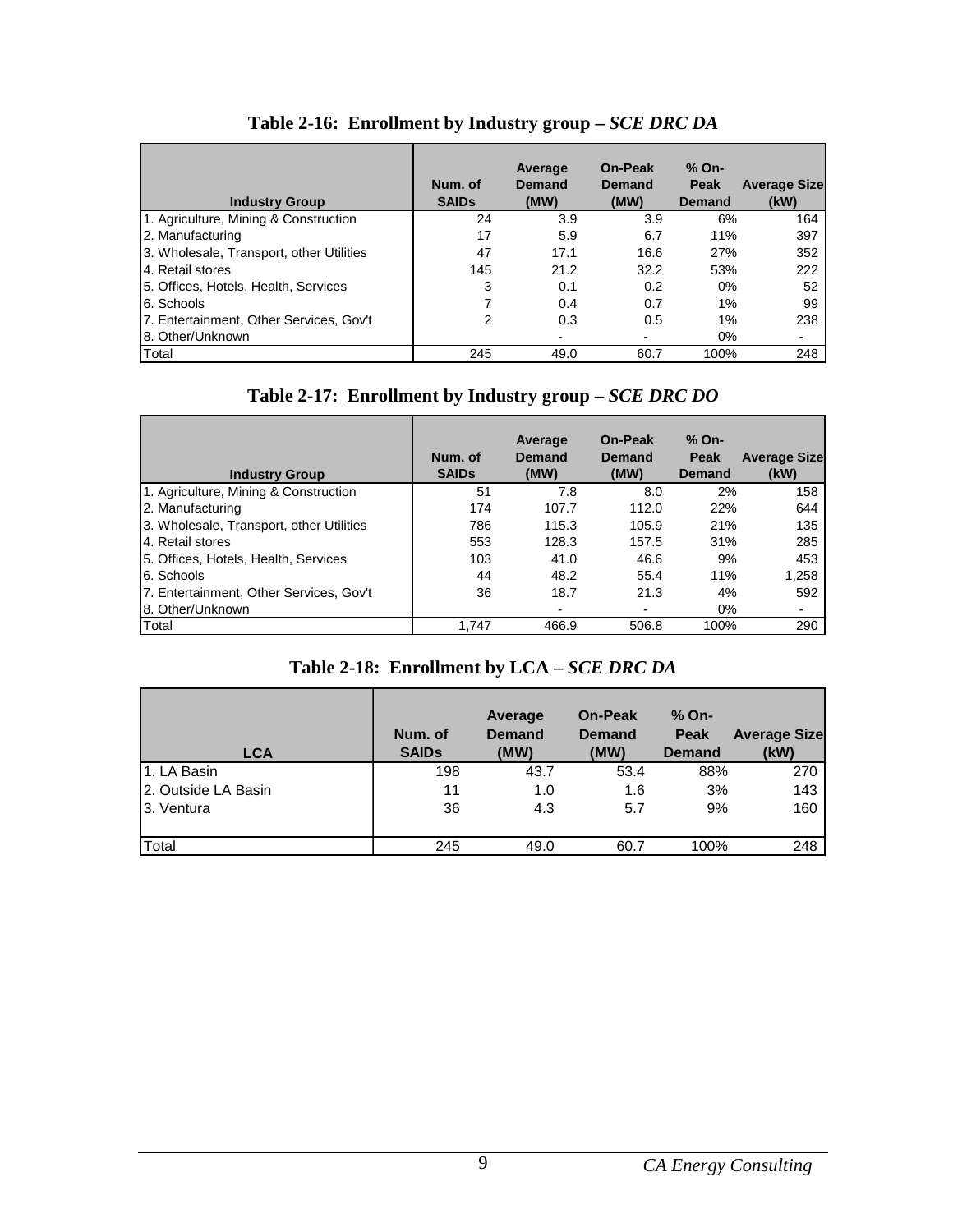**Table 2-16: Enrollment by Industry group – *SCE DRC DA***

| Industry Group | Num. of SAIDs | Average Demand (MW) | On-Peak Demand (MW) | % On-Peak Demand | Average Size (kW) |
|---|---|---|---|---|---|
| 1. Agriculture, Mining & Construction | 24 | 3.9 | 3.9 | 6% | 164 |
| 2. Manufacturing | 17 | 5.9 | 6.7 | 11% | 397 |
| 3. Wholesale, Transport, other Utilities | 47 | 17.1 | 16.6 | 27% | 352 |
| 4. Retail stores | 145 | 21.2 | 32.2 | 53% | 222 |
| 5. Offices, Hotels, Health, Services | 3 | 0.1 | 0.2 | 0% | 52 |
| 6. Schools | 7 | 0.4 | 0.7 | 1% | 99 |
| 7. Entertainment, Other Services, Gov't | 2 | 0.3 | 0.5 | 1% | 238 |
| 8. Other/Unknown | | - | - | 0% | - |
| Total | 245 | 49.0 | 60.7 | 100% | 248 |

**Table 2-17: Enrollment by Industry group – *SCE DRC DO***

| Industry Group | Num. of SAIDs | Average Demand (MW) | On-Peak Demand (MW) | % On-Peak Demand | Average Size (kW) |
|---|---|---|---|---|---|
| 1. Agriculture, Mining & Construction | 51 | 7.8 | 8.0 | 2% | 158 |
| 2. Manufacturing | 174 | 107.7 | 112.0 | 22% | 644 |
| 3. Wholesale, Transport, other Utilities | 786 | 115.3 | 105.9 | 21% | 135 |
| 4. Retail stores | 553 | 128.3 | 157.5 | 31% | 285 |
| 5. Offices, Hotels, Health, Services | 103 | 41.0 | 46.6 | 9% | 453 |
| 6. Schools | 44 | 48.2 | 55.4 | 11% | 1,258 |
| 7. Entertainment, Other Services, Gov't | 36 | 18.7 | 21.3 | 4% | 592 |
| 8. Other/Unknown | | - | - | 0% | - |
| Total | 1,747 | 466.9 | 506.8 | 100% | 290 |

**Table 2-18: Enrollment by LCA – *SCE DRC DA***

| LCA | Num. of SAIDs | Average Demand (MW) | On-Peak Demand (MW) | % On-Peak Demand | Average Size (kW) |
|---|---|---|---|---|---|
| 1. LA Basin | 198 | 43.7 | 53.4 | 88% | 270 |
| 2. Outside LA Basin | 11 | 1.0 | 1.6 | 3% | 143 |
| 3. Ventura | 36 | 4.3 | 5.7 | 9% | 160 |
| Total | 245 | 49.0 | 60.7 | 100% | 248 |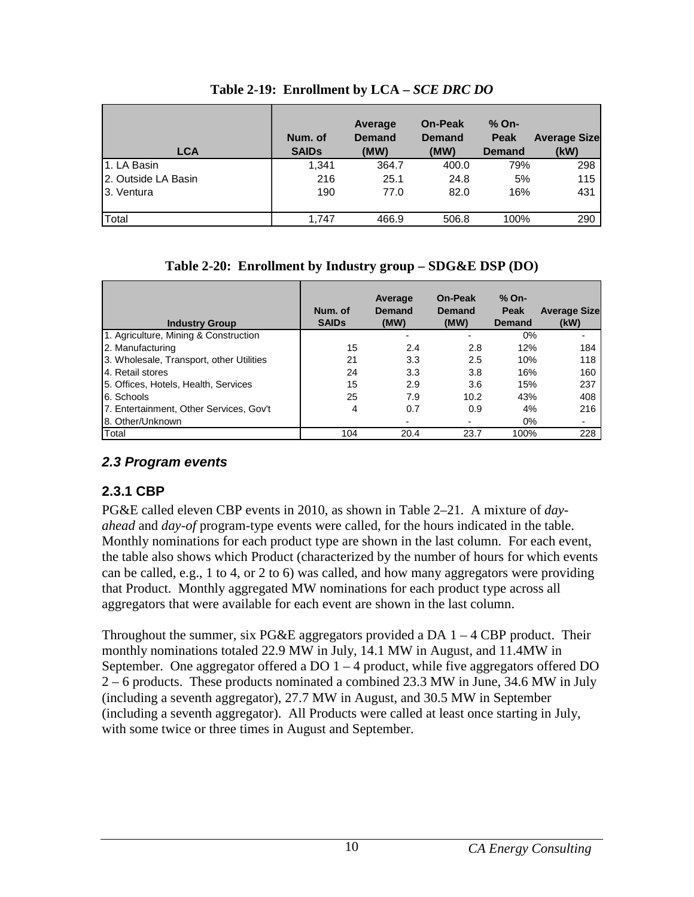**Table 2-19: Enrollment by LCA – *SCE DRC DO***

| LCA | Num. of SAIDs | Average Demand (MW) | On-Peak Demand (MW) | % On-Peak Demand | Average Size (kW) |
|---|---|---|---|---|---|
| 1. LA Basin | 1,341 | 364.7 | 400.0 | 79% | 298 |
| 2. Outside LA Basin | 216 | 25.1 | 24.8 | 5% | 115 |
| 3. Ventura | 190 | 77.0 | 82.0 | 16% | 431 |
| Total | 1,747 | 466.9 | 506.8 | 100% | 290 |

**Table 2-20: Enrollment by Industry group – SDG&E DSP (DO)**

| Industry Group | Num. of SAIDs | Average Demand (MW) | On-Peak Demand (MW) | % On-Peak Demand | Average Size (kW) |
|---|---|---|---|---|---|
| 1. Agriculture, Mining & Construction | | - | - | 0% | - |
| 2. Manufacturing | 15 | 2.4 | 2.8 | 12% | 184 |
| 3. Wholesale, Transport, other Utilities | 21 | 3.3 | 2.5 | 10% | 118 |
| 4. Retail stores | 24 | 3.3 | 3.8 | 16% | 160 |
| 5. Offices, Hotels, Health, Services | 15 | 2.9 | 3.6 | 15% | 237 |
| 6. Schools | 25 | 7.9 | 10.2 | 43% | 408 |
| 7. Entertainment, Other Services, Gov't | 4 | 0.7 | 0.9 | 4% | 216 |
| 8. Other/Unknown | | - | - | 0% | - |
| Total | 104 | 20.4 | 23.7 | 100% | 228 |

## *2.3 Program events*

### 2.3.1 CBP

PG&E called eleven CBP events in 2010, as shown in Table 2–21. A mixture of *day-ahead* and *day-of* program-type events were called, for the hours indicated in the table. Monthly nominations for each product type are shown in the last column. For each event, the table also shows which Product (characterized by the number of hours for which events can be called, e.g., 1 to 4, or 2 to 6) was called, and how many aggregators were providing that Product. Monthly aggregated MW nominations for each product type across all aggregators that were available for each event are shown in the last column.

Throughout the summer, six PG&E aggregators provided a DA 1 – 4 CBP product. Their monthly nominations totaled 22.9 MW in July, 14.1 MW in August, and 11.4MW in September. One aggregator offered a DO 1 – 4 product, while five aggregators offered DO 2 – 6 products. These products nominated a combined 23.3 MW in June, 34.6 MW in July (including a seventh aggregator), 27.7 MW in August, and 30.5 MW in September (including a seventh aggregator). All Products were called at least once starting in July, with some twice or three times in August and September.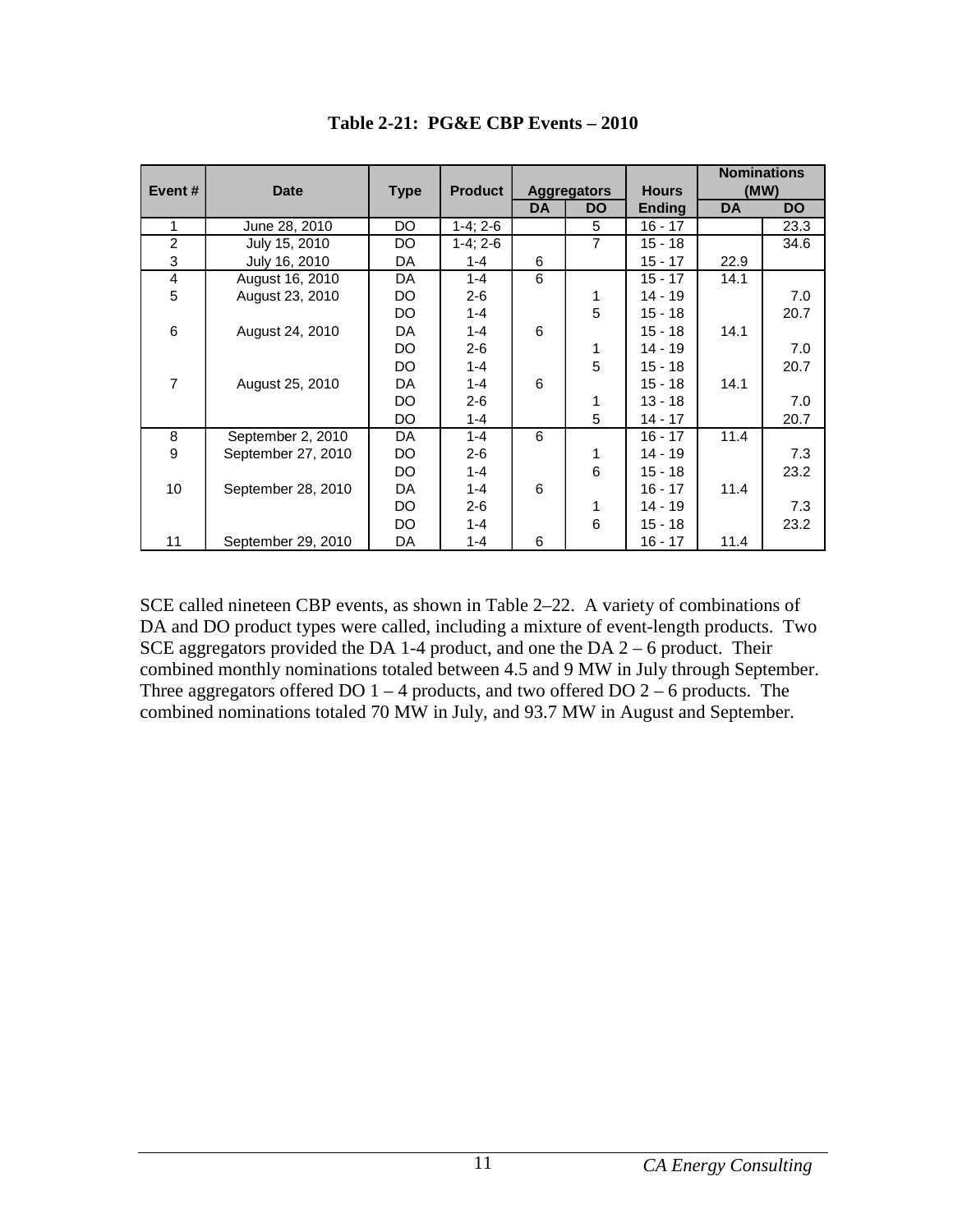**Table 2-21: PG&E CBP Events – 2010**

| Event # | Date | Type | Product | Aggregators | | Hours | Nominations (MW) | |
|---|---|---|---|---|---|---|---|---|
| | | | | DA | DO | Ending | DA | DO |
| 1 | June 28, 2010 | DO | 1-4; 2-6 | | 5 | 16 - 17 | | 23.3 |
| 2 | July 15, 2010 | DO | 1-4; 2-6 | | 7 | 15 - 18 | | 34.6 |
| 3 | July 16, 2010 | DA | 1-4 | 6 | | 15 - 17 | 22.9 | |
| 4 | August 16, 2010 | DA | 1-4 | 6 | | 15 - 17 | 14.1 | |
| 5 | August 23, 2010 | DO | 2-6 | | 1 | 14 - 19 | | 7.0 |
| | | DO | 1-4 | | 5 | 15 - 18 | | 20.7 |
| 6 | August 24, 2010 | DA | 1-4 | 6 | | 15 - 18 | 14.1 | |
| | | DO | 2-6 | | 1 | 14 - 19 | | 7.0 |
| | | DO | 1-4 | | 5 | 15 - 18 | | 20.7 |
| 7 | August 25, 2010 | DA | 1-4 | 6 | | 15 - 18 | 14.1 | |
| | | DO | 2-6 | | 1 | 13 - 18 | | 7.0 |
| | | DO | 1-4 | | 5 | 14 - 17 | | 20.7 |
| 8 | September 2, 2010 | DA | 1-4 | 6 | | 16 - 17 | 11.4 | |
| 9 | September 27, 2010 | DO | 2-6 | | 1 | 14 - 19 | | 7.3 |
| | | DO | 1-4 | | 6 | 15 - 18 | | 23.2 |
| 10 | September 28, 2010 | DA | 1-4 | 6 | | 16 - 17 | 11.4 | |
| | | DO | 2-6 | | 1 | 14 - 19 | | 7.3 |
| | | DO | 1-4 | | 6 | 15 - 18 | | 23.2 |
| 11 | September 29, 2010 | DA | 1-4 | 6 | | 16 - 17 | 11.4 | |

SCE called nineteen CBP events, as shown in Table 2–22. A variety of combinations of DA and DO product types were called, including a mixture of event-length products. Two SCE aggregators provided the DA 1-4 product, and one the DA 2 – 6 product. Their combined monthly nominations totaled between 4.5 and 9 MW in July through September. Three aggregators offered DO 1 – 4 products, and two offered DO 2 – 6 products. The combined nominations totaled 70 MW in July, and 93.7 MW in August and September.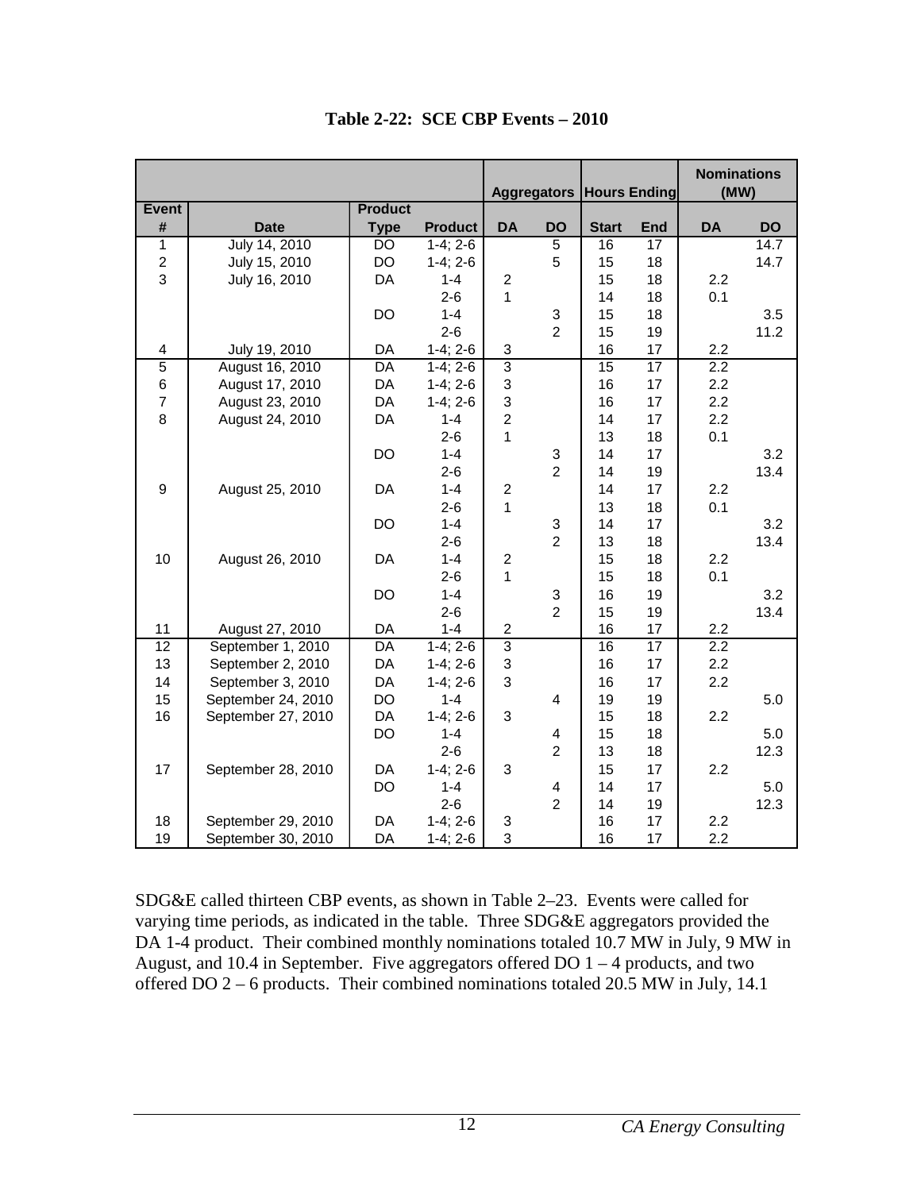**Table 2-22: SCE CBP Events – 2010**

| | | | | Aggregators | | Hours Ending | | Nominations (MW) | |
|---|---|---|---|---|---|---|---|---|---|
| Event # | Date | Product Type | Product | DA | DO | Start | End | DA | DO |
| 1 | July 14, 2010 | DO | 1-4; 2-6 | | 5 | 16 | 17 | | 14.7 |
| 2 | July 15, 2010 | DO | 1-4; 2-6 | | 5 | 15 | 18 | | 14.7 |
| 3 | July 16, 2010 | DA | 1-4 | 2 | | 15 | 18 | 2.2 | |
| | | | 2-6 | 1 | | 14 | 18 | 0.1 | |
| | | DO | 1-4 | | 3 | 15 | 18 | | 3.5 |
| | | | 2-6 | | 2 | 15 | 19 | | 11.2 |
| 4 | July 19, 2010 | DA | 1-4; 2-6 | 3 | | 16 | 17 | 2.2 | |
| 5 | August 16, 2010 | DA | 1-4; 2-6 | 3 | | 15 | 17 | 2.2 | |
| 6 | August 17, 2010 | DA | 1-4; 2-6 | 3 | | 16 | 17 | 2.2 | |
| 7 | August 23, 2010 | DA | 1-4; 2-6 | 3 | | 16 | 17 | 2.2 | |
| 8 | August 24, 2010 | DA | 1-4 | 2 | | 14 | 17 | 2.2 | |
| | | | 2-6 | 1 | | 13 | 18 | 0.1 | |
| | | DO | 1-4 | | 3 | 14 | 17 | | 3.2 |
| | | | 2-6 | | 2 | 14 | 19 | | 13.4 |
| 9 | August 25, 2010 | DA | 1-4 | 2 | | 14 | 17 | 2.2 | |
| | | | 2-6 | 1 | | 13 | 18 | 0.1 | |
| | | DO | 1-4 | | 3 | 14 | 17 | | 3.2 |
| | | | 2-6 | | 2 | 13 | 18 | | 13.4 |
| 10 | August 26, 2010 | DA | 1-4 | 2 | | 15 | 18 | 2.2 | |
| | | | 2-6 | 1 | | 15 | 18 | 0.1 | |
| | | DO | 1-4 | | 3 | 16 | 19 | | 3.2 |
| | | | 2-6 | | 2 | 15 | 19 | | 13.4 |
| 11 | August 27, 2010 | DA | 1-4 | 2 | | 16 | 17 | 2.2 | |
| 12 | September 1, 2010 | DA | 1-4; 2-6 | 3 | | 16 | 17 | 2.2 | |
| 13 | September 2, 2010 | DA | 1-4; 2-6 | 3 | | 16 | 17 | 2.2 | |
| 14 | September 3, 2010 | DA | 1-4; 2-6 | 3 | | 16 | 17 | 2.2 | |
| 15 | September 24, 2010 | DO | 1-4 | | 4 | 19 | 19 | | 5.0 |
| 16 | September 27, 2010 | DA | 1-4; 2-6 | 3 | | 15 | 18 | 2.2 | |
| | | DO | 1-4 | | 4 | 15 | 18 | | 5.0 |
| | | | 2-6 | | 2 | 13 | 18 | | 12.3 |
| 17 | September 28, 2010 | DA | 1-4; 2-6 | 3 | | 15 | 17 | 2.2 | |
| | | DO | 1-4 | | 4 | 14 | 17 | | 5.0 |
| | | | 2-6 | | 2 | 14 | 19 | | 12.3 |
| 18 | September 29, 2010 | DA | 1-4; 2-6 | 3 | | 16 | 17 | 2.2 | |
| 19 | September 30, 2010 | DA | 1-4; 2-6 | 3 | | 16 | 17 | 2.2 | |

SDG&E called thirteen CBP events, as shown in Table 2–23. Events were called for varying time periods, as indicated in the table. Three SDG&E aggregators provided the DA 1-4 product. Their combined monthly nominations totaled 10.7 MW in July, 9 MW in August, and 10.4 in September. Five aggregators offered DO 1 – 4 products, and two offered DO 2 – 6 products. Their combined nominations totaled 20.5 MW in July, 14.1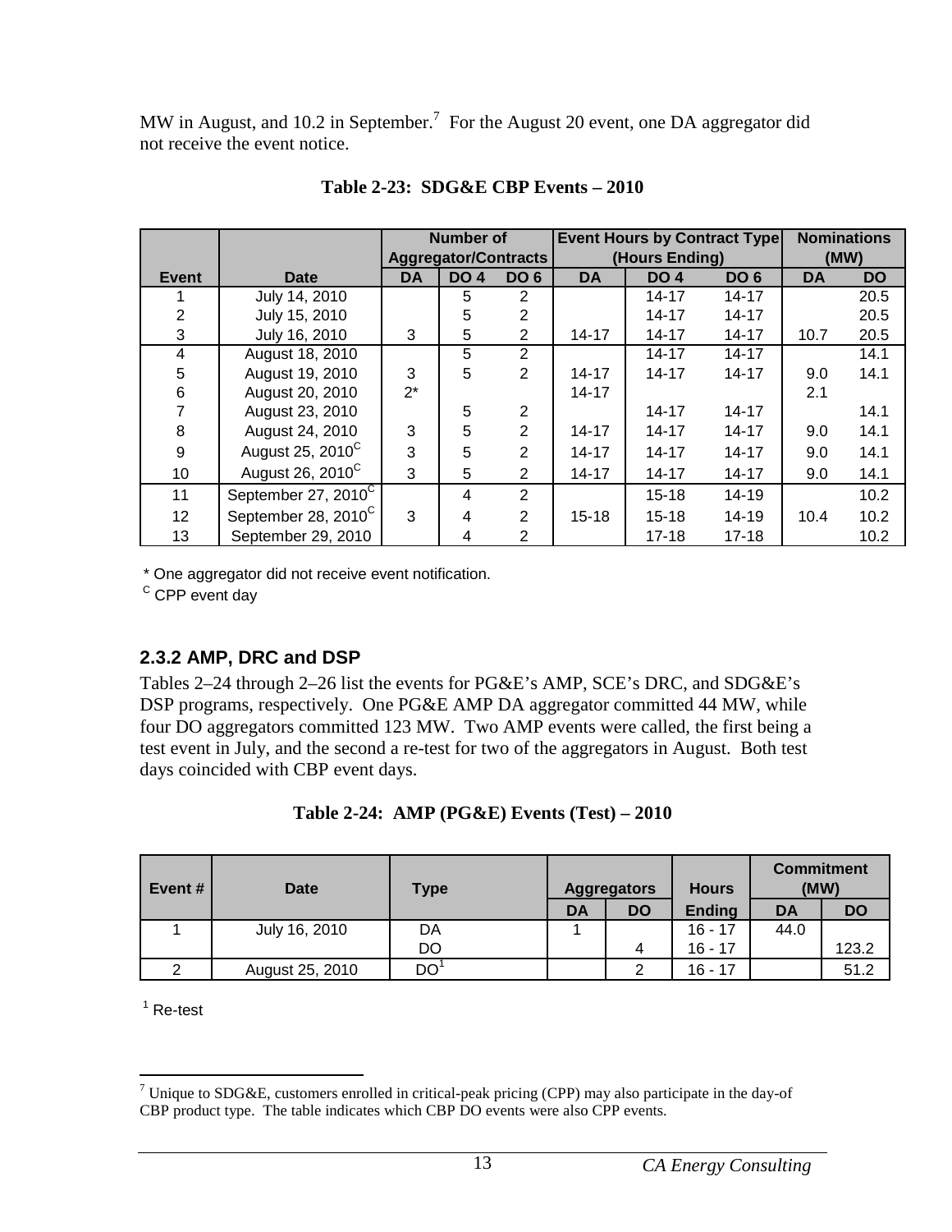MW in August, and 10.2 in September.[7] For the August 20 event, one DA aggregator did not receive the event notice.

**Table 2-23: SDG&E CBP Events – 2010**

| | | Number of Aggregator/Contracts | | | Event Hours by Contract Type (Hours Ending) | | | Nominations (MW) | |
|---|---|---|---|---|---|---|---|---|---|
| Event | Date | DA | DO 4 | DO 6 | DA | DO 4 | DO 6 | DA | DO |
| 1 | July 14, 2010 | | 5 | 2 | | 14-17 | 14-17 | | 20.5 |
| 2 | July 15, 2010 | | 5 | 2 | | 14-17 | 14-17 | | 20.5 |
| 3 | July 16, 2010 | 3 | 5 | 2 | 14-17 | 14-17 | 14-17 | 10.7 | 20.5 |
| 4 | August 18, 2010 | | 5 | 2 | | 14-17 | 14-17 | | 14.1 |
| 5 | August 19, 2010 | 3 | 5 | 2 | 14-17 | 14-17 | 14-17 | 9.0 | 14.1 |
| 6 | August 20, 2010 | 2* | | | 14-17 | | | 2.1 | |
| 7 | August 23, 2010 | | 5 | 2 | | 14-17 | 14-17 | | 14.1 |
| 8 | August 24, 2010 | 3 | 5 | 2 | 14-17 | 14-17 | 14-17 | 9.0 | 14.1 |
| 9 | August 25, 2010[C] | 3 | 5 | 2 | 14-17 | 14-17 | 14-17 | 9.0 | 14.1 |
| 10 | August 26, 2010[C] | 3 | 5 | 2 | 14-17 | 14-17 | 14-17 | 9.0 | 14.1 |
| 11 | September 27, 2010[C] | | 4 | 2 | | 15-18 | 14-19 | | 10.2 |
| 12 | September 28, 2010[C] | 3 | 4 | 2 | 15-18 | 15-18 | 14-19 | 10.4 | 10.2 |
| 13 | September 29, 2010 | | 4 | 2 | | 17-18 | 17-18 | | 10.2 |

\* One aggregator did not receive event notification.

[C] CPP event day

## 2.3.2 AMP, DRC and DSP

Tables 2–24 through 2–26 list the events for PG&E's AMP, SCE's DRC, and SDG&E's DSP programs, respectively. One PG&E AMP DA aggregator committed 44 MW, while four DO aggregators committed 123 MW. Two AMP events were called, the first being a test event in July, and the second a re-test for two of the aggregators in August. Both test days coincided with CBP event days.

**Table 2-24: AMP (PG&E) Events (Test) – 2010**

| Event # | Date | Type | Aggregators | | Hours | Commitment (MW) | |
|---|---|---|---|---|---|---|---|
| | | | DA | DO | Ending | DA | DO |
| 1 | July 16, 2010 | DA | 1 | | 16 - 17 | 44.0 | |
| | | DO | | 4 | 16 - 17 | | 123.2 |
| 2 | August 25, 2010 | DO[1] | | 2 | 16 - 17 | | 51.2 |

[1] Re-test

[7] Unique to SDG&E, customers enrolled in critical-peak pricing (CPP) may also participate in the day-of CBP product type. The table indicates which CBP DO events were also CPP events.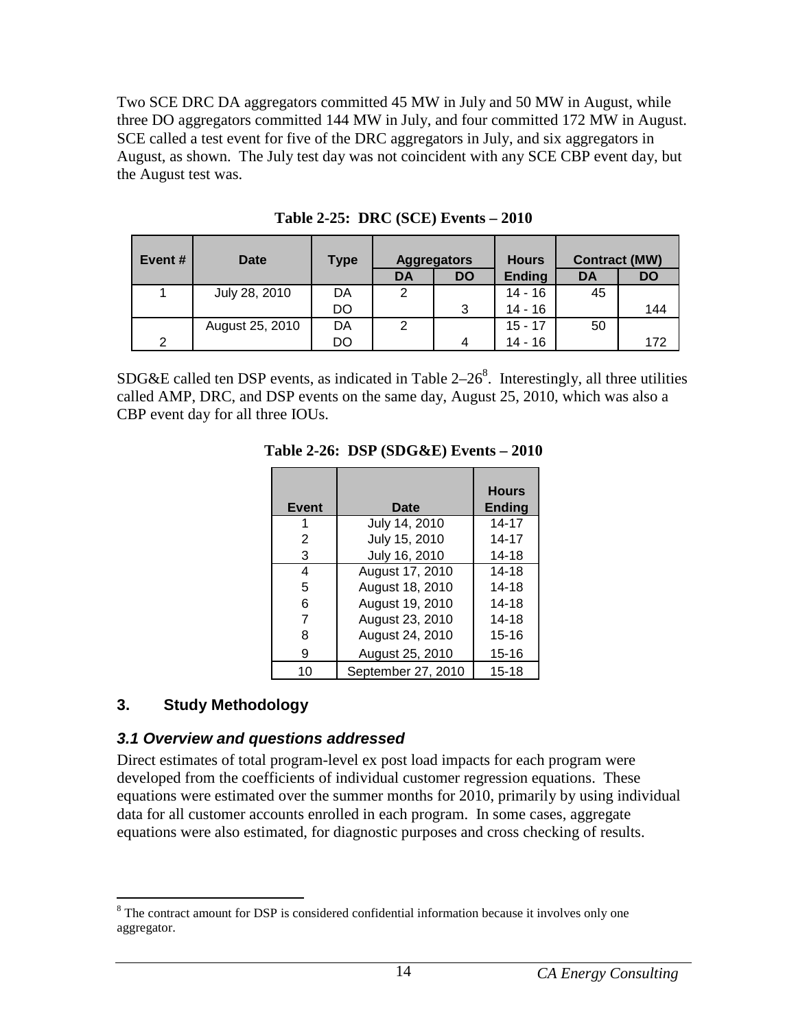Two SCE DRC DA aggregators committed 45 MW in July and 50 MW in August, while three DO aggregators committed 144 MW in July, and four committed 172 MW in August. SCE called a test event for five of the DRC aggregators in July, and six aggregators in August, as shown. The July test day was not coincident with any SCE CBP event day, but the August test was.

**Table 2-25: DRC (SCE) Events – 2010**

| Event # | Date | Type | Aggregators | | Hours | Contract (MW) | |
|---|---|---|---|---|---|---|---|
| | | | DA | DO | Ending | DA | DO |
| 1 | July 28, 2010 | DA | 2 | | 14 - 16 | 45 | |
| | | DO | | 3 | 14 - 16 | | 144 |
| | August 25, 2010 | DA | 2 | | 15 - 17 | 50 | |
| 2 | | DO | | 4 | 14 - 16 | | 172 |

SDG&E called ten DSP events, as indicated in Table 2–26[8]. Interestingly, all three utilities called AMP, DRC, and DSP events on the same day, August 25, 2010, which was also a CBP event day for all three IOUs.

**Table 2-26: DSP (SDG&E) Events – 2010**

| Event | Date | Hours Ending |
|---|---|---|
| 1 | July 14, 2010 | 14-17 |
| 2 | July 15, 2010 | 14-17 |
| 3 | July 16, 2010 | 14-18 |
| 4 | August 17, 2010 | 14-18 |
| 5 | August 18, 2010 | 14-18 |
| 6 | August 19, 2010 | 14-18 |
| 7 | August 23, 2010 | 14-18 |
| 8 | August 24, 2010 | 15-16 |
| 9 | August 25, 2010 | 15-16 |
| 10 | September 27, 2010 | 15-18 |

## 3. Study Methodology

### *3.1 Overview and questions addressed*

Direct estimates of total program-level ex post load impacts for each program were developed from the coefficients of individual customer regression equations. These equations were estimated over the summer months for 2010, primarily by using individual data for all customer accounts enrolled in each program. In some cases, aggregate equations were also estimated, for diagnostic purposes and cross checking of results.

[8] The contract amount for DSP is considered confidential information because it involves only one aggregator.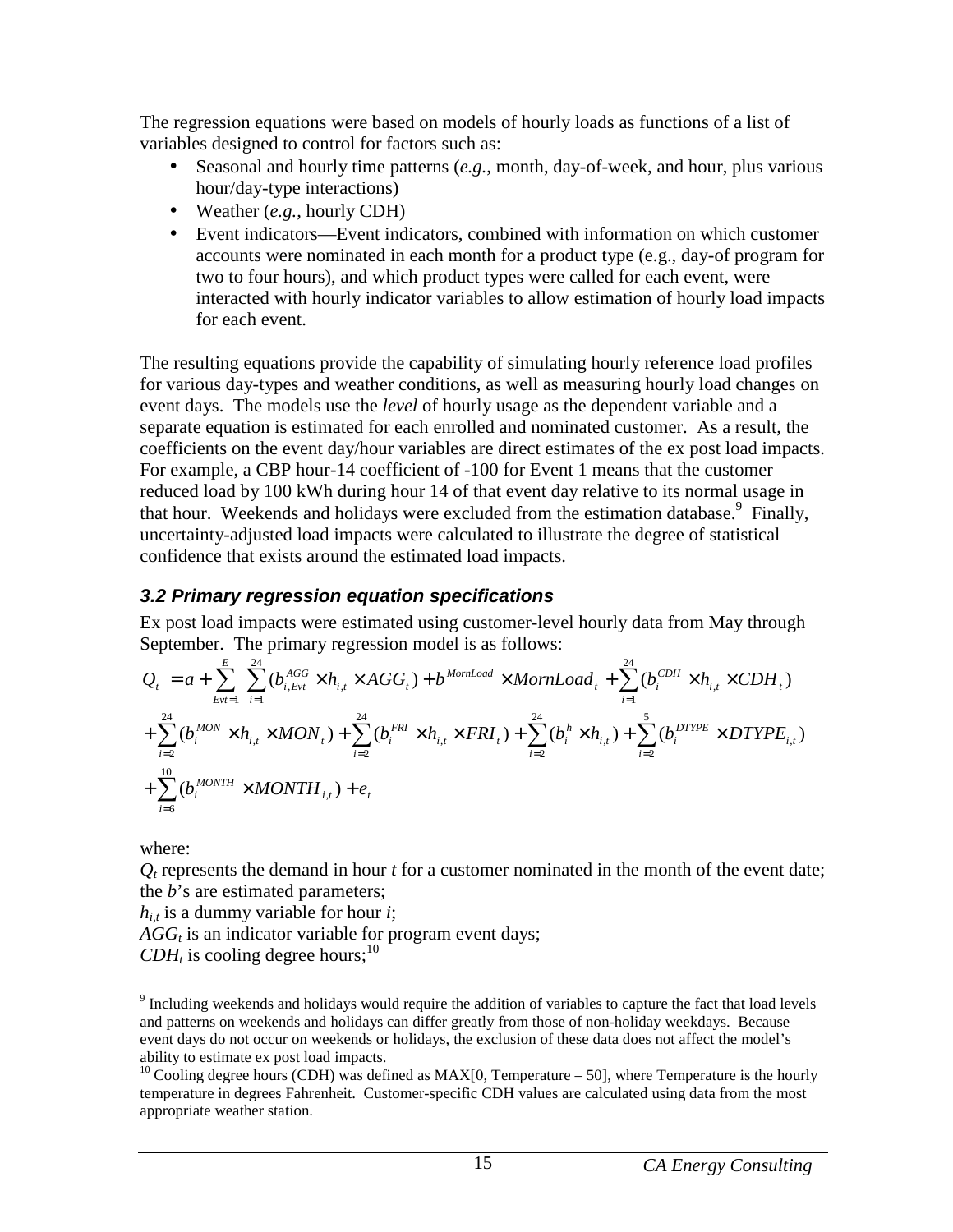The regression equations were based on models of hourly loads as functions of a list of variables designed to control for factors such as:

- Seasonal and hourly time patterns (*e.g.*, month, day-of-week, and hour, plus various hour/day-type interactions)
- Weather (*e.g.*, hourly CDH)
- Event indicators—Event indicators, combined with information on which customer accounts were nominated in each month for a product type (e.g., day-of program for two to four hours), and which product types were called for each event, were interacted with hourly indicator variables to allow estimation of hourly load impacts for each event.

The resulting equations provide the capability of simulating hourly reference load profiles for various day-types and weather conditions, as well as measuring hourly load changes on event days. The models use the *level* of hourly usage as the dependent variable and a separate equation is estimated for each enrolled and nominated customer. As a result, the coefficients on the event day/hour variables are direct estimates of the ex post load impacts. For example, a CBP hour-14 coefficient of -100 for Event 1 means that the customer reduced load by 100 kWh during hour 14 of that event day relative to its normal usage in that hour. Weekends and holidays were excluded from the estimation database.[9] Finally, uncertainty-adjusted load impacts were calculated to illustrate the degree of statistical confidence that exists around the estimated load impacts.

### 3.2 Primary regression equation specifications

Ex post load impacts were estimated using customer-level hourly data from May through September. The primary regression model is as follows:

$$
\begin{aligned}
Q_t = {} & a + \sum_{Evt=1}^{E} \sum_{i=1}^{24} (b_{i,Evt}^{AGG} \times h_{i,t} \times AGG_t) + b^{MornLoad} \times MornLoad_t + \sum_{i=1}^{24} (b_i^{CDH} \times h_{i,t} \times CDH_t) \\
& + \sum_{i=2}^{24} (b_i^{MON} \times h_{i,t} \times MON_t) + \sum_{i=2}^{24} (b_i^{FRI} \times h_{i,t} \times FRI_t) + \sum_{i=2}^{24} (b_i^{h} \times h_{i,t}) + \sum_{i=2}^{5} (b_i^{DTYPE} \times DTYPE_{i,t}) \\
& + \sum_{i=6}^{10} (b_i^{MONTH} \times MONTH_{i,t}) + e_t
\end{aligned}
$$

where:

$Q_t$ represents the demand in hour $t$ for a customer nominated in the month of the event date;

the $b$'s are estimated parameters;

$h_{i,t}$ is a dummy variable for hour $i$;

$AGG_t$ is an indicator variable for program event days;

$CDH_t$ is cooling degree hours;[10]

---

[9] Including weekends and holidays would require the addition of variables to capture the fact that load levels and patterns on weekends and holidays can differ greatly from those of non-holiday weekdays. Because event days do not occur on weekends or holidays, the exclusion of these data does not affect the model's ability to estimate ex post load impacts.

[10] Cooling degree hours (CDH) was defined as MAX[0, Temperature – 50], where Temperature is the hourly temperature in degrees Fahrenheit. Customer-specific CDH values are calculated using data from the most appropriate weather station.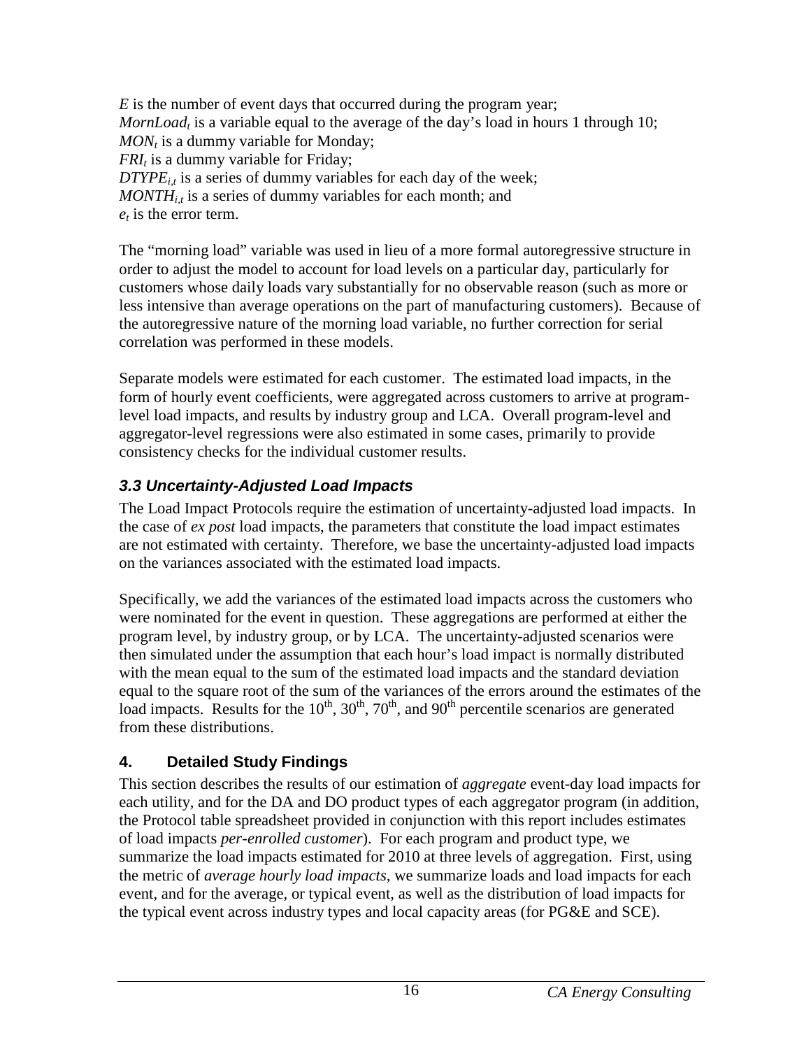*E* is the number of event days that occurred during the program year;
$MornLoad_t$ is a variable equal to the average of the day's load in hours 1 through 10;
$MON_t$ is a dummy variable for Monday;
$FRI_t$ is a dummy variable for Friday;
$DTYPE_{i,t}$ is a series of dummy variables for each day of the week;
$MONTH_{i,t}$ is a series of dummy variables for each month; and
$e_t$ is the error term.

The "morning load" variable was used in lieu of a more formal autoregressive structure in order to adjust the model to account for load levels on a particular day, particularly for customers whose daily loads vary substantially for no observable reason (such as more or less intensive than average operations on the part of manufacturing customers). Because of the autoregressive nature of the morning load variable, no further correction for serial correlation was performed in these models.

Separate models were estimated for each customer. The estimated load impacts, in the form of hourly event coefficients, were aggregated across customers to arrive at program-level load impacts, and results by industry group and LCA. Overall program-level and aggregator-level regressions were also estimated in some cases, primarily to provide consistency checks for the individual customer results.

### *3.3 Uncertainty-Adjusted Load Impacts*

The Load Impact Protocols require the estimation of uncertainty-adjusted load impacts. In the case of *ex post* load impacts, the parameters that constitute the load impact estimates are not estimated with certainty. Therefore, we base the uncertainty-adjusted load impacts on the variances associated with the estimated load impacts.

Specifically, we add the variances of the estimated load impacts across the customers who were nominated for the event in question. These aggregations are performed at either the program level, by industry group, or by LCA. The uncertainty-adjusted scenarios were then simulated under the assumption that each hour's load impact is normally distributed with the mean equal to the sum of the estimated load impacts and the standard deviation equal to the square root of the sum of the variances of the errors around the estimates of the load impacts. Results for the $10^{th}$, $30^{th}$, $70^{th}$, and $90^{th}$ percentile scenarios are generated from these distributions.

## 4. Detailed Study Findings

This section describes the results of our estimation of *aggregate* event-day load impacts for each utility, and for the DA and DO product types of each aggregator program (in addition, the Protocol table spreadsheet provided in conjunction with this report includes estimates of load impacts *per-enrolled customer*). For each program and product type, we summarize the load impacts estimated for 2010 at three levels of aggregation. First, using the metric of *average hourly load impacts*, we summarize loads and load impacts for each event, and for the average, or typical event, as well as the distribution of load impacts for the typical event across industry types and local capacity areas (for PG&E and SCE).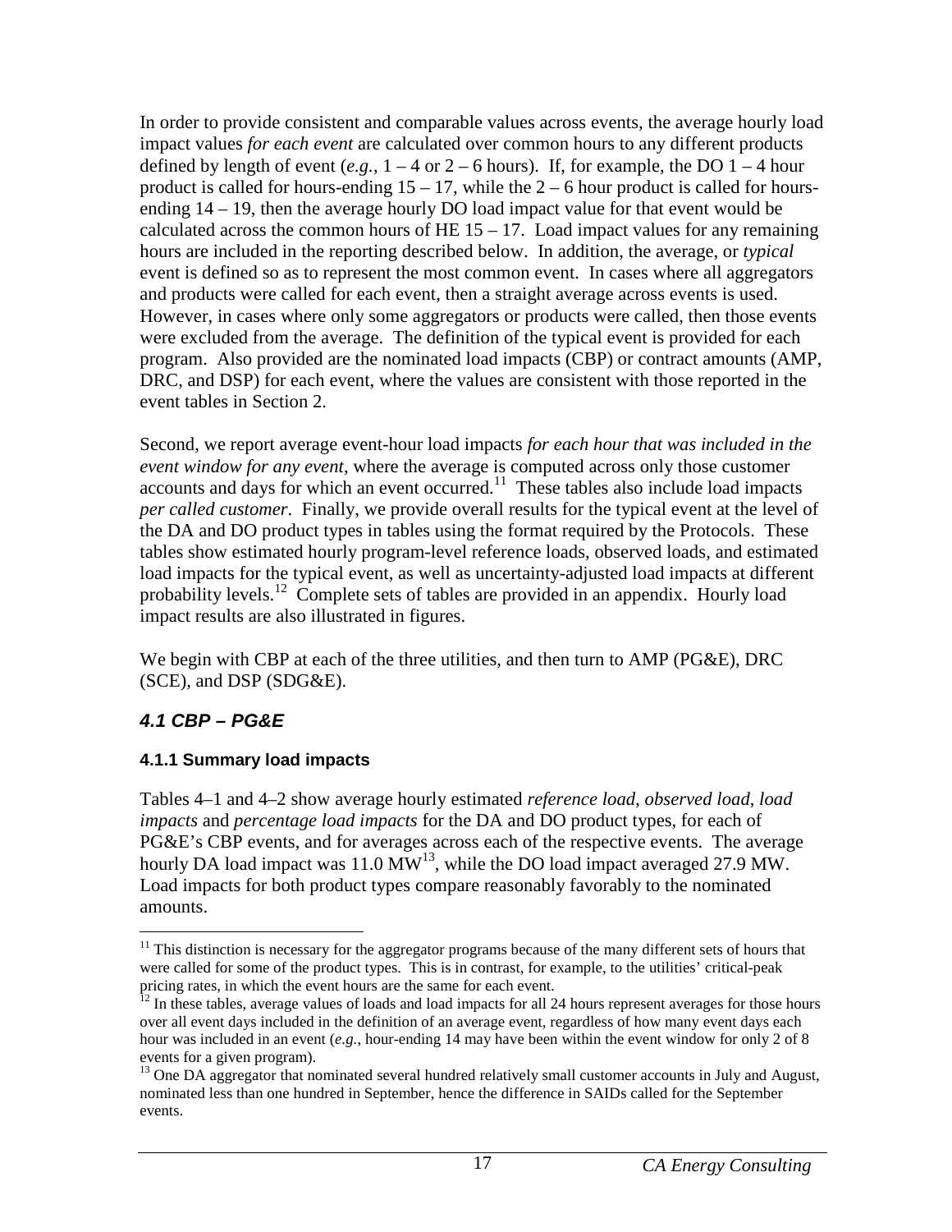In order to provide consistent and comparable values across events, the average hourly load impact values *for each event* are calculated over common hours to any different products defined by length of event (*e.g.*, 1 – 4 or 2 – 6 hours). If, for example, the DO 1 – 4 hour product is called for hours-ending 15 – 17, while the 2 – 6 hour product is called for hours-ending 14 – 19, then the average hourly DO load impact value for that event would be calculated across the common hours of HE 15 – 17. Load impact values for any remaining hours are included in the reporting described below. In addition, the average, or *typical* event is defined so as to represent the most common event. In cases where all aggregators and products were called for each event, then a straight average across events is used. However, in cases where only some aggregators or products were called, then those events were excluded from the average. The definition of the typical event is provided for each program. Also provided are the nominated load impacts (CBP) or contract amounts (AMP, DRC, and DSP) for each event, where the values are consistent with those reported in the event tables in Section 2.

Second, we report average event-hour load impacts *for each hour that was included in the event window for any event*, where the average is computed across only those customer accounts and days for which an event occurred.[11] These tables also include load impacts *per called customer*. Finally, we provide overall results for the typical event at the level of the DA and DO product types in tables using the format required by the Protocols. These tables show estimated hourly program-level reference loads, observed loads, and estimated load impacts for the typical event, as well as uncertainty-adjusted load impacts at different probability levels.[12] Complete sets of tables are provided in an appendix. Hourly load impact results are also illustrated in figures.

We begin with CBP at each of the three utilities, and then turn to AMP (PG&E), DRC (SCE), and DSP (SDG&E).

## *4.1 CBP – PG&E*

### 4.1.1 Summary load impacts

Tables 4–1 and 4–2 show average hourly estimated *reference load*, *observed load*, *load impacts* and *percentage load impacts* for the DA and DO product types, for each of PG&E's CBP events, and for averages across each of the respective events. The average hourly DA load impact was 11.0 MW[13], while the DO load impact averaged 27.9 MW. Load impacts for both product types compare reasonably favorably to the nominated amounts.

---

[11] This distinction is necessary for the aggregator programs because of the many different sets of hours that were called for some of the product types. This is in contrast, for example, to the utilities' critical-peak pricing rates, in which the event hours are the same for each event.

[12] In these tables, average values of loads and load impacts for all 24 hours represent averages for those hours over all event days included in the definition of an average event, regardless of how many event days each hour was included in an event (*e.g.*, hour-ending 14 may have been within the event window for only 2 of 8 events for a given program).

[13] One DA aggregator that nominated several hundred relatively small customer accounts in July and August, nominated less than one hundred in September, hence the difference in SAIDs called for the September events.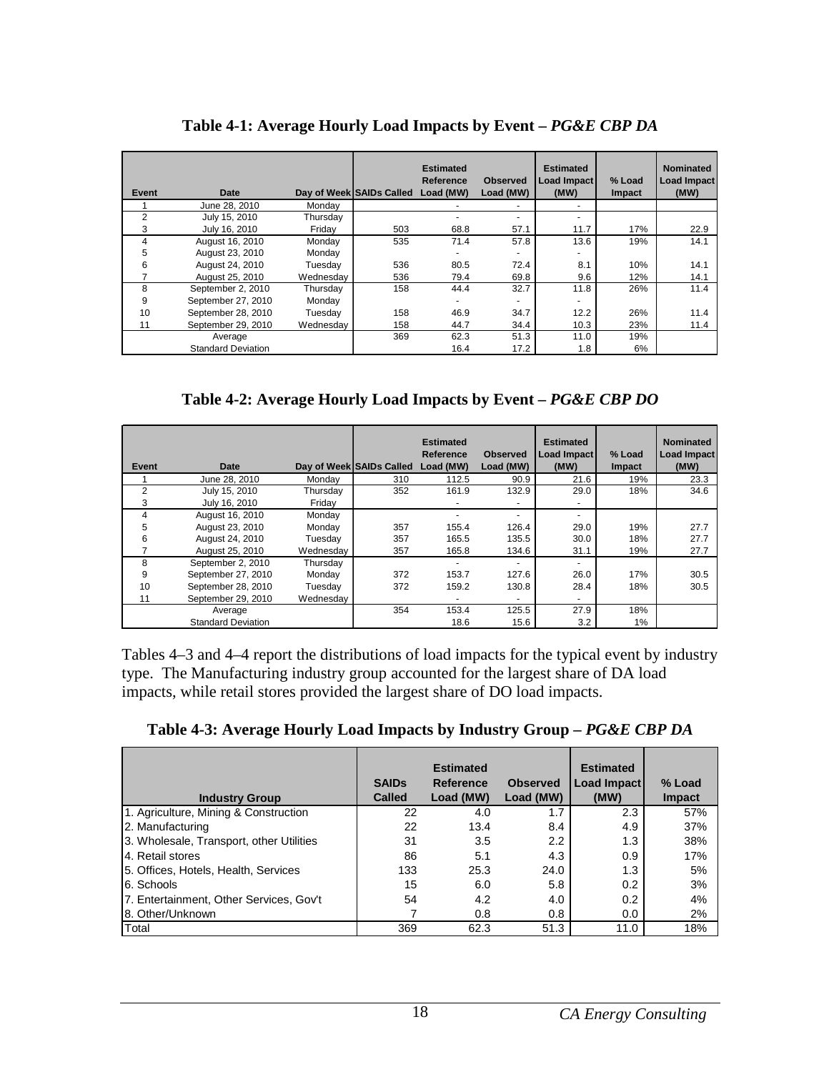**Table 4-1: Average Hourly Load Impacts by Event – *PG&E CBP DA***

| Event | Date | Day of Week | SAIDs Called | Estimated Reference Load (MW) | Observed Load (MW) | Estimated Load Impact (MW) | % Load Impact | Nominated Load Impact (MW) |
|---|---|---|---|---|---|---|---|---|
| 1 | June 28, 2010 | Monday | | - | - | - | | |
| 2 | July 15, 2010 | Thursday | | - | - | - | | |
| 3 | July 16, 2010 | Friday | 503 | 68.8 | 57.1 | 11.7 | 17% | 22.9 |
| 4 | August 16, 2010 | Monday | 535 | 71.4 | 57.8 | 13.6 | 19% | 14.1 |
| 5 | August 23, 2010 | Monday | | - | - | - | | |
| 6 | August 24, 2010 | Tuesday | 536 | 80.5 | 72.4 | 8.1 | 10% | 14.1 |
| 7 | August 25, 2010 | Wednesday | 536 | 79.4 | 69.8 | 9.6 | 12% | 14.1 |
| 8 | September 2, 2010 | Thursday | 158 | 44.4 | 32.7 | 11.8 | 26% | 11.4 |
| 9 | September 27, 2010 | Monday | | - | - | - | | |
| 10 | September 28, 2010 | Tuesday | 158 | 46.9 | 34.7 | 12.2 | 26% | 11.4 |
| 11 | September 29, 2010 | Wednesday | 158 | 44.7 | 34.4 | 10.3 | 23% | 11.4 |
| | Average | | 369 | 62.3 | 51.3 | 11.0 | 19% | |
| | Standard Deviation | | | 16.4 | 17.2 | 1.8 | 6% | |

**Table 4-2: Average Hourly Load Impacts by Event – *PG&E CBP DO***

| Event | Date | Day of Week | SAIDs Called | Estimated Reference Load (MW) | Observed Load (MW) | Estimated Load Impact (MW) | % Load Impact | Nominated Load Impact (MW) |
|---|---|---|---|---|---|---|---|---|
| 1 | June 28, 2010 | Monday | 310 | 112.5 | 90.9 | 21.6 | 19% | 23.3 |
| 2 | July 15, 2010 | Thursday | 352 | 161.9 | 132.9 | 29.0 | 18% | 34.6 |
| 3 | July 16, 2010 | Friday | | - | - | - | | |
| 4 | August 16, 2010 | Monday | | - | - | - | | |
| 5 | August 23, 2010 | Monday | 357 | 155.4 | 126.4 | 29.0 | 19% | 27.7 |
| 6 | August 24, 2010 | Tuesday | 357 | 165.5 | 135.5 | 30.0 | 18% | 27.7 |
| 7 | August 25, 2010 | Wednesday | 357 | 165.8 | 134.6 | 31.1 | 19% | 27.7 |
| 8 | September 2, 2010 | Thursday | | - | - | - | | |
| 9 | September 27, 2010 | Monday | 372 | 153.7 | 127.6 | 26.0 | 17% | 30.5 |
| 10 | September 28, 2010 | Tuesday | 372 | 159.2 | 130.8 | 28.4 | 18% | 30.5 |
| 11 | September 29, 2010 | Wednesday | | - | - | - | | |
| | Average | | 354 | 153.4 | 125.5 | 27.9 | 18% | |
| | Standard Deviation | | | 18.6 | 15.6 | 3.2 | 1% | |

Tables 4–3 and 4–4 report the distributions of load impacts for the typical event by industry type. The Manufacturing industry group accounted for the largest share of DA load impacts, while retail stores provided the largest share of DO load impacts.

**Table 4-3: Average Hourly Load Impacts by Industry Group – *PG&E CBP DA***

| Industry Group | SAIDs Called | Estimated Reference Load (MW) | Observed Load (MW) | Estimated Load Impact (MW) | % Load Impact |
|---|---|---|---|---|---|
| 1. Agriculture, Mining & Construction | 22 | 4.0 | 1.7 | 2.3 | 57% |
| 2. Manufacturing | 22 | 13.4 | 8.4 | 4.9 | 37% |
| 3. Wholesale, Transport, other Utilities | 31 | 3.5 | 2.2 | 1.3 | 38% |
| 4. Retail stores | 86 | 5.1 | 4.3 | 0.9 | 17% |
| 5. Offices, Hotels, Health, Services | 133 | 25.3 | 24.0 | 1.3 | 5% |
| 6. Schools | 15 | 6.0 | 5.8 | 0.2 | 3% |
| 7. Entertainment, Other Services, Gov't | 54 | 4.2 | 4.0 | 0.2 | 4% |
| 8. Other/Unknown | 7 | 0.8 | 0.8 | 0.0 | 2% |
| Total | 369 | 62.3 | 51.3 | 11.0 | 18% |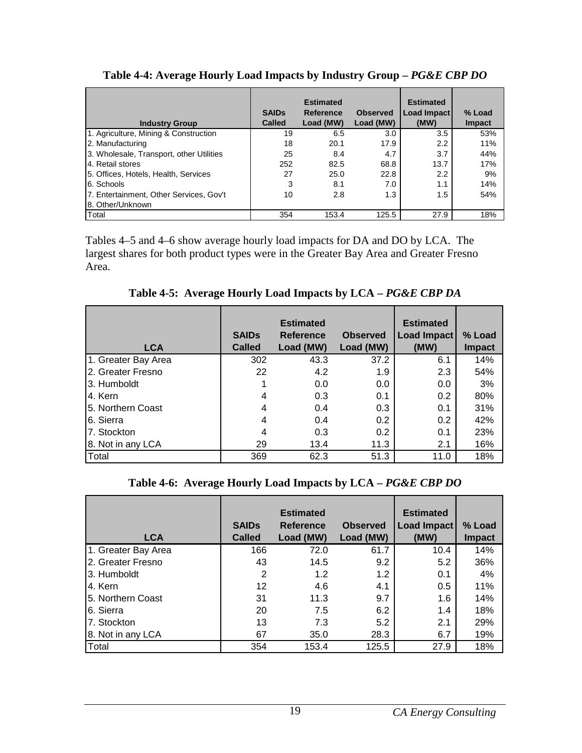**Table 4-4: Average Hourly Load Impacts by Industry Group – *PG&E CBP DO***

| Industry Group | SAIDs Called | Estimated Reference Load (MW) | Observed Load (MW) | Estimated Load Impact (MW) | % Load Impact |
|---|---|---|---|---|---|
| 1. Agriculture, Mining & Construction | 19 | 6.5 | 3.0 | 3.5 | 53% |
| 2. Manufacturing | 18 | 20.1 | 17.9 | 2.2 | 11% |
| 3. Wholesale, Transport, other Utilities | 25 | 8.4 | 4.7 | 3.7 | 44% |
| 4. Retail stores | 252 | 82.5 | 68.8 | 13.7 | 17% |
| 5. Offices, Hotels, Health, Services | 27 | 25.0 | 22.8 | 2.2 | 9% |
| 6. Schools | 3 | 8.1 | 7.0 | 1.1 | 14% |
| 7. Entertainment, Other Services, Gov't | 10 | 2.8 | 1.3 | 1.5 | 54% |
| 8. Other/Unknown | | | | | |
| Total | 354 | 153.4 | 125.5 | 27.9 | 18% |

Tables 4–5 and 4–6 show average hourly load impacts for DA and DO by LCA. The largest shares for both product types were in the Greater Bay Area and Greater Fresno Area.

**Table 4-5: Average Hourly Load Impacts by LCA – *PG&E CBP DA***

| LCA | SAIDs Called | Estimated Reference Load (MW) | Observed Load (MW) | Estimated Load Impact (MW) | % Load Impact |
|---|---|---|---|---|---|
| 1. Greater Bay Area | 302 | 43.3 | 37.2 | 6.1 | 14% |
| 2. Greater Fresno | 22 | 4.2 | 1.9 | 2.3 | 54% |
| 3. Humboldt | 1 | 0.0 | 0.0 | 0.0 | 3% |
| 4. Kern | 4 | 0.3 | 0.1 | 0.2 | 80% |
| 5. Northern Coast | 4 | 0.4 | 0.3 | 0.1 | 31% |
| 6. Sierra | 4 | 0.4 | 0.2 | 0.2 | 42% |
| 7. Stockton | 4 | 0.3 | 0.2 | 0.1 | 23% |
| 8. Not in any LCA | 29 | 13.4 | 11.3 | 2.1 | 16% |
| Total | 369 | 62.3 | 51.3 | 11.0 | 18% |

**Table 4-6: Average Hourly Load Impacts by LCA – *PG&E CBP DO***

| LCA | SAIDs Called | Estimated Reference Load (MW) | Observed Load (MW) | Estimated Load Impact (MW) | % Load Impact |
|---|---|---|---|---|---|
| 1. Greater Bay Area | 166 | 72.0 | 61.7 | 10.4 | 14% |
| 2. Greater Fresno | 43 | 14.5 | 9.2 | 5.2 | 36% |
| 3. Humboldt | 2 | 1.2 | 1.2 | 0.1 | 4% |
| 4. Kern | 12 | 4.6 | 4.1 | 0.5 | 11% |
| 5. Northern Coast | 31 | 11.3 | 9.7 | 1.6 | 14% |
| 6. Sierra | 20 | 7.5 | 6.2 | 1.4 | 18% |
| 7. Stockton | 13 | 7.3 | 5.2 | 2.1 | 29% |
| 8. Not in any LCA | 67 | 35.0 | 28.3 | 6.7 | 19% |
| Total | 354 | 153.4 | 125.5 | 27.9 | 18% |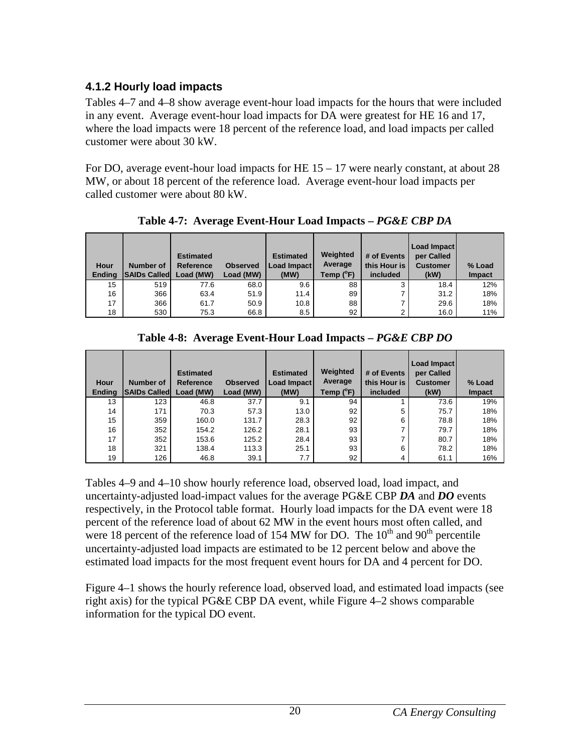### 4.1.2 Hourly load impacts

Tables 4–7 and 4–8 show average event-hour load impacts for the hours that were included in any event. Average event-hour load impacts for DA were greatest for HE 16 and 17, where the load impacts were 18 percent of the reference load, and load impacts per called customer were about 30 kW.

For DO, average event-hour load impacts for HE 15 – 17 were nearly constant, at about 28 MW, or about 18 percent of the reference load. Average event-hour load impacts per called customer were about 80 kW.

**Table 4-7: Average Event-Hour Load Impacts – *PG&E CBP DA***

| Hour Ending | Number of SAIDs Called | Estimated Reference Load (MW) | Observed Load (MW) | Estimated Load Impact (MW) | Weighted Average Temp (°F) | # of Events this Hour is included | Load Impact per Called Customer (kW) | % Load Impact |
|---|---|---|---|---|---|---|---|---|
| 15 | 519 | 77.6 | 68.0 | 9.6 | 88 | 3 | 18.4 | 12% |
| 16 | 366 | 63.4 | 51.9 | 11.4 | 89 | 7 | 31.2 | 18% |
| 17 | 366 | 61.7 | 50.9 | 10.8 | 88 | 7 | 29.6 | 18% |
| 18 | 530 | 75.3 | 66.8 | 8.5 | 92 | 2 | 16.0 | 11% |

**Table 4-8: Average Event-Hour Load Impacts – *PG&E CBP DO***

| Hour Ending | Number of SAIDs Called | Estimated Reference Load (MW) | Observed Load (MW) | Estimated Load Impact (MW) | Weighted Average Temp (°F) | # of Events this Hour is included | Load Impact per Called Customer (kW) | % Load Impact |
|---|---|---|---|---|---|---|---|---|
| 13 | 123 | 46.8 | 37.7 | 9.1 | 94 | 1 | 73.6 | 19% |
| 14 | 171 | 70.3 | 57.3 | 13.0 | 92 | 5 | 75.7 | 18% |
| 15 | 359 | 160.0 | 131.7 | 28.3 | 92 | 6 | 78.8 | 18% |
| 16 | 352 | 154.2 | 126.2 | 28.1 | 93 | 7 | 79.7 | 18% |
| 17 | 352 | 153.6 | 125.2 | 28.4 | 93 | 7 | 80.7 | 18% |
| 18 | 321 | 138.4 | 113.3 | 25.1 | 93 | 6 | 78.2 | 18% |
| 19 | 126 | 46.8 | 39.1 | 7.7 | 92 | 4 | 61.1 | 16% |

Tables 4–9 and 4–10 show hourly reference load, observed load, load impact, and uncertainty-adjusted load-impact values for the average PG&E CBP ***DA*** and ***DO*** events respectively, in the Protocol table format. Hourly load impacts for the DA event were 18 percent of the reference load of about 62 MW in the event hours most often called, and were 18 percent of the reference load of 154 MW for DO. The 10th and 90th percentile uncertainty-adjusted load impacts are estimated to be 12 percent below and above the estimated load impacts for the most frequent event hours for DA and 4 percent for DO.

Figure 4–1 shows the hourly reference load, observed load, and estimated load impacts (see right axis) for the typical PG&E CBP DA event, while Figure 4–2 shows comparable information for the typical DO event.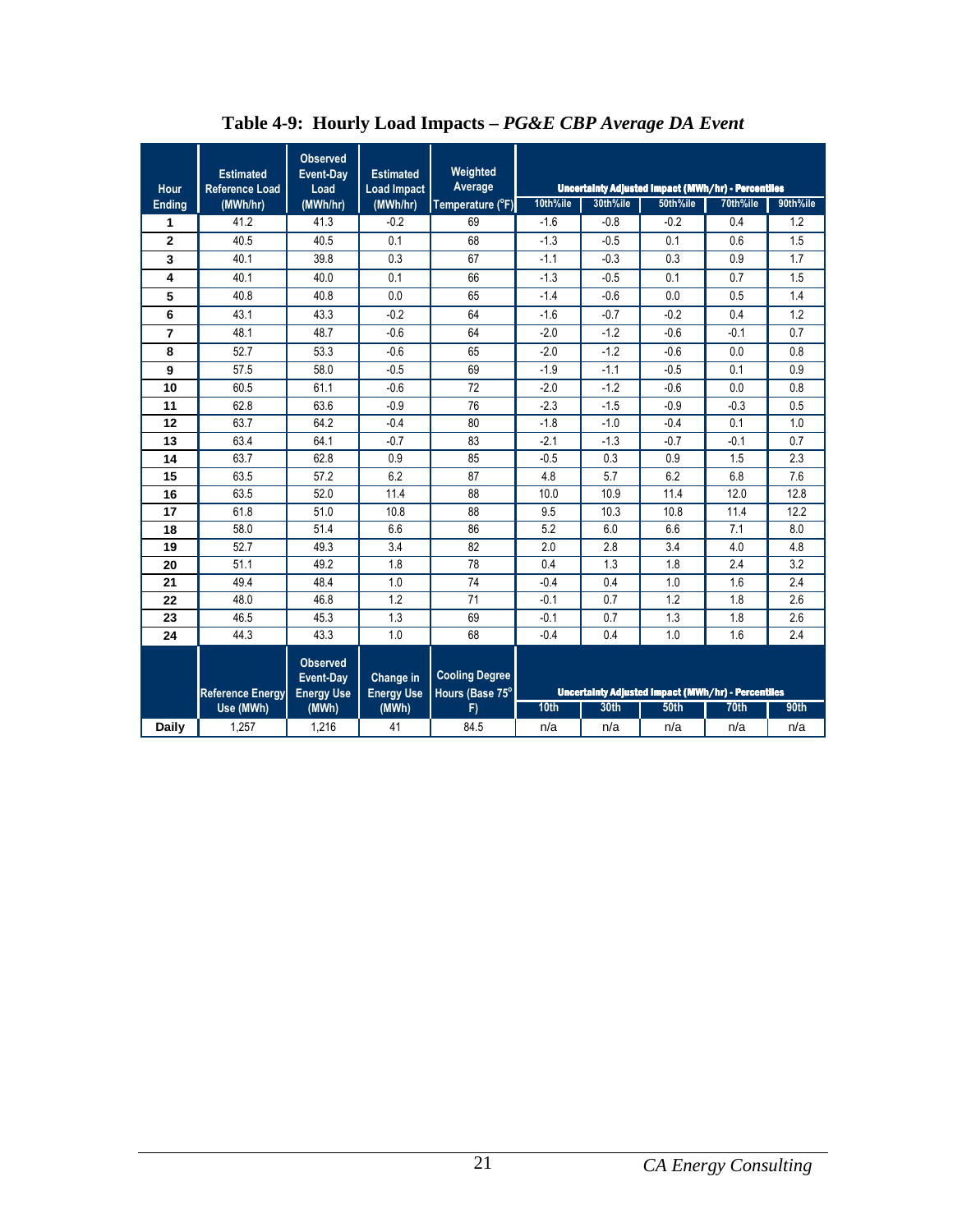**Table 4-9: Hourly Load Impacts –** ***PG&E CBP Average DA Event***

| Hour Ending | Estimated Reference Load (MWh/hr) | Observed Event-Day Load (MWh/hr) | Estimated Load Impact (MWh/hr) | Weighted Average Temperature (°F) | Uncertainty Adjusted Impact (MWh/hr) - Percentiles | | | | |
|---|---|---|---|---|---|---|---|---|---|
| | | | | | 10th%ile | 30th%ile | 50th%ile | 70th%ile | 90th%ile |
| 1 | 41.2 | 41.3 | -0.2 | 69 | -1.6 | -0.8 | -0.2 | 0.4 | 1.2 |
| 2 | 40.5 | 40.5 | 0.1 | 68 | -1.3 | -0.5 | 0.1 | 0.6 | 1.5 |
| 3 | 40.1 | 39.8 | 0.3 | 67 | -1.1 | -0.3 | 0.3 | 0.9 | 1.7 |
| 4 | 40.1 | 40.0 | 0.1 | 66 | -1.3 | -0.5 | 0.1 | 0.7 | 1.5 |
| 5 | 40.8 | 40.8 | 0.0 | 65 | -1.4 | -0.6 | 0.0 | 0.5 | 1.4 |
| 6 | 43.1 | 43.3 | -0.2 | 64 | -1.6 | -0.7 | -0.2 | 0.4 | 1.2 |
| 7 | 48.1 | 48.7 | -0.6 | 64 | -2.0 | -1.2 | -0.6 | -0.1 | 0.7 |
| 8 | 52.7 | 53.3 | -0.6 | 65 | -2.0 | -1.2 | -0.6 | 0.0 | 0.8 |
| 9 | 57.5 | 58.0 | -0.5 | 69 | -1.9 | -1.1 | -0.5 | 0.1 | 0.9 |
| 10 | 60.5 | 61.1 | -0.6 | 72 | -2.0 | -1.2 | -0.6 | 0.0 | 0.8 |
| 11 | 62.8 | 63.6 | -0.9 | 76 | -2.3 | -1.5 | -0.9 | -0.3 | 0.5 |
| 12 | 63.7 | 64.2 | -0.4 | 80 | -1.8 | -1.0 | -0.4 | 0.1 | 1.0 |
| 13 | 63.4 | 64.1 | -0.7 | 83 | -2.1 | -1.3 | -0.7 | -0.1 | 0.7 |
| 14 | 63.7 | 62.8 | 0.9 | 85 | -0.5 | 0.3 | 0.9 | 1.5 | 2.3 |
| 15 | 63.5 | 57.2 | 6.2 | 87 | 4.8 | 5.7 | 6.2 | 6.8 | 7.6 |
| 16 | 63.5 | 52.0 | 11.4 | 88 | 10.0 | 10.9 | 11.4 | 12.0 | 12.8 |
| 17 | 61.8 | 51.0 | 10.8 | 88 | 9.5 | 10.3 | 10.8 | 11.4 | 12.2 |
| 18 | 58.0 | 51.4 | 6.6 | 86 | 5.2 | 6.0 | 6.6 | 7.1 | 8.0 |
| 19 | 52.7 | 49.3 | 3.4 | 82 | 2.0 | 2.8 | 3.4 | 4.0 | 4.8 |
| 20 | 51.1 | 49.2 | 1.8 | 78 | 0.4 | 1.3 | 1.8 | 2.4 | 3.2 |
| 21 | 49.4 | 48.4 | 1.0 | 74 | -0.4 | 0.4 | 1.0 | 1.6 | 2.4 |
| 22 | 48.0 | 46.8 | 1.2 | 71 | -0.1 | 0.7 | 1.2 | 1.8 | 2.6 |
| 23 | 46.5 | 45.3 | 1.3 | 69 | -0.1 | 0.7 | 1.3 | 1.8 | 2.6 |
| 24 | 44.3 | 43.3 | 1.0 | 68 | -0.4 | 0.4 | 1.0 | 1.6 | 2.4 |
| | Reference Energy Use (MWh) | Observed Event-Day Energy Use (MWh) | Change in Energy Use (MWh) | Cooling Degree Hours (Base 75° F) | Uncertainty Adjusted Impact (MWh/hr) - Percentiles | | | | |
| | | | | | 10th | 30th | 50th | 70th | 90th |
| Daily | 1,257 | 1,216 | 41 | 84.5 | n/a | n/a | n/a | n/a | n/a |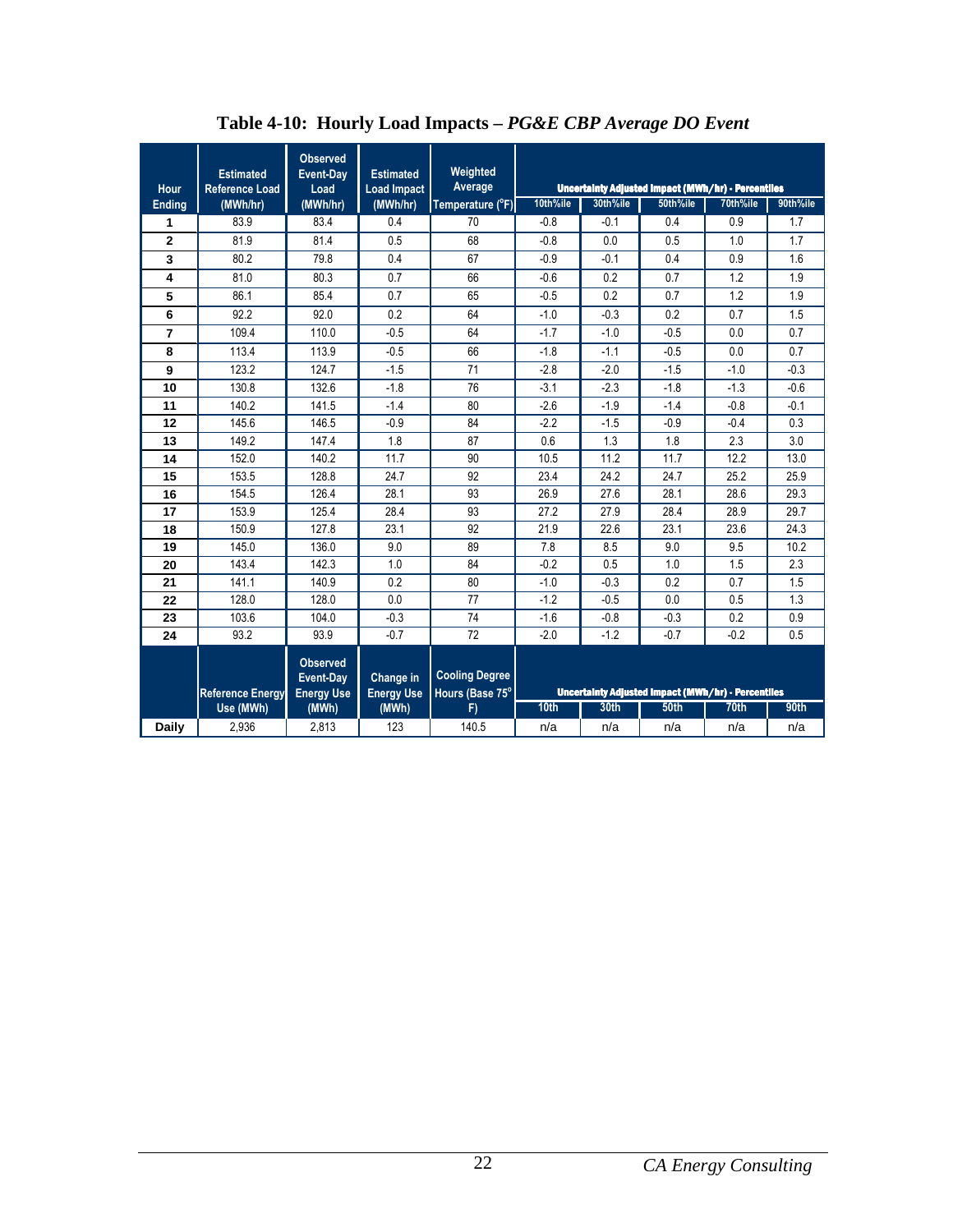**Table 4-10: Hourly Load Impacts – *PG&E CBP Average DO Event***

| Hour Ending | Estimated Reference Load (MWh/hr) | Observed Event-Day Load (MWh/hr) | Estimated Load Impact (MWh/hr) | Weighted Average Temperature (°F) | Uncertainty Adjusted Impact (MWh/hr) - Percentiles | | | | |
|---|---|---|---|---|---|---|---|---|---|
| | | | | | 10th%ile | 30th%ile | 50th%ile | 70th%ile | 90th%ile |
| 1 | 83.9 | 83.4 | 0.4 | 70 | -0.8 | -0.1 | 0.4 | 0.9 | 1.7 |
| 2 | 81.9 | 81.4 | 0.5 | 68 | -0.8 | 0.0 | 0.5 | 1.0 | 1.7 |
| 3 | 80.2 | 79.8 | 0.4 | 67 | -0.9 | -0.1 | 0.4 | 0.9 | 1.6 |
| 4 | 81.0 | 80.3 | 0.7 | 66 | -0.6 | 0.2 | 0.7 | 1.2 | 1.9 |
| 5 | 86.1 | 85.4 | 0.7 | 65 | -0.5 | 0.2 | 0.7 | 1.2 | 1.9 |
| 6 | 92.2 | 92.0 | 0.2 | 64 | -1.0 | -0.3 | 0.2 | 0.7 | 1.5 |
| 7 | 109.4 | 110.0 | -0.5 | 64 | -1.7 | -1.0 | -0.5 | 0.0 | 0.7 |
| 8 | 113.4 | 113.9 | -0.5 | 66 | -1.8 | -1.1 | -0.5 | 0.0 | 0.7 |
| 9 | 123.2 | 124.7 | -1.5 | 71 | -2.8 | -2.0 | -1.5 | -1.0 | -0.3 |
| 10 | 130.8 | 132.6 | -1.8 | 76 | -3.1 | -2.3 | -1.8 | -1.3 | -0.6 |
| 11 | 140.2 | 141.5 | -1.4 | 80 | -2.6 | -1.9 | -1.4 | -0.8 | -0.1 |
| 12 | 145.6 | 146.5 | -0.9 | 84 | -2.2 | -1.5 | -0.9 | -0.4 | 0.3 |
| 13 | 149.2 | 147.4 | 1.8 | 87 | 0.6 | 1.3 | 1.8 | 2.3 | 3.0 |
| 14 | 152.0 | 140.2 | 11.7 | 90 | 10.5 | 11.2 | 11.7 | 12.2 | 13.0 |
| 15 | 153.5 | 128.8 | 24.7 | 92 | 23.4 | 24.2 | 24.7 | 25.2 | 25.9 |
| 16 | 154.5 | 126.4 | 28.1 | 93 | 26.9 | 27.6 | 28.1 | 28.6 | 29.3 |
| 17 | 153.9 | 125.4 | 28.4 | 93 | 27.2 | 27.9 | 28.4 | 28.9 | 29.7 |
| 18 | 150.9 | 127.8 | 23.1 | 92 | 21.9 | 22.6 | 23.1 | 23.6 | 24.3 |
| 19 | 145.0 | 136.0 | 9.0 | 89 | 7.8 | 8.5 | 9.0 | 9.5 | 10.2 |
| 20 | 143.4 | 142.3 | 1.0 | 84 | -0.2 | 0.5 | 1.0 | 1.5 | 2.3 |
| 21 | 141.1 | 140.9 | 0.2 | 80 | -1.0 | -0.3 | 0.2 | 0.7 | 1.5 |
| 22 | 128.0 | 128.0 | 0.0 | 77 | -1.2 | -0.5 | 0.0 | 0.5 | 1.3 |
| 23 | 103.6 | 104.0 | -0.3 | 74 | -1.6 | -0.8 | -0.3 | 0.2 | 0.9 |
| 24 | 93.2 | 93.9 | -0.7 | 72 | -2.0 | -1.2 | -0.7 | -0.2 | 0.5 |
| | Reference Energy Use (MWh) | Observed Event-Day Energy Use (MWh) | Change in Energy Use (MWh) | Cooling Degree Hours (Base 75° F) | Uncertainty Adjusted Impact (MWh/hr) - Percentiles | | | | |
| | | | | | 10th | 30th | 50th | 70th | 90th |
| Daily | 2,936 | 2,813 | 123 | 140.5 | n/a | n/a | n/a | n/a | n/a |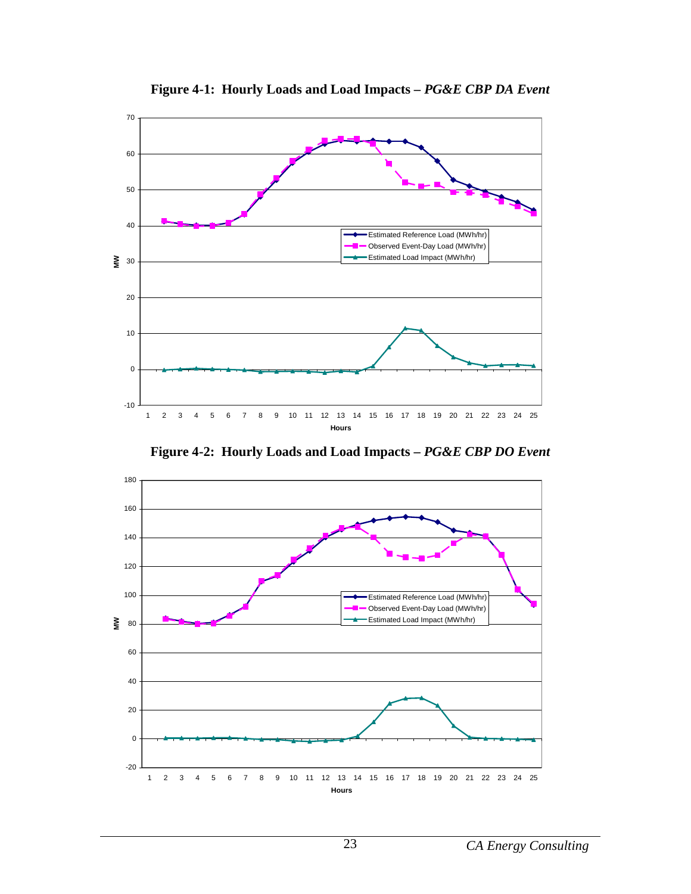**Figure 4-1: Hourly Loads and Load Impacts – *PG&E CBP DA Event***

**Figure 4-2: Hourly Loads and Load Impacts – *PG&E CBP DO Event***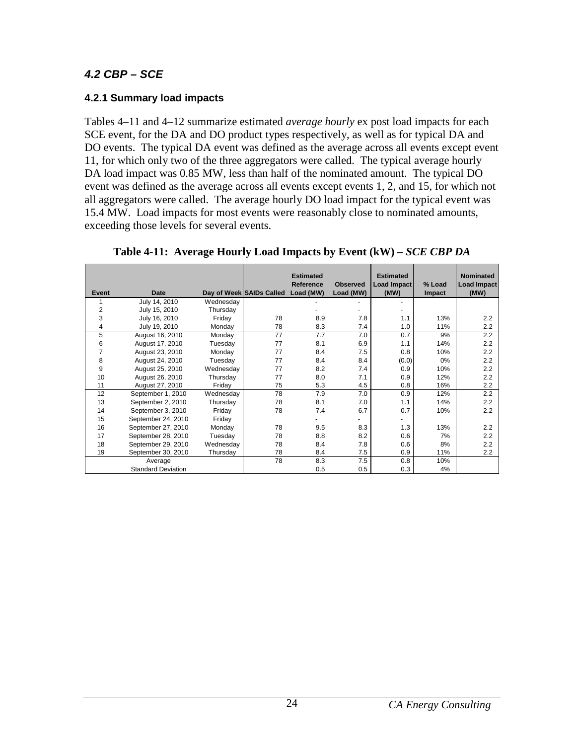### *4.2 CBP – SCE*

#### 4.2.1 Summary load impacts

Tables 4–11 and 4–12 summarize estimated *average hourly* ex post load impacts for each SCE event, for the DA and DO product types respectively, as well as for typical DA and DO events. The typical DA event was defined as the average across all events except event 11, for which only two of the three aggregators were called. The typical average hourly DA load impact was 0.85 MW, less than half of the nominated amount. The typical DO event was defined as the average across all events except events 1, 2, and 15, for which not all aggregators were called. The average hourly DO load impact for the typical event was 15.4 MW. Load impacts for most events were reasonably close to nominated amounts, exceeding those levels for several events.

**Table 4-11: Average Hourly Load Impacts by Event (kW) – *SCE CBP DA***

| Event | Date | Day of Week | SAIDs Called | Estimated Reference Load (MW) | Observed Load (MW) | Estimated Load Impact (MW) | % Load Impact | Nominated Load Impact (MW) |
|---|---|---|---|---|---|---|---|---|
| 1 | July 14, 2010 | Wednesday | | - | - | - | | |
| 2 | July 15, 2010 | Thursday | | - | - | - | | |
| 3 | July 16, 2010 | Friday | 78 | 8.9 | 7.8 | 1.1 | 13% | 2.2 |
| 4 | July 19, 2010 | Monday | 78 | 8.3 | 7.4 | 1.0 | 11% | 2.2 |
| 5 | August 16, 2010 | Monday | 77 | 7.7 | 7.0 | 0.7 | 9% | 2.2 |
| 6 | August 17, 2010 | Tuesday | 77 | 8.1 | 6.9 | 1.1 | 14% | 2.2 |
| 7 | August 23, 2010 | Monday | 77 | 8.4 | 7.5 | 0.8 | 10% | 2.2 |
| 8 | August 24, 2010 | Tuesday | 77 | 8.4 | 8.4 | (0.0) | 0% | 2.2 |
| 9 | August 25, 2010 | Wednesday | 77 | 8.2 | 7.4 | 0.9 | 10% | 2.2 |
| 10 | August 26, 2010 | Thursday | 77 | 8.0 | 7.1 | 0.9 | 12% | 2.2 |
| 11 | August 27, 2010 | Friday | 75 | 5.3 | 4.5 | 0.8 | 16% | 2.2 |
| 12 | September 1, 2010 | Wednesday | 78 | 7.9 | 7.0 | 0.9 | 12% | 2.2 |
| 13 | September 2, 2010 | Thursday | 78 | 8.1 | 7.0 | 1.1 | 14% | 2.2 |
| 14 | September 3, 2010 | Friday | 78 | 7.4 | 6.7 | 0.7 | 10% | 2.2 |
| 15 | September 24, 2010 | Friday | | - | - | - | | |
| 16 | September 27, 2010 | Monday | 78 | 9.5 | 8.3 | 1.3 | 13% | 2.2 |
| 17 | September 28, 2010 | Tuesday | 78 | 8.8 | 8.2 | 0.6 | 7% | 2.2 |
| 18 | September 29, 2010 | Wednesday | 78 | 8.4 | 7.8 | 0.6 | 8% | 2.2 |
| 19 | September 30, 2010 | Thursday | 78 | 8.4 | 7.5 | 0.9 | 11% | 2.2 |
| | Average | | 78 | 8.3 | 7.5 | 0.8 | 10% | |
| | Standard Deviation | | | 0.5 | 0.5 | 0.3 | 4% | |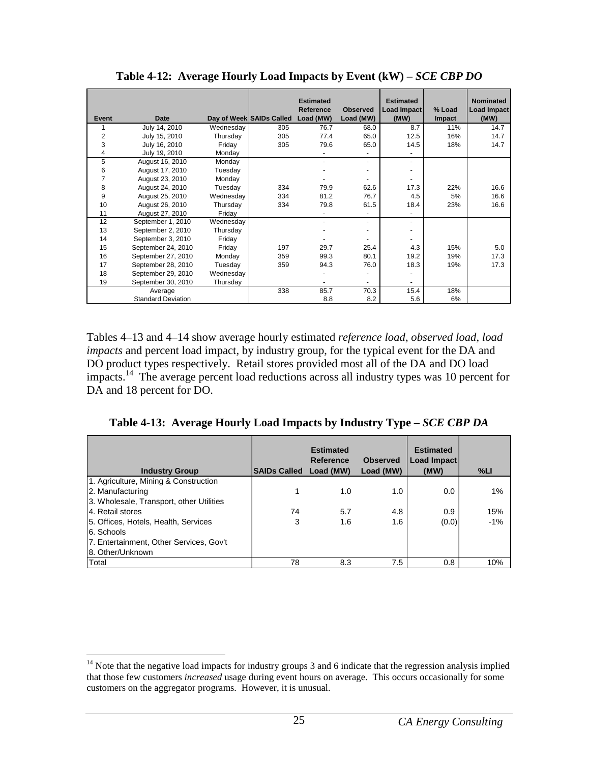**Table 4-12: Average Hourly Load Impacts by Event (kW) – *SCE CBP DO***

| Event | Date | Day of Week | SAIDs Called | Estimated Reference Load (MW) | Observed Load (MW) | Estimated Load Impact (MW) | % Load Impact | Nominated Load Impact (MW) |
|---|---|---|---|---|---|---|---|---|
| 1 | July 14, 2010 | Wednesday | 305 | 76.7 | 68.0 | 8.7 | 11% | 14.7 |
| 2 | July 15, 2010 | Thursday | 305 | 77.4 | 65.0 | 12.5 | 16% | 14.7 |
| 3 | July 16, 2010 | Friday | 305 | 79.6 | 65.0 | 14.5 | 18% | 14.7 |
| 4 | July 19, 2010 | Monday | | - | - | - | | |
| 5 | August 16, 2010 | Monday | | - | - | - | | |
| 6 | August 17, 2010 | Tuesday | | - | - | - | | |
| 7 | August 23, 2010 | Monday | | - | - | - | | |
| 8 | August 24, 2010 | Tuesday | 334 | 79.9 | 62.6 | 17.3 | 22% | 16.6 |
| 9 | August 25, 2010 | Wednesday | 334 | 81.2 | 76.7 | 4.5 | 5% | 16.6 |
| 10 | August 26, 2010 | Thursday | 334 | 79.8 | 61.5 | 18.4 | 23% | 16.6 |
| 11 | August 27, 2010 | Friday | | - | - | - | | |
| 12 | September 1, 2010 | Wednesday | | - | - | - | | |
| 13 | September 2, 2010 | Thursday | | - | - | - | | |
| 14 | September 3, 2010 | Friday | | - | - | - | | |
| 15 | September 24, 2010 | Friday | 197 | 29.7 | 25.4 | 4.3 | 15% | 5.0 |
| 16 | September 27, 2010 | Monday | 359 | 99.3 | 80.1 | 19.2 | 19% | 17.3 |
| 17 | September 28, 2010 | Tuesday | 359 | 94.3 | 76.0 | 18.3 | 19% | 17.3 |
| 18 | September 29, 2010 | Wednesday | | - | - | - | | |
| 19 | September 30, 2010 | Thursday | | - | - | - | | |
| | Average | | 338 | 85.7 | 70.3 | 15.4 | 18% | |
| | Standard Deviation | | | 8.8 | 8.2 | 5.6 | 6% | |

Tables 4–13 and 4–14 show average hourly estimated *reference load*, *observed load*, *load impacts* and percent load impact, by industry group, for the typical event for the DA and DO product types respectively. Retail stores provided most all of the DA and DO load impacts.[14] The average percent load reductions across all industry types was 10 percent for DA and 18 percent for DO.

**Table 4-13: Average Hourly Load Impacts by Industry Type – *SCE CBP DA***

| Industry Group | SAIDs Called | Estimated Reference Load (MW) | Observed Load (MW) | Estimated Load Impact (MW) | %LI |
|---|---|---|---|---|---|
| 1. Agriculture, Mining & Construction | | | | | |
| 2. Manufacturing | 1 | 1.0 | 1.0 | 0.0 | 1% |
| 3. Wholesale, Transport, other Utilities | | | | | |
| 4. Retail stores | 74 | 5.7 | 4.8 | 0.9 | 15% |
| 5. Offices, Hotels, Health, Services | 3 | 1.6 | 1.6 | (0.0) | -1% |
| 6. Schools | | | | | |
| 7. Entertainment, Other Services, Gov't | | | | | |
| 8. Other/Unknown | | | | | |
| Total | 78 | 8.3 | 7.5 | 0.8 | 10% |

[14] Note that the negative load impacts for industry groups 3 and 6 indicate that the regression analysis implied that those few customers *increased* usage during event hours on average. This occurs occasionally for some customers on the aggregator programs. However, it is unusual.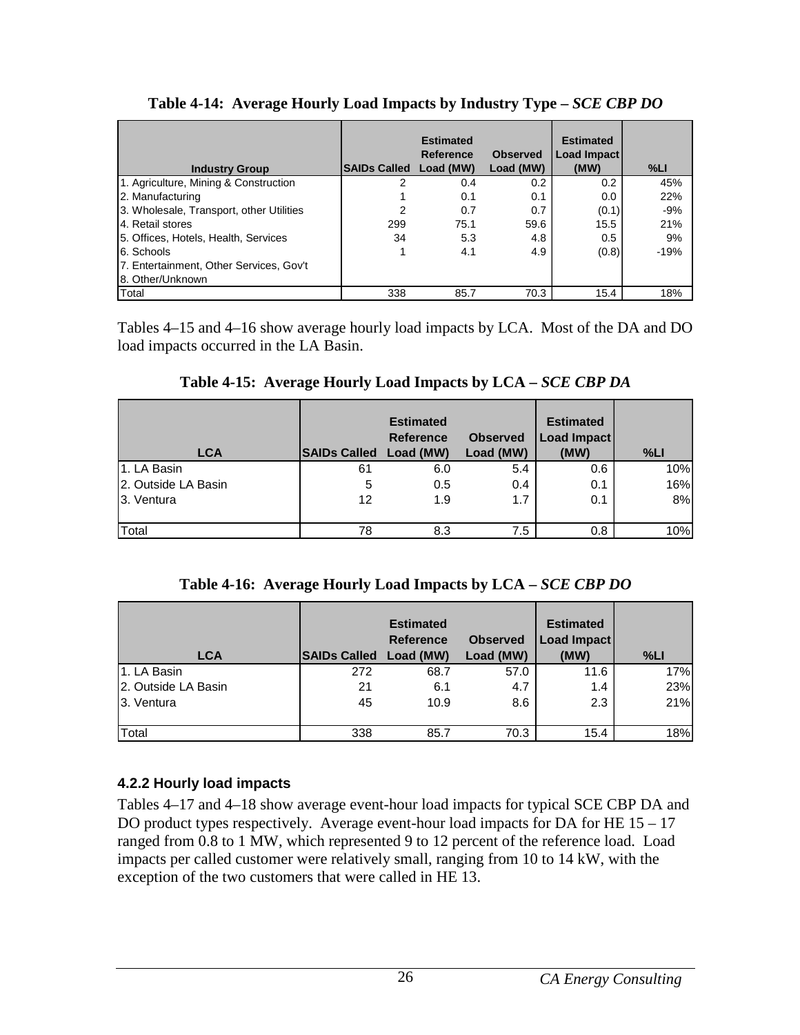**Table 4-14: Average Hourly Load Impacts by Industry Type – *SCE CBP DO***

| Industry Group | SAIDs Called | Estimated Reference Load (MW) | Observed Load (MW) | Estimated Load Impact (MW) | %LI |
|---|---|---|---|---|---|
| 1. Agriculture, Mining & Construction | 2 | 0.4 | 0.2 | 0.2 | 45% |
| 2. Manufacturing | 1 | 0.1 | 0.1 | 0.0 | 22% |
| 3. Wholesale, Transport, other Utilities | 2 | 0.7 | 0.7 | (0.1) | -9% |
| 4. Retail stores | 299 | 75.1 | 59.6 | 15.5 | 21% |
| 5. Offices, Hotels, Health, Services | 34 | 5.3 | 4.8 | 0.5 | 9% |
| 6. Schools | 1 | 4.1 | 4.9 | (0.8) | -19% |
| 7. Entertainment, Other Services, Gov't | | | | | |
| 8. Other/Unknown | | | | | |
| Total | 338 | 85.7 | 70.3 | 15.4 | 18% |

Tables 4–15 and 4–16 show average hourly load impacts by LCA. Most of the DA and DO load impacts occurred in the LA Basin.

**Table 4-15: Average Hourly Load Impacts by LCA – *SCE CBP DA***

| LCA | SAIDs Called | Estimated Reference Load (MW) | Observed Load (MW) | Estimated Load Impact (MW) | %LI |
|---|---|---|---|---|---|
| 1. LA Basin | 61 | 6.0 | 5.4 | 0.6 | 10% |
| 2. Outside LA Basin | 5 | 0.5 | 0.4 | 0.1 | 16% |
| 3. Ventura | 12 | 1.9 | 1.7 | 0.1 | 8% |
| Total | 78 | 8.3 | 7.5 | 0.8 | 10% |

**Table 4-16: Average Hourly Load Impacts by LCA – *SCE CBP DO***

| LCA | SAIDs Called | Estimated Reference Load (MW) | Observed Load (MW) | Estimated Load Impact (MW) | %LI |
|---|---|---|---|---|---|
| 1. LA Basin | 272 | 68.7 | 57.0 | 11.6 | 17% |
| 2. Outside LA Basin | 21 | 6.1 | 4.7 | 1.4 | 23% |
| 3. Ventura | 45 | 10.9 | 8.6 | 2.3 | 21% |
| Total | 338 | 85.7 | 70.3 | 15.4 | 18% |

### 4.2.2 Hourly load impacts

Tables 4–17 and 4–18 show average event-hour load impacts for typical SCE CBP DA and DO product types respectively. Average event-hour load impacts for DA for HE 15 – 17 ranged from 0.8 to 1 MW, which represented 9 to 12 percent of the reference load. Load impacts per called customer were relatively small, ranging from 10 to 14 kW, with the exception of the two customers that were called in HE 13.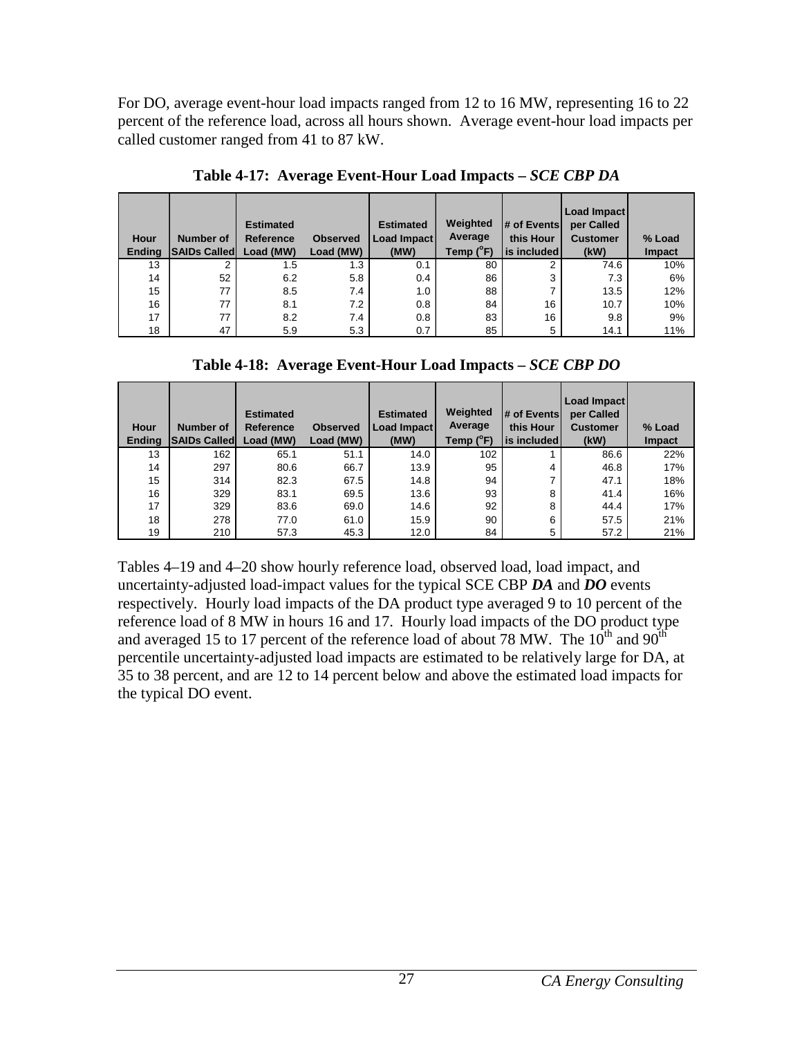For DO, average event-hour load impacts ranged from 12 to 16 MW, representing 16 to 22 percent of the reference load, across all hours shown. Average event-hour load impacts per called customer ranged from 41 to 87 kW.

**Table 4-17: Average Event-Hour Load Impacts – *SCE CBP DA***

| Hour Ending | Number of SAIDs Called | Estimated Reference Load (MW) | Observed Load (MW) | Estimated Load Impact (MW) | Weighted Average Temp (°F) | # of Events this Hour is included | Load Impact per Called Customer (kW) | % Load Impact |
|---|---|---|---|---|---|---|---|---|
| 13 | 2 | 1.5 | 1.3 | 0.1 | 80 | 2 | 74.6 | 10% |
| 14 | 52 | 6.2 | 5.8 | 0.4 | 86 | 3 | 7.3 | 6% |
| 15 | 77 | 8.5 | 7.4 | 1.0 | 88 | 7 | 13.5 | 12% |
| 16 | 77 | 8.1 | 7.2 | 0.8 | 84 | 16 | 10.7 | 10% |
| 17 | 77 | 8.2 | 7.4 | 0.8 | 83 | 16 | 9.8 | 9% |
| 18 | 47 | 5.9 | 5.3 | 0.7 | 85 | 5 | 14.1 | 11% |

**Table 4-18: Average Event-Hour Load Impacts – *SCE CBP DO***

| Hour Ending | Number of SAIDs Called | Estimated Reference Load (MW) | Observed Load (MW) | Estimated Load Impact (MW) | Weighted Average Temp (°F) | # of Events this Hour is included | Load Impact per Called Customer (kW) | % Load Impact |
|---|---|---|---|---|---|---|---|---|
| 13 | 162 | 65.1 | 51.1 | 14.0 | 102 | 1 | 86.6 | 22% |
| 14 | 297 | 80.6 | 66.7 | 13.9 | 95 | 4 | 46.8 | 17% |
| 15 | 314 | 82.3 | 67.5 | 14.8 | 94 | 7 | 47.1 | 18% |
| 16 | 329 | 83.1 | 69.5 | 13.6 | 93 | 8 | 41.4 | 16% |
| 17 | 329 | 83.6 | 69.0 | 14.6 | 92 | 8 | 44.4 | 17% |
| 18 | 278 | 77.0 | 61.0 | 15.9 | 90 | 6 | 57.5 | 21% |
| 19 | 210 | 57.3 | 45.3 | 12.0 | 84 | 5 | 57.2 | 21% |

Tables 4–19 and 4–20 show hourly reference load, observed load, load impact, and uncertainty-adjusted load-impact values for the typical SCE CBP ***DA*** and ***DO*** events respectively. Hourly load impacts of the DA product type averaged 9 to 10 percent of the reference load of 8 MW in hours 16 and 17. Hourly load impacts of the DO product type and averaged 15 to 17 percent of the reference load of about 78 MW. The 10th and 90th percentile uncertainty-adjusted load impacts are estimated to be relatively large for DA, at 35 to 38 percent, and are 12 to 14 percent below and above the estimated load impacts for the typical DO event.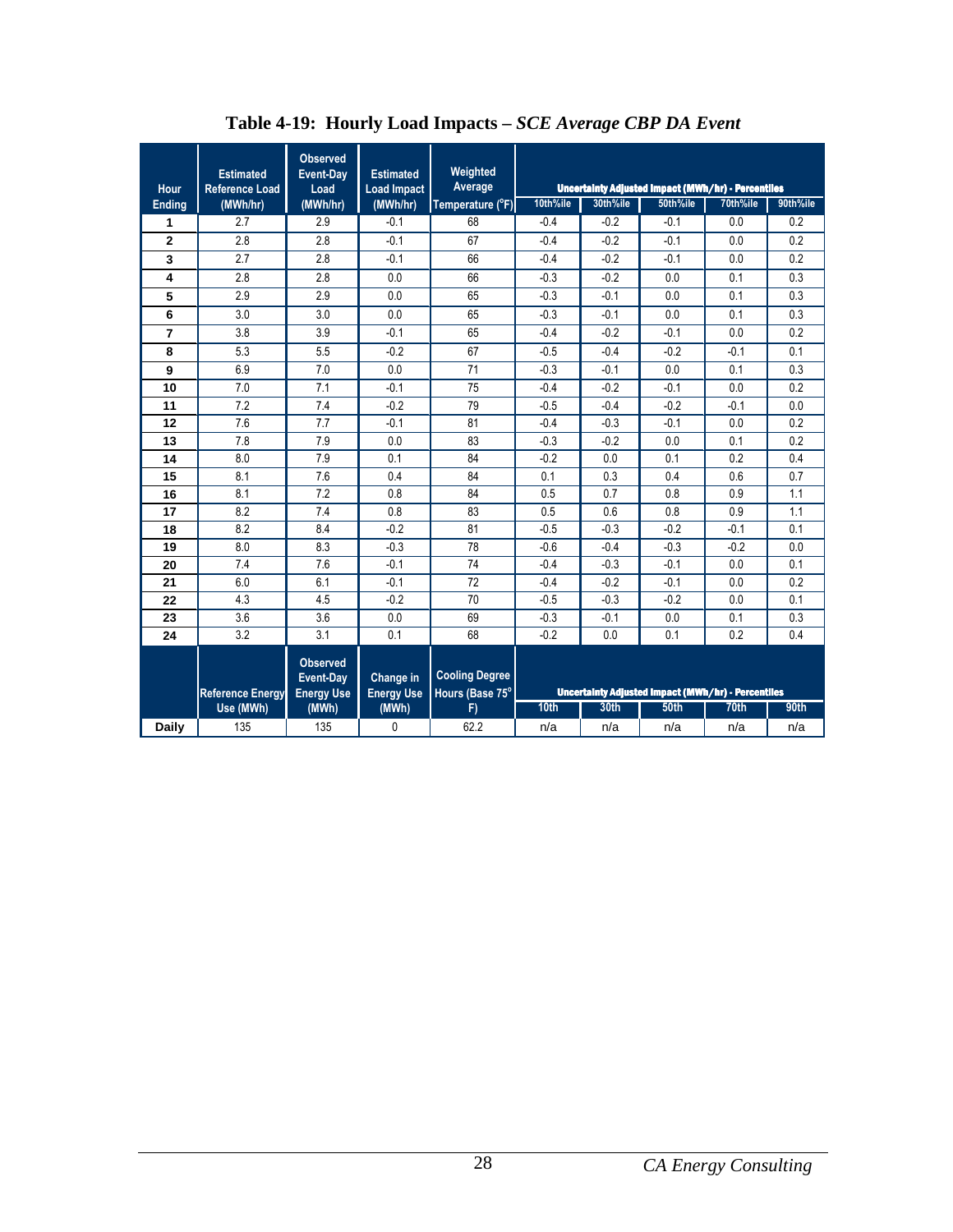**Table 4-19: Hourly Load Impacts – *SCE Average CBP DA Event***

| Hour Ending | Estimated Reference Load (MWh/hr) | Observed Event-Day Load (MWh/hr) | Estimated Load Impact (MWh/hr) | Weighted Average Temperature (°F) | Uncertainty Adjusted Impact (MWh/hr) - Percentiles | | | | |
|---|---|---|---|---|---|---|---|---|---|
| | | | | | 10th%ile | 30th%ile | 50th%ile | 70th%ile | 90th%ile |
| 1 | 2.7 | 2.9 | -0.1 | 68 | -0.4 | -0.2 | -0.1 | 0.0 | 0.2 |
| 2 | 2.8 | 2.8 | -0.1 | 67 | -0.4 | -0.2 | -0.1 | 0.0 | 0.2 |
| 3 | 2.7 | 2.8 | -0.1 | 66 | -0.4 | -0.2 | -0.1 | 0.0 | 0.2 |
| 4 | 2.8 | 2.8 | 0.0 | 66 | -0.3 | -0.2 | 0.0 | 0.1 | 0.3 |
| 5 | 2.9 | 2.9 | 0.0 | 65 | -0.3 | -0.1 | 0.0 | 0.1 | 0.3 |
| 6 | 3.0 | 3.0 | 0.0 | 65 | -0.3 | -0.1 | 0.0 | 0.1 | 0.3 |
| 7 | 3.8 | 3.9 | -0.1 | 65 | -0.4 | -0.2 | -0.1 | 0.0 | 0.2 |
| 8 | 5.3 | 5.5 | -0.2 | 67 | -0.5 | -0.4 | -0.2 | -0.1 | 0.1 |
| 9 | 6.9 | 7.0 | 0.0 | 71 | -0.3 | -0.1 | 0.0 | 0.1 | 0.3 |
| 10 | 7.0 | 7.1 | -0.1 | 75 | -0.4 | -0.2 | -0.1 | 0.0 | 0.2 |
| 11 | 7.2 | 7.4 | -0.2 | 79 | -0.5 | -0.4 | -0.2 | -0.1 | 0.0 |
| 12 | 7.6 | 7.7 | -0.1 | 81 | -0.4 | -0.3 | -0.1 | 0.0 | 0.2 |
| 13 | 7.8 | 7.9 | 0.0 | 83 | -0.3 | -0.2 | 0.0 | 0.1 | 0.2 |
| 14 | 8.0 | 7.9 | 0.1 | 84 | -0.2 | 0.0 | 0.1 | 0.2 | 0.4 |
| 15 | 8.1 | 7.6 | 0.4 | 84 | 0.1 | 0.3 | 0.4 | 0.6 | 0.7 |
| 16 | 8.1 | 7.2 | 0.8 | 84 | 0.5 | 0.7 | 0.8 | 0.9 | 1.1 |
| 17 | 8.2 | 7.4 | 0.8 | 83 | 0.5 | 0.6 | 0.8 | 0.9 | 1.1 |
| 18 | 8.2 | 8.4 | -0.2 | 81 | -0.5 | -0.3 | -0.2 | -0.1 | 0.1 |
| 19 | 8.0 | 8.3 | -0.3 | 78 | -0.6 | -0.4 | -0.3 | -0.2 | 0.0 |
| 20 | 7.4 | 7.6 | -0.1 | 74 | -0.4 | -0.3 | -0.1 | 0.0 | 0.1 |
| 21 | 6.0 | 6.1 | -0.1 | 72 | -0.4 | -0.2 | -0.1 | 0.0 | 0.2 |
| 22 | 4.3 | 4.5 | -0.2 | 70 | -0.5 | -0.3 | -0.2 | 0.0 | 0.1 |
| 23 | 3.6 | 3.6 | 0.0 | 69 | -0.3 | -0.1 | 0.0 | 0.1 | 0.3 |
| 24 | 3.2 | 3.1 | 0.1 | 68 | -0.2 | 0.0 | 0.1 | 0.2 | 0.4 |
| | Reference Energy Use (MWh) | Observed Event-Day Energy Use (MWh) | Change in Energy Use (MWh) | Cooling Degree Hours (Base 75° F) | Uncertainty Adjusted Impact (MWh/hr) - Percentiles | | | | |
| | | | | | 10th | 30th | 50th | 70th | 90th |
| Daily | 135 | 135 | 0 | 62.2 | n/a | n/a | n/a | n/a | n/a |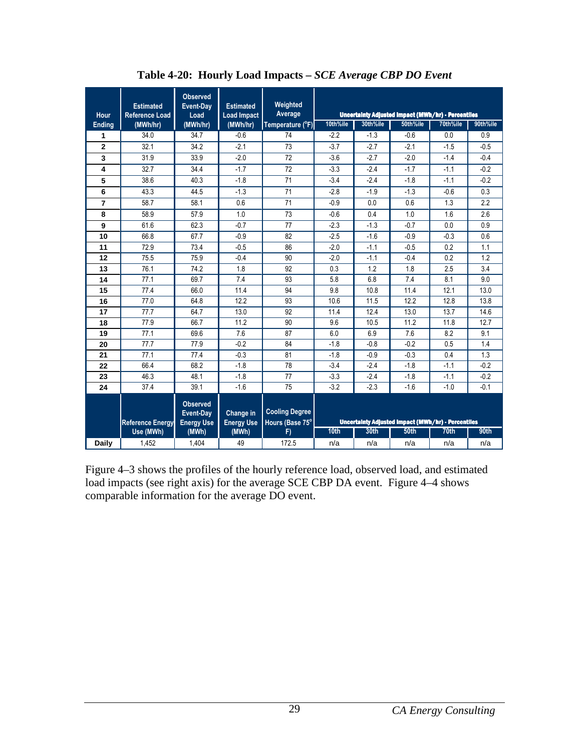**Table 4-20: Hourly Load Impacts – *SCE Average CBP DO Event***

| Hour Ending | Estimated Reference Load (MWh/hr) | Observed Event-Day Load (MWh/hr) | Estimated Load Impact (MWh/hr) | Weighted Average Temperature (°F) | Uncertainty Adjusted Impact (MWh/hr) - Percentiles | | | | |
|---|---|---|---|---|---|---|---|---|---|
| | | | | | 10th%ile | 30th%ile | 50th%ile | 70th%ile | 90th%ile |
| 1 | 34.0 | 34.7 | -0.6 | 74 | -2.2 | -1.3 | -0.6 | 0.0 | 0.9 |
| 2 | 32.1 | 34.2 | -2.1 | 73 | -3.7 | -2.7 | -2.1 | -1.5 | -0.5 |
| 3 | 31.9 | 33.9 | -2.0 | 72 | -3.6 | -2.7 | -2.0 | -1.4 | -0.4 |
| 4 | 32.7 | 34.4 | -1.7 | 72 | -3.3 | -2.4 | -1.7 | -1.1 | -0.2 |
| 5 | 38.6 | 40.3 | -1.8 | 71 | -3.4 | -2.4 | -1.8 | -1.1 | -0.2 |
| 6 | 43.3 | 44.5 | -1.3 | 71 | -2.8 | -1.9 | -1.3 | -0.6 | 0.3 |
| 7 | 58.7 | 58.1 | 0.6 | 71 | -0.9 | 0.0 | 0.6 | 1.3 | 2.2 |
| 8 | 58.9 | 57.9 | 1.0 | 73 | -0.6 | 0.4 | 1.0 | 1.6 | 2.6 |
| 9 | 61.6 | 62.3 | -0.7 | 77 | -2.3 | -1.3 | -0.7 | 0.0 | 0.9 |
| 10 | 66.8 | 67.7 | -0.9 | 82 | -2.5 | -1.6 | -0.9 | -0.3 | 0.6 |
| 11 | 72.9 | 73.4 | -0.5 | 86 | -2.0 | -1.1 | -0.5 | 0.2 | 1.1 |
| 12 | 75.5 | 75.9 | -0.4 | 90 | -2.0 | -1.1 | -0.4 | 0.2 | 1.2 |
| 13 | 76.1 | 74.2 | 1.8 | 92 | 0.3 | 1.2 | 1.8 | 2.5 | 3.4 |
| 14 | 77.1 | 69.7 | 7.4 | 93 | 5.8 | 6.8 | 7.4 | 8.1 | 9.0 |
| 15 | 77.4 | 66.0 | 11.4 | 94 | 9.8 | 10.8 | 11.4 | 12.1 | 13.0 |
| 16 | 77.0 | 64.8 | 12.2 | 93 | 10.6 | 11.5 | 12.2 | 12.8 | 13.8 |
| 17 | 77.7 | 64.7 | 13.0 | 92 | 11.4 | 12.4 | 13.0 | 13.7 | 14.6 |
| 18 | 77.9 | 66.7 | 11.2 | 90 | 9.6 | 10.5 | 11.2 | 11.8 | 12.7 |
| 19 | 77.1 | 69.6 | 7.6 | 87 | 6.0 | 6.9 | 7.6 | 8.2 | 9.1 |
| 20 | 77.7 | 77.9 | -0.2 | 84 | -1.8 | -0.8 | -0.2 | 0.5 | 1.4 |
| 21 | 77.1 | 77.4 | -0.3 | 81 | -1.8 | -0.9 | -0.3 | 0.4 | 1.3 |
| 22 | 66.4 | 68.2 | -1.8 | 78 | -3.4 | -2.4 | -1.8 | -1.1 | -0.2 |
| 23 | 46.3 | 48.1 | -1.8 | 77 | -3.3 | -2.4 | -1.8 | -1.1 | -0.2 |
| 24 | 37.4 | 39.1 | -1.6 | 75 | -3.2 | -2.3 | -1.6 | -1.0 | -0.1 |
| | Reference Energy Use (MWh) | Observed Event-Day Energy Use (MWh) | Change in Energy Use (MWh) | Cooling Degree Hours (Base 75° F) | Uncertainty Adjusted Impact (MWh/hr) - Percentiles | | | | |
| | | | | | 10th | 30th | 50th | 70th | 90th |
| Daily | 1,452 | 1,404 | 49 | 172.5 | n/a | n/a | n/a | n/a | n/a |

Figure 4–3 shows the profiles of the hourly reference load, observed load, and estimated load impacts (see right axis) for the average SCE CBP DA event. Figure 4–4 shows comparable information for the average DO event.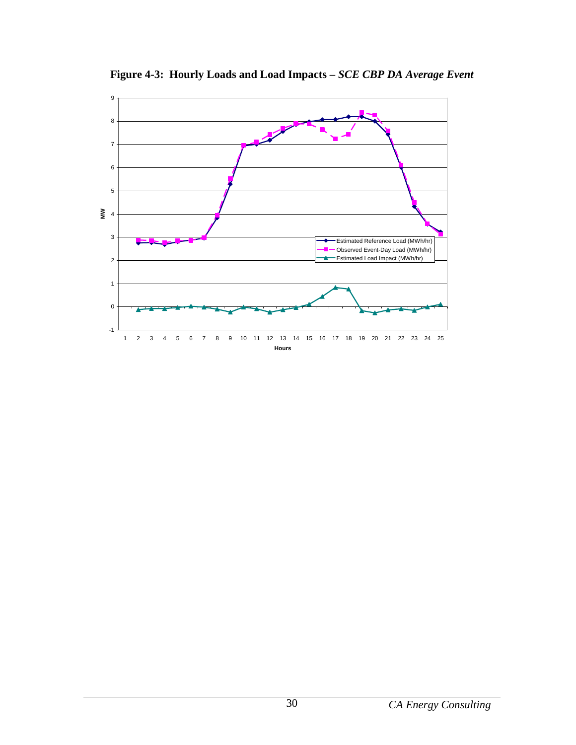**Figure 4-3: Hourly Loads and Load Impacts –** ***SCE CBP DA Average Event***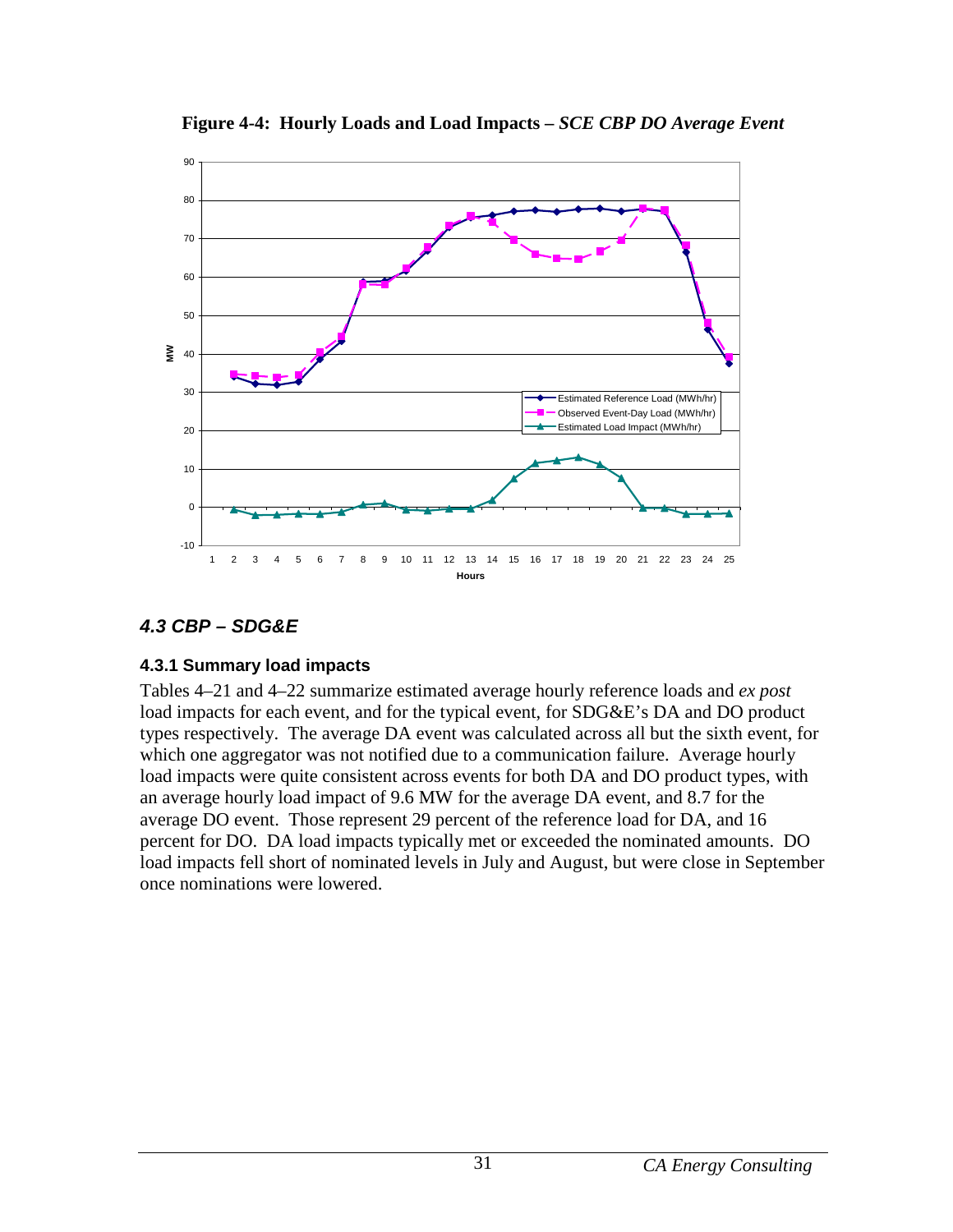**Figure 4-4: Hourly Loads and Load Impacts – *SCE CBP DO Average Event***

## *4.3 CBP – SDG&E*

### 4.3.1 Summary load impacts

Tables 4–21 and 4–22 summarize estimated average hourly reference loads and *ex post* load impacts for each event, and for the typical event, for SDG&E's DA and DO product types respectively. The average DA event was calculated across all but the sixth event, for which one aggregator was not notified due to a communication failure. Average hourly load impacts were quite consistent across events for both DA and DO product types, with an average hourly load impact of 9.6 MW for the average DA event, and 8.7 for the average DO event. Those represent 29 percent of the reference load for DA, and 16 percent for DO. DA load impacts typically met or exceeded the nominated amounts. DO load impacts fell short of nominated levels in July and August, but were close in September once nominations were lowered.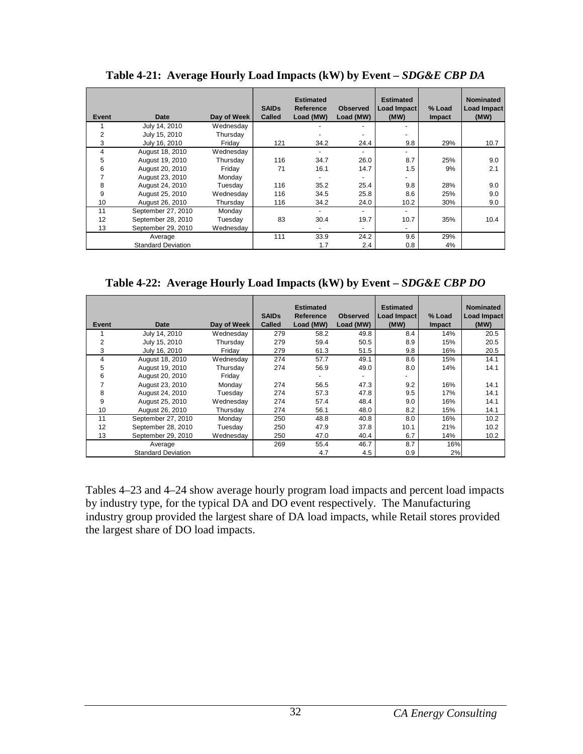**Table 4-21: Average Hourly Load Impacts (kW) by Event – *SDG&E CBP DA***

| Event | Date | Day of Week | SAIDs Called | Estimated Reference Load (MW) | Observed Load (MW) | Estimated Load Impact (MW) | % Load Impact | Nominated Load Impact (MW) |
|---|---|---|---|---|---|---|---|---|
| 1 | July 14, 2010 | Wednesday | | - | - | - | | |
| 2 | July 15, 2010 | Thursday | | - | - | - | | |
| 3 | July 16, 2010 | Friday | 121 | 34.2 | 24.4 | 9.8 | 29% | 10.7 |
| 4 | August 18, 2010 | Wednesday | | - | - | - | | |
| 5 | August 19, 2010 | Thursday | 116 | 34.7 | 26.0 | 8.7 | 25% | 9.0 |
| 6 | August 20, 2010 | Friday | 71 | 16.1 | 14.7 | 1.5 | 9% | 2.1 |
| 7 | August 23, 2010 | Monday | | - | - | - | | |
| 8 | August 24, 2010 | Tuesday | 116 | 35.2 | 25.4 | 9.8 | 28% | 9.0 |
| 9 | August 25, 2010 | Wednesday | 116 | 34.5 | 25.8 | 8.6 | 25% | 9.0 |
| 10 | August 26, 2010 | Thursday | 116 | 34.2 | 24.0 | 10.2 | 30% | 9.0 |
| 11 | September 27, 2010 | Monday | | - | - | - | | |
| 12 | September 28, 2010 | Tuesday | 83 | 30.4 | 19.7 | 10.7 | 35% | 10.4 |
| 13 | September 29, 2010 | Wednesday | | - | - | - | | |
| | Average | | 111 | 33.9 | 24.2 | 9.6 | 29% | |
| | Standard Deviation | | | 1.7 | 2.4 | 0.8 | 4% | |

**Table 4-22: Average Hourly Load Impacts (kW) by Event – *SDG&E CBP DO***

| Event | Date | Day of Week | SAIDs Called | Estimated Reference Load (MW) | Observed Load (MW) | Estimated Load Impact (MW) | % Load Impact | Nominated Load Impact (MW) |
|---|---|---|---|---|---|---|---|---|
| 1 | July 14, 2010 | Wednesday | 279 | 58.2 | 49.8 | 8.4 | 14% | 20.5 |
| 2 | July 15, 2010 | Thursday | 279 | 59.4 | 50.5 | 8.9 | 15% | 20.5 |
| 3 | July 16, 2010 | Friday | 279 | 61.3 | 51.5 | 9.8 | 16% | 20.5 |
| 4 | August 18, 2010 | Wednesday | 274 | 57.7 | 49.1 | 8.6 | 15% | 14.1 |
| 5 | August 19, 2010 | Thursday | 274 | 56.9 | 49.0 | 8.0 | 14% | 14.1 |
| 6 | August 20, 2010 | Friday | | - | - | - | | |
| 7 | August 23, 2010 | Monday | 274 | 56.5 | 47.3 | 9.2 | 16% | 14.1 |
| 8 | August 24, 2010 | Tuesday | 274 | 57.3 | 47.8 | 9.5 | 17% | 14.1 |
| 9 | August 25, 2010 | Wednesday | 274 | 57.4 | 48.4 | 9.0 | 16% | 14.1 |
| 10 | August 26, 2010 | Thursday | 274 | 56.1 | 48.0 | 8.2 | 15% | 14.1 |
| 11 | September 27, 2010 | Monday | 250 | 48.8 | 40.8 | 8.0 | 16% | 10.2 |
| 12 | September 28, 2010 | Tuesday | 250 | 47.9 | 37.8 | 10.1 | 21% | 10.2 |
| 13 | September 29, 2010 | Wednesday | 250 | 47.0 | 40.4 | 6.7 | 14% | 10.2 |
| | Average | | 269 | 55.4 | 46.7 | 8.7 | 16% | |
| | Standard Deviation | | | 4.7 | 4.5 | 0.9 | 2% | |

Tables 4–23 and 4–24 show average hourly program load impacts and percent load impacts by industry type, for the typical DA and DO event respectively. The Manufacturing industry group provided the largest share of DA load impacts, while Retail stores provided the largest share of DO load impacts.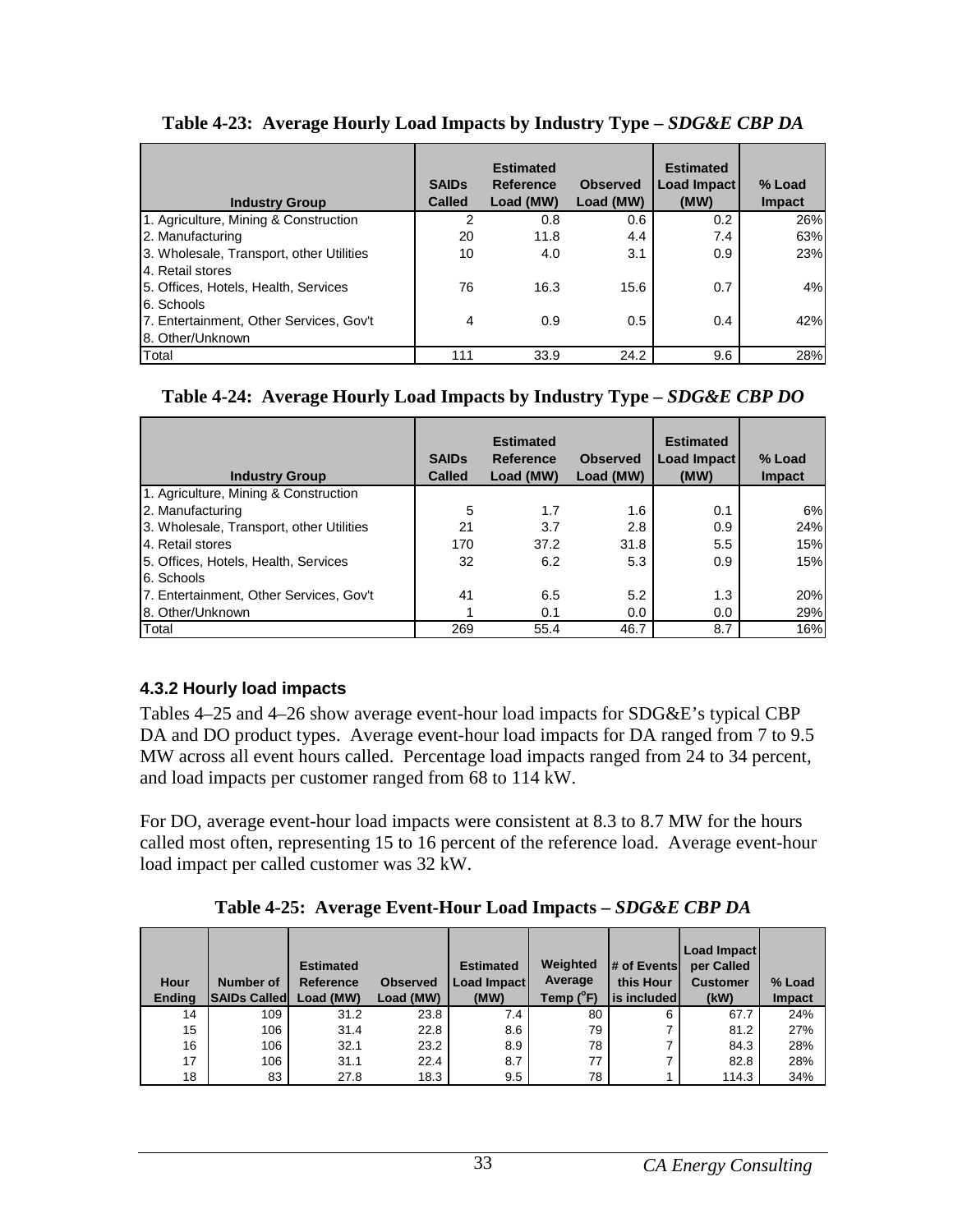**Table 4-23: Average Hourly Load Impacts by Industry Type – *SDG&E CBP DA***

| Industry Group | SAIDs Called | Estimated Reference Load (MW) | Observed Load (MW) | Estimated Load Impact (MW) | % Load Impact |
|---|---|---|---|---|---|
| 1. Agriculture, Mining & Construction | 2 | 0.8 | 0.6 | 0.2 | 26% |
| 2. Manufacturing | 20 | 11.8 | 4.4 | 7.4 | 63% |
| 3. Wholesale, Transport, other Utilities | 10 | 4.0 | 3.1 | 0.9 | 23% |
| 4. Retail stores | | | | | |
| 5. Offices, Hotels, Health, Services | 76 | 16.3 | 15.6 | 0.7 | 4% |
| 6. Schools | | | | | |
| 7. Entertainment, Other Services, Gov't | 4 | 0.9 | 0.5 | 0.4 | 42% |
| 8. Other/Unknown | | | | | |
| Total | 111 | 33.9 | 24.2 | 9.6 | 28% |

**Table 4-24: Average Hourly Load Impacts by Industry Type – *SDG&E CBP DO***

| Industry Group | SAIDs Called | Estimated Reference Load (MW) | Observed Load (MW) | Estimated Load Impact (MW) | % Load Impact |
|---|---|---|---|---|---|
| 1. Agriculture, Mining & Construction | | | | | |
| 2. Manufacturing | 5 | 1.7 | 1.6 | 0.1 | 6% |
| 3. Wholesale, Transport, other Utilities | 21 | 3.7 | 2.8 | 0.9 | 24% |
| 4. Retail stores | 170 | 37.2 | 31.8 | 5.5 | 15% |
| 5. Offices, Hotels, Health, Services | 32 | 6.2 | 5.3 | 0.9 | 15% |
| 6. Schools | | | | | |
| 7. Entertainment, Other Services, Gov't | 41 | 6.5 | 5.2 | 1.3 | 20% |
| 8. Other/Unknown | 1 | 0.1 | 0.0 | 0.0 | 29% |
| Total | 269 | 55.4 | 46.7 | 8.7 | 16% |

### 4.3.2 Hourly load impacts

Tables 4–25 and 4–26 show average event-hour load impacts for SDG&E's typical CBP DA and DO product types. Average event-hour load impacts for DA ranged from 7 to 9.5 MW across all event hours called. Percentage load impacts ranged from 24 to 34 percent, and load impacts per customer ranged from 68 to 114 kW.

For DO, average event-hour load impacts were consistent at 8.3 to 8.7 MW for the hours called most often, representing 15 to 16 percent of the reference load. Average event-hour load impact per called customer was 32 kW.

**Table 4-25: Average Event-Hour Load Impacts – *SDG&E CBP DA***

| Hour Ending | Number of SAIDs Called | Estimated Reference Load (MW) | Observed Load (MW) | Estimated Load Impact (MW) | Weighted Average Temp (°F) | # of Events this Hour is included | Load Impact per Called Customer (kW) | % Load Impact |
|---|---|---|---|---|---|---|---|---|
| 14 | 109 | 31.2 | 23.8 | 7.4 | 80 | 6 | 67.7 | 24% |
| 15 | 106 | 31.4 | 22.8 | 8.6 | 79 | 7 | 81.2 | 27% |
| 16 | 106 | 32.1 | 23.2 | 8.9 | 78 | 7 | 84.3 | 28% |
| 17 | 106 | 31.1 | 22.4 | 8.7 | 77 | 7 | 82.8 | 28% |
| 18 | 83 | 27.8 | 18.3 | 9.5 | 78 | 1 | 114.3 | 34% |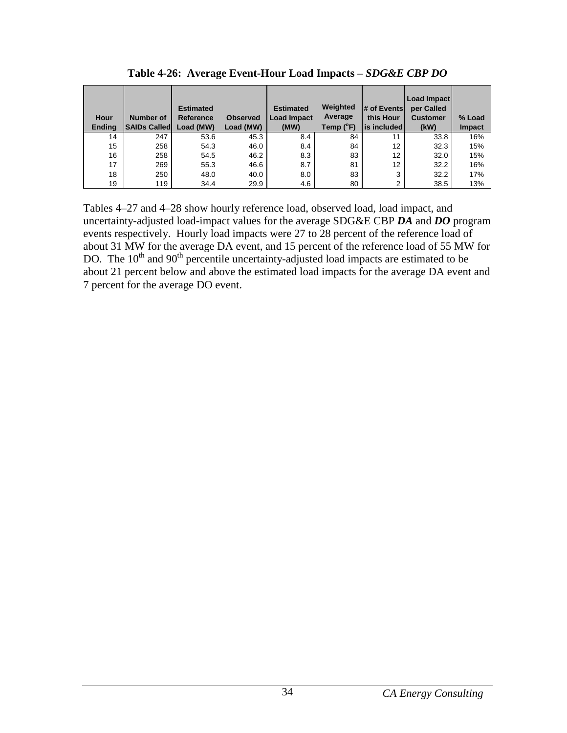**Table 4-26: Average Event-Hour Load Impacts – *SDG&E CBP DO***

| Hour Ending | Number of SAIDs Called | Estimated Reference Load (MW) | Observed Load (MW) | Estimated Load Impact (MW) | Weighted Average Temp (°F) | # of Events this Hour is included | Load Impact per Called Customer (kW) | % Load Impact |
|---|---|---|---|---|---|---|---|---|
| 14 | 247 | 53.6 | 45.3 | 8.4 | 84 | 11 | 33.8 | 16% |
| 15 | 258 | 54.3 | 46.0 | 8.4 | 84 | 12 | 32.3 | 15% |
| 16 | 258 | 54.5 | 46.2 | 8.3 | 83 | 12 | 32.0 | 15% |
| 17 | 269 | 55.3 | 46.6 | 8.7 | 81 | 12 | 32.2 | 16% |
| 18 | 250 | 48.0 | 40.0 | 8.0 | 83 | 3 | 32.2 | 17% |
| 19 | 119 | 34.4 | 29.9 | 4.6 | 80 | 2 | 38.5 | 13% |

Tables 4–27 and 4–28 show hourly reference load, observed load, load impact, and uncertainty-adjusted load-impact values for the average SDG&E CBP ***DA*** and ***DO*** program events respectively. Hourly load impacts were 27 to 28 percent of the reference load of about 31 MW for the average DA event, and 15 percent of the reference load of 55 MW for DO. The 10th and 90th percentile uncertainty-adjusted load impacts are estimated to be about 21 percent below and above the estimated load impacts for the average DA event and 7 percent for the average DO event.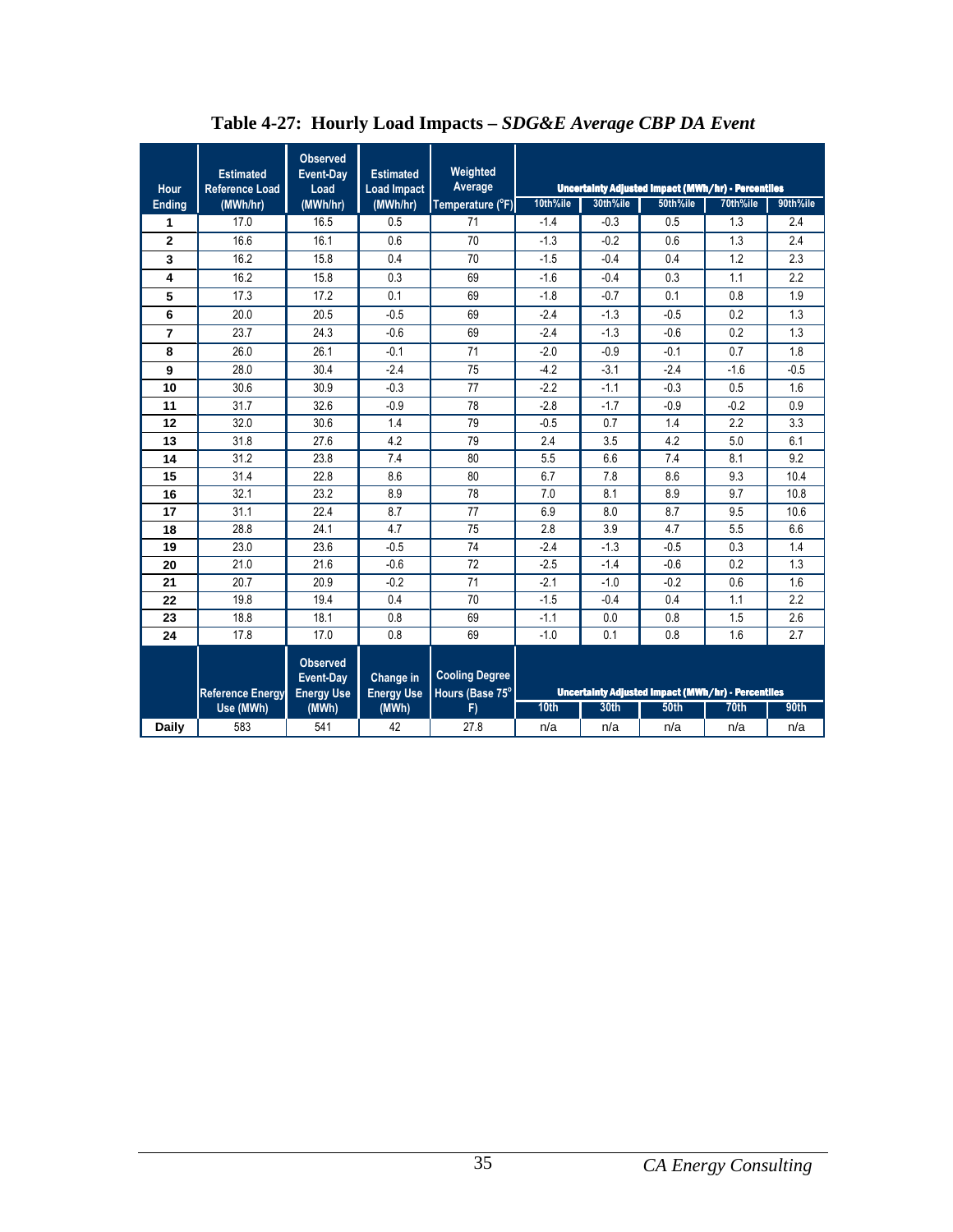**Table 4-27: Hourly Load Impacts – *SDG&E Average CBP DA Event***

| Hour Ending | Estimated Reference Load (MWh/hr) | Observed Event-Day Load (MWh/hr) | Estimated Load Impact (MWh/hr) | Weighted Average Temperature (°F) | Uncertainty Adjusted Impact (MWh/hr) - Percentiles | | | | |
|---|---|---|---|---|---|---|---|---|---|
| | | | | | 10th%ile | 30th%ile | 50th%ile | 70th%ile | 90th%ile |
| 1 | 17.0 | 16.5 | 0.5 | 71 | -1.4 | -0.3 | 0.5 | 1.3 | 2.4 |
| 2 | 16.6 | 16.1 | 0.6 | 70 | -1.3 | -0.2 | 0.6 | 1.3 | 2.4 |
| 3 | 16.2 | 15.8 | 0.4 | 70 | -1.5 | -0.4 | 0.4 | 1.2 | 2.3 |
| 4 | 16.2 | 15.8 | 0.3 | 69 | -1.6 | -0.4 | 0.3 | 1.1 | 2.2 |
| 5 | 17.3 | 17.2 | 0.1 | 69 | -1.8 | -0.7 | 0.1 | 0.8 | 1.9 |
| 6 | 20.0 | 20.5 | -0.5 | 69 | -2.4 | -1.3 | -0.5 | 0.2 | 1.3 |
| 7 | 23.7 | 24.3 | -0.6 | 69 | -2.4 | -1.3 | -0.6 | 0.2 | 1.3 |
| 8 | 26.0 | 26.1 | -0.1 | 71 | -2.0 | -0.9 | -0.1 | 0.7 | 1.8 |
| 9 | 28.0 | 30.4 | -2.4 | 75 | -4.2 | -3.1 | -2.4 | -1.6 | -0.5 |
| 10 | 30.6 | 30.9 | -0.3 | 77 | -2.2 | -1.1 | -0.3 | 0.5 | 1.6 |
| 11 | 31.7 | 32.6 | -0.9 | 78 | -2.8 | -1.7 | -0.9 | -0.2 | 0.9 |
| 12 | 32.0 | 30.6 | 1.4 | 79 | -0.5 | 0.7 | 1.4 | 2.2 | 3.3 |
| 13 | 31.8 | 27.6 | 4.2 | 79 | 2.4 | 3.5 | 4.2 | 5.0 | 6.1 |
| 14 | 31.2 | 23.8 | 7.4 | 80 | 5.5 | 6.6 | 7.4 | 8.1 | 9.2 |
| 15 | 31.4 | 22.8 | 8.6 | 80 | 6.7 | 7.8 | 8.6 | 9.3 | 10.4 |
| 16 | 32.1 | 23.2 | 8.9 | 78 | 7.0 | 8.1 | 8.9 | 9.7 | 10.8 |
| 17 | 31.1 | 22.4 | 8.7 | 77 | 6.9 | 8.0 | 8.7 | 9.5 | 10.6 |
| 18 | 28.8 | 24.1 | 4.7 | 75 | 2.8 | 3.9 | 4.7 | 5.5 | 6.6 |
| 19 | 23.0 | 23.6 | -0.5 | 74 | -2.4 | -1.3 | -0.5 | 0.3 | 1.4 |
| 20 | 21.0 | 21.6 | -0.6 | 72 | -2.5 | -1.4 | -0.6 | 0.2 | 1.3 |
| 21 | 20.7 | 20.9 | -0.2 | 71 | -2.1 | -1.0 | -0.2 | 0.6 | 1.6 |
| 22 | 19.8 | 19.4 | 0.4 | 70 | -1.5 | -0.4 | 0.4 | 1.1 | 2.2 |
| 23 | 18.8 | 18.1 | 0.8 | 69 | -1.1 | 0.0 | 0.8 | 1.5 | 2.6 |
| 24 | 17.8 | 17.0 | 0.8 | 69 | -1.0 | 0.1 | 0.8 | 1.6 | 2.7 |
| | Reference Energy Use (MWh) | Observed Event-Day Energy Use (MWh) | Change in Energy Use (MWh) | Cooling Degree Hours (Base 75° F) | Uncertainty Adjusted Impact (MWh/hr) - Percentiles | | | | |
| | | | | | 10th | 30th | 50th | 70th | 90th |
| Daily | 583 | 541 | 42 | 27.8 | n/a | n/a | n/a | n/a | n/a |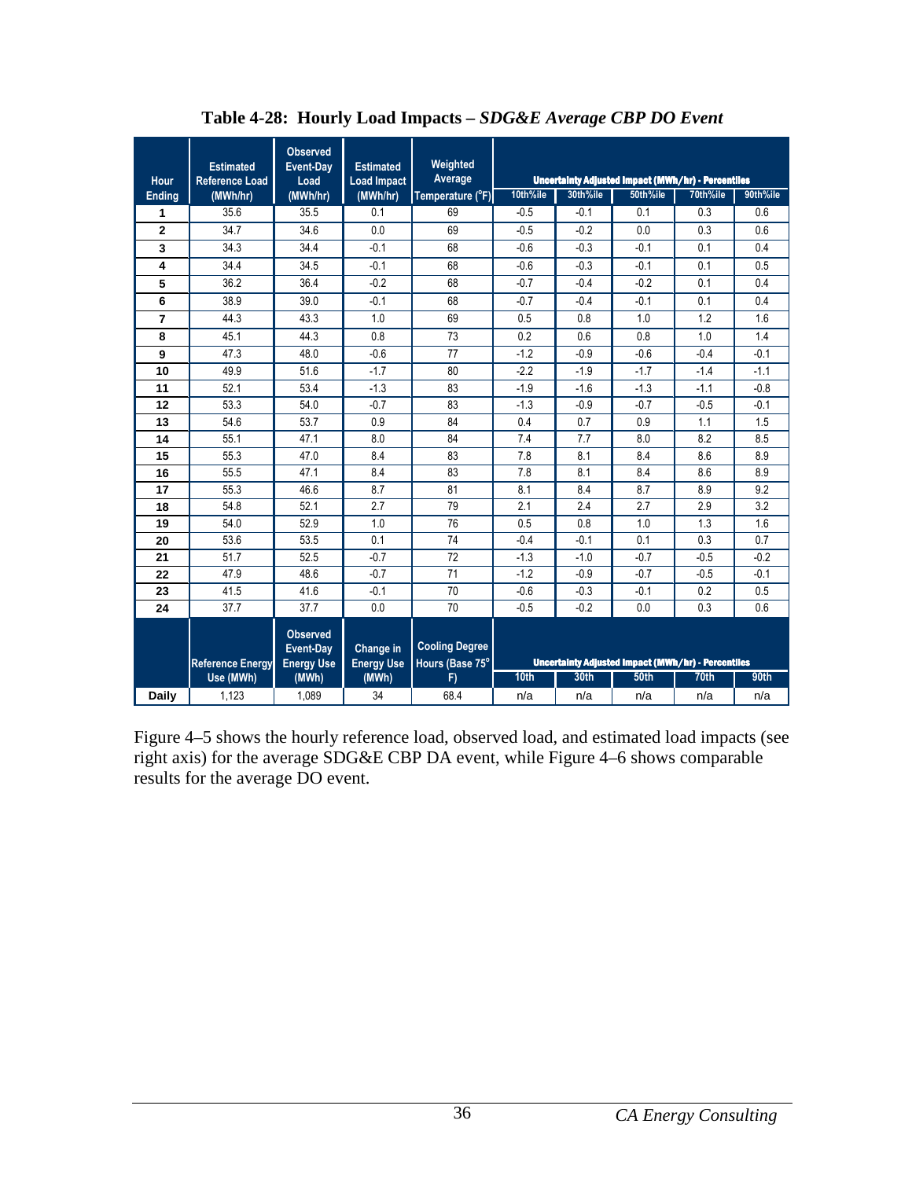**Table 4-28: Hourly Load Impacts –** ***SDG&E Average CBP DO Event***

| Hour Ending | Estimated Reference Load (MWh/hr) | Observed Event-Day Load (MWh/hr) | Estimated Load Impact (MWh/hr) | Weighted Average Temperature (°F) | Uncertainty Adjusted Impact (MWh/hr) - Percentiles | | | | |
|---|---|---|---|---|---|---|---|---|---|
| | | | | | 10th%ile | 30th%ile | 50th%ile | 70th%ile | 90th%ile |
| 1 | 35.6 | 35.5 | 0.1 | 69 | -0.5 | -0.1 | 0.1 | 0.3 | 0.6 |
| 2 | 34.7 | 34.6 | 0.0 | 69 | -0.5 | -0.2 | 0.0 | 0.3 | 0.6 |
| 3 | 34.3 | 34.4 | -0.1 | 68 | -0.6 | -0.3 | -0.1 | 0.1 | 0.4 |
| 4 | 34.4 | 34.5 | -0.1 | 68 | -0.6 | -0.3 | -0.1 | 0.1 | 0.5 |
| 5 | 36.2 | 36.4 | -0.2 | 68 | -0.7 | -0.4 | -0.2 | 0.1 | 0.4 |
| 6 | 38.9 | 39.0 | -0.1 | 68 | -0.7 | -0.4 | -0.1 | 0.1 | 0.4 |
| 7 | 44.3 | 43.3 | 1.0 | 69 | 0.5 | 0.8 | 1.0 | 1.2 | 1.6 |
| 8 | 45.1 | 44.3 | 0.8 | 73 | 0.2 | 0.6 | 0.8 | 1.0 | 1.4 |
| 9 | 47.3 | 48.0 | -0.6 | 77 | -1.2 | -0.9 | -0.6 | -0.4 | -0.1 |
| 10 | 49.9 | 51.6 | -1.7 | 80 | -2.2 | -1.9 | -1.7 | -1.4 | -1.1 |
| 11 | 52.1 | 53.4 | -1.3 | 83 | -1.9 | -1.6 | -1.3 | -1.1 | -0.8 |
| 12 | 53.3 | 54.0 | -0.7 | 83 | -1.3 | -0.9 | -0.7 | -0.5 | -0.1 |
| 13 | 54.6 | 53.7 | 0.9 | 84 | 0.4 | 0.7 | 0.9 | 1.1 | 1.5 |
| 14 | 55.1 | 47.1 | 8.0 | 84 | 7.4 | 7.7 | 8.0 | 8.2 | 8.5 |
| 15 | 55.3 | 47.0 | 8.4 | 83 | 7.8 | 8.1 | 8.4 | 8.6 | 8.9 |
| 16 | 55.5 | 47.1 | 8.4 | 83 | 7.8 | 8.1 | 8.4 | 8.6 | 8.9 |
| 17 | 55.3 | 46.6 | 8.7 | 81 | 8.1 | 8.4 | 8.7 | 8.9 | 9.2 |
| 18 | 54.8 | 52.1 | 2.7 | 79 | 2.1 | 2.4 | 2.7 | 2.9 | 3.2 |
| 19 | 54.0 | 52.9 | 1.0 | 76 | 0.5 | 0.8 | 1.0 | 1.3 | 1.6 |
| 20 | 53.6 | 53.5 | 0.1 | 74 | -0.4 | -0.1 | 0.1 | 0.3 | 0.7 |
| 21 | 51.7 | 52.5 | -0.7 | 72 | -1.3 | -1.0 | -0.7 | -0.5 | -0.2 |
| 22 | 47.9 | 48.6 | -0.7 | 71 | -1.2 | -0.9 | -0.7 | -0.5 | -0.1 |
| 23 | 41.5 | 41.6 | -0.1 | 70 | -0.6 | -0.3 | -0.1 | 0.2 | 0.5 |
| 24 | 37.7 | 37.7 | 0.0 | 70 | -0.5 | -0.2 | 0.0 | 0.3 | 0.6 |
| | Reference Energy Use (MWh) | Observed Event-Day Energy Use (MWh) | Change in Energy Use (MWh) | Cooling Degree Hours (Base 75° F) | Uncertainty Adjusted Impact (MWh/hr) - Percentiles | | | | |
| | | | | | 10th | 30th | 50th | 70th | 90th |
| Daily | 1,123 | 1,089 | 34 | 68.4 | n/a | n/a | n/a | n/a | n/a |

Figure 4–5 shows the hourly reference load, observed load, and estimated load impacts (see right axis) for the average SDG&E CBP DA event, while Figure 4–6 shows comparable results for the average DO event.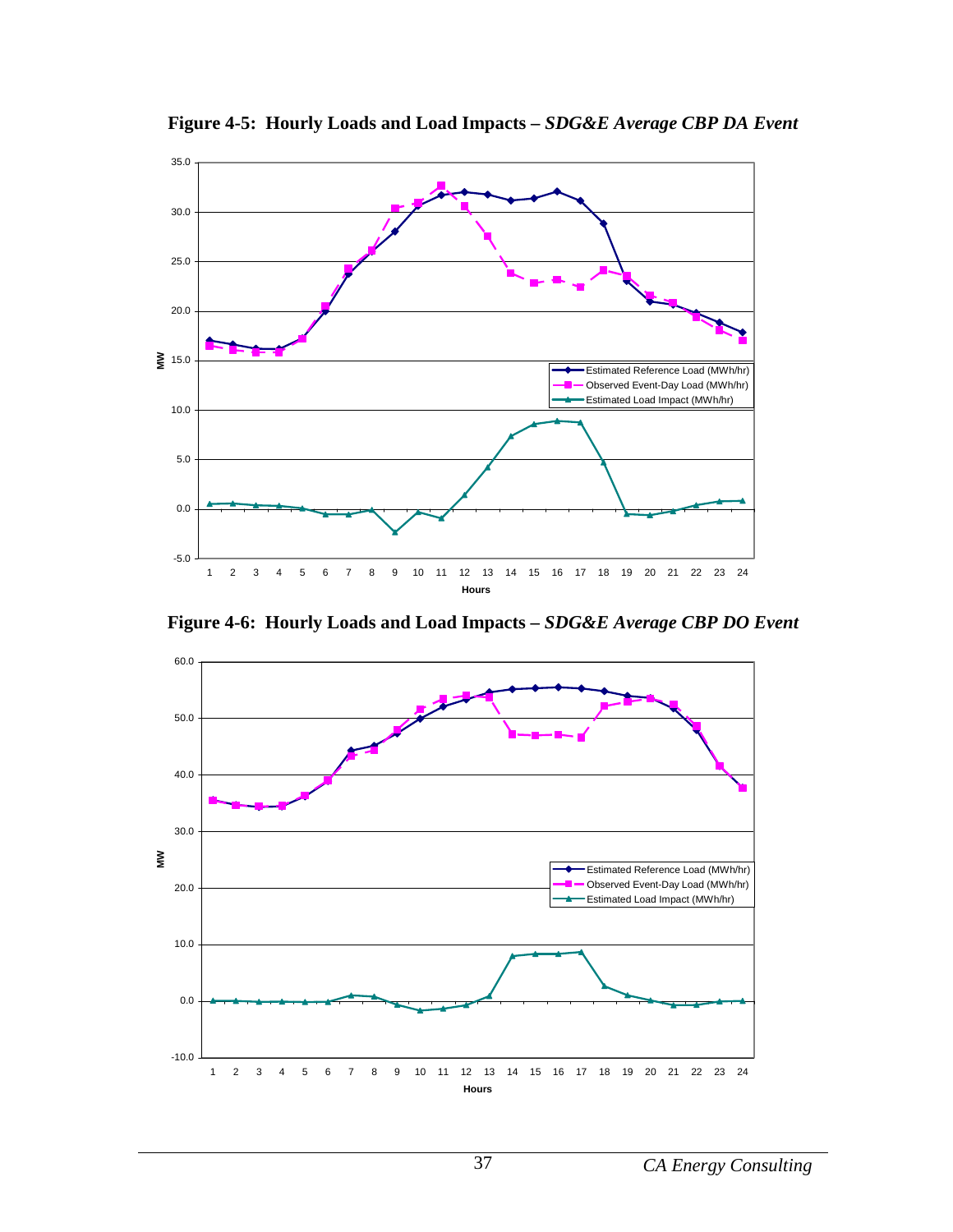**Figure 4-5: Hourly Loads and Load Impacts –** ***SDG&E Average CBP DA Event***

**Figure 4-6: Hourly Loads and Load Impacts –** ***SDG&E Average CBP DO Event***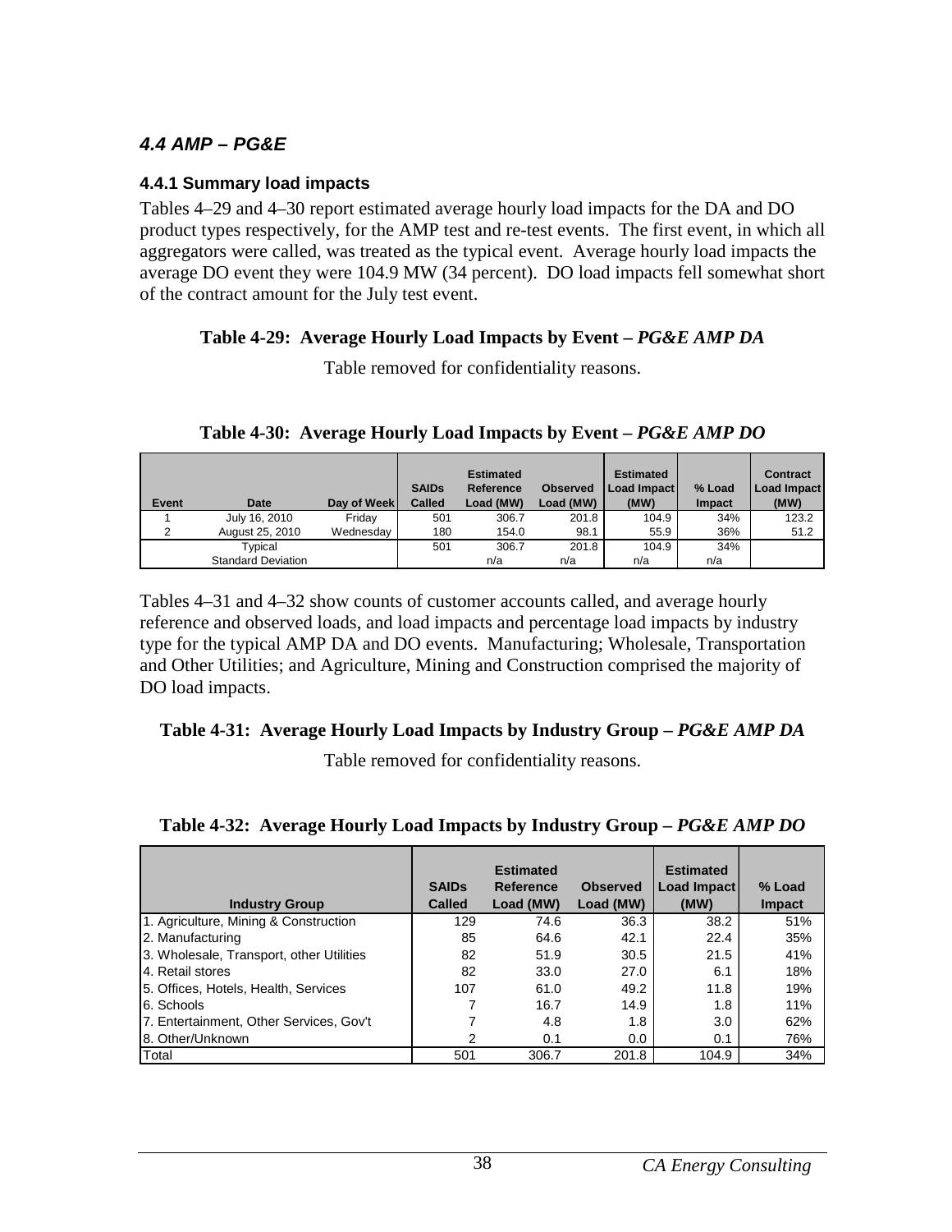### *4.4 AMP – PG&E*

#### 4.4.1 Summary load impacts

Tables 4–29 and 4–30 report estimated average hourly load impacts for the DA and DO product types respectively, for the AMP test and re-test events. The first event, in which all aggregators were called, was treated as the typical event. Average hourly load impacts the average DO event they were 104.9 MW (34 percent). DO load impacts fell somewhat short of the contract amount for the July test event.

**Table 4-29: Average Hourly Load Impacts by Event – *PG&E AMP DA***

Table removed for confidentiality reasons.

**Table 4-30: Average Hourly Load Impacts by Event – *PG&E AMP DO***

| Event | Date | Day of Week | SAIDs Called | Estimated Reference Load (MW) | Observed Load (MW) | Estimated Load Impact (MW) | % Load Impact | Contract Load Impact (MW) |
|---|---|---|---|---|---|---|---|---|
| 1 | July 16, 2010 | Friday | 501 | 306.7 | 201.8 | 104.9 | 34% | 123.2 |
| 2 | August 25, 2010 | Wednesday | 180 | 154.0 | 98.1 | 55.9 | 36% | 51.2 |
| | Typical | | 501 | 306.7 | 201.8 | 104.9 | 34% | |
| | Standard Deviation | | | n/a | n/a | n/a | n/a | |

Tables 4–31 and 4–32 show counts of customer accounts called, and average hourly reference and observed loads, and load impacts and percentage load impacts by industry type for the typical AMP DA and DO events. Manufacturing; Wholesale, Transportation and Other Utilities; and Agriculture, Mining and Construction comprised the majority of DO load impacts.

**Table 4-31: Average Hourly Load Impacts by Industry Group – *PG&E AMP DA***

Table removed for confidentiality reasons.

**Table 4-32: Average Hourly Load Impacts by Industry Group – *PG&E AMP DO***

| Industry Group | SAIDs Called | Estimated Reference Load (MW) | Observed Load (MW) | Estimated Load Impact (MW) | % Load Impact |
|---|---|---|---|---|---|
| 1. Agriculture, Mining & Construction | 129 | 74.6 | 36.3 | 38.2 | 51% |
| 2. Manufacturing | 85 | 64.6 | 42.1 | 22.4 | 35% |
| 3. Wholesale, Transport, other Utilities | 82 | 51.9 | 30.5 | 21.5 | 41% |
| 4. Retail stores | 82 | 33.0 | 27.0 | 6.1 | 18% |
| 5. Offices, Hotels, Health, Services | 107 | 61.0 | 49.2 | 11.8 | 19% |
| 6. Schools | 7 | 16.7 | 14.9 | 1.8 | 11% |
| 7. Entertainment, Other Services, Gov't | 7 | 4.8 | 1.8 | 3.0 | 62% |
| 8. Other/Unknown | 2 | 0.1 | 0.0 | 0.1 | 76% |
| Total | 501 | 306.7 | 201.8 | 104.9 | 34% |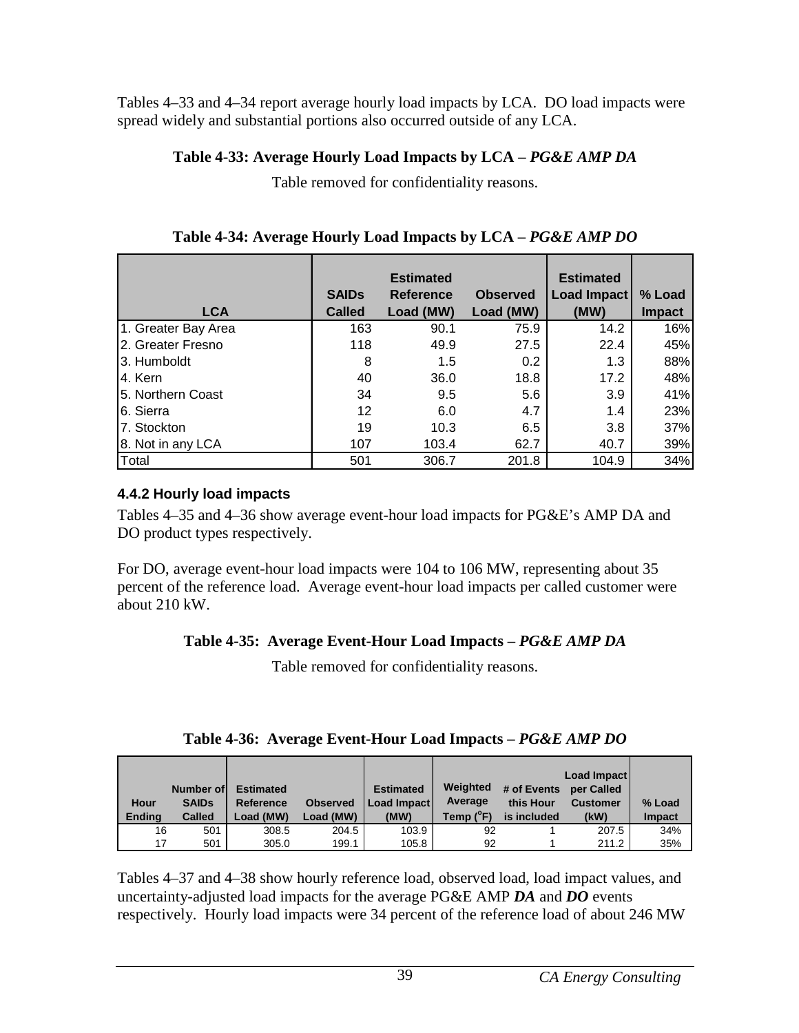Tables 4–33 and 4–34 report average hourly load impacts by LCA. DO load impacts were spread widely and substantial portions also occurred outside of any LCA.

**Table 4-33: Average Hourly Load Impacts by LCA – *PG&E AMP DA***

Table removed for confidentiality reasons.

**Table 4-34: Average Hourly Load Impacts by LCA – *PG&E AMP DO***

| LCA | SAIDs Called | Estimated Reference Load (MW) | Observed Load (MW) | Estimated Load Impact (MW) | % Load Impact |
|---|---|---|---|---|---|
| 1. Greater Bay Area | 163 | 90.1 | 75.9 | 14.2 | 16% |
| 2. Greater Fresno | 118 | 49.9 | 27.5 | 22.4 | 45% |
| 3. Humboldt | 8 | 1.5 | 0.2 | 1.3 | 88% |
| 4. Kern | 40 | 36.0 | 18.8 | 17.2 | 48% |
| 5. Northern Coast | 34 | 9.5 | 5.6 | 3.9 | 41% |
| 6. Sierra | 12 | 6.0 | 4.7 | 1.4 | 23% |
| 7. Stockton | 19 | 10.3 | 6.5 | 3.8 | 37% |
| 8. Not in any LCA | 107 | 103.4 | 62.7 | 40.7 | 39% |
| Total | 501 | 306.7 | 201.8 | 104.9 | 34% |

### 4.4.2 Hourly load impacts

Tables 4–35 and 4–36 show average event-hour load impacts for PG&E's AMP DA and DO product types respectively.

For DO, average event-hour load impacts were 104 to 106 MW, representing about 35 percent of the reference load. Average event-hour load impacts per called customer were about 210 kW.

**Table 4-35: Average Event-Hour Load Impacts – *PG&E AMP DA***

Table removed for confidentiality reasons.

**Table 4-36: Average Event-Hour Load Impacts – *PG&E AMP DO***

| Hour Ending | Number of SAIDs Called | Estimated Reference Load (MW) | Observed Load (MW) | Estimated Load Impact (MW) | Weighted Average Temp (°F) | # of Events this Hour is included | Load Impact per Called Customer (kW) | % Load Impact |
|---|---|---|---|---|---|---|---|---|
| 16 | 501 | 308.5 | 204.5 | 103.9 | 92 | 1 | 207.5 | 34% |
| 17 | 501 | 305.0 | 199.1 | 105.8 | 92 | 1 | 211.2 | 35% |

Tables 4–37 and 4–38 show hourly reference load, observed load, load impact values, and uncertainty-adjusted load impacts for the average PG&E AMP ***DA*** and ***DO*** events respectively. Hourly load impacts were 34 percent of the reference load of about 246 MW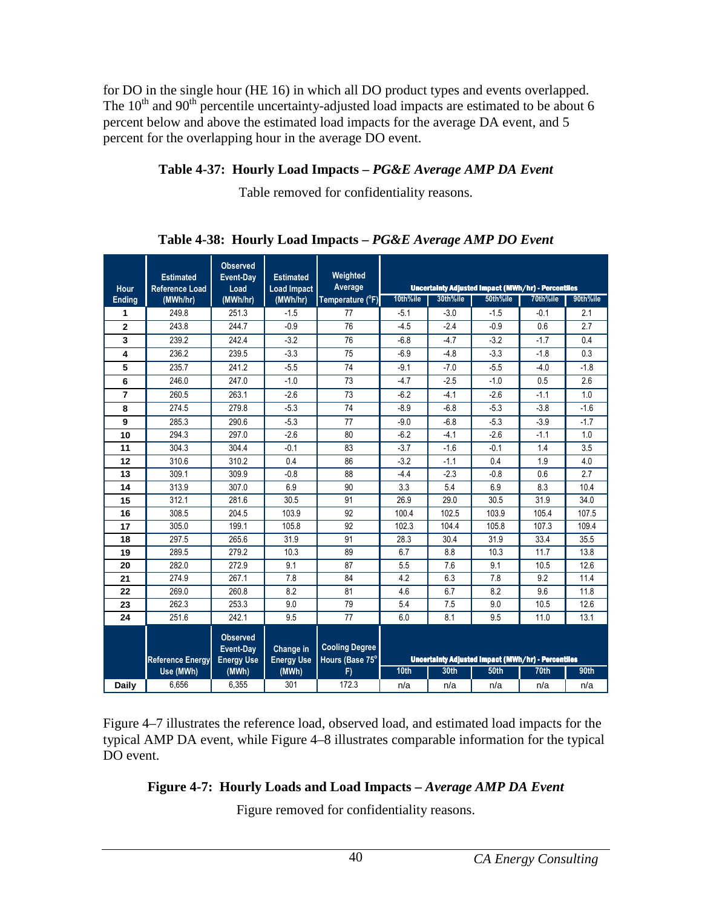for DO in the single hour (HE 16) in which all DO product types and events overlapped. The 10th and 90th percentile uncertainty-adjusted load impacts are estimated to be about 6 percent below and above the estimated load impacts for the average DA event, and 5 percent for the overlapping hour in the average DO event.

**Table 4-37: Hourly Load Impacts – *PG&E Average AMP DA Event***

Table removed for confidentiality reasons.

**Table 4-38: Hourly Load Impacts – *PG&E Average AMP DO Event***

| Hour Ending | Estimated Reference Load (MWh/hr) | Observed Event-Day Load (MWh/hr) | Estimated Load Impact (MWh/hr) | Weighted Average Temperature (°F) | Uncertainty Adjusted Impact (MWh/hr) - Percentiles | | | | |
|---|---|---|---|---|---|---|---|---|---|
| | | | | | 10th%ile | 30th%ile | 50th%ile | 70th%ile | 90th%ile |
| 1 | 249.8 | 251.3 | -1.5 | 77 | -5.1 | -3.0 | -1.5 | -0.1 | 2.1 |
| 2 | 243.8 | 244.7 | -0.9 | 76 | -4.5 | -2.4 | -0.9 | 0.6 | 2.7 |
| 3 | 239.2 | 242.4 | -3.2 | 76 | -6.8 | -4.7 | -3.2 | -1.7 | 0.4 |
| 4 | 236.2 | 239.5 | -3.3 | 75 | -6.9 | -4.8 | -3.3 | -1.8 | 0.3 |
| 5 | 235.7 | 241.2 | -5.5 | 74 | -9.1 | -7.0 | -5.5 | -4.0 | -1.8 |
| 6 | 246.0 | 247.0 | -1.0 | 73 | -4.7 | -2.5 | -1.0 | 0.5 | 2.6 |
| 7 | 260.5 | 263.1 | -2.6 | 73 | -6.2 | -4.1 | -2.6 | -1.1 | 1.0 |
| 8 | 274.5 | 279.8 | -5.3 | 74 | -8.9 | -6.8 | -5.3 | -3.8 | -1.6 |
| 9 | 285.3 | 290.6 | -5.3 | 77 | -9.0 | -6.8 | -5.3 | -3.9 | -1.7 |
| 10 | 294.3 | 297.0 | -2.6 | 80 | -6.2 | -4.1 | -2.6 | -1.1 | 1.0 |
| 11 | 304.3 | 304.4 | -0.1 | 83 | -3.7 | -1.6 | -0.1 | 1.4 | 3.5 |
| 12 | 310.6 | 310.2 | 0.4 | 86 | -3.2 | -1.1 | 0.4 | 1.9 | 4.0 |
| 13 | 309.1 | 309.9 | -0.8 | 88 | -4.4 | -2.3 | -0.8 | 0.6 | 2.7 |
| 14 | 313.9 | 307.0 | 6.9 | 90 | 3.3 | 5.4 | 6.9 | 8.3 | 10.4 |
| 15 | 312.1 | 281.6 | 30.5 | 91 | 26.9 | 29.0 | 30.5 | 31.9 | 34.0 |
| 16 | 308.5 | 204.5 | 103.9 | 92 | 100.4 | 102.5 | 103.9 | 105.4 | 107.5 |
| 17 | 305.0 | 199.1 | 105.8 | 92 | 102.3 | 104.4 | 105.8 | 107.3 | 109.4 |
| 18 | 297.5 | 265.6 | 31.9 | 91 | 28.3 | 30.4 | 31.9 | 33.4 | 35.5 |
| 19 | 289.5 | 279.2 | 10.3 | 89 | 6.7 | 8.8 | 10.3 | 11.7 | 13.8 |
| 20 | 282.0 | 272.9 | 9.1 | 87 | 5.5 | 7.6 | 9.1 | 10.5 | 12.6 |
| 21 | 274.9 | 267.1 | 7.8 | 84 | 4.2 | 6.3 | 7.8 | 9.2 | 11.4 |
| 22 | 269.0 | 260.8 | 8.2 | 81 | 4.6 | 6.7 | 8.2 | 9.6 | 11.8 |
| 23 | 262.3 | 253.3 | 9.0 | 79 | 5.4 | 7.5 | 9.0 | 10.5 | 12.6 |
| 24 | 251.6 | 242.1 | 9.5 | 77 | 6.0 | 8.1 | 9.5 | 11.0 | 13.1 |
| | **Reference Energy Use (MWh)** | **Observed Event-Day Energy Use (MWh)** | **Change in Energy Use (MWh)** | **Cooling Degree Hours (Base 75° F)** | **Uncertainty Adjusted Impact (MWh/hr) - Percentiles** | | | | |
| | | | | | **10th** | **30th** | **50th** | **70th** | **90th** |
| **Daily** | 6,656 | 6,355 | 301 | 172.3 | n/a | n/a | n/a | n/a | n/a |

Figure 4–7 illustrates the reference load, observed load, and estimated load impacts for the typical AMP DA event, while Figure 4–8 illustrates comparable information for the typical DO event.

**Figure 4-7: Hourly Loads and Load Impacts – *Average AMP DA Event***

Figure removed for confidentiality reasons.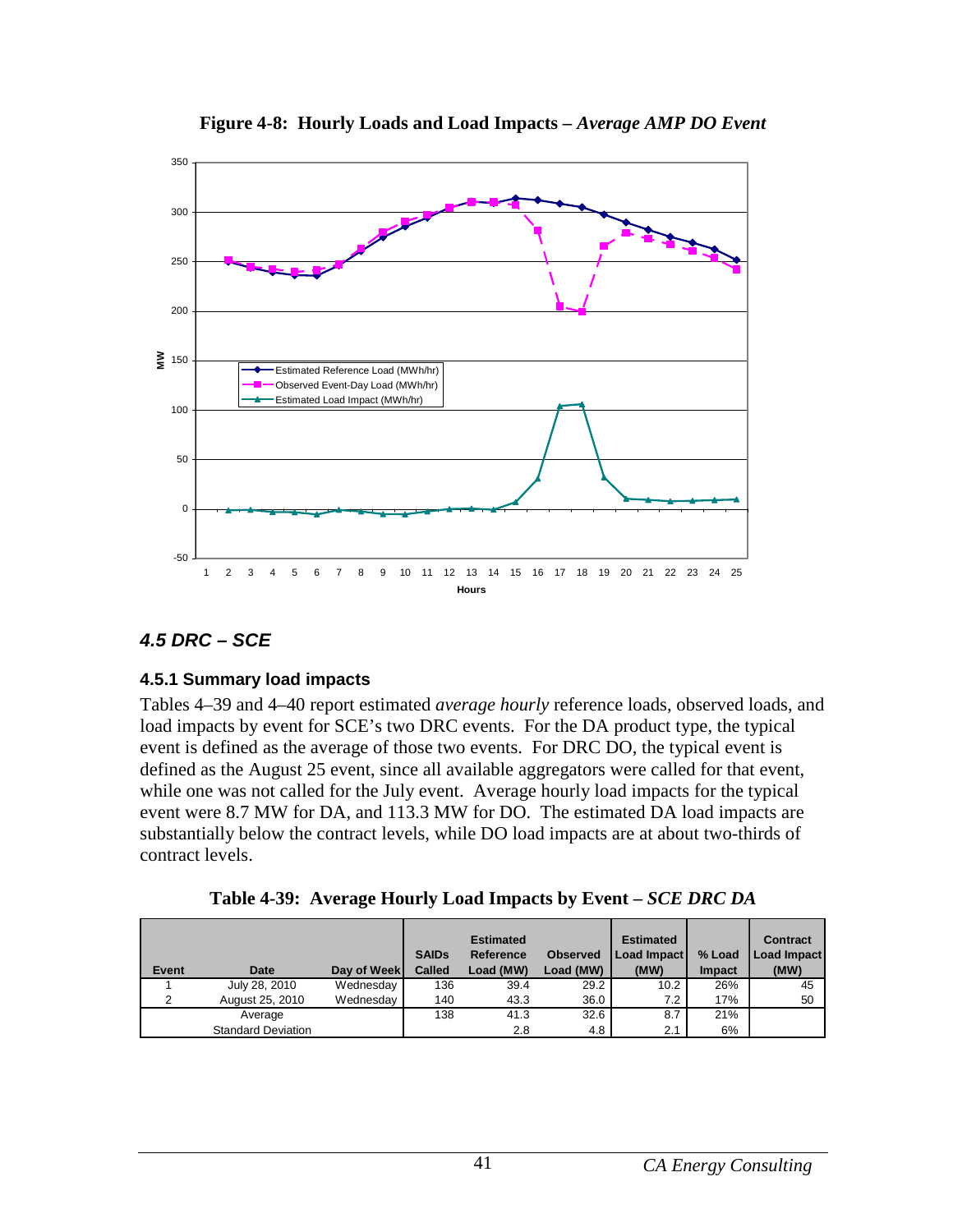**Figure 4-8: Hourly Loads and Load Impacts – *Average AMP DO Event***

## 4.5 DRC – SCE

### 4.5.1 Summary load impacts

Tables 4–39 and 4–40 report estimated *average hourly* reference loads, observed loads, and load impacts by event for SCE's two DRC events. For the DA product type, the typical event is defined as the average of those two events. For DRC DO, the typical event is defined as the August 25 event, since all available aggregators were called for that event, while one was not called for the July event. Average hourly load impacts for the typical event were 8.7 MW for DA, and 113.3 MW for DO. The estimated DA load impacts are substantially below the contract levels, while DO load impacts are at about two-thirds of contract levels.

**Table 4-39: Average Hourly Load Impacts by Event – *SCE DRC DA***

| Event | Date | Day of Week | SAIDs Called | Estimated Reference Load (MW) | Observed Load (MW) | Estimated Load Impact (MW) | % Load Impact | Contract Load Impact (MW) |
|---|---|---|---|---|---|---|---|---|
| 1 | July 28, 2010 | Wednesday | 136 | 39.4 | 29.2 | 10.2 | 26% | 45 |
| 2 | August 25, 2010 | Wednesday | 140 | 43.3 | 36.0 | 7.2 | 17% | 50 |
| | Average | | 138 | 41.3 | 32.6 | 8.7 | 21% | |
| | Standard Deviation | | | 2.8 | 4.8 | 2.1 | 6% | |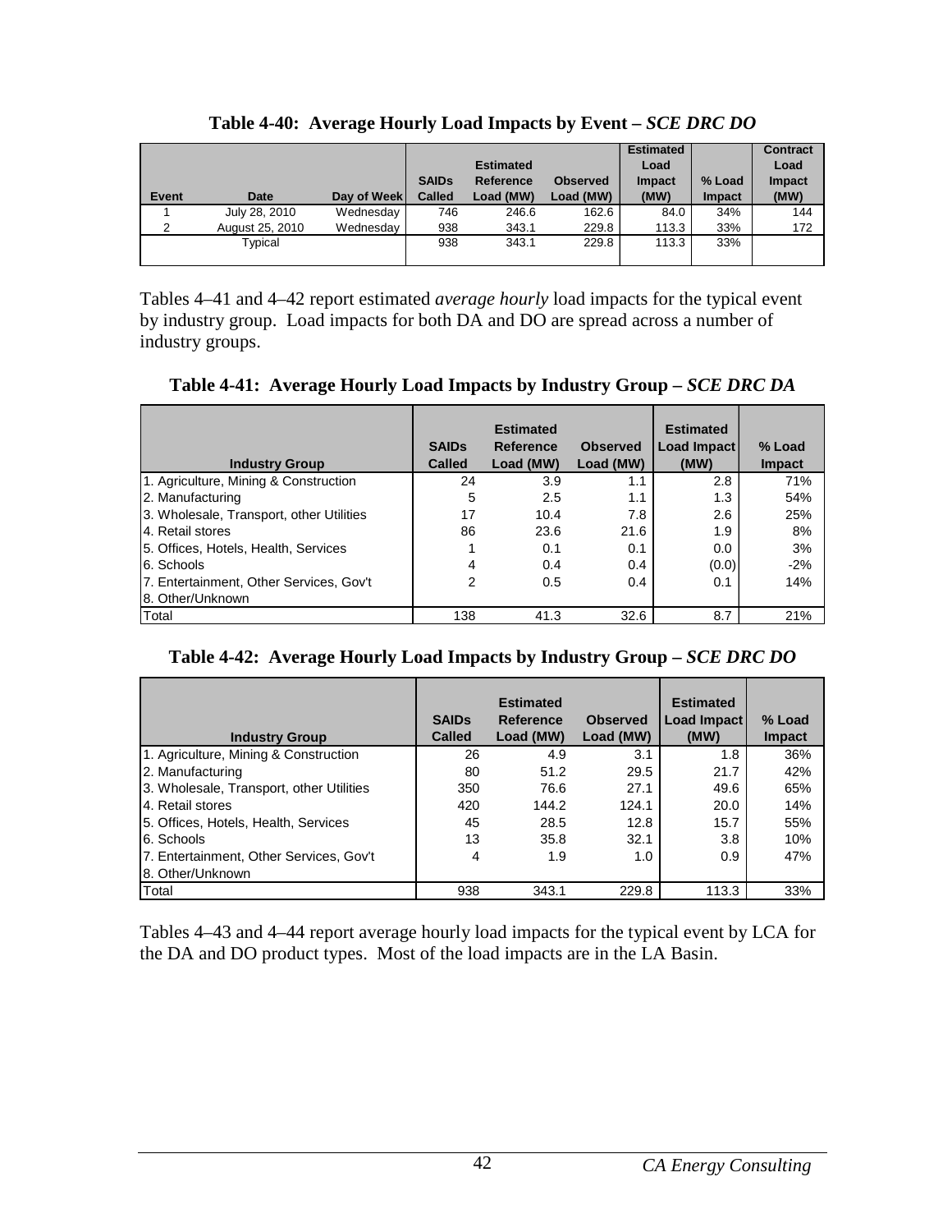**Table 4-40: Average Hourly Load Impacts by Event – *SCE DRC DO***

| Event | Date | Day of Week | SAIDs Called | Estimated Reference Load (MW) | Observed Load (MW) | Estimated Load Impact (MW) | % Load Impact | Contract Load Impact (MW) |
|---|---|---|---|---|---|---|---|---|
| 1 | July 28, 2010 | Wednesday | 746 | 246.6 | 162.6 | 84.0 | 34% | 144 |
| 2 | August 25, 2010 | Wednesday | 938 | 343.1 | 229.8 | 113.3 | 33% | 172 |
| Typical | | | 938 | 343.1 | 229.8 | 113.3 | 33% | |

Tables 4–41 and 4–42 report estimated *average hourly* load impacts for the typical event by industry group. Load impacts for both DA and DO are spread across a number of industry groups.

**Table 4-41: Average Hourly Load Impacts by Industry Group – *SCE DRC DA***

| Industry Group | SAIDs Called | Estimated Reference Load (MW) | Observed Load (MW) | Estimated Load Impact (MW) | % Load Impact |
|---|---|---|---|---|---|
| 1. Agriculture, Mining & Construction | 24 | 3.9 | 1.1 | 2.8 | 71% |
| 2. Manufacturing | 5 | 2.5 | 1.1 | 1.3 | 54% |
| 3. Wholesale, Transport, other Utilities | 17 | 10.4 | 7.8 | 2.6 | 25% |
| 4. Retail stores | 86 | 23.6 | 21.6 | 1.9 | 8% |
| 5. Offices, Hotels, Health, Services | 1 | 0.1 | 0.1 | 0.0 | 3% |
| 6. Schools | 4 | 0.4 | 0.4 | (0.0) | -2% |
| 7. Entertainment, Other Services, Gov't | 2 | 0.5 | 0.4 | 0.1 | 14% |
| 8. Other/Unknown | | | | | |
| Total | 138 | 41.3 | 32.6 | 8.7 | 21% |

**Table 4-42: Average Hourly Load Impacts by Industry Group – *SCE DRC DO***

| Industry Group | SAIDs Called | Estimated Reference Load (MW) | Observed Load (MW) | Estimated Load Impact (MW) | % Load Impact |
|---|---|---|---|---|---|
| 1. Agriculture, Mining & Construction | 26 | 4.9 | 3.1 | 1.8 | 36% |
| 2. Manufacturing | 80 | 51.2 | 29.5 | 21.7 | 42% |
| 3. Wholesale, Transport, other Utilities | 350 | 76.6 | 27.1 | 49.6 | 65% |
| 4. Retail stores | 420 | 144.2 | 124.1 | 20.0 | 14% |
| 5. Offices, Hotels, Health, Services | 45 | 28.5 | 12.8 | 15.7 | 55% |
| 6. Schools | 13 | 35.8 | 32.1 | 3.8 | 10% |
| 7. Entertainment, Other Services, Gov't | 4 | 1.9 | 1.0 | 0.9 | 47% |
| 8. Other/Unknown | | | | | |
| Total | 938 | 343.1 | 229.8 | 113.3 | 33% |

Tables 4–43 and 4–44 report average hourly load impacts for the typical event by LCA for the DA and DO product types. Most of the load impacts are in the LA Basin.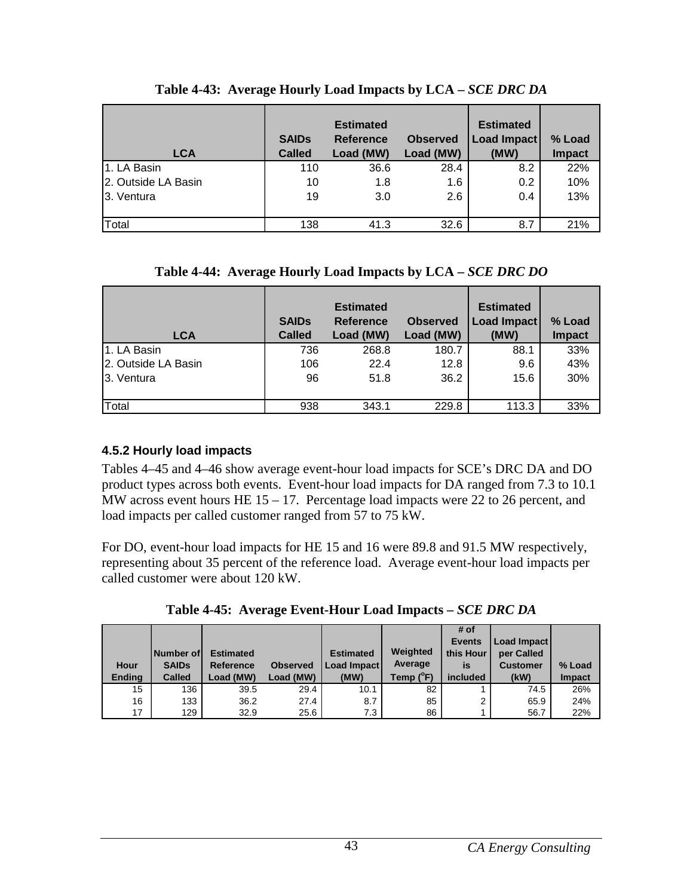**Table 4-43: Average Hourly Load Impacts by LCA – *SCE DRC DA***

| LCA | SAIDs Called | Estimated Reference Load (MW) | Observed Load (MW) | Estimated Load Impact (MW) | % Load Impact |
|---|---|---|---|---|---|
| 1. LA Basin | 110 | 36.6 | 28.4 | 8.2 | 22% |
| 2. Outside LA Basin | 10 | 1.8 | 1.6 | 0.2 | 10% |
| 3. Ventura | 19 | 3.0 | 2.6 | 0.4 | 13% |
| Total | 138 | 41.3 | 32.6 | 8.7 | 21% |

**Table 4-44: Average Hourly Load Impacts by LCA – *SCE DRC DO***

| LCA | SAIDs Called | Estimated Reference Load (MW) | Observed Load (MW) | Estimated Load Impact (MW) | % Load Impact |
|---|---|---|---|---|---|
| 1. LA Basin | 736 | 268.8 | 180.7 | 88.1 | 33% |
| 2. Outside LA Basin | 106 | 22.4 | 12.8 | 9.6 | 43% |
| 3. Ventura | 96 | 51.8 | 36.2 | 15.6 | 30% |
| Total | 938 | 343.1 | 229.8 | 113.3 | 33% |

### 4.5.2 Hourly load impacts

Tables 4–45 and 4–46 show average event-hour load impacts for SCE's DRC DA and DO product types across both events. Event-hour load impacts for DA ranged from 7.3 to 10.1 MW across event hours HE 15 – 17. Percentage load impacts were 22 to 26 percent, and load impacts per called customer ranged from 57 to 75 kW.

For DO, event-hour load impacts for HE 15 and 16 were 89.8 and 91.5 MW respectively, representing about 35 percent of the reference load. Average event-hour load impacts per called customer were about 120 kW.

**Table 4-45: Average Event-Hour Load Impacts – *SCE DRC DA***

| Hour Ending | Number of SAIDs Called | Estimated Reference Load (MW) | Observed Load (MW) | Estimated Load Impact (MW) | Weighted Average Temp (°F) | # of Events this Hour is included | Load Impact per Called Customer (kW) | % Load Impact |
|---|---|---|---|---|---|---|---|---|
| 15 | 136 | 39.5 | 29.4 | 10.1 | 82 | 1 | 74.5 | 26% |
| 16 | 133 | 36.2 | 27.4 | 8.7 | 85 | 2 | 65.9 | 24% |
| 17 | 129 | 32.9 | 25.6 | 7.3 | 86 | 1 | 56.7 | 22% |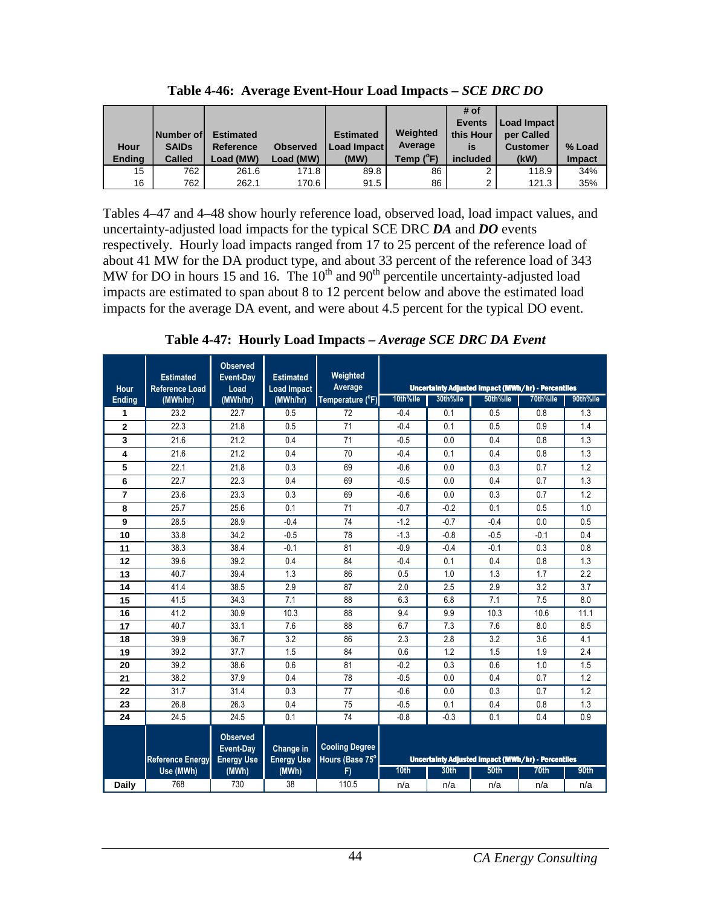**Table 4-46: Average Event-Hour Load Impacts – *SCE DRC DO***

| Hour Ending | Number of SAIDs Called | Estimated Reference Load (MW) | Observed Load (MW) | Estimated Load Impact (MW) | Weighted Average Temp (°F) | # of Events this Hour is included | Load Impact per Called Customer (kW) | % Load Impact |
|---|---|---|---|---|---|---|---|---|
| 15 | 762 | 261.6 | 171.8 | 89.8 | 86 | 2 | 118.9 | 34% |
| 16 | 762 | 262.1 | 170.6 | 91.5 | 86 | 2 | 121.3 | 35% |

Tables 4–47 and 4–48 show hourly reference load, observed load, load impact values, and uncertainty-adjusted load impacts for the typical SCE DRC ***DA*** and ***DO*** events respectively. Hourly load impacts ranged from 17 to 25 percent of the reference load of about 41 MW for the DA product type, and about 33 percent of the reference load of 343 MW for DO in hours 15 and 16. The 10th and 90th percentile uncertainty-adjusted load impacts are estimated to span about 8 to 12 percent below and above the estimated load impacts for the average DA event, and were about 4.5 percent for the typical DO event.

**Table 4-47: Hourly Load Impacts – *Average SCE DRC DA Event***

| Hour Ending | Estimated Reference Load (MWh/hr) | Observed Event-Day Load (MWh/hr) | Estimated Load Impact (MWh/hr) | Weighted Average Temperature (°F) | Uncertainty Adjusted Impact (MWh/hr) - Percentiles | | | | |
|---|---|---|---|---|---|---|---|---|---|
| | | | | | 10th%ile | 30th%ile | 50th%ile | 70th%ile | 90th%ile |
| 1 | 23.2 | 22.7 | 0.5 | 72 | -0.4 | 0.1 | 0.5 | 0.8 | 1.3 |
| 2 | 22.3 | 21.8 | 0.5 | 71 | -0.4 | 0.1 | 0.5 | 0.9 | 1.4 |
| 3 | 21.6 | 21.2 | 0.4 | 71 | -0.5 | 0.0 | 0.4 | 0.8 | 1.3 |
| 4 | 21.6 | 21.2 | 0.4 | 70 | -0.4 | 0.1 | 0.4 | 0.8 | 1.3 |
| 5 | 22.1 | 21.8 | 0.3 | 69 | -0.6 | 0.0 | 0.3 | 0.7 | 1.2 |
| 6 | 22.7 | 22.3 | 0.4 | 69 | -0.5 | 0.0 | 0.4 | 0.7 | 1.3 |
| 7 | 23.6 | 23.3 | 0.3 | 69 | -0.6 | 0.0 | 0.3 | 0.7 | 1.2 |
| 8 | 25.7 | 25.6 | 0.1 | 71 | -0.7 | -0.2 | 0.1 | 0.5 | 1.0 |
| 9 | 28.5 | 28.9 | -0.4 | 74 | -1.2 | -0.7 | -0.4 | 0.0 | 0.5 |
| 10 | 33.8 | 34.2 | -0.5 | 78 | -1.3 | -0.8 | -0.5 | -0.1 | 0.4 |
| 11 | 38.3 | 38.4 | -0.1 | 81 | -0.9 | -0.4 | -0.1 | 0.3 | 0.8 |
| 12 | 39.6 | 39.2 | 0.4 | 84 | -0.4 | 0.1 | 0.4 | 0.8 | 1.3 |
| 13 | 40.7 | 39.4 | 1.3 | 86 | 0.5 | 1.0 | 1.3 | 1.7 | 2.2 |
| 14 | 41.4 | 38.5 | 2.9 | 87 | 2.0 | 2.5 | 2.9 | 3.2 | 3.7 |
| 15 | 41.5 | 34.3 | 7.1 | 88 | 6.3 | 6.8 | 7.1 | 7.5 | 8.0 |
| 16 | 41.2 | 30.9 | 10.3 | 88 | 9.4 | 9.9 | 10.3 | 10.6 | 11.1 |
| 17 | 40.7 | 33.1 | 7.6 | 88 | 6.7 | 7.3 | 7.6 | 8.0 | 8.5 |
| 18 | 39.9 | 36.7 | 3.2 | 86 | 2.3 | 2.8 | 3.2 | 3.6 | 4.1 |
| 19 | 39.2 | 37.7 | 1.5 | 84 | 0.6 | 1.2 | 1.5 | 1.9 | 2.4 |
| 20 | 39.2 | 38.6 | 0.6 | 81 | -0.2 | 0.3 | 0.6 | 1.0 | 1.5 |
| 21 | 38.2 | 37.9 | 0.4 | 78 | -0.5 | 0.0 | 0.4 | 0.7 | 1.2 |
| 22 | 31.7 | 31.4 | 0.3 | 77 | -0.6 | 0.0 | 0.3 | 0.7 | 1.2 |
| 23 | 26.8 | 26.3 | 0.4 | 75 | -0.5 | 0.1 | 0.4 | 0.8 | 1.3 |
| 24 | 24.5 | 24.5 | 0.1 | 74 | -0.8 | -0.3 | 0.1 | 0.4 | 0.9 |
| | Reference Energy Use (MWh) | Observed Event-Day Energy Use (MWh) | Change in Energy Use (MWh) | Cooling Degree Hours (Base 75° F) | Uncertainty Adjusted Impact (MWh/hr) - Percentiles | | | | |
| | | | | | 10th | 30th | 50th | 70th | 90th |
| Daily | 768 | 730 | 38 | 110.5 | n/a | n/a | n/a | n/a | n/a |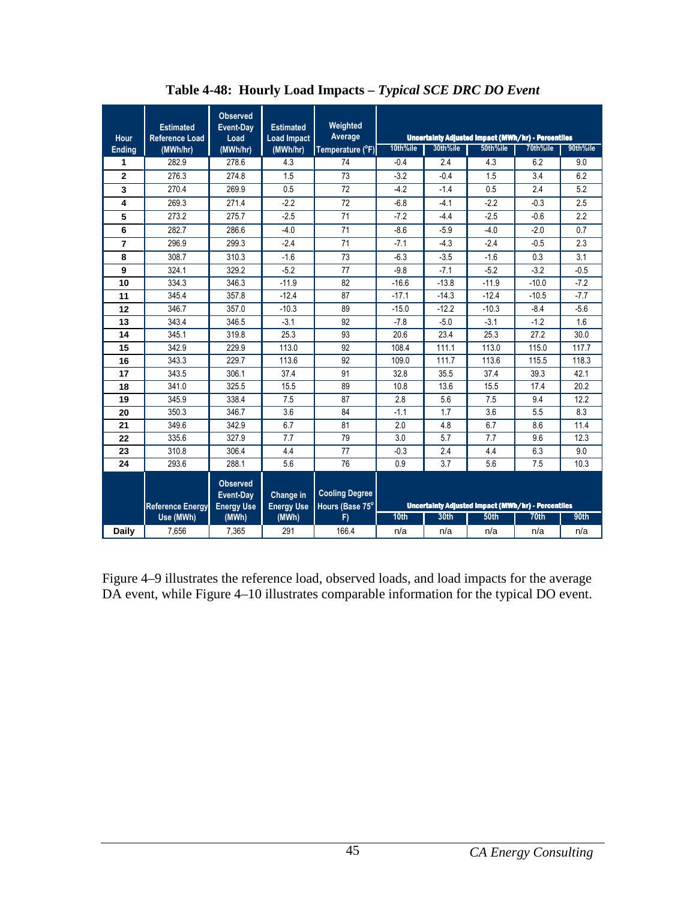**Table 4-48: Hourly Load Impacts – *Typical SCE DRC DO Event***

| Hour Ending | Estimated Reference Load (MWh/hr) | Observed Event-Day Load (MWh/hr) | Estimated Load Impact (MWh/hr) | Weighted Average Temperature (°F) | Uncertainty Adjusted Impact (MWh/hr) - Percentiles | | | | |
|---|---|---|---|---|---|---|---|---|---|
| | | | | | 10th%ile | 30th%ile | 50th%ile | 70th%ile | 90th%ile |
| 1 | 282.9 | 278.6 | 4.3 | 74 | -0.4 | 2.4 | 4.3 | 6.2 | 9.0 |
| 2 | 276.3 | 274.8 | 1.5 | 73 | -3.2 | -0.4 | 1.5 | 3.4 | 6.2 |
| 3 | 270.4 | 269.9 | 0.5 | 72 | -4.2 | -1.4 | 0.5 | 2.4 | 5.2 |
| 4 | 269.3 | 271.4 | -2.2 | 72 | -6.8 | -4.1 | -2.2 | -0.3 | 2.5 |
| 5 | 273.2 | 275.7 | -2.5 | 71 | -7.2 | -4.4 | -2.5 | -0.6 | 2.2 |
| 6 | 282.7 | 286.6 | -4.0 | 71 | -8.6 | -5.9 | -4.0 | -2.0 | 0.7 |
| 7 | 296.9 | 299.3 | -2.4 | 71 | -7.1 | -4.3 | -2.4 | -0.5 | 2.3 |
| 8 | 308.7 | 310.3 | -1.6 | 73 | -6.3 | -3.5 | -1.6 | 0.3 | 3.1 |
| 9 | 324.1 | 329.2 | -5.2 | 77 | -9.8 | -7.1 | -5.2 | -3.2 | -0.5 |
| 10 | 334.3 | 346.3 | -11.9 | 82 | -16.6 | -13.8 | -11.9 | -10.0 | -7.2 |
| 11 | 345.4 | 357.8 | -12.4 | 87 | -17.1 | -14.3 | -12.4 | -10.5 | -7.7 |
| 12 | 346.7 | 357.0 | -10.3 | 89 | -15.0 | -12.2 | -10.3 | -8.4 | -5.6 |
| 13 | 343.4 | 346.5 | -3.1 | 92 | -7.8 | -5.0 | -3.1 | -1.2 | 1.6 |
| 14 | 345.1 | 319.8 | 25.3 | 93 | 20.6 | 23.4 | 25.3 | 27.2 | 30.0 |
| 15 | 342.9 | 229.9 | 113.0 | 92 | 108.4 | 111.1 | 113.0 | 115.0 | 117.7 |
| 16 | 343.3 | 229.7 | 113.6 | 92 | 109.0 | 111.7 | 113.6 | 115.5 | 118.3 |
| 17 | 343.5 | 306.1 | 37.4 | 91 | 32.8 | 35.5 | 37.4 | 39.3 | 42.1 |
| 18 | 341.0 | 325.5 | 15.5 | 89 | 10.8 | 13.6 | 15.5 | 17.4 | 20.2 |
| 19 | 345.9 | 338.4 | 7.5 | 87 | 2.8 | 5.6 | 7.5 | 9.4 | 12.2 |
| 20 | 350.3 | 346.7 | 3.6 | 84 | -1.1 | 1.7 | 3.6 | 5.5 | 8.3 |
| 21 | 349.6 | 342.9 | 6.7 | 81 | 2.0 | 4.8 | 6.7 | 8.6 | 11.4 |
| 22 | 335.6 | 327.9 | 7.7 | 79 | 3.0 | 5.7 | 7.7 | 9.6 | 12.3 |
| 23 | 310.8 | 306.4 | 4.4 | 77 | -0.3 | 2.4 | 4.4 | 6.3 | 9.0 |
| 24 | 293.6 | 288.1 | 5.6 | 76 | 0.9 | 3.7 | 5.6 | 7.5 | 10.3 |
| | Reference Energy Use (MWh) | Observed Event-Day Energy Use (MWh) | Change in Energy Use (MWh) | Cooling Degree Hours (Base 75° F) | Uncertainty Adjusted Impact (MWh/hr) - Percentiles | | | | |
| | | | | | 10th | 30th | 50th | 70th | 90th |
| Daily | 7,656 | 7,365 | 291 | 166.4 | n/a | n/a | n/a | n/a | n/a |

Figure 4–9 illustrates the reference load, observed loads, and load impacts for the average DA event, while Figure 4–10 illustrates comparable information for the typical DO event.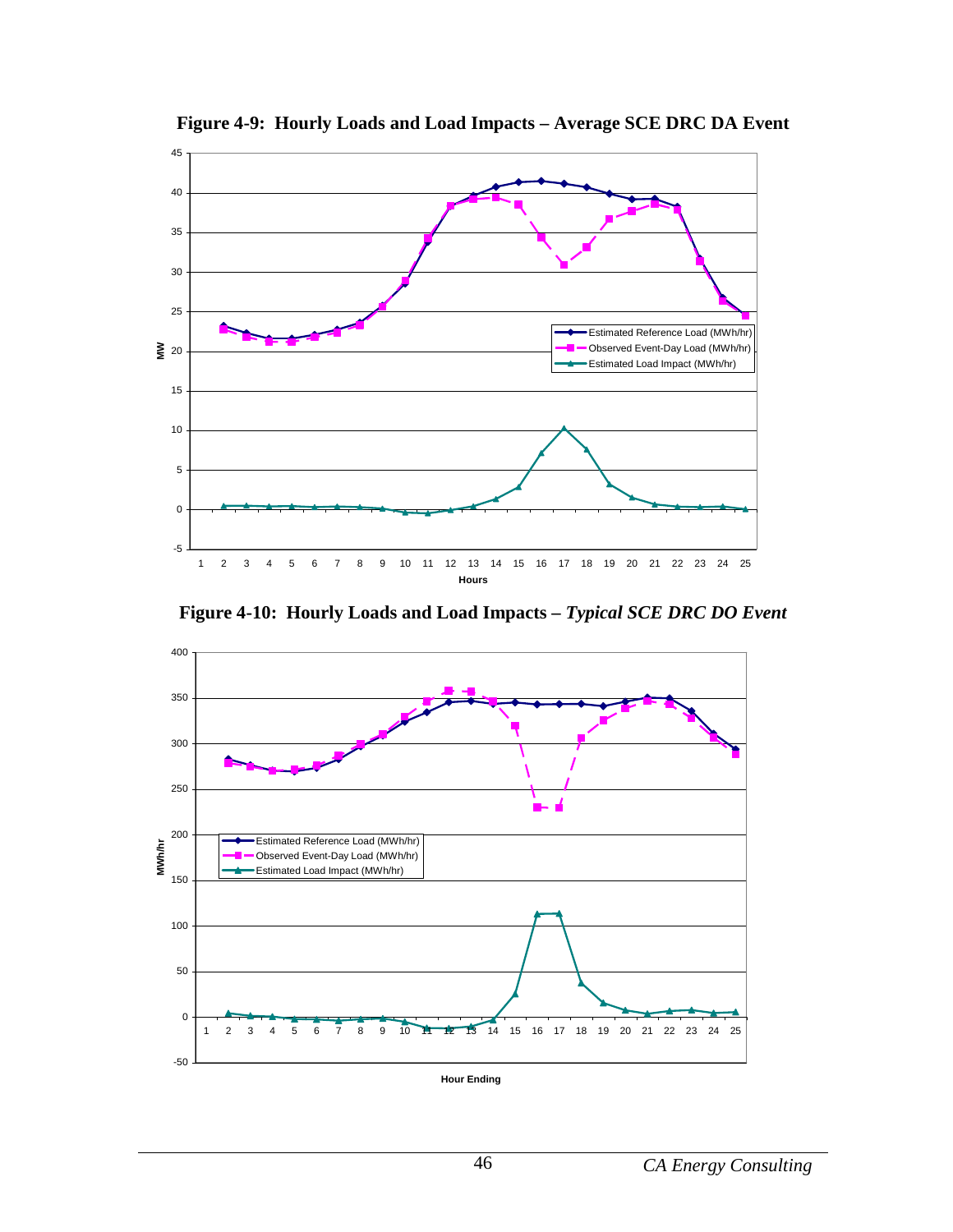**Figure 4-9: Hourly Loads and Load Impacts – Average SCE DRC DA Event**

**Figure 4-10: Hourly Loads and Load Impacts – *Typical SCE DRC DO Event***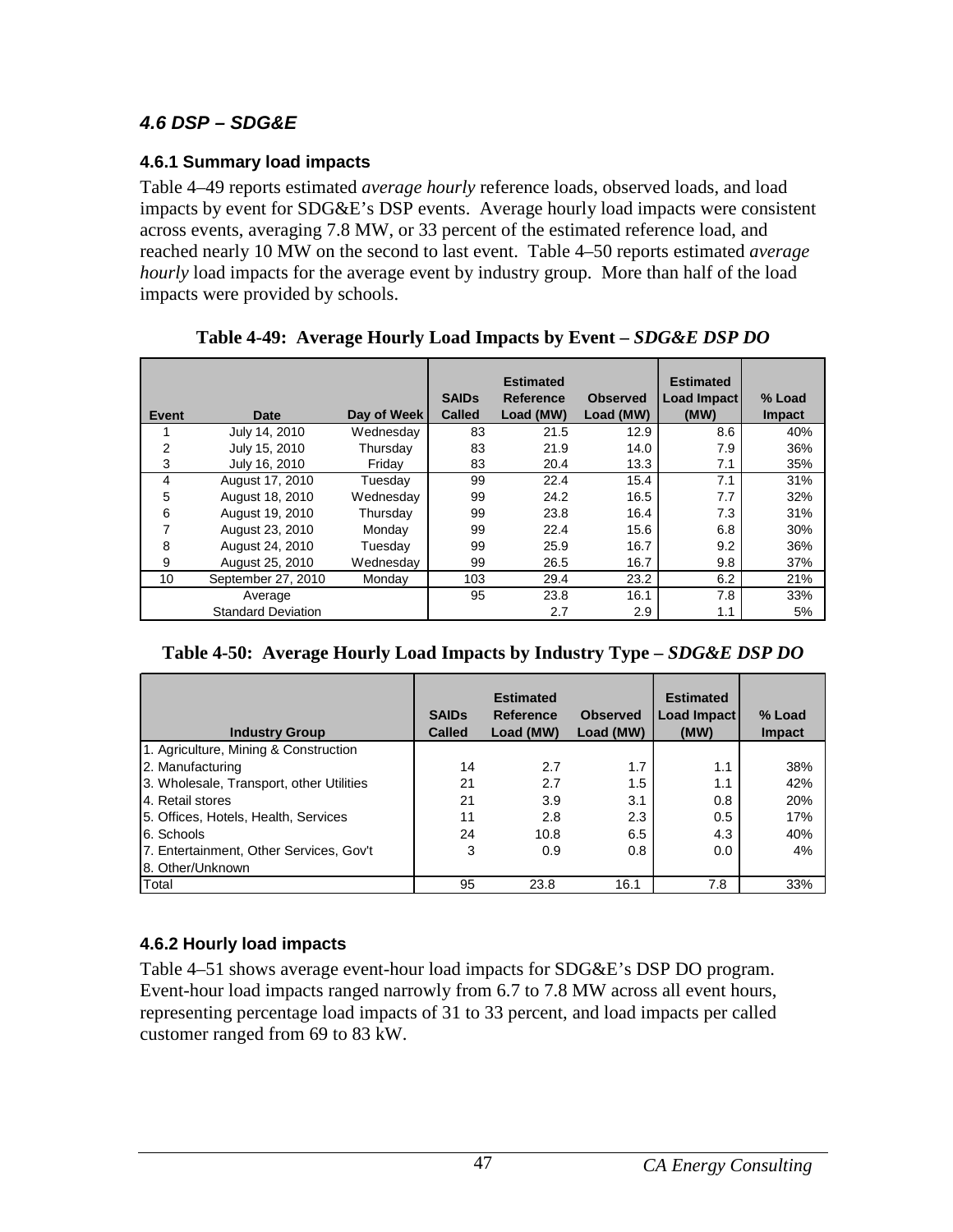### *4.6 DSP – SDG&E*

#### 4.6.1 Summary load impacts

Table 4–49 reports estimated *average hourly* reference loads, observed loads, and load impacts by event for SDG&E's DSP events. Average hourly load impacts were consistent across events, averaging 7.8 MW, or 33 percent of the estimated reference load, and reached nearly 10 MW on the second to last event. Table 4–50 reports estimated *average hourly* load impacts for the average event by industry group. More than half of the load impacts were provided by schools.

**Table 4-49: Average Hourly Load Impacts by Event – *SDG&E DSP DO***

| Event | Date | Day of Week | SAIDs Called | Estimated Reference Load (MW) | Observed Load (MW) | Estimated Load Impact (MW) | % Load Impact |
|---|---|---|---|---|---|---|---|
| 1 | July 14, 2010 | Wednesday | 83 | 21.5 | 12.9 | 8.6 | 40% |
| 2 | July 15, 2010 | Thursday | 83 | 21.9 | 14.0 | 7.9 | 36% |
| 3 | July 16, 2010 | Friday | 83 | 20.4 | 13.3 | 7.1 | 35% |
| 4 | August 17, 2010 | Tuesday | 99 | 22.4 | 15.4 | 7.1 | 31% |
| 5 | August 18, 2010 | Wednesday | 99 | 24.2 | 16.5 | 7.7 | 32% |
| 6 | August 19, 2010 | Thursday | 99 | 23.8 | 16.4 | 7.3 | 31% |
| 7 | August 23, 2010 | Monday | 99 | 22.4 | 15.6 | 6.8 | 30% |
| 8 | August 24, 2010 | Tuesday | 99 | 25.9 | 16.7 | 9.2 | 36% |
| 9 | August 25, 2010 | Wednesday | 99 | 26.5 | 16.7 | 9.8 | 37% |
| 10 | September 27, 2010 | Monday | 103 | 29.4 | 23.2 | 6.2 | 21% |
| | Average | | 95 | 23.8 | 16.1 | 7.8 | 33% |
| | Standard Deviation | | | 2.7 | 2.9 | 1.1 | 5% |

**Table 4-50: Average Hourly Load Impacts by Industry Type – *SDG&E DSP DO***

| Industry Group | SAIDs Called | Estimated Reference Load (MW) | Observed Load (MW) | Estimated Load Impact (MW) | % Load Impact |
|---|---|---|---|---|---|
| 1. Agriculture, Mining & Construction | | | | | |
| 2. Manufacturing | 14 | 2.7 | 1.7 | 1.1 | 38% |
| 3. Wholesale, Transport, other Utilities | 21 | 2.7 | 1.5 | 1.1 | 42% |
| 4. Retail stores | 21 | 3.9 | 3.1 | 0.8 | 20% |
| 5. Offices, Hotels, Health, Services | 11 | 2.8 | 2.3 | 0.5 | 17% |
| 6. Schools | 24 | 10.8 | 6.5 | 4.3 | 40% |
| 7. Entertainment, Other Services, Gov't | 3 | 0.9 | 0.8 | 0.0 | 4% |
| 8. Other/Unknown | | | | | |
| Total | 95 | 23.8 | 16.1 | 7.8 | 33% |

#### 4.6.2 Hourly load impacts

Table 4–51 shows average event-hour load impacts for SDG&E's DSP DO program. Event-hour load impacts ranged narrowly from 6.7 to 7.8 MW across all event hours, representing percentage load impacts of 31 to 33 percent, and load impacts per called customer ranged from 69 to 83 kW.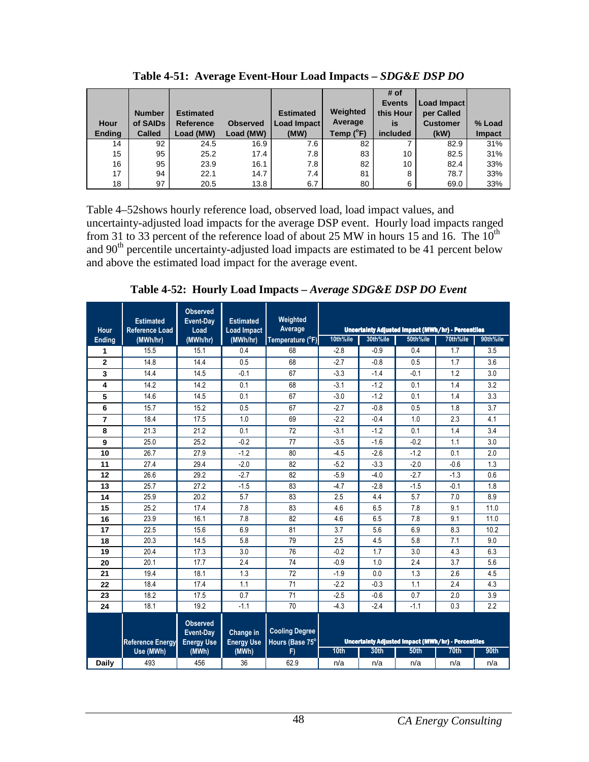**Table 4-51: Average Event-Hour Load Impacts – *SDG&E DSP DO***

| Hour Ending | Number of SAIDs Called | Estimated Reference Load (MW) | Observed Load (MW) | Estimated Load Impact (MW) | Weighted Average Temp (°F) | # of Events this Hour is included | Load Impact per Called Customer (kW) | % Load Impact |
|---|---|---|---|---|---|---|---|---|
| 14 | 92 | 24.5 | 16.9 | 7.6 | 82 | 7 | 82.9 | 31% |
| 15 | 95 | 25.2 | 17.4 | 7.8 | 83 | 10 | 82.5 | 31% |
| 16 | 95 | 23.9 | 16.1 | 7.8 | 82 | 10 | 82.4 | 33% |
| 17 | 94 | 22.1 | 14.7 | 7.4 | 81 | 8 | 78.7 | 33% |
| 18 | 97 | 20.5 | 13.8 | 6.7 | 80 | 6 | 69.0 | 33% |

Table 4–52shows hourly reference load, observed load, load impact values, and uncertainty-adjusted load impacts for the average DSP event. Hourly load impacts ranged from 31 to 33 percent of the reference load of about 25 MW in hours 15 and 16. The 10th and 90th percentile uncertainty-adjusted load impacts are estimated to be 41 percent below and above the estimated load impact for the average event.

**Table 4-52: Hourly Load Impacts – *Average SDG&E DSP DO Event***

| Hour Ending | Estimated Reference Load (MWh/hr) | Observed Event-Day Load (MWh/hr) | Estimated Load Impact (MWh/hr) | Weighted Average Temperature (°F) | Uncertainty Adjusted Impact (MWh/hr) - Percentiles | | | | |
|---|---|---|---|---|---|---|---|---|---|
| | | | | | 10th%ile | 30th%ile | 50th%ile | 70th%ile | 90th%ile |
| 1 | 15.5 | 15.1 | 0.4 | 68 | -2.8 | -0.9 | 0.4 | 1.7 | 3.5 |
| 2 | 14.8 | 14.4 | 0.5 | 68 | -2.7 | -0.8 | 0.5 | 1.7 | 3.6 |
| 3 | 14.4 | 14.5 | -0.1 | 67 | -3.3 | -1.4 | -0.1 | 1.2 | 3.0 |
| 4 | 14.2 | 14.2 | 0.1 | 68 | -3.1 | -1.2 | 0.1 | 1.4 | 3.2 |
| 5 | 14.6 | 14.5 | 0.1 | 67 | -3.0 | -1.2 | 0.1 | 1.4 | 3.3 |
| 6 | 15.7 | 15.2 | 0.5 | 67 | -2.7 | -0.8 | 0.5 | 1.8 | 3.7 |
| 7 | 18.4 | 17.5 | 1.0 | 69 | -2.2 | -0.4 | 1.0 | 2.3 | 4.1 |
| 8 | 21.3 | 21.2 | 0.1 | 72 | -3.1 | -1.2 | 0.1 | 1.4 | 3.4 |
| 9 | 25.0 | 25.2 | -0.2 | 77 | -3.5 | -1.6 | -0.2 | 1.1 | 3.0 |
| 10 | 26.7 | 27.9 | -1.2 | 80 | -4.5 | -2.6 | -1.2 | 0.1 | 2.0 |
| 11 | 27.4 | 29.4 | -2.0 | 82 | -5.2 | -3.3 | -2.0 | -0.6 | 1.3 |
| 12 | 26.6 | 29.2 | -2.7 | 82 | -5.9 | -4.0 | -2.7 | -1.3 | 0.6 |
| 13 | 25.7 | 27.2 | -1.5 | 83 | -4.7 | -2.8 | -1.5 | -0.1 | 1.8 |
| 14 | 25.9 | 20.2 | 5.7 | 83 | 2.5 | 4.4 | 5.7 | 7.0 | 8.9 |
| 15 | 25.2 | 17.4 | 7.8 | 83 | 4.6 | 6.5 | 7.8 | 9.1 | 11.0 |
| 16 | 23.9 | 16.1 | 7.8 | 82 | 4.6 | 6.5 | 7.8 | 9.1 | 11.0 |
| 17 | 22.5 | 15.6 | 6.9 | 81 | 3.7 | 5.6 | 6.9 | 8.3 | 10.2 |
| 18 | 20.3 | 14.5 | 5.8 | 79 | 2.5 | 4.5 | 5.8 | 7.1 | 9.0 |
| 19 | 20.4 | 17.3 | 3.0 | 76 | -0.2 | 1.7 | 3.0 | 4.3 | 6.3 |
| 20 | 20.1 | 17.7 | 2.4 | 74 | -0.9 | 1.0 | 2.4 | 3.7 | 5.6 |
| 21 | 19.4 | 18.1 | 1.3 | 72 | -1.9 | 0.0 | 1.3 | 2.6 | 4.5 |
| 22 | 18.4 | 17.4 | 1.1 | 71 | -2.2 | -0.3 | 1.1 | 2.4 | 4.3 |
| 23 | 18.2 | 17.5 | 0.7 | 71 | -2.5 | -0.6 | 0.7 | 2.0 | 3.9 |
| 24 | 18.1 | 19.2 | -1.1 | 70 | -4.3 | -2.4 | -1.1 | 0.3 | 2.2 |
| | Reference Energy Use (MWh) | Observed Event-Day Energy Use (MWh) | Change in Energy Use (MWh) | Cooling Degree Hours (Base 75° F) | Uncertainty Adjusted Impact (MWh/hr) - Percentiles | | | | |
| | | | | | 10th | 30th | 50th | 70th | 90th |
| Daily | 493 | 456 | 36 | 62.9 | n/a | n/a | n/a | n/a | n/a |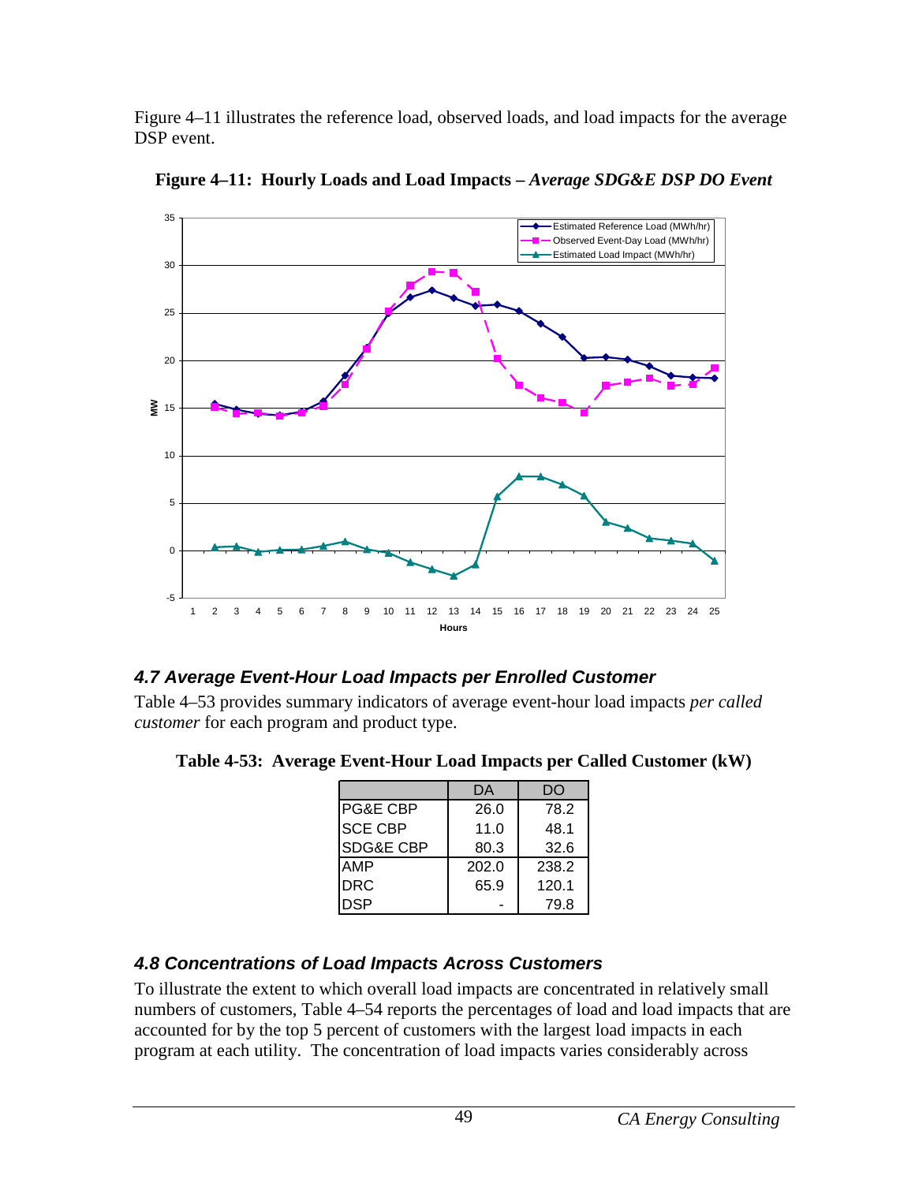Figure 4–11 illustrates the reference load, observed loads, and load impacts for the average DSP event.

**Figure 4–11: Hourly Loads and Load Impacts – *Average SDG&E DSP DO Event***

## *4.7 Average Event-Hour Load Impacts per Enrolled Customer*

Table 4–53 provides summary indicators of average event-hour load impacts *per called customer* for each program and product type.

**Table 4-53: Average Event-Hour Load Impacts per Called Customer (kW)**

| | DA | DO |
|---|---|---|
| PG&E CBP | 26.0 | 78.2 |
| SCE CBP | 11.0 | 48.1 |
| SDG&E CBP | 80.3 | 32.6 |
| AMP | 202.0 | 238.2 |
| DRC | 65.9 | 120.1 |
| DSP | - | 79.8 |

## *4.8 Concentrations of Load Impacts Across Customers*

To illustrate the extent to which overall load impacts are concentrated in relatively small numbers of customers, Table 4–54 reports the percentages of load and load impacts that are accounted for by the top 5 percent of customers with the largest load impacts in each program at each utility. The concentration of load impacts varies considerably across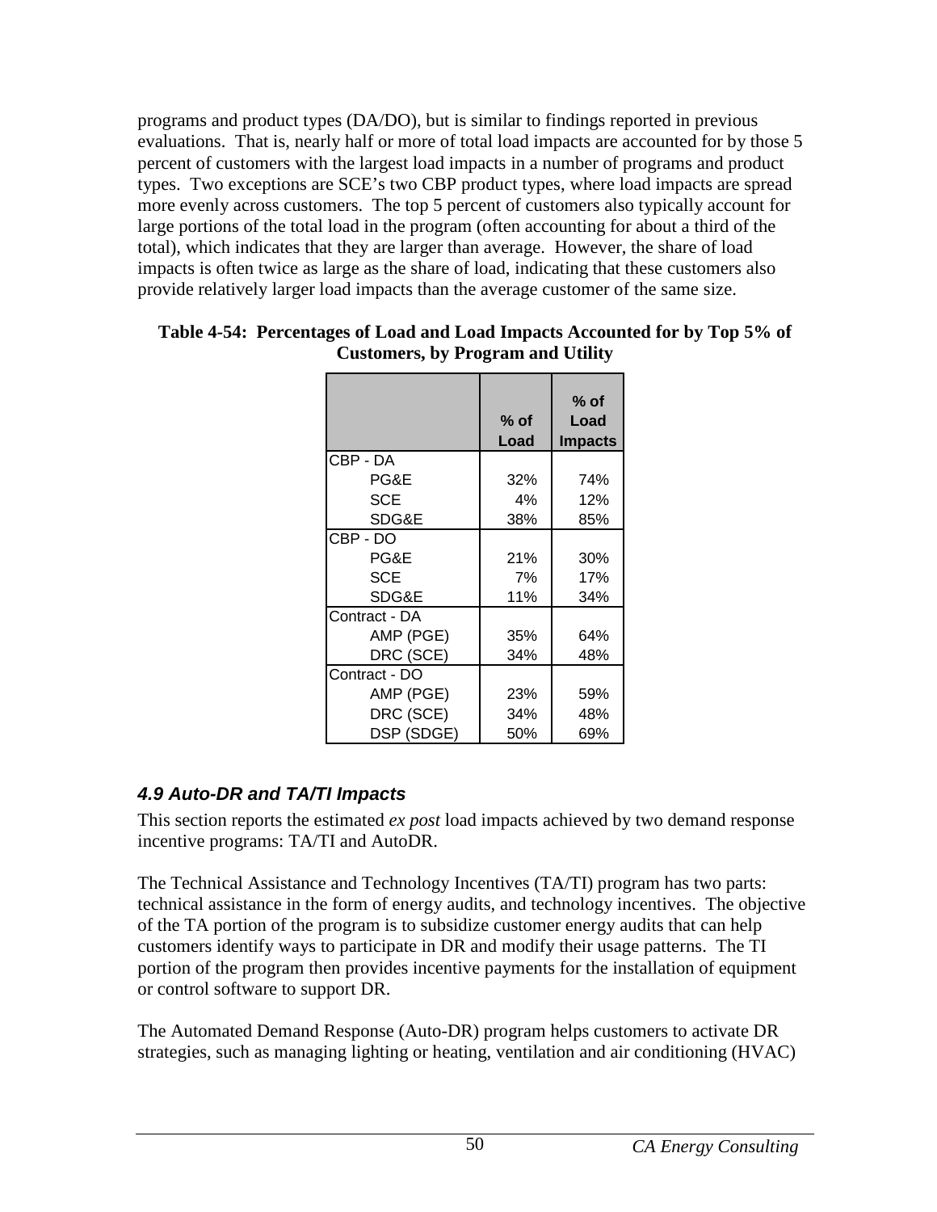programs and product types (DA/DO), but is similar to findings reported in previous evaluations. That is, nearly half or more of total load impacts are accounted for by those 5 percent of customers with the largest load impacts in a number of programs and product types. Two exceptions are SCE's two CBP product types, where load impacts are spread more evenly across customers. The top 5 percent of customers also typically account for large portions of the total load in the program (often accounting for about a third of the total), which indicates that they are larger than average. However, the share of load impacts is often twice as large as the share of load, indicating that these customers also provide relatively larger load impacts than the average customer of the same size.

**Table 4-54: Percentages of Load and Load Impacts Accounted for by Top 5% of Customers, by Program and Utility**

| | % of Load | % of Load Impacts |
|---|---|---|
| CBP - DA | | |
| PG&E | 32% | 74% |
| SCE | 4% | 12% |
| SDG&E | 38% | 85% |
| CBP - DO | | |
| PG&E | 21% | 30% |
| SCE | 7% | 17% |
| SDG&E | 11% | 34% |
| Contract - DA | | |
| AMP (PGE) | 35% | 64% |
| DRC (SCE) | 34% | 48% |
| Contract - DO | | |
| AMP (PGE) | 23% | 59% |
| DRC (SCE) | 34% | 48% |
| DSP (SDGE) | 50% | 69% |

### *4.9 Auto-DR and TA/TI Impacts*

This section reports the estimated *ex post* load impacts achieved by two demand response incentive programs: TA/TI and AutoDR.

The Technical Assistance and Technology Incentives (TA/TI) program has two parts: technical assistance in the form of energy audits, and technology incentives. The objective of the TA portion of the program is to subsidize customer energy audits that can help customers identify ways to participate in DR and modify their usage patterns. The TI portion of the program then provides incentive payments for the installation of equipment or control software to support DR.

The Automated Demand Response (Auto-DR) program helps customers to activate DR strategies, such as managing lighting or heating, ventilation and air conditioning (HVAC)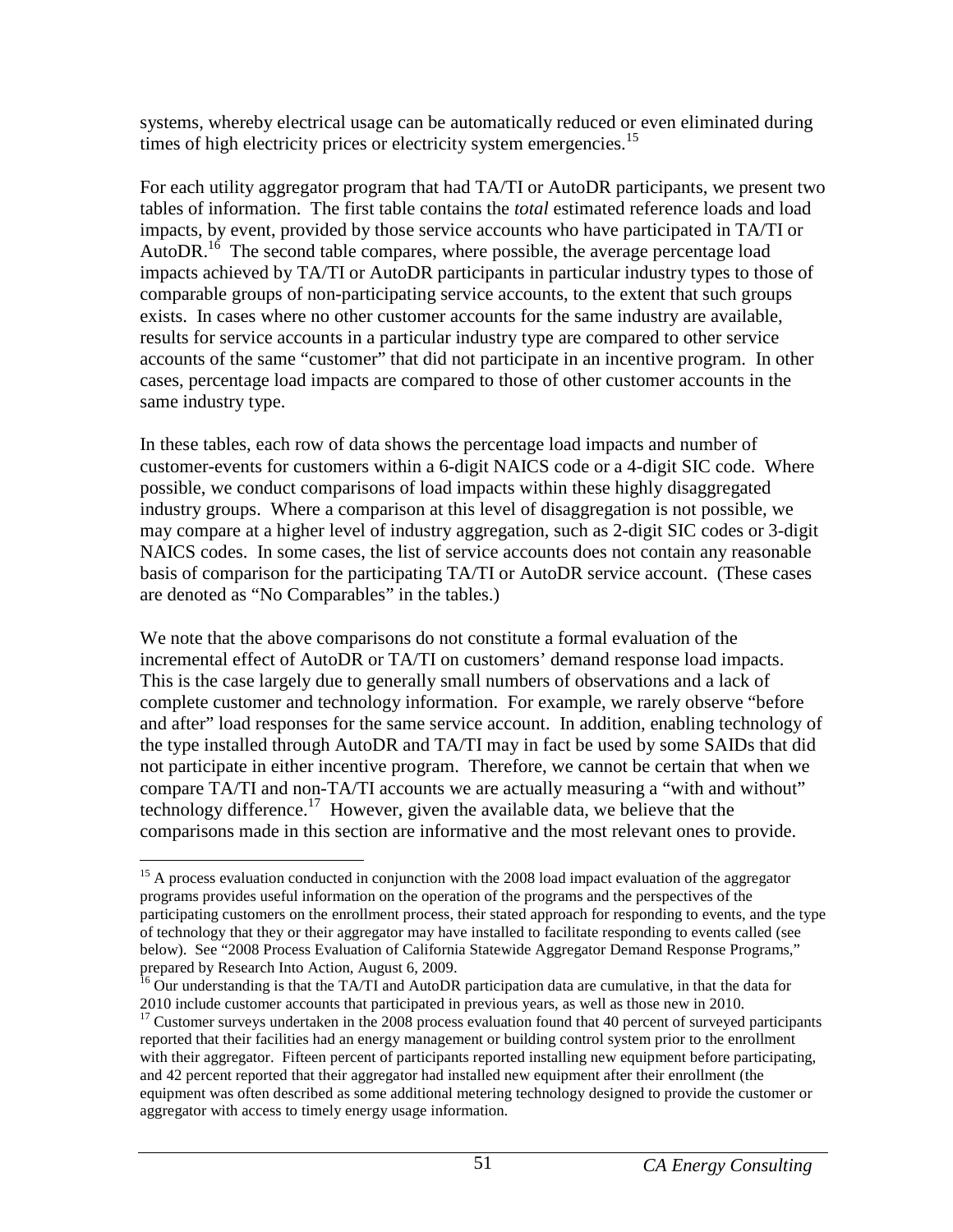systems, whereby electrical usage can be automatically reduced or even eliminated during times of high electricity prices or electricity system emergencies.[15]

For each utility aggregator program that had TA/TI or AutoDR participants, we present two tables of information. The first table contains the *total* estimated reference loads and load impacts, by event, provided by those service accounts who have participated in TA/TI or AutoDR.[16] The second table compares, where possible, the average percentage load impacts achieved by TA/TI or AutoDR participants in particular industry types to those of comparable groups of non-participating service accounts, to the extent that such groups exists. In cases where no other customer accounts for the same industry are available, results for service accounts in a particular industry type are compared to other service accounts of the same "customer" that did not participate in an incentive program. In other cases, percentage load impacts are compared to those of other customer accounts in the same industry type.

In these tables, each row of data shows the percentage load impacts and number of customer-events for customers within a 6-digit NAICS code or a 4-digit SIC code. Where possible, we conduct comparisons of load impacts within these highly disaggregated industry groups. Where a comparison at this level of disaggregation is not possible, we may compare at a higher level of industry aggregation, such as 2-digit SIC codes or 3-digit NAICS codes. In some cases, the list of service accounts does not contain any reasonable basis of comparison for the participating TA/TI or AutoDR service account. (These cases are denoted as "No Comparables" in the tables.)

We note that the above comparisons do not constitute a formal evaluation of the incremental effect of AutoDR or TA/TI on customers' demand response load impacts. This is the case largely due to generally small numbers of observations and a lack of complete customer and technology information. For example, we rarely observe "before and after" load responses for the same service account. In addition, enabling technology of the type installed through AutoDR and TA/TI may in fact be used by some SAIDs that did not participate in either incentive program. Therefore, we cannot be certain that when we compare TA/TI and non-TA/TI accounts we are actually measuring a "with and without" technology difference.[17] However, given the available data, we believe that the comparisons made in this section are informative and the most relevant ones to provide.

---

[15] A process evaluation conducted in conjunction with the 2008 load impact evaluation of the aggregator programs provides useful information on the operation of the programs and the perspectives of the participating customers on the enrollment process, their stated approach for responding to events, and the type of technology that they or their aggregator may have installed to facilitate responding to events called (see below). See "2008 Process Evaluation of California Statewide Aggregator Demand Response Programs," prepared by Research Into Action, August 6, 2009.

[16] Our understanding is that the TA/TI and AutoDR participation data are cumulative, in that the data for 2010 include customer accounts that participated in previous years, as well as those new in 2010.

[17] Customer surveys undertaken in the 2008 process evaluation found that 40 percent of surveyed participants reported that their facilities had an energy management or building control system prior to the enrollment with their aggregator. Fifteen percent of participants reported installing new equipment before participating, and 42 percent reported that their aggregator had installed new equipment after their enrollment (the equipment was often described as some additional metering technology designed to provide the customer or aggregator with access to timely energy usage information.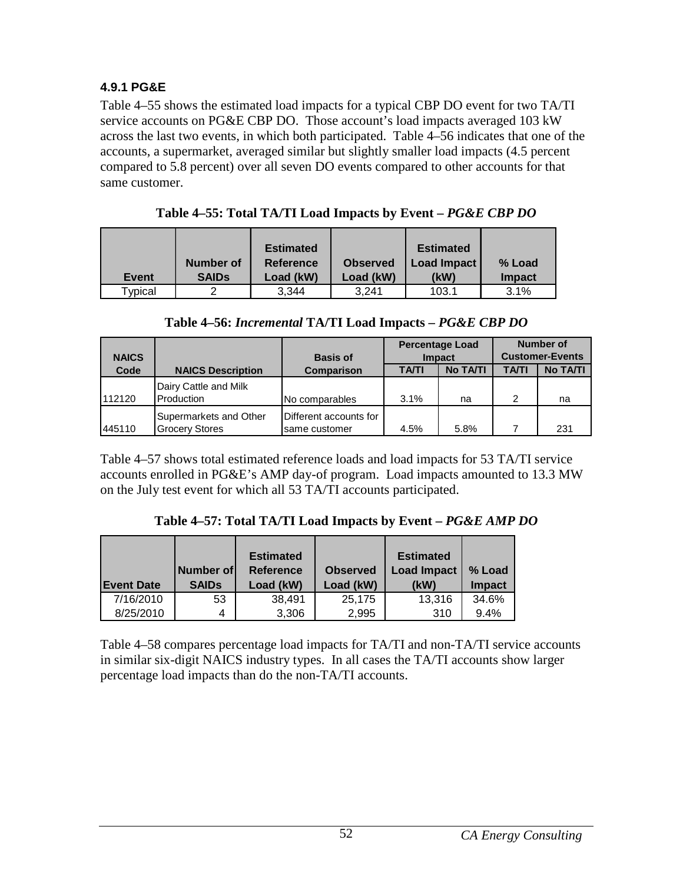### 4.9.1 PG&E

Table 4–55 shows the estimated load impacts for a typical CBP DO event for two TA/TI service accounts on PG&E CBP DO. Those account's load impacts averaged 103 kW across the last two events, in which both participated. Table 4–56 indicates that one of the accounts, a supermarket, averaged similar but slightly smaller load impacts (4.5 percent compared to 5.8 percent) over all seven DO events compared to other accounts for that same customer.

**Table 4–55: Total TA/TI Load Impacts by Event – *PG&E CBP DO***

| Event | Number of SAIDs | Estimated Reference Load (kW) | Observed Load (kW) | Estimated Load Impact (kW) | % Load Impact |
|---|---|---|---|---|---|
| Typical | 2 | 3,344 | 3,241 | 103.1 | 3.1% |

**Table 4–56: *Incremental* TA/TI Load Impacts – *PG&E CBP DO***

| NAICS Code | NAICS Description | Basis of Comparison | Percentage Load Impact | | Number of Customer-Events | |
|---|---|---|---|---|---|---|
| | | | TA/TI | No TA/TI | TA/TI | No TA/TI |
| 112120 | Dairy Cattle and Milk Production | No comparables | 3.1% | na | 2 | na |
| 445110 | Supermarkets and Other Grocery Stores | Different accounts for same customer | 4.5% | 5.8% | 7 | 231 |

Table 4–57 shows total estimated reference loads and load impacts for 53 TA/TI service accounts enrolled in PG&E's AMP day-of program. Load impacts amounted to 13.3 MW on the July test event for which all 53 TA/TI accounts participated.

**Table 4–57: Total TA/TI Load Impacts by Event – *PG&E AMP DO***

| Event Date | Number of SAIDs | Estimated Reference Load (kW) | Observed Load (kW) | Estimated Load Impact (kW) | % Load Impact |
|---|---|---|---|---|---|
| 7/16/2010 | 53 | 38,491 | 25,175 | 13,316 | 34.6% |
| 8/25/2010 | 4 | 3,306 | 2,995 | 310 | 9.4% |

Table 4–58 compares percentage load impacts for TA/TI and non-TA/TI service accounts in similar six-digit NAICS industry types. In all cases the TA/TI accounts show larger percentage load impacts than do the non-TA/TI accounts.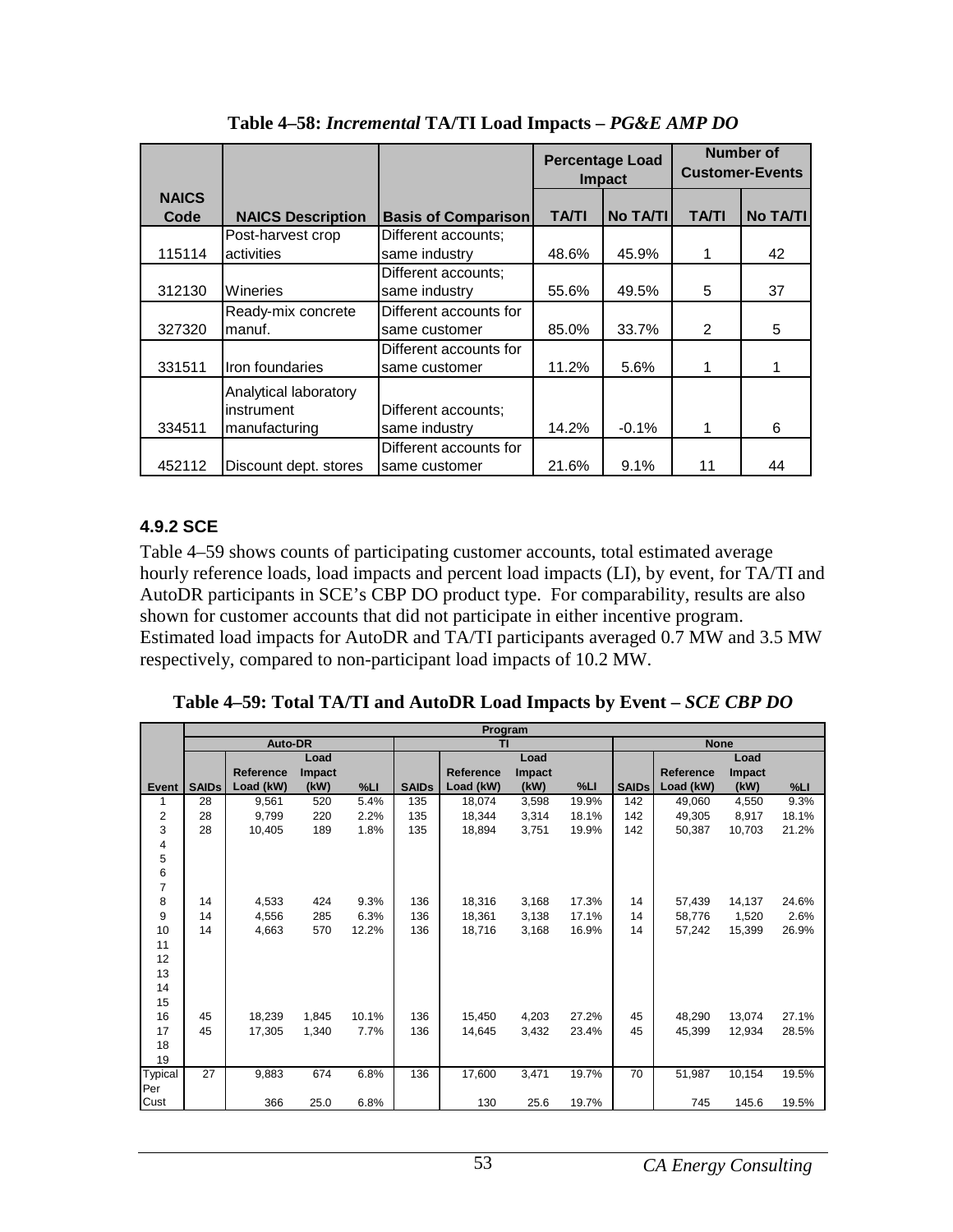**Table 4–58: *Incremental* TA/TI Load Impacts – *PG&E AMP DO***

| NAICS Code | NAICS Description | Basis of Comparison | Percentage Load Impact | | Number of Customer-Events | |
|---|---|---|---|---|---|---|
| | | | TA/TI | No TA/TI | TA/TI | No TA/TI |
| 115114 | Post-harvest crop activities | Different accounts; same industry | 48.6% | 45.9% | 1 | 42 |
| 312130 | Wineries | Different accounts; same industry | 55.6% | 49.5% | 5 | 37 |
| 327320 | Ready-mix concrete manuf. | Different accounts for same customer | 85.0% | 33.7% | 2 | 5 |
| 331511 | Iron foundaries | Different accounts for same customer | 11.2% | 5.6% | 1 | 1 |
| 334511 | Analytical laboratory instrument manufacturing | Different accounts; same industry | 14.2% | -0.1% | 1 | 6 |
| 452112 | Discount dept. stores | Different accounts for same customer | 21.6% | 9.1% | 11 | 44 |

### 4.9.2 SCE

Table 4–59 shows counts of participating customer accounts, total estimated average hourly reference loads, load impacts and percent load impacts (LI), by event, for TA/TI and AutoDR participants in SCE's CBP DO product type. For comparability, results are also shown for customer accounts that did not participate in either incentive program. Estimated load impacts for AutoDR and TA/TI participants averaged 0.7 MW and 3.5 MW respectively, compared to non-participant load impacts of 10.2 MW.

**Table 4–59: Total TA/TI and AutoDR Load Impacts by Event – *SCE CBP DO***

| | Program | | | | | | | | | | | |
|---|---|---|---|---|---|---|---|---|---|---|---|---|
| | Auto-DR | | | | TI | | | | None | | | |
| Event | SAIDs | Reference Load (kW) | Load Impact (kW) | %LI | SAIDs | Reference Load (kW) | Load Impact (kW) | %LI | SAIDs | Reference Load (kW) | Load Impact (kW) | %LI |
| 1 | 28 | 9,561 | 520 | 5.4% | 135 | 18,074 | 3,598 | 19.9% | 142 | 49,060 | 4,550 | 9.3% |
| 2 | 28 | 9,799 | 220 | 2.2% | 135 | 18,344 | 3,314 | 18.1% | 142 | 49,305 | 8,917 | 18.1% |
| 3 | 28 | 10,405 | 189 | 1.8% | 135 | 18,894 | 3,751 | 19.9% | 142 | 50,387 | 10,703 | 21.2% |
| 4 | | | | | | | | | | | | |
| 5 | | | | | | | | | | | | |
| 6 | | | | | | | | | | | | |
| 7 | | | | | | | | | | | | |
| 8 | 14 | 4,533 | 424 | 9.3% | 136 | 18,316 | 3,168 | 17.3% | 14 | 57,439 | 14,137 | 24.6% |
| 9 | 14 | 4,556 | 285 | 6.3% | 136 | 18,361 | 3,138 | 17.1% | 14 | 58,776 | 1,520 | 2.6% |
| 10 | 14 | 4,663 | 570 | 12.2% | 136 | 18,716 | 3,168 | 16.9% | 14 | 57,242 | 15,399 | 26.9% |
| 11 | | | | | | | | | | | | |
| 12 | | | | | | | | | | | | |
| 13 | | | | | | | | | | | | |
| 14 | | | | | | | | | | | | |
| 15 | | | | | | | | | | | | |
| 16 | 45 | 18,239 | 1,845 | 10.1% | 136 | 15,450 | 4,203 | 27.2% | 45 | 48,290 | 13,074 | 27.1% |
| 17 | 45 | 17,305 | 1,340 | 7.7% | 136 | 14,645 | 3,432 | 23.4% | 45 | 45,399 | 12,934 | 28.5% |
| 18 | | | | | | | | | | | | |
| 19 | | | | | | | | | | | | |
| Typical | 27 | 9,883 | 674 | 6.8% | 136 | 17,600 | 3,471 | 19.7% | 70 | 51,987 | 10,154 | 19.5% |
| Per Cust | | 366 | 25.0 | 6.8% | | 130 | 25.6 | 19.7% | | 745 | 145.6 | 19.5% |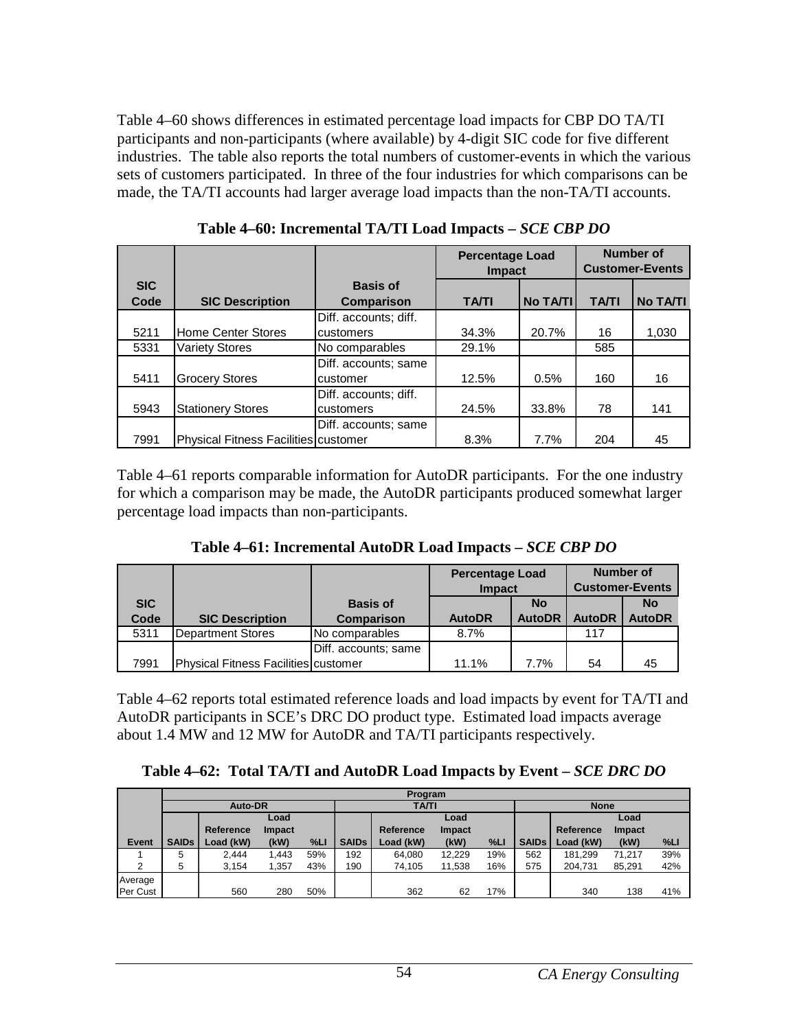Table 4–60 shows differences in estimated percentage load impacts for CBP DO TA/TI participants and non-participants (where available) by 4-digit SIC code for five different industries. The table also reports the total numbers of customer-events in which the various sets of customers participated. In three of the four industries for which comparisons can be made, the TA/TI accounts had larger average load impacts than the non-TA/TI accounts.

**Table 4–60: Incremental TA/TI Load Impacts – *SCE CBP DO***

| SIC Code | SIC Description | Basis of Comparison | Percentage Load Impact | | Number of Customer-Events | |
|---|---|---|---|---|---|---|
| | | | TA/TI | No TA/TI | TA/TI | No TA/TI |
| 5211 | Home Center Stores | Diff. accounts; diff. customers | 34.3% | 20.7% | 16 | 1,030 |
| 5331 | Variety Stores | No comparables | 29.1% | | 585 | |
| 5411 | Grocery Stores | Diff. accounts; same customer | 12.5% | 0.5% | 160 | 16 |
| 5943 | Stationery Stores | Diff. accounts; diff. customers | 24.5% | 33.8% | 78 | 141 |
| 7991 | Physical Fitness Facilities | Diff. accounts; same customer | 8.3% | 7.7% | 204 | 45 |

Table 4–61 reports comparable information for AutoDR participants. For the one industry for which a comparison may be made, the AutoDR participants produced somewhat larger percentage load impacts than non-participants.

**Table 4–61: Incremental AutoDR Load Impacts – *SCE CBP DO***

| SIC Code | SIC Description | Basis of Comparison | Percentage Load Impact | | Number of Customer-Events | |
|---|---|---|---|---|---|---|
| | | | AutoDR | No AutoDR | AutoDR | No AutoDR |
| 5311 | Department Stores | No comparables | 8.7% | | 117 | |
| 7991 | Physical Fitness Facilities | Diff. accounts; same customer | 11.1% | 7.7% | 54 | 45 |

Table 4–62 reports total estimated reference loads and load impacts by event for TA/TI and AutoDR participants in SCE's DRC DO product type. Estimated load impacts average about 1.4 MW and 12 MW for AutoDR and TA/TI participants respectively.

**Table 4–62: Total TA/TI and AutoDR Load Impacts by Event – *SCE DRC DO***

| Event | Program: Auto-DR | | | | TA/TI | | | | None | | | |
|---|---|---|---|---|---|---|---|---|---|---|---|---|
| | SAIDs | Reference Load (kW) | Load Impact (kW) | %LI | SAIDs | Reference Load (kW) | Load Impact (kW) | %LI | SAIDs | Reference Load (kW) | Load Impact (kW) | %LI |
| 1 | 5 | 2,444 | 1,443 | 59% | 192 | 64,080 | 12,229 | 19% | 562 | 181,299 | 71,217 | 39% |
| 2 | 5 | 3,154 | 1,357 | 43% | 190 | 74,105 | 11,538 | 16% | 575 | 204,731 | 85,291 | 42% |
| Average Per Cust | | 560 | 280 | 50% | | 362 | 62 | 17% | | 340 | 138 | 41% |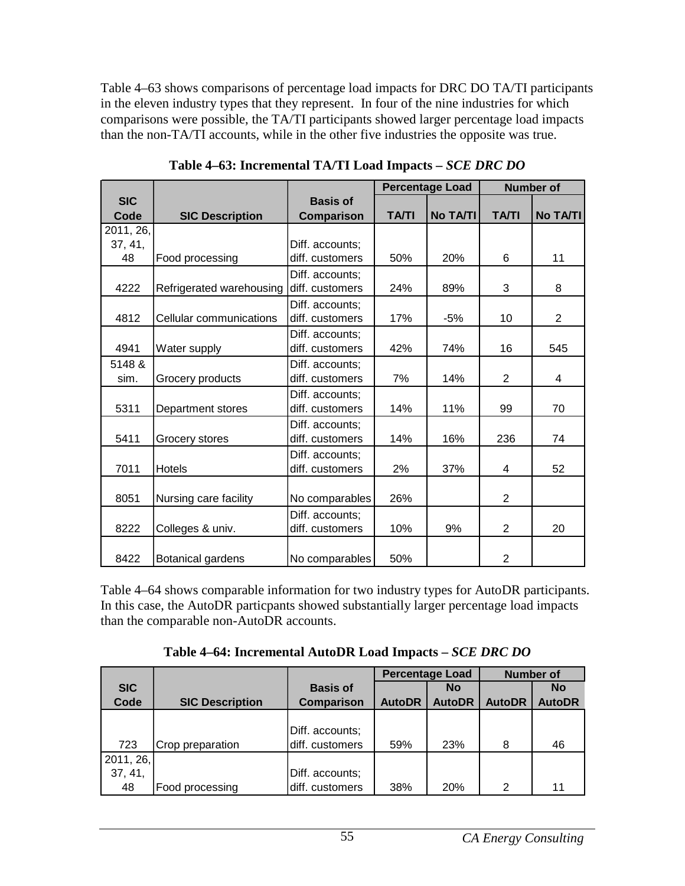Table 4–63 shows comparisons of percentage load impacts for DRC DO TA/TI participants in the eleven industry types that they represent. In four of the nine industries for which comparisons were possible, the TA/TI participants showed larger percentage load impacts than the non-TA/TI accounts, while in the other five industries the opposite was true.

**Table 4–63: Incremental TA/TI Load Impacts – *SCE DRC DO***

| SIC Code | SIC Description | Basis of Comparison | Percentage Load | | Number of | |
|---|---|---|---|---|---|---|
| | | | TA/TI | No TA/TI | TA/TI | No TA/TI |
| 2011, 26, 37, 41, 48 | Food processing | Diff. accounts; diff. customers | 50% | 20% | 6 | 11 |
| 4222 | Refrigerated warehousing | Diff. accounts; diff. customers | 24% | 89% | 3 | 8 |
| 4812 | Cellular communications | Diff. accounts; diff. customers | 17% | -5% | 10 | 2 |
| 4941 | Water supply | Diff. accounts; diff. customers | 42% | 74% | 16 | 545 |
| 5148 & sim. | Grocery products | Diff. accounts; diff. customers | 7% | 14% | 2 | 4 |
| 5311 | Department stores | Diff. accounts; diff. customers | 14% | 11% | 99 | 70 |
| 5411 | Grocery stores | Diff. accounts; diff. customers | 14% | 16% | 236 | 74 |
| 7011 | Hotels | Diff. accounts; diff. customers | 2% | 37% | 4 | 52 |
| 8051 | Nursing care facility | No comparables | 26% | | 2 | |
| 8222 | Colleges & univ. | Diff. accounts; diff. customers | 10% | 9% | 2 | 20 |
| 8422 | Botanical gardens | No comparables | 50% | | 2 | |

Table 4–64 shows comparable information for two industry types for AutoDR participants. In this case, the AutoDR particpants showed substantially larger percentage load impacts than the comparable non-AutoDR accounts.

**Table 4–64: Incremental AutoDR Load Impacts – *SCE DRC DO***

| SIC Code | SIC Description | Basis of Comparison | Percentage Load | | Number of | |
|---|---|---|---|---|---|---|
| | | | AutoDR | No AutoDR | AutoDR | No AutoDR |
| 723 | Crop preparation | Diff. accounts; diff. customers | 59% | 23% | 8 | 46 |
| 2011, 26, 37, 41, 48 | Food processing | Diff. accounts; diff. customers | 38% | 20% | 2 | 11 |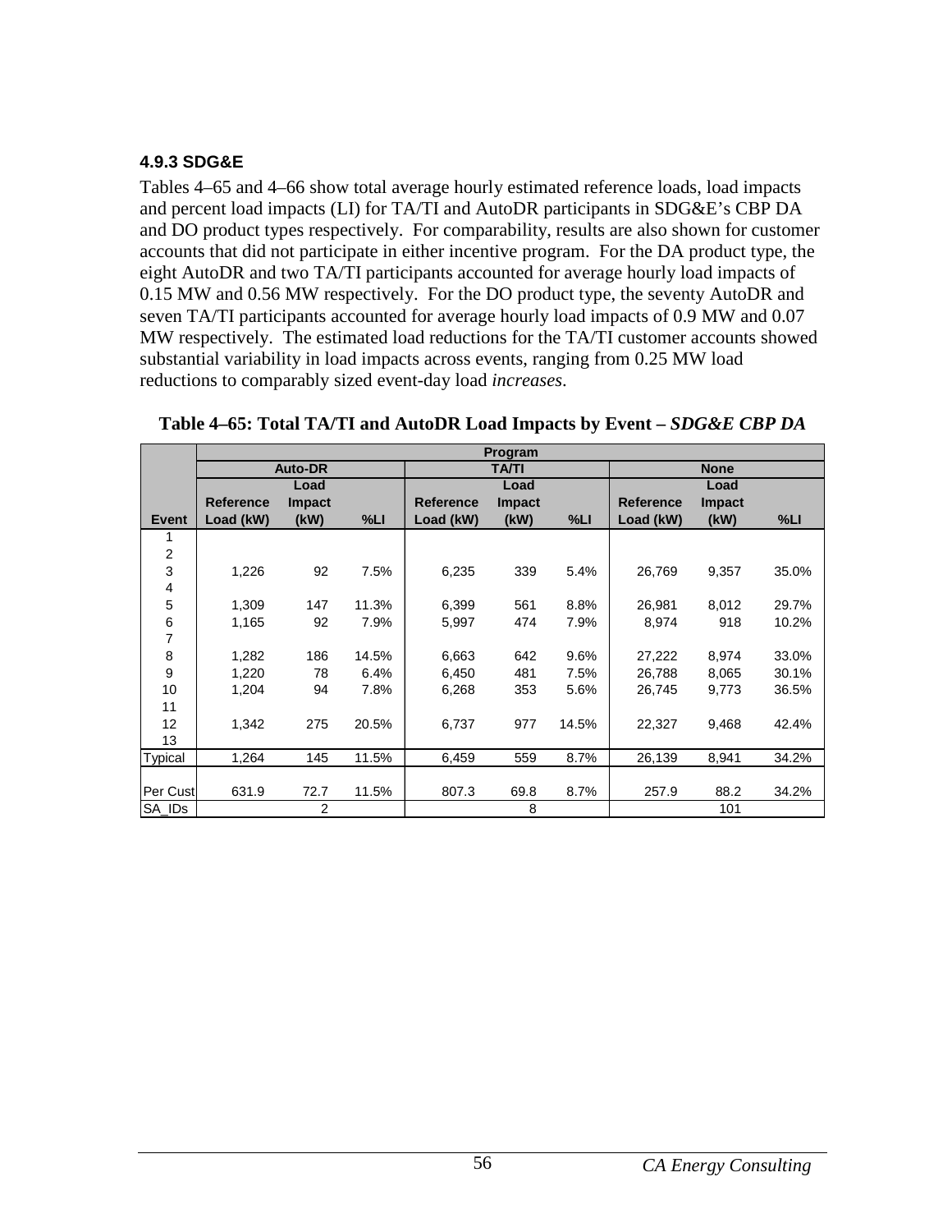#### 4.9.3 SDG&E

Tables 4–65 and 4–66 show total average hourly estimated reference loads, load impacts and percent load impacts (LI) for TA/TI and AutoDR participants in SDG&E's CBP DA and DO product types respectively. For comparability, results are also shown for customer accounts that did not participate in either incentive program. For the DA product type, the eight AutoDR and two TA/TI participants accounted for average hourly load impacts of 0.15 MW and 0.56 MW respectively. For the DO product type, the seventy AutoDR and seven TA/TI participants accounted for average hourly load impacts of 0.9 MW and 0.07 MW respectively. The estimated load reductions for the TA/TI customer accounts showed substantial variability in load impacts across events, ranging from 0.25 MW load reductions to comparably sized event-day load *increases*.

**Table 4–65: Total TA/TI and AutoDR Load Impacts by Event –** ***SDG&E CBP DA***

| | Program | | | | | | | | |
|---|---|---|---|---|---|---|---|---|---|
| | Auto-DR | | | TA/TI | | | None | | |
| Event | Reference Load (kW) | Load Impact (kW) | %LI | Reference Load (kW) | Load Impact (kW) | %LI | Reference Load (kW) | Load Impact (kW) | %LI |
| 1 | | | | | | | | | |
| 2 | | | | | | | | | |
| 3 | 1,226 | 92 | 7.5% | 6,235 | 339 | 5.4% | 26,769 | 9,357 | 35.0% |
| 4 | | | | | | | | | |
| 5 | 1,309 | 147 | 11.3% | 6,399 | 561 | 8.8% | 26,981 | 8,012 | 29.7% |
| 6 | 1,165 | 92 | 7.9% | 5,997 | 474 | 7.9% | 8,974 | 918 | 10.2% |
| 7 | | | | | | | | | |
| 8 | 1,282 | 186 | 14.5% | 6,663 | 642 | 9.6% | 27,222 | 8,974 | 33.0% |
| 9 | 1,220 | 78 | 6.4% | 6,450 | 481 | 7.5% | 26,788 | 8,065 | 30.1% |
| 10 | 1,204 | 94 | 7.8% | 6,268 | 353 | 5.6% | 26,745 | 9,773 | 36.5% |
| 11 | | | | | | | | | |
| 12 | 1,342 | 275 | 20.5% | 6,737 | 977 | 14.5% | 22,327 | 9,468 | 42.4% |
| 13 | | | | | | | | | |
| Typical | 1,264 | 145 | 11.5% | 6,459 | 559 | 8.7% | 26,139 | 8,941 | 34.2% |
| Per Cust | 631.9 | 72.7 | 11.5% | 807.3 | 69.8 | 8.7% | 257.9 | 88.2 | 34.2% |
| SA_IDs | | 2 | | | 8 | | | 101 | |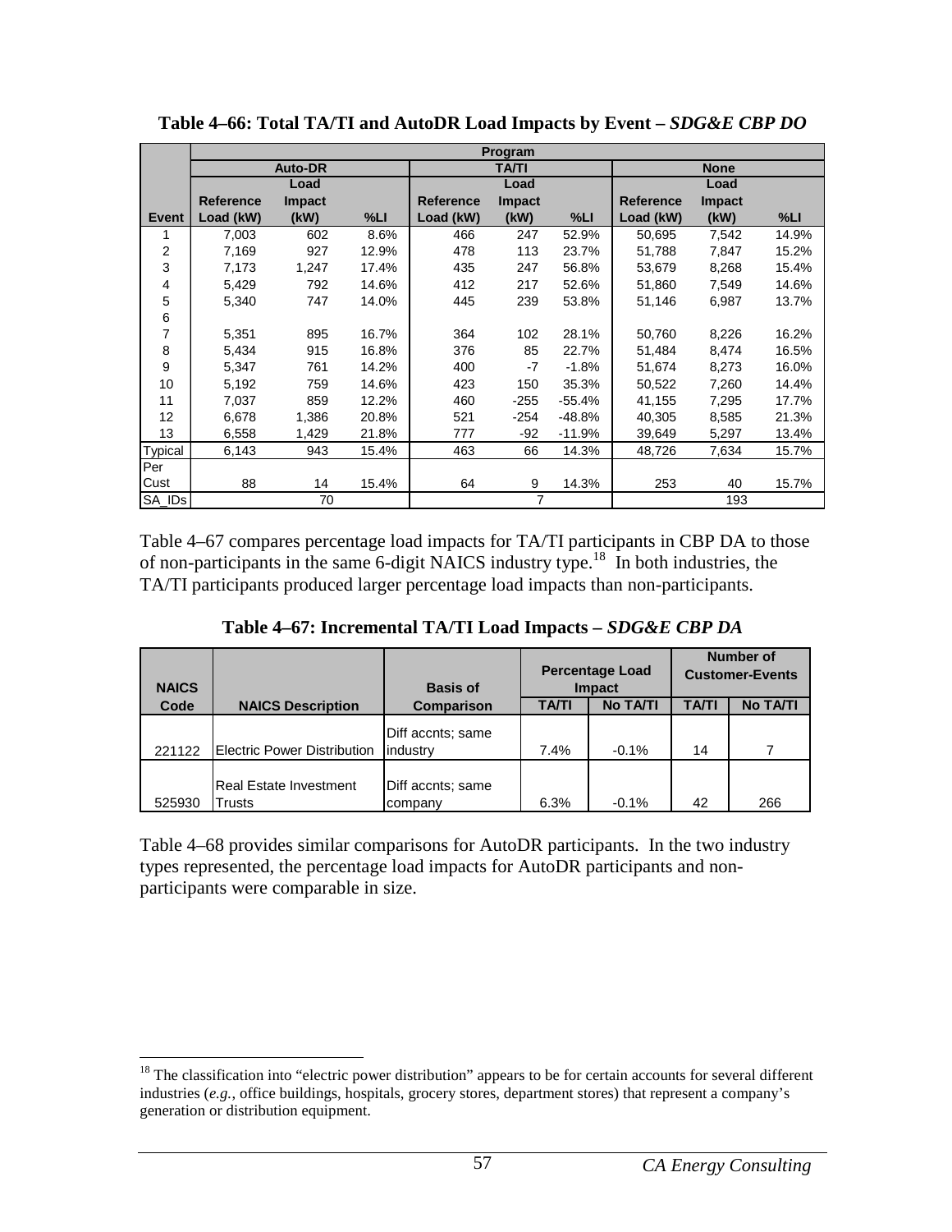**Table 4–66: Total TA/TI and AutoDR Load Impacts by Event –** ***SDG&E CBP DO***

| | Program | | | | | | | | |
|---|---|---|---|---|---|---|---|---|---|
| | Auto-DR | | | TA/TI | | | None | | |
| Event | Reference Load (kW) | Load Impact (kW) | %LI | Reference Load (kW) | Load Impact (kW) | %LI | Reference Load (kW) | Load Impact (kW) | %LI |
| 1 | 7,003 | 602 | 8.6% | 466 | 247 | 52.9% | 50,695 | 7,542 | 14.9% |
| 2 | 7,169 | 927 | 12.9% | 478 | 113 | 23.7% | 51,788 | 7,847 | 15.2% |
| 3 | 7,173 | 1,247 | 17.4% | 435 | 247 | 56.8% | 53,679 | 8,268 | 15.4% |
| 4 | 5,429 | 792 | 14.6% | 412 | 217 | 52.6% | 51,860 | 7,549 | 14.6% |
| 5 | 5,340 | 747 | 14.0% | 445 | 239 | 53.8% | 51,146 | 6,987 | 13.7% |
| 6 | | | | | | | | | |
| 7 | 5,351 | 895 | 16.7% | 364 | 102 | 28.1% | 50,760 | 8,226 | 16.2% |
| 8 | 5,434 | 915 | 16.8% | 376 | 85 | 22.7% | 51,484 | 8,474 | 16.5% |
| 9 | 5,347 | 761 | 14.2% | 400 | -7 | -1.8% | 51,674 | 8,273 | 16.0% |
| 10 | 5,192 | 759 | 14.6% | 423 | 150 | 35.3% | 50,522 | 7,260 | 14.4% |
| 11 | 7,037 | 859 | 12.2% | 460 | -255 | -55.4% | 41,155 | 7,295 | 17.7% |
| 12 | 6,678 | 1,386 | 20.8% | 521 | -254 | -48.8% | 40,305 | 8,585 | 21.3% |
| 13 | 6,558 | 1,429 | 21.8% | 777 | -92 | -11.9% | 39,649 | 5,297 | 13.4% |
| Typical | 6,143 | 943 | 15.4% | 463 | 66 | 14.3% | 48,726 | 7,634 | 15.7% |
| Per Cust | 88 | 14 | 15.4% | 64 | 9 | 14.3% | 253 | 40 | 15.7% |
| SA_IDs | | 70 | | | 7 | | | 193 | |

Table 4–67 compares percentage load impacts for TA/TI participants in CBP DA to those of non-participants in the same 6-digit NAICS industry type.[18] In both industries, the TA/TI participants produced larger percentage load impacts than non-participants.

**Table 4–67: Incremental TA/TI Load Impacts –** ***SDG&E CBP DA***

| NAICS Code | NAICS Description | Basis of Comparison | Percentage Load Impact | | Number of Customer-Events | |
|---|---|---|---|---|---|---|
| | | | TA/TI | No TA/TI | TA/TI | No TA/TI |
| 221122 | Electric Power Distribution | Diff accnts; same industry | 7.4% | -0.1% | 14 | 7 |
| 525930 | Real Estate Investment Trusts | Diff accnts; same company | 6.3% | -0.1% | 42 | 266 |

Table 4–68 provides similar comparisons for AutoDR participants. In the two industry types represented, the percentage load impacts for AutoDR participants and non-participants were comparable in size.

[18] The classification into "electric power distribution" appears to be for certain accounts for several different industries (*e.g.*, office buildings, hospitals, grocery stores, department stores) that represent a company's generation or distribution equipment.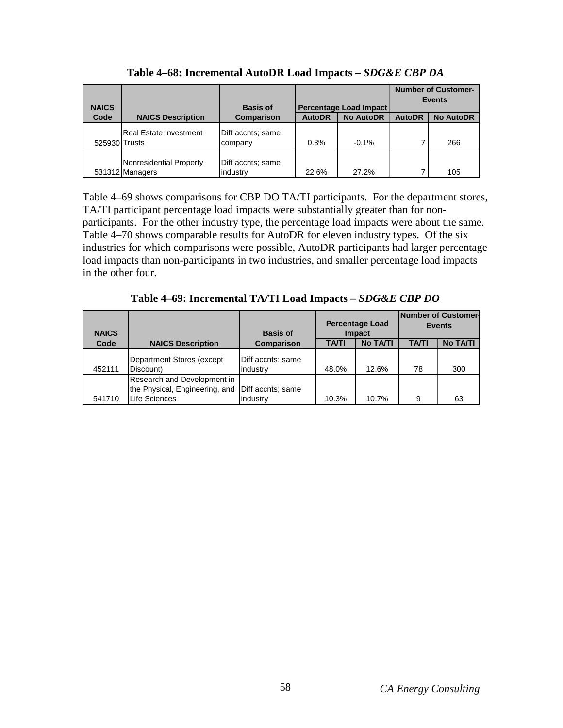**Table 4–68: Incremental AutoDR Load Impacts – *SDG&E CBP DA***

| NAICS Code | NAICS Description | Basis of Comparison | Percentage Load Impact | | Number of Customer-Events | |
|---|---|---|---|---|---|---|
| | | | AutoDR | No AutoDR | AutoDR | No AutoDR |
| 525930 | Real Estate Investment Trusts | Diff accnts; same company | 0.3% | -0.1% | 7 | 266 |
| 531312 | Nonresidential Property Managers | Diff accnts; same industry | 22.6% | 27.2% | 7 | 105 |

Table 4–69 shows comparisons for CBP DO TA/TI participants. For the department stores, TA/TI participant percentage load impacts were substantially greater than for non-participants. For the other industry type, the percentage load impacts were about the same. Table 4–70 shows comparable results for AutoDR for eleven industry types. Of the six industries for which comparisons were possible, AutoDR participants had larger percentage load impacts than non-participants in two industries, and smaller percentage load impacts in the other four.

**Table 4–69: Incremental TA/TI Load Impacts – *SDG&E CBP DO***

| NAICS Code | NAICS Description | Basis of Comparison | Percentage Load Impact | | Number of Customer-Events | |
|---|---|---|---|---|---|---|
| | | | TA/TI | No TA/TI | TA/TI | No TA/TI |
| 452111 | Department Stores (except Discount) | Diff accnts; same industry | 48.0% | 12.6% | 78 | 300 |
| 541710 | Research and Development in the Physical, Engineering, and Life Sciences | Diff accnts; same industry | 10.3% | 10.7% | 9 | 63 |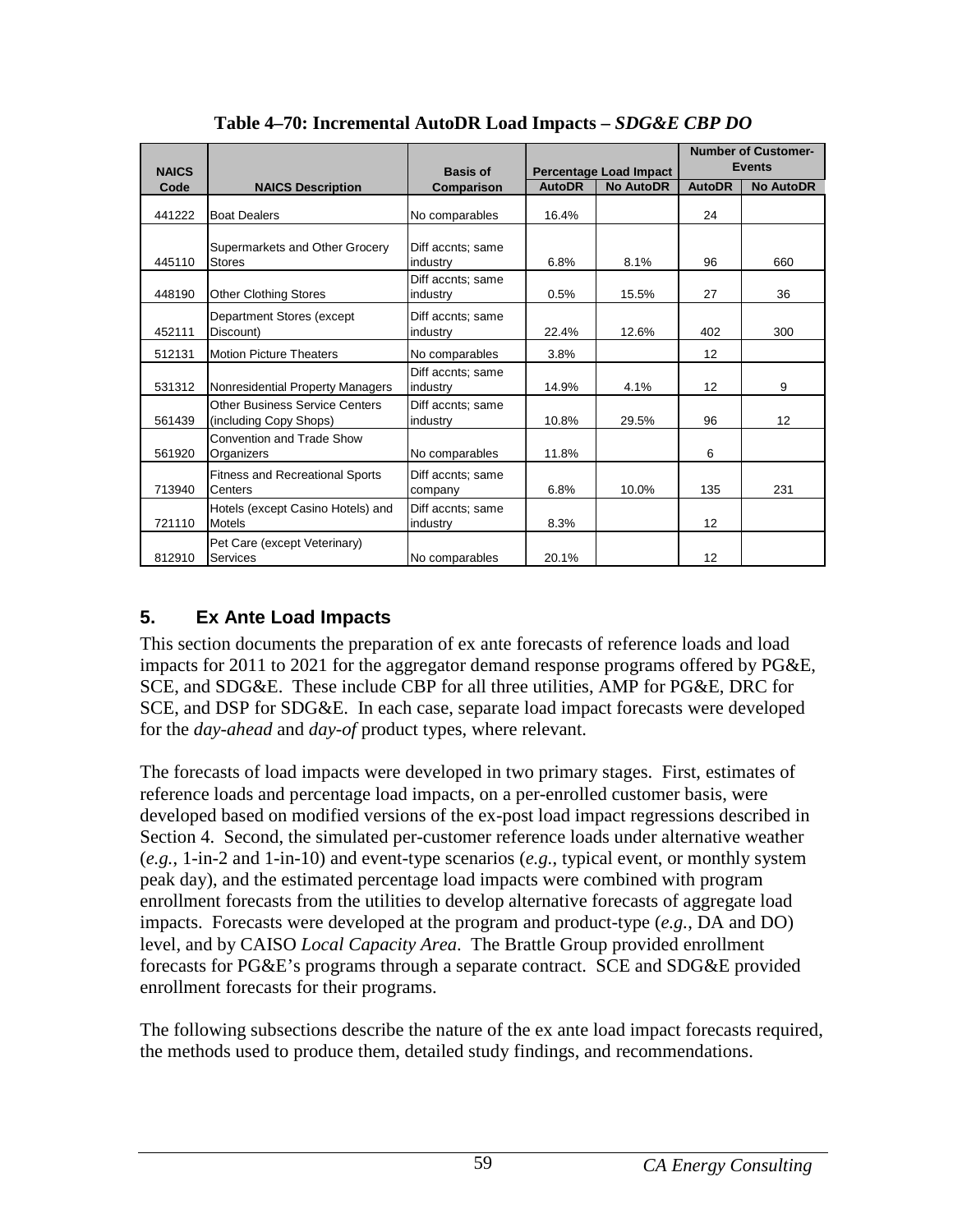**Table 4–70: Incremental AutoDR Load Impacts – *SDG&E CBP DO***

| NAICS Code | NAICS Description | Basis of Comparison | Percentage Load Impact | | Number of Customer-Events | |
|---|---|---|---|---|---|---|
| | | | AutoDR | No AutoDR | AutoDR | No AutoDR |
| 441222 | Boat Dealers | No comparables | 16.4% | | 24 | |
| 445110 | Supermarkets and Other Grocery Stores | Diff accnts; same industry | 6.8% | 8.1% | 96 | 660 |
| 448190 | Other Clothing Stores | Diff accnts; same industry | 0.5% | 15.5% | 27 | 36 |
| 452111 | Department Stores (except Discount) | Diff accnts; same industry | 22.4% | 12.6% | 402 | 300 |
| 512131 | Motion Picture Theaters | No comparables | 3.8% | | 12 | |
| 531312 | Nonresidential Property Managers | Diff accnts; same industry | 14.9% | 4.1% | 12 | 9 |
| 561439 | Other Business Service Centers (including Copy Shops) | Diff accnts; same industry | 10.8% | 29.5% | 96 | 12 |
| 561920 | Convention and Trade Show Organizers | No comparables | 11.8% | | 6 | |
| 713940 | Fitness and Recreational Sports Centers | Diff accnts; same company | 6.8% | 10.0% | 135 | 231 |
| 721110 | Hotels (except Casino Hotels) and Motels | Diff accnts; same industry | 8.3% | | 12 | |
| 812910 | Pet Care (except Veterinary) Services | No comparables | 20.1% | | 12 | |

## 5. Ex Ante Load Impacts

This section documents the preparation of ex ante forecasts of reference loads and load impacts for 2011 to 2021 for the aggregator demand response programs offered by PG&E, SCE, and SDG&E. These include CBP for all three utilities, AMP for PG&E, DRC for SCE, and DSP for SDG&E. In each case, separate load impact forecasts were developed for the *day-ahead* and *day-of* product types, where relevant.

The forecasts of load impacts were developed in two primary stages. First, estimates of reference loads and percentage load impacts, on a per-enrolled customer basis, were developed based on modified versions of the ex-post load impact regressions described in Section 4. Second, the simulated per-customer reference loads under alternative weather (*e.g.*, 1-in-2 and 1-in-10) and event-type scenarios (*e.g.*, typical event, or monthly system peak day), and the estimated percentage load impacts were combined with program enrollment forecasts from the utilities to develop alternative forecasts of aggregate load impacts. Forecasts were developed at the program and product-type (*e.g.*, DA and DO) level, and by CAISO *Local Capacity Area*. The Brattle Group provided enrollment forecasts for PG&E's programs through a separate contract. SCE and SDG&E provided enrollment forecasts for their programs.

The following subsections describe the nature of the ex ante load impact forecasts required, the methods used to produce them, detailed study findings, and recommendations.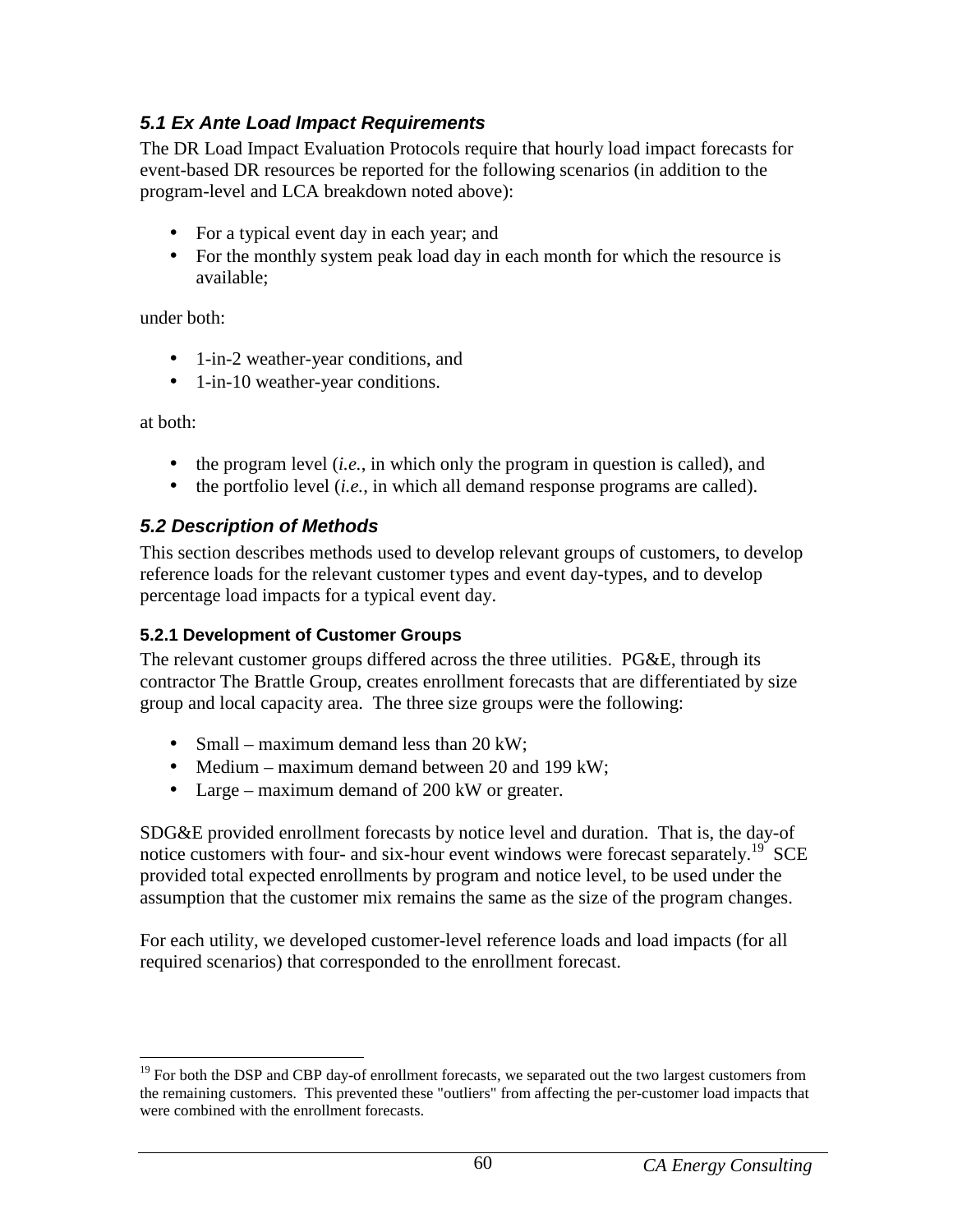### *5.1 Ex Ante Load Impact Requirements*

The DR Load Impact Evaluation Protocols require that hourly load impact forecasts for event-based DR resources be reported for the following scenarios (in addition to the program-level and LCA breakdown noted above):

- For a typical event day in each year; and
- For the monthly system peak load day in each month for which the resource is available;

under both:

- 1-in-2 weather-year conditions, and
- 1-in-10 weather-year conditions.

at both:

- the program level (*i.e.*, in which only the program in question is called), and
- the portfolio level (*i.e.*, in which all demand response programs are called).

### *5.2 Description of Methods*

This section describes methods used to develop relevant groups of customers, to develop reference loads for the relevant customer types and event day-types, and to develop percentage load impacts for a typical event day.

#### 5.2.1 Development of Customer Groups

The relevant customer groups differed across the three utilities. PG&E, through its contractor The Brattle Group, creates enrollment forecasts that are differentiated by size group and local capacity area. The three size groups were the following:

- Small – maximum demand less than 20 kW;
- Medium – maximum demand between 20 and 199 kW;
- Large – maximum demand of 200 kW or greater.

SDG&E provided enrollment forecasts by notice level and duration. That is, the day-of notice customers with four- and six-hour event windows were forecast separately.[19] SCE provided total expected enrollments by program and notice level, to be used under the assumption that the customer mix remains the same as the size of the program changes.

For each utility, we developed customer-level reference loads and load impacts (for all required scenarios) that corresponded to the enrollment forecast.

[19] For both the DSP and CBP day-of enrollment forecasts, we separated out the two largest customers from the remaining customers. This prevented these "outliers" from affecting the per-customer load impacts that were combined with the enrollment forecasts.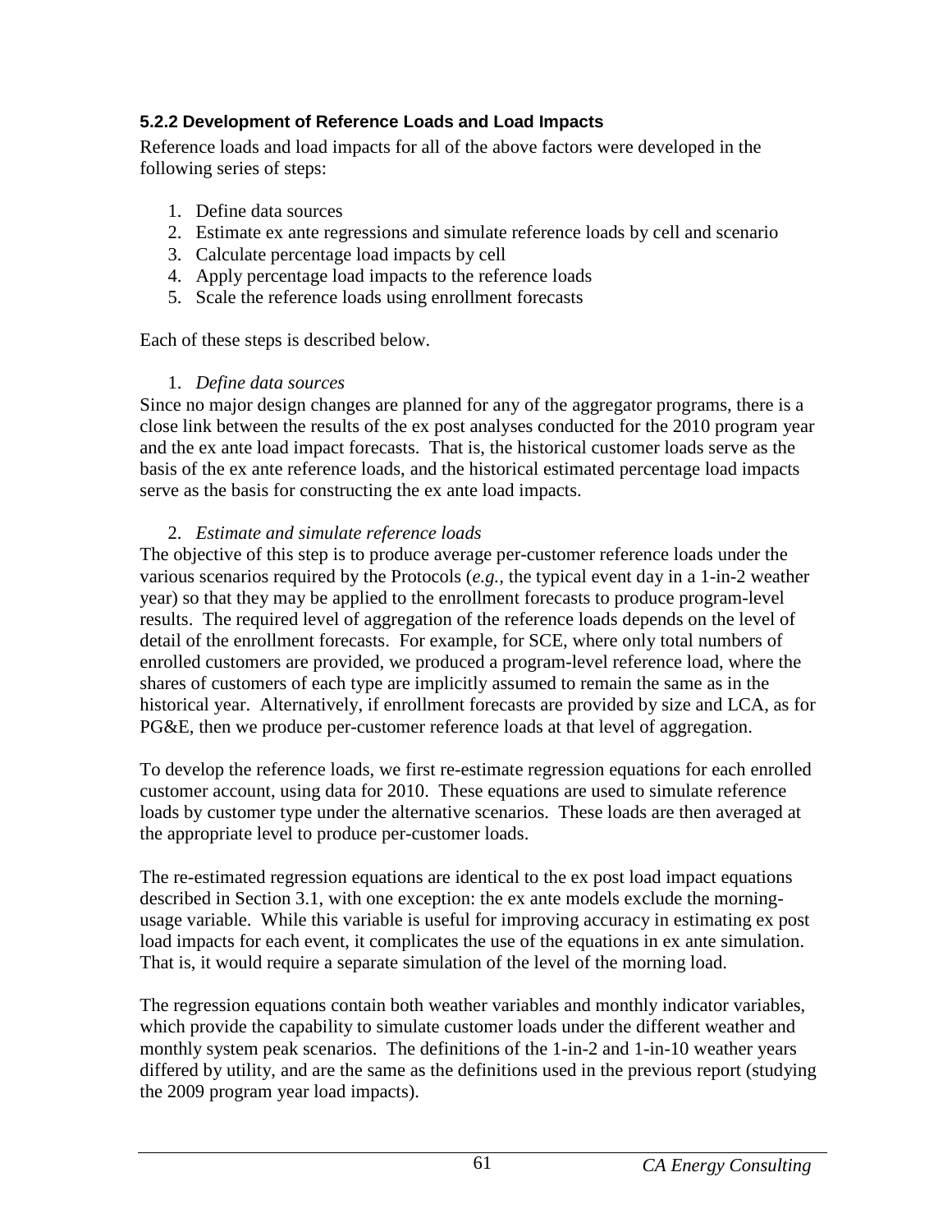### 5.2.2 Development of Reference Loads and Load Impacts

Reference loads and load impacts for all of the above factors were developed in the following series of steps:

1. Define data sources
2. Estimate ex ante regressions and simulate reference loads by cell and scenario
3. Calculate percentage load impacts by cell
4. Apply percentage load impacts to the reference loads
5. Scale the reference loads using enrollment forecasts

Each of these steps is described below.

1. *Define data sources*

Since no major design changes are planned for any of the aggregator programs, there is a close link between the results of the ex post analyses conducted for the 2010 program year and the ex ante load impact forecasts. That is, the historical customer loads serve as the basis of the ex ante reference loads, and the historical estimated percentage load impacts serve as the basis for constructing the ex ante load impacts.

2. *Estimate and simulate reference loads*

The objective of this step is to produce average per-customer reference loads under the various scenarios required by the Protocols (*e.g.*, the typical event day in a 1-in-2 weather year) so that they may be applied to the enrollment forecasts to produce program-level results. The required level of aggregation of the reference loads depends on the level of detail of the enrollment forecasts. For example, for SCE, where only total numbers of enrolled customers are provided, we produced a program-level reference load, where the shares of customers of each type are implicitly assumed to remain the same as in the historical year. Alternatively, if enrollment forecasts are provided by size and LCA, as for PG&E, then we produce per-customer reference loads at that level of aggregation.

To develop the reference loads, we first re-estimate regression equations for each enrolled customer account, using data for 2010. These equations are used to simulate reference loads by customer type under the alternative scenarios. These loads are then averaged at the appropriate level to produce per-customer loads.

The re-estimated regression equations are identical to the ex post load impact equations described in Section 3.1, with one exception: the ex ante models exclude the morning-usage variable. While this variable is useful for improving accuracy in estimating ex post load impacts for each event, it complicates the use of the equations in ex ante simulation. That is, it would require a separate simulation of the level of the morning load.

The regression equations contain both weather variables and monthly indicator variables, which provide the capability to simulate customer loads under the different weather and monthly system peak scenarios. The definitions of the 1-in-2 and 1-in-10 weather years differed by utility, and are the same as the definitions used in the previous report (studying the 2009 program year load impacts).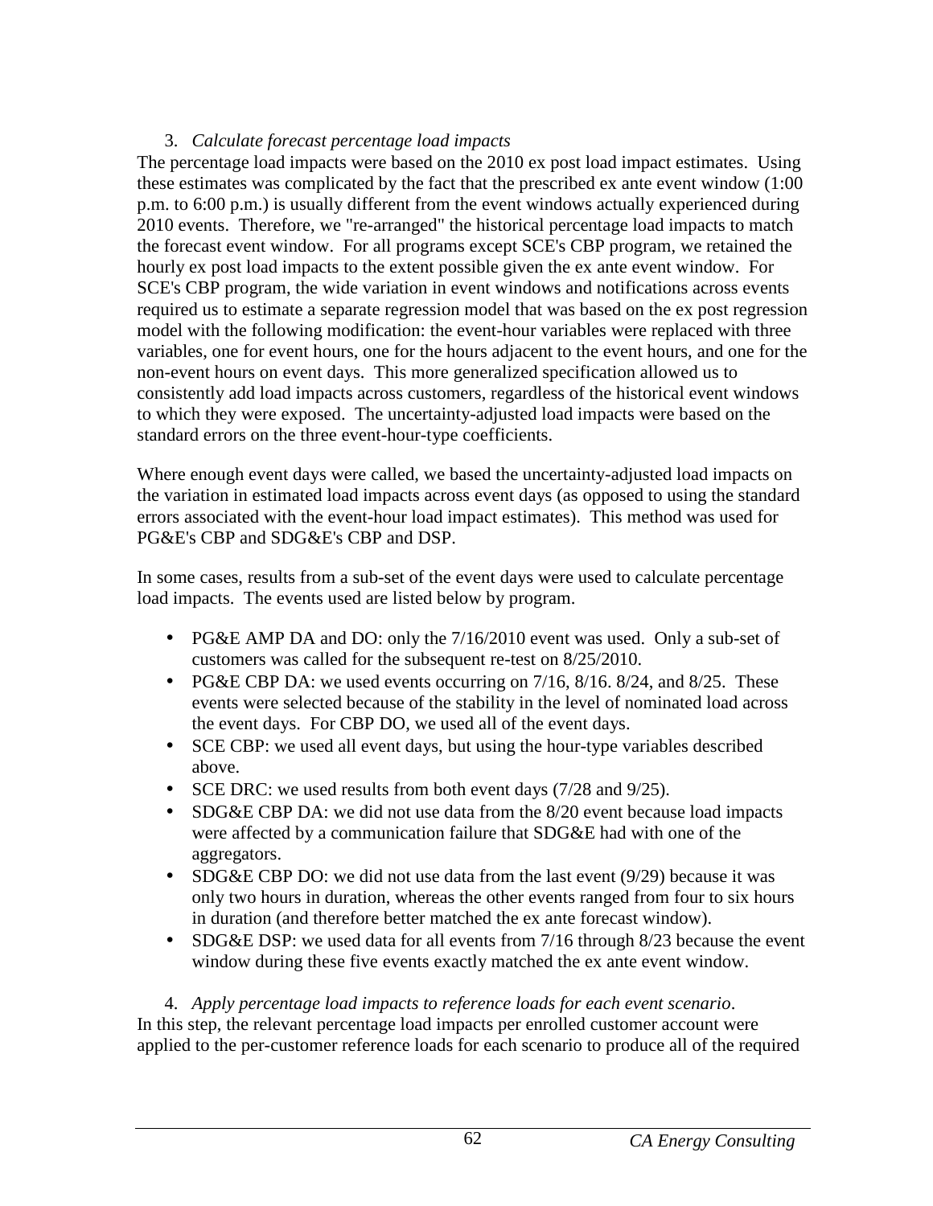3. *Calculate forecast percentage load impacts*

The percentage load impacts were based on the 2010 ex post load impact estimates. Using these estimates was complicated by the fact that the prescribed ex ante event window (1:00 p.m. to 6:00 p.m.) is usually different from the event windows actually experienced during 2010 events. Therefore, we "re-arranged" the historical percentage load impacts to match the forecast event window. For all programs except SCE's CBP program, we retained the hourly ex post load impacts to the extent possible given the ex ante event window. For SCE's CBP program, the wide variation in event windows and notifications across events required us to estimate a separate regression model that was based on the ex post regression model with the following modification: the event-hour variables were replaced with three variables, one for event hours, one for the hours adjacent to the event hours, and one for the non-event hours on event days. This more generalized specification allowed us to consistently add load impacts across customers, regardless of the historical event windows to which they were exposed. The uncertainty-adjusted load impacts were based on the standard errors on the three event-hour-type coefficients.

Where enough event days were called, we based the uncertainty-adjusted load impacts on the variation in estimated load impacts across event days (as opposed to using the standard errors associated with the event-hour load impact estimates). This method was used for PG&E's CBP and SDG&E's CBP and DSP.

In some cases, results from a sub-set of the event days were used to calculate percentage load impacts. The events used are listed below by program.

- PG&E AMP DA and DO: only the 7/16/2010 event was used. Only a sub-set of customers was called for the subsequent re-test on 8/25/2010.
- PG&E CBP DA: we used events occurring on 7/16, 8/16. 8/24, and 8/25. These events were selected because of the stability in the level of nominated load across the event days. For CBP DO, we used all of the event days.
- SCE CBP: we used all event days, but using the hour-type variables described above.
- SCE DRC: we used results from both event days (7/28 and 9/25).
- SDG&E CBP DA: we did not use data from the 8/20 event because load impacts were affected by a communication failure that SDG&E had with one of the aggregators.
- SDG&E CBP DO: we did not use data from the last event (9/29) because it was only two hours in duration, whereas the other events ranged from four to six hours in duration (and therefore better matched the ex ante forecast window).
- SDG&E DSP: we used data for all events from 7/16 through 8/23 because the event window during these five events exactly matched the ex ante event window.

4. *Apply percentage load impacts to reference loads for each event scenario*.

In this step, the relevant percentage load impacts per enrolled customer account were applied to the per-customer reference loads for each scenario to produce all of the required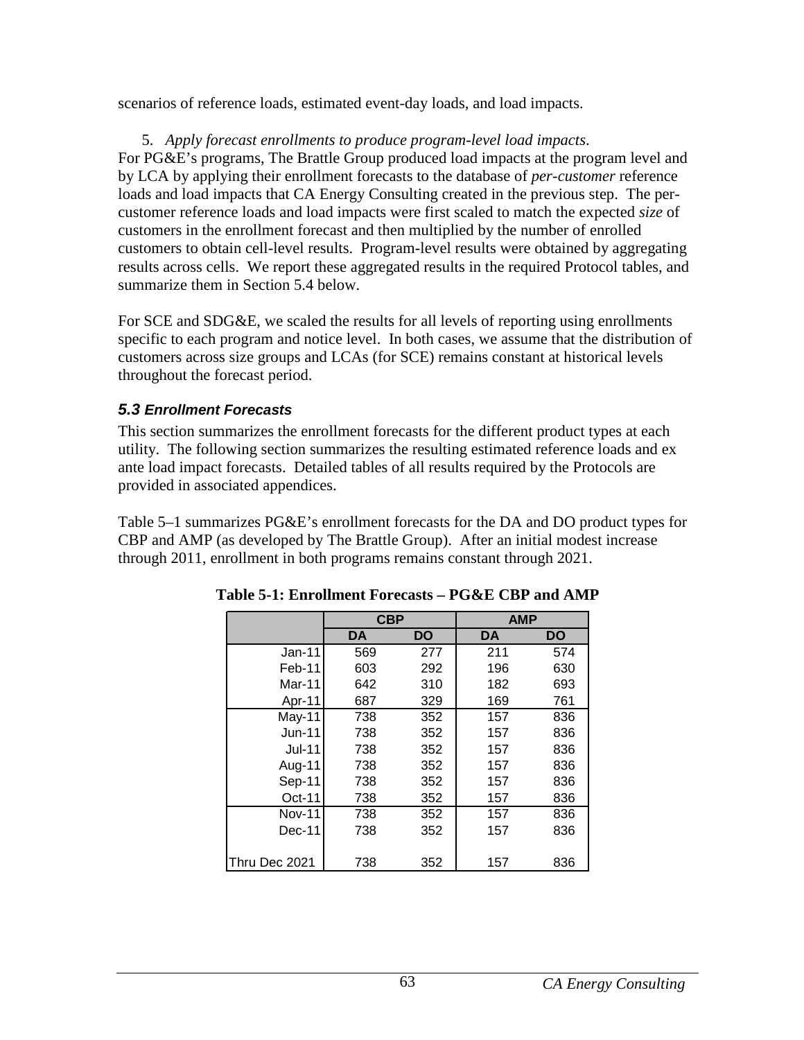scenarios of reference loads, estimated event-day loads, and load impacts.

5. *Apply forecast enrollments to produce program-level load impacts*.

For PG&E's programs, The Brattle Group produced load impacts at the program level and by LCA by applying their enrollment forecasts to the database of *per-customer* reference loads and load impacts that CA Energy Consulting created in the previous step. The per-customer reference loads and load impacts were first scaled to match the expected *size* of customers in the enrollment forecast and then multiplied by the number of enrolled customers to obtain cell-level results. Program-level results were obtained by aggregating results across cells. We report these aggregated results in the required Protocol tables, and summarize them in Section 5.4 below.

For SCE and SDG&E, we scaled the results for all levels of reporting using enrollments specific to each program and notice level. In both cases, we assume that the distribution of customers across size groups and LCAs (for SCE) remains constant at historical levels throughout the forecast period.

### *5.3 Enrollment Forecasts*

This section summarizes the enrollment forecasts for the different product types at each utility. The following section summarizes the resulting estimated reference loads and ex ante load impact forecasts. Detailed tables of all results required by the Protocols are provided in associated appendices.

Table 5–1 summarizes PG&E's enrollment forecasts for the DA and DO product types for CBP and AMP (as developed by The Brattle Group). After an initial modest increase through 2011, enrollment in both programs remains constant through 2021.

**Table 5-1: Enrollment Forecasts – PG&E CBP and AMP**

| | CBP | | AMP | |
|---|---|---|---|---|
| | DA | DO | DA | DO |
| Jan-11 | 569 | 277 | 211 | 574 |
| Feb-11 | 603 | 292 | 196 | 630 |
| Mar-11 | 642 | 310 | 182 | 693 |
| Apr-11 | 687 | 329 | 169 | 761 |
| May-11 | 738 | 352 | 157 | 836 |
| Jun-11 | 738 | 352 | 157 | 836 |
| Jul-11 | 738 | 352 | 157 | 836 |
| Aug-11 | 738 | 352 | 157 | 836 |
| Sep-11 | 738 | 352 | 157 | 836 |
| Oct-11 | 738 | 352 | 157 | 836 |
| Nov-11 | 738 | 352 | 157 | 836 |
| Dec-11 | 738 | 352 | 157 | 836 |
| Thru Dec 2021 | 738 | 352 | 157 | 836 |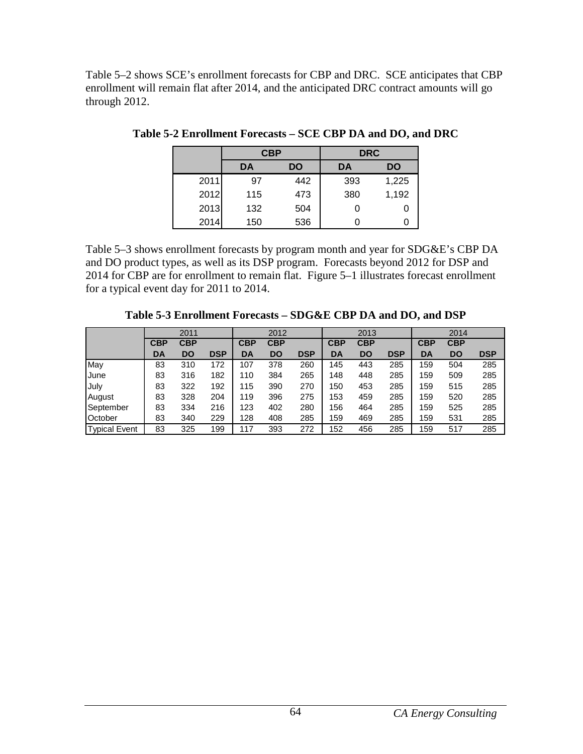Table 5–2 shows SCE's enrollment forecasts for CBP and DRC. SCE anticipates that CBP enrollment will remain flat after 2014, and the anticipated DRC contract amounts will go through 2012.

**Table 5-2 Enrollment Forecasts – SCE CBP DA and DO, and DRC**

| | CBP | | DRC | |
|---|---|---|---|---|
| | DA | DO | DA | DO |
| 2011 | 97 | 442 | 393 | 1,225 |
| 2012 | 115 | 473 | 380 | 1,192 |
| 2013 | 132 | 504 | 0 | 0 |
| 2014 | 150 | 536 | 0 | 0 |

Table 5–3 shows enrollment forecasts by program month and year for SDG&E's CBP DA and DO product types, as well as its DSP program. Forecasts beyond 2012 for DSP and 2014 for CBP are for enrollment to remain flat. Figure 5–1 illustrates forecast enrollment for a typical event day for 2011 to 2014.

**Table 5-3 Enrollment Forecasts – SDG&E CBP DA and DO, and DSP**

| | 2011 | | | 2012 | | | 2013 | | | 2014 | | |
|---|---|---|---|---|---|---|---|---|---|---|---|---|
| | CBP DA | CBP DO | DSP | CBP DA | CBP DO | DSP | CBP DA | CBP DO | DSP | CBP DA | CBP DO | DSP |
| May | 83 | 310 | 172 | 107 | 378 | 260 | 145 | 443 | 285 | 159 | 504 | 285 |
| June | 83 | 316 | 182 | 110 | 384 | 265 | 148 | 448 | 285 | 159 | 509 | 285 |
| July | 83 | 322 | 192 | 115 | 390 | 270 | 150 | 453 | 285 | 159 | 515 | 285 |
| August | 83 | 328 | 204 | 119 | 396 | 275 | 153 | 459 | 285 | 159 | 520 | 285 |
| September | 83 | 334 | 216 | 123 | 402 | 280 | 156 | 464 | 285 | 159 | 525 | 285 |
| October | 83 | 340 | 229 | 128 | 408 | 285 | 159 | 469 | 285 | 159 | 531 | 285 |
| Typical Event | 83 | 325 | 199 | 117 | 393 | 272 | 152 | 456 | 285 | 159 | 517 | 285 |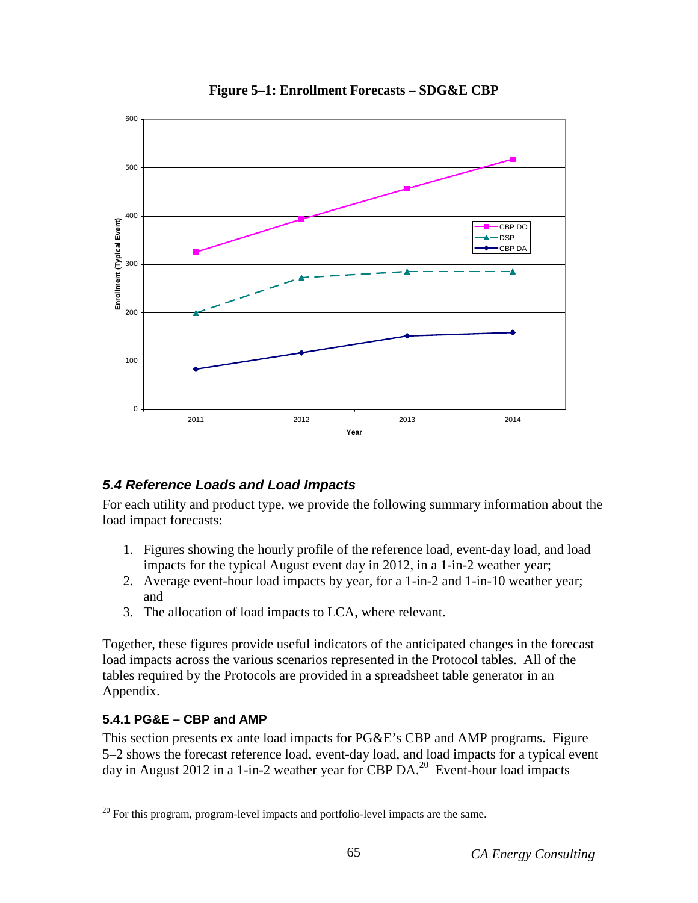**Figure 5–1: Enrollment Forecasts – SDG&E CBP**

### *5.4 Reference Loads and Load Impacts*

For each utility and product type, we provide the following summary information about the load impact forecasts:

1. Figures showing the hourly profile of the reference load, event-day load, and load impacts for the typical August event day in 2012, in a 1-in-2 weather year;
2. Average event-hour load impacts by year, for a 1-in-2 and 1-in-10 weather year; and
3. The allocation of load impacts to LCA, where relevant.

Together, these figures provide useful indicators of the anticipated changes in the forecast load impacts across the various scenarios represented in the Protocol tables. All of the tables required by the Protocols are provided in a spreadsheet table generator in an Appendix.

#### 5.4.1 PG&E – CBP and AMP

This section presents ex ante load impacts for PG&E's CBP and AMP programs. Figure 5–2 shows the forecast reference load, event-day load, and load impacts for a typical event day in August 2012 in a 1-in-2 weather year for CBP DA.[20] Event-hour load impacts

[20] For this program, program-level impacts and portfolio-level impacts are the same.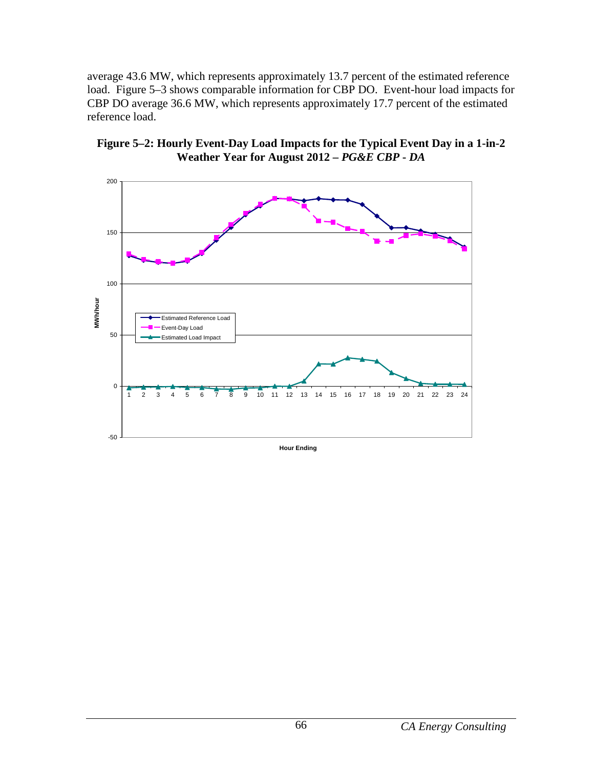average 43.6 MW, which represents approximately 13.7 percent of the estimated reference load. Figure 5–3 shows comparable information for CBP DO. Event-hour load impacts for CBP DO average 36.6 MW, which represents approximately 17.7 percent of the estimated reference load.

**Figure 5–2: Hourly Event-Day Load Impacts for the Typical Event Day in a 1-in-2 Weather Year for August 2012 –** ***PG&E CBP - DA***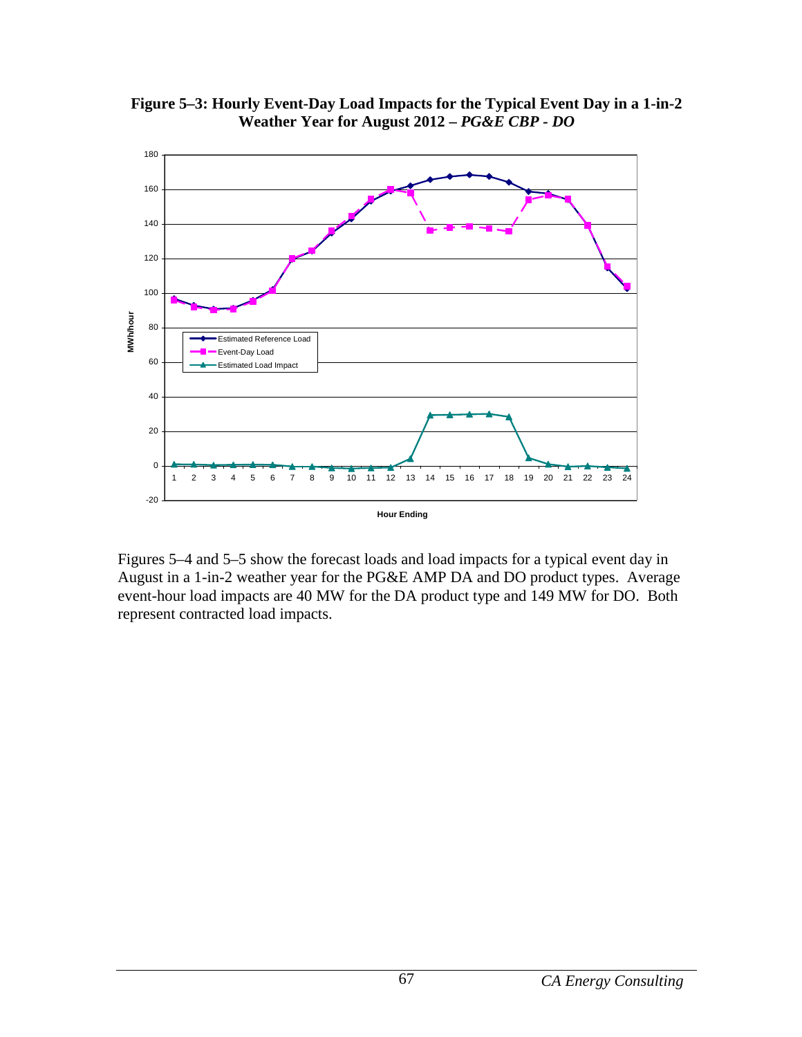**Figure 5–3: Hourly Event-Day Load Impacts for the Typical Event Day in a 1-in-2 Weather Year for August 2012 – *PG&E CBP - DO***

Figures 5–4 and 5–5 show the forecast loads and load impacts for a typical event day in August in a 1-in-2 weather year for the PG&E AMP DA and DO product types. Average event-hour load impacts are 40 MW for the DA product type and 149 MW for DO. Both represent contracted load impacts.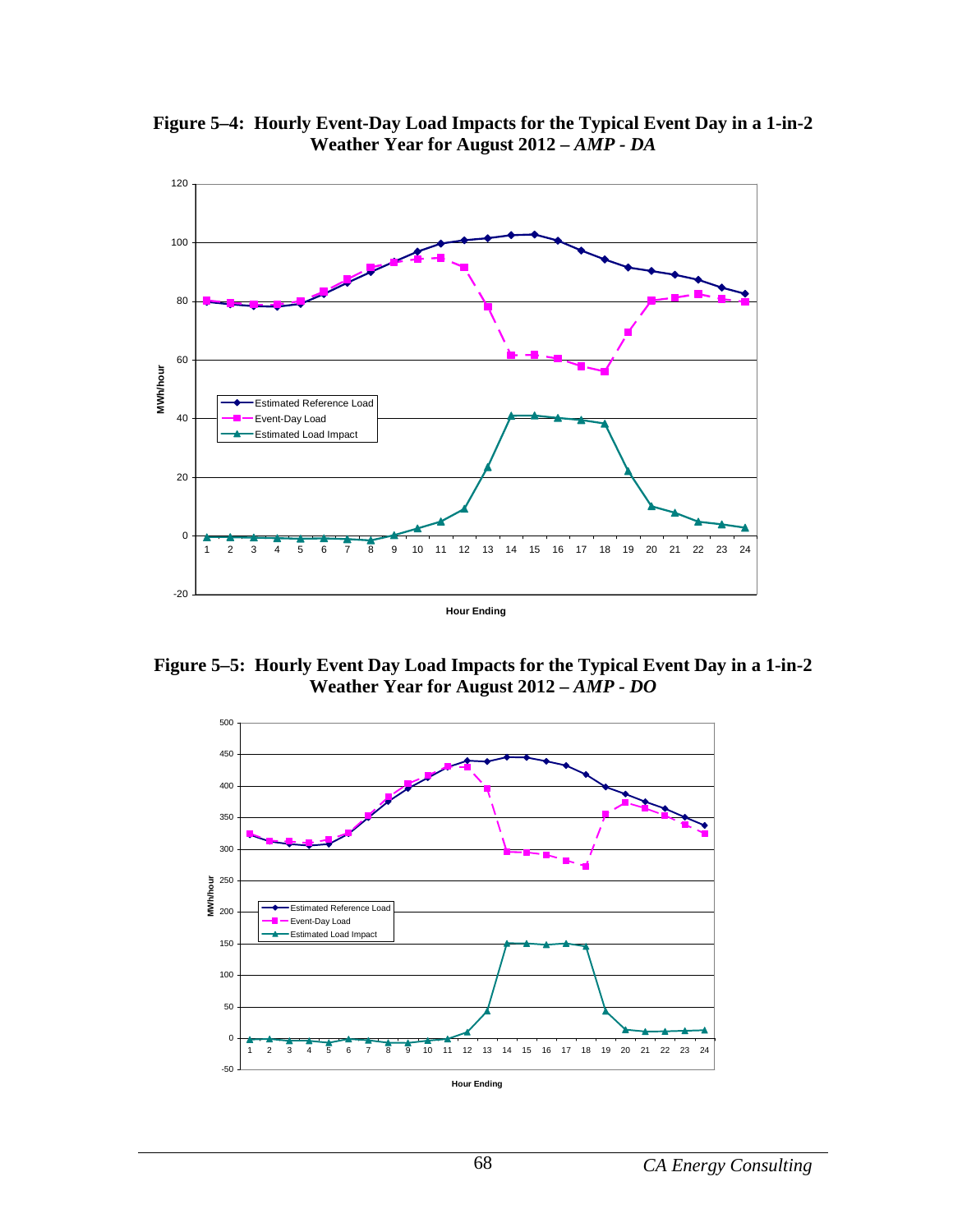**Figure 5–4: Hourly Event-Day Load Impacts for the Typical Event Day in a 1-in-2 Weather Year for August 2012 – *AMP - DA***

**Figure 5–5: Hourly Event Day Load Impacts for the Typical Event Day in a 1-in-2 Weather Year for August 2012 – *AMP - DO***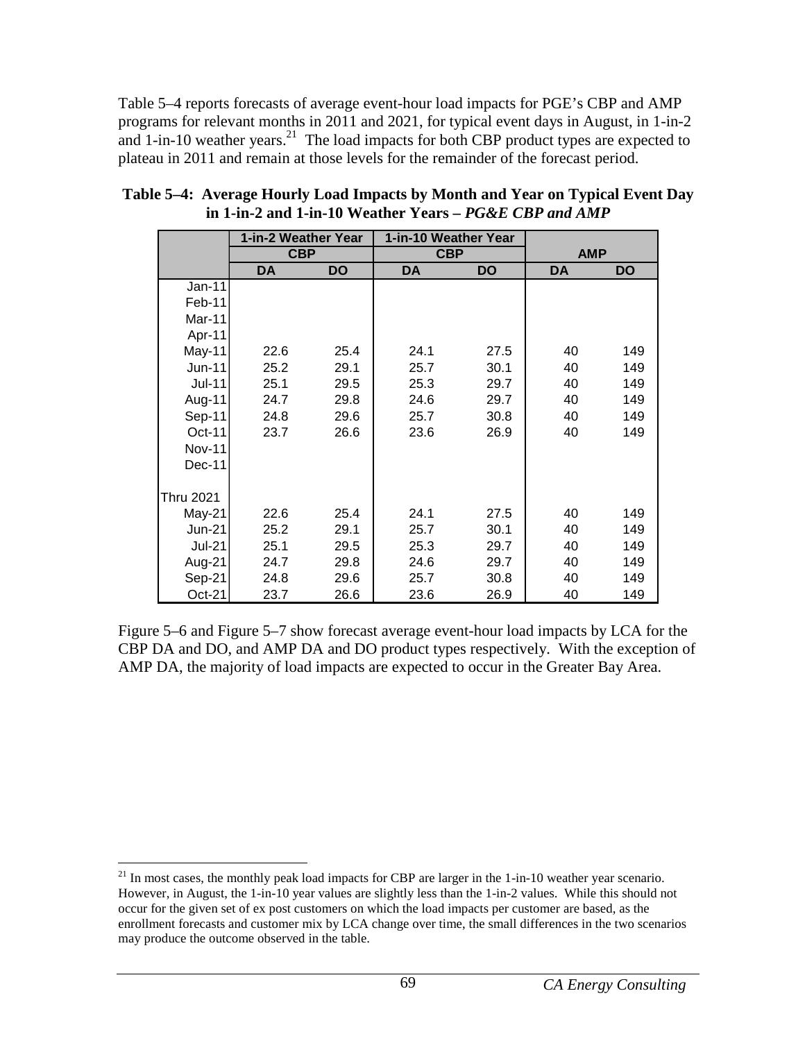Table 5–4 reports forecasts of average event-hour load impacts for PGE's CBP and AMP programs for relevant months in 2011 and 2021, for typical event days in August, in 1-in-2 and 1-in-10 weather years.[21] The load impacts for both CBP product types are expected to plateau in 2011 and remain at those levels for the remainder of the forecast period.

**Table 5–4: Average Hourly Load Impacts by Month and Year on Typical Event Day in 1-in-2 and 1-in-10 Weather Years – *PG&E CBP and AMP***

| | 1-in-2 Weather Year | | 1-in-10 Weather Year | | | |
|---|---|---|---|---|---|---|
| | CBP | | CBP | | AMP | |
| | DA | DO | DA | DO | DA | DO |
| Jan-11 | | | | | | |
| Feb-11 | | | | | | |
| Mar-11 | | | | | | |
| Apr-11 | | | | | | |
| May-11 | 22.6 | 25.4 | 24.1 | 27.5 | 40 | 149 |
| Jun-11 | 25.2 | 29.1 | 25.7 | 30.1 | 40 | 149 |
| Jul-11 | 25.1 | 29.5 | 25.3 | 29.7 | 40 | 149 |
| Aug-11 | 24.7 | 29.8 | 24.6 | 29.7 | 40 | 149 |
| Sep-11 | 24.8 | 29.6 | 25.7 | 30.8 | 40 | 149 |
| Oct-11 | 23.7 | 26.6 | 23.6 | 26.9 | 40 | 149 |
| Nov-11 | | | | | | |
| Dec-11 | | | | | | |
| Thru 2021 | | | | | | |
| May-21 | 22.6 | 25.4 | 24.1 | 27.5 | 40 | 149 |
| Jun-21 | 25.2 | 29.1 | 25.7 | 30.1 | 40 | 149 |
| Jul-21 | 25.1 | 29.5 | 25.3 | 29.7 | 40 | 149 |
| Aug-21 | 24.7 | 29.8 | 24.6 | 29.7 | 40 | 149 |
| Sep-21 | 24.8 | 29.6 | 25.7 | 30.8 | 40 | 149 |
| Oct-21 | 23.7 | 26.6 | 23.6 | 26.9 | 40 | 149 |

Figure 5–6 and Figure 5–7 show forecast average event-hour load impacts by LCA for the CBP DA and DO, and AMP DA and DO product types respectively. With the exception of AMP DA, the majority of load impacts are expected to occur in the Greater Bay Area.

[21] In most cases, the monthly peak load impacts for CBP are larger in the 1-in-10 weather year scenario. However, in August, the 1-in-10 year values are slightly less than the 1-in-2 values. While this should not occur for the given set of ex post customers on which the load impacts per customer are based, as the enrollment forecasts and customer mix by LCA change over time, the small differences in the two scenarios may produce the outcome observed in the table.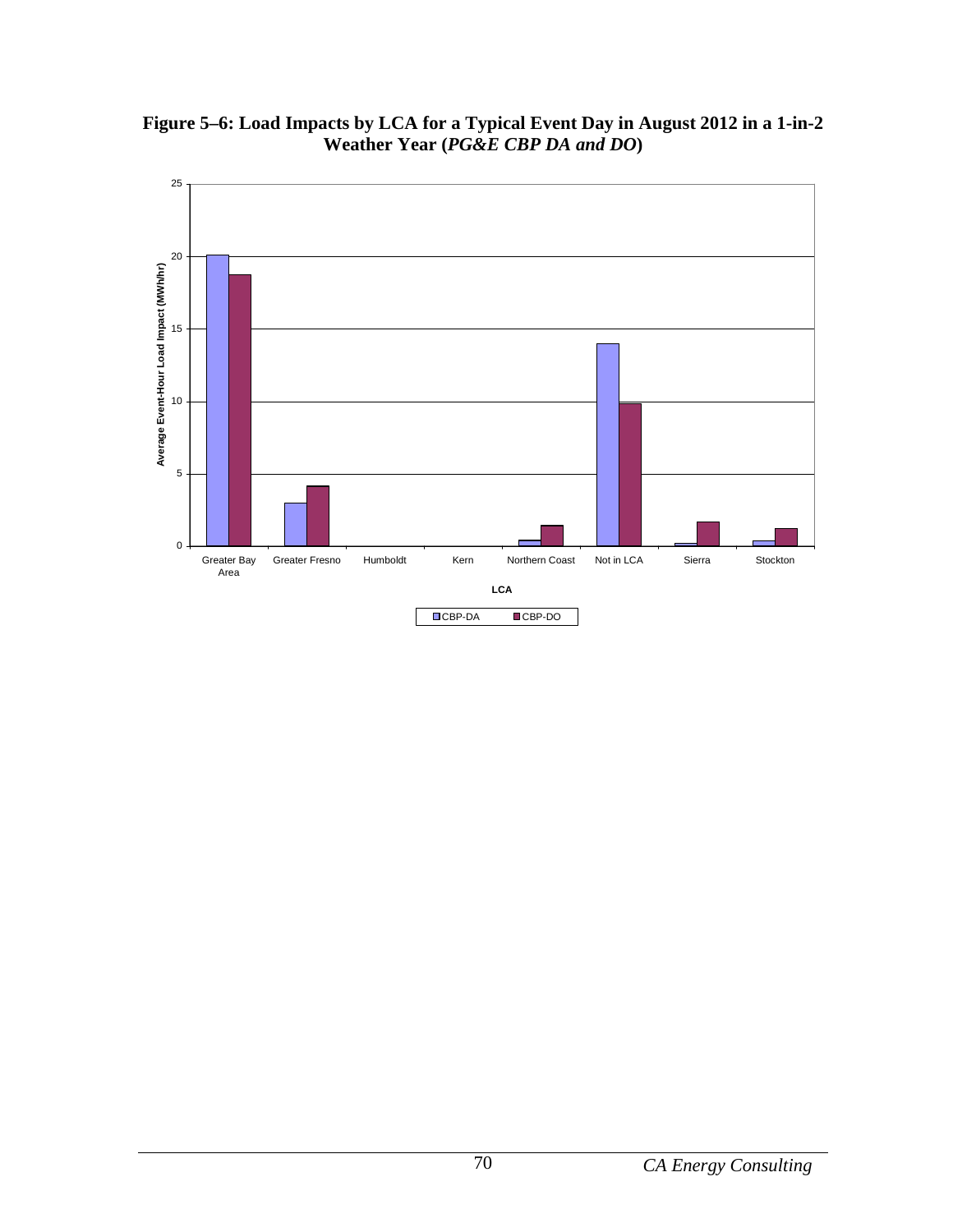**Figure 5–6: Load Impacts by LCA for a Typical Event Day in August 2012 in a 1-in-2 Weather Year (*PG&E CBP DA and DO*)**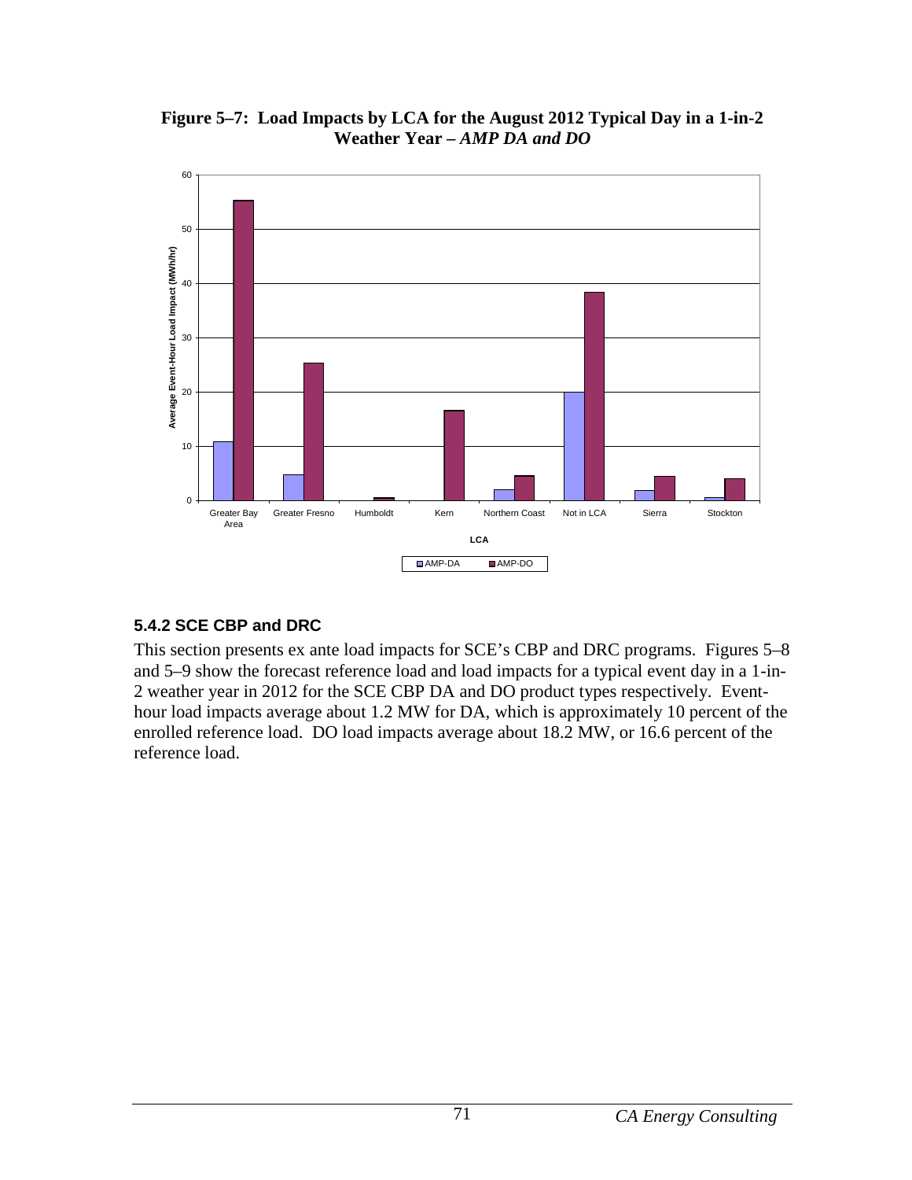**Figure 5–7: Load Impacts by LCA for the August 2012 Typical Day in a 1-in-2 Weather Year –** ***AMP DA and DO***

### 5.4.2 SCE CBP and DRC

This section presents ex ante load impacts for SCE's CBP and DRC programs. Figures 5–8 and 5–9 show the forecast reference load and load impacts for a typical event day in a 1-in-2 weather year in 2012 for the SCE CBP DA and DO product types respectively. Event-hour load impacts average about 1.2 MW for DA, which is approximately 10 percent of the enrolled reference load. DO load impacts average about 18.2 MW, or 16.6 percent of the reference load.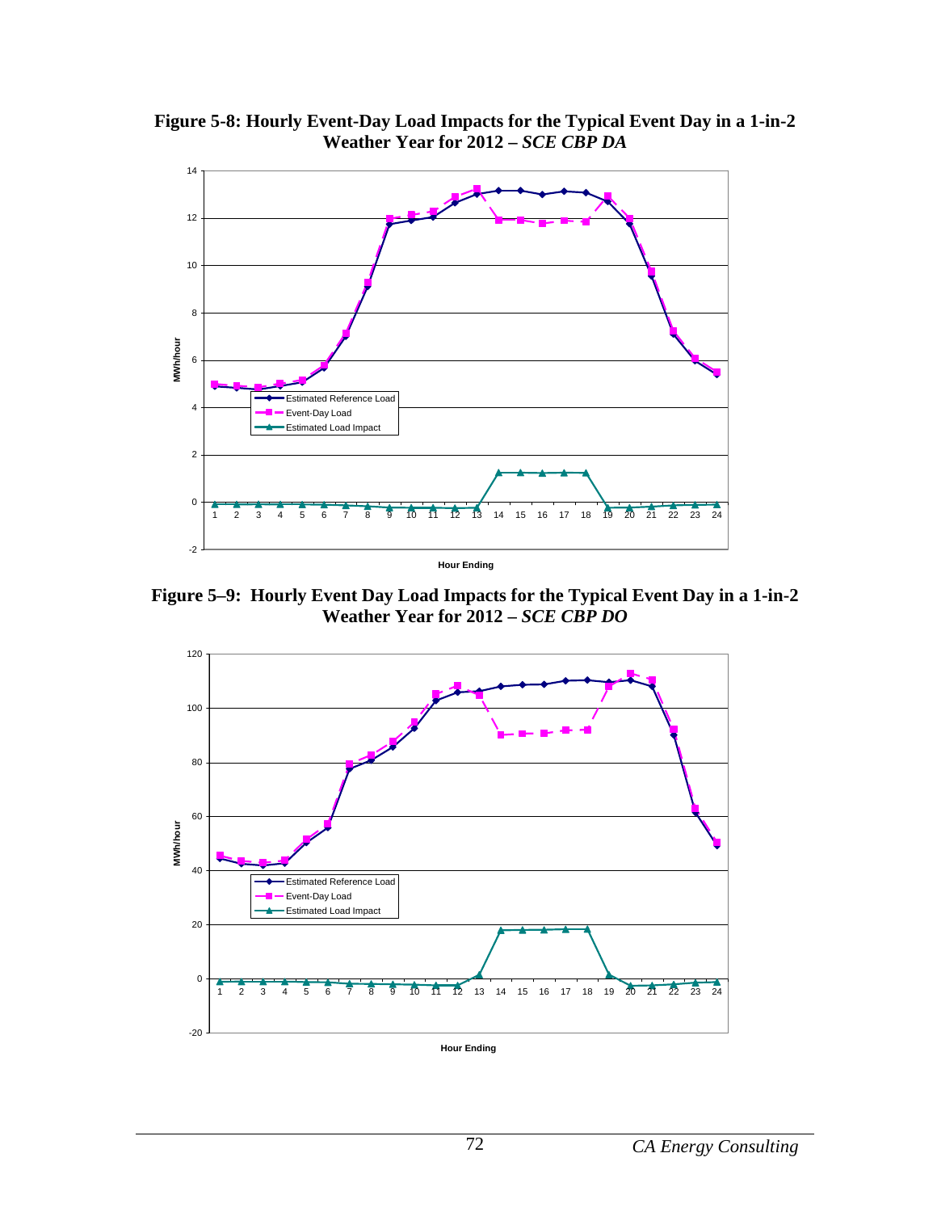**Figure 5-8: Hourly Event-Day Load Impacts for the Typical Event Day in a 1-in-2 Weather Year for 2012 – *SCE CBP DA***

**Figure 5–9: Hourly Event Day Load Impacts for the Typical Event Day in a 1-in-2 Weather Year for 2012 – *SCE CBP DO***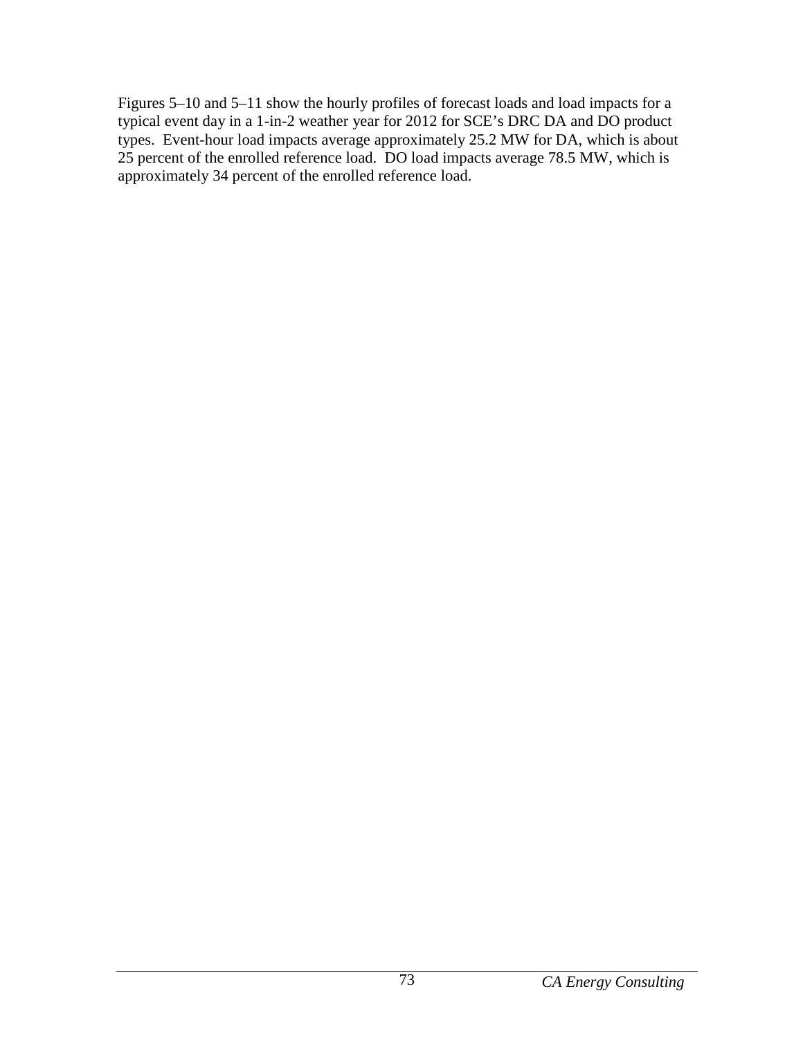Figures 5–10 and 5–11 show the hourly profiles of forecast loads and load impacts for a typical event day in a 1-in-2 weather year for 2012 for SCE's DRC DA and DO product types. Event-hour load impacts average approximately 25.2 MW for DA, which is about 25 percent of the enrolled reference load. DO load impacts average 78.5 MW, which is approximately 34 percent of the enrolled reference load.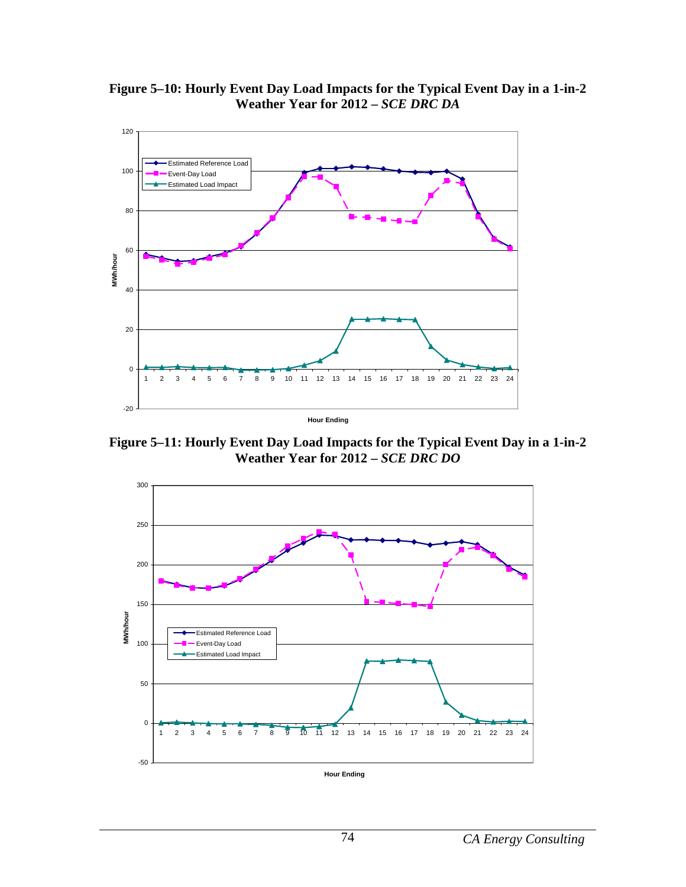**Figure 5–10: Hourly Event Day Load Impacts for the Typical Event Day in a 1-in-2 Weather Year for 2012 – *SCE DRC DA***

**Figure 5–11: Hourly Event Day Load Impacts for the Typical Event Day in a 1-in-2 Weather Year for 2012 – *SCE DRC DO***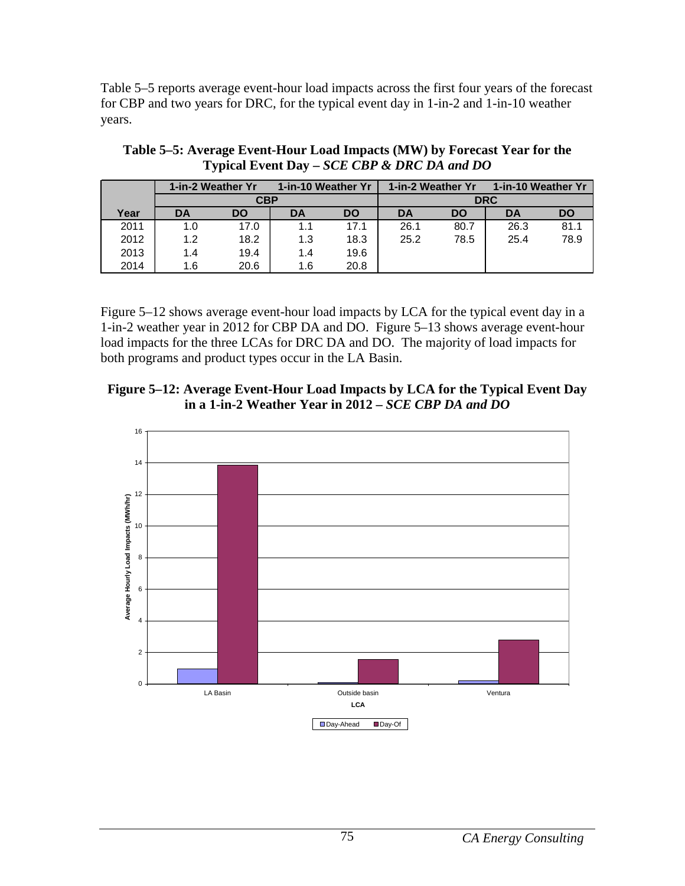Table 5–5 reports average event-hour load impacts across the first four years of the forecast for CBP and two years for DRC, for the typical event day in 1-in-2 and 1-in-10 weather years.

**Table 5–5: Average Event-Hour Load Impacts (MW) by Forecast Year for the Typical Event Day –** ***SCE CBP & DRC DA and DO***

| | 1-in-2 Weather Yr | | 1-in-10 Weather Yr | | 1-in-2 Weather Yr | | 1-in-10 Weather Yr | |
|---|---|---|---|---|---|---|---|---|
| | CBP | | | | DRC | | | |
| Year | DA | DO | DA | DO | DA | DO | DA | DO |
| 2011 | 1.0 | 17.0 | 1.1 | 17.1 | 26.1 | 80.7 | 26.3 | 81.1 |
| 2012 | 1.2 | 18.2 | 1.3 | 18.3 | 25.2 | 78.5 | 25.4 | 78.9 |
| 2013 | 1.4 | 19.4 | 1.4 | 19.6 | | | | |
| 2014 | 1.6 | 20.6 | 1.6 | 20.8 | | | | |

Figure 5–12 shows average event-hour load impacts by LCA for the typical event day in a 1-in-2 weather year in 2012 for CBP DA and DO. Figure 5–13 shows average event-hour load impacts for the three LCAs for DRC DA and DO. The majority of load impacts for both programs and product types occur in the LA Basin.

**Figure 5–12: Average Event-Hour Load Impacts by LCA for the Typical Event Day in a 1-in-2 Weather Year in 2012 –** ***SCE CBP DA and DO***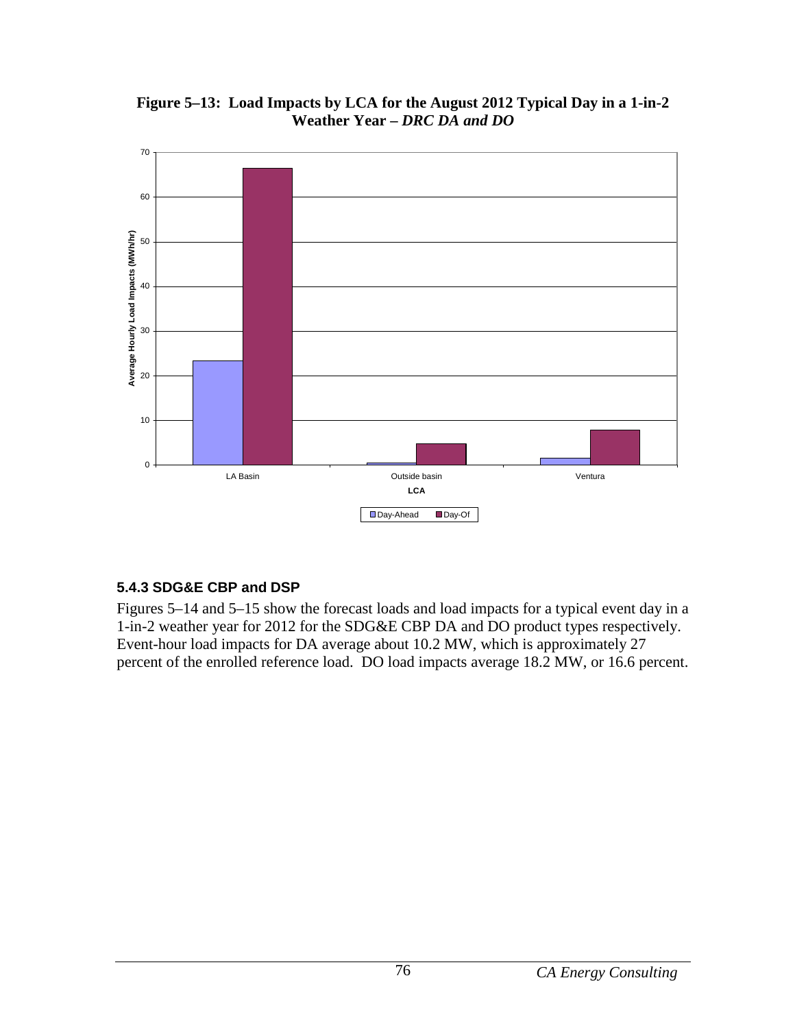**Figure 5–13: Load Impacts by LCA for the August 2012 Typical Day in a 1-in-2 Weather Year – *DRC DA and DO***

### 5.4.3 SDG&E CBP and DSP

Figures 5–14 and 5–15 show the forecast loads and load impacts for a typical event day in a 1-in-2 weather year for 2012 for the SDG&E CBP DA and DO product types respectively. Event-hour load impacts for DA average about 10.2 MW, which is approximately 27 percent of the enrolled reference load. DO load impacts average 18.2 MW, or 16.6 percent.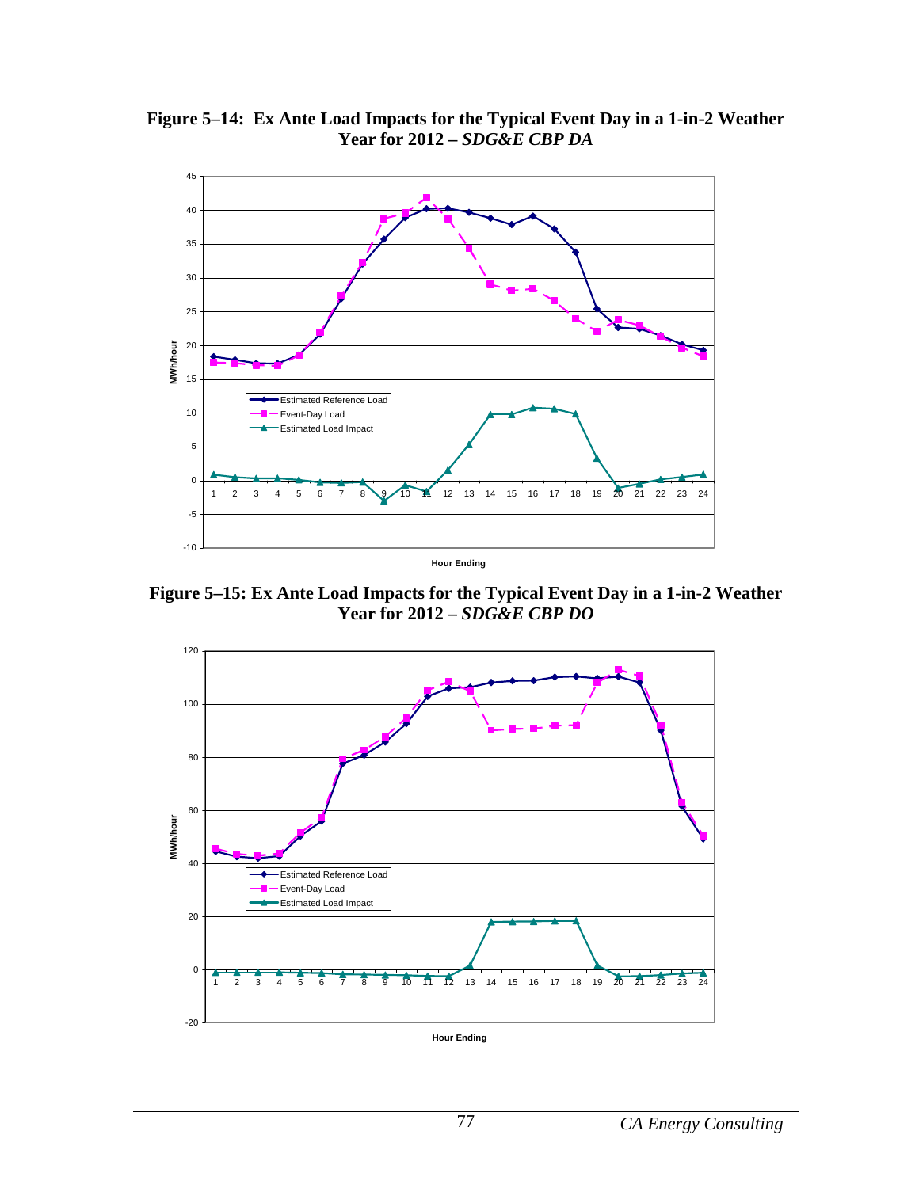**Figure 5–14: Ex Ante Load Impacts for the Typical Event Day in a 1-in-2 Weather Year for 2012 –** ***SDG&E CBP DA***

**Figure 5–15: Ex Ante Load Impacts for the Typical Event Day in a 1-in-2 Weather Year for 2012 –** ***SDG&E CBP DO***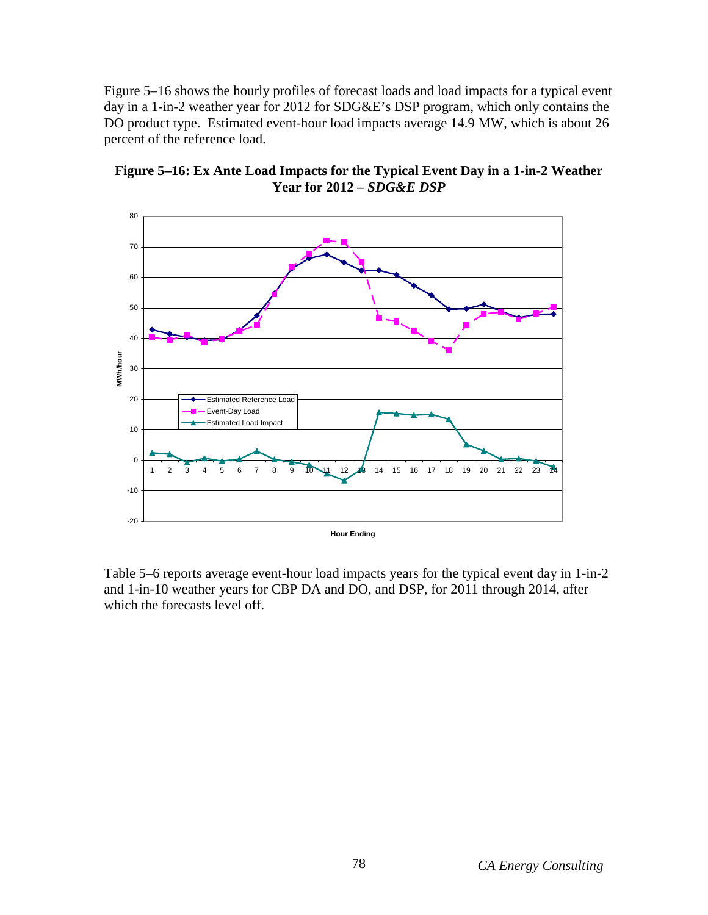Figure 5–16 shows the hourly profiles of forecast loads and load impacts for a typical event day in a 1-in-2 weather year for 2012 for SDG&E's DSP program, which only contains the DO product type. Estimated event-hour load impacts average 14.9 MW, which is about 26 percent of the reference load.

**Figure 5–16: Ex Ante Load Impacts for the Typical Event Day in a 1-in-2 Weather Year for 2012 – *SDG&E DSP***

Table 5–6 reports average event-hour load impacts years for the typical event day in 1-in-2 and 1-in-10 weather years for CBP DA and DO, and DSP, for 2011 through 2014, after which the forecasts level off.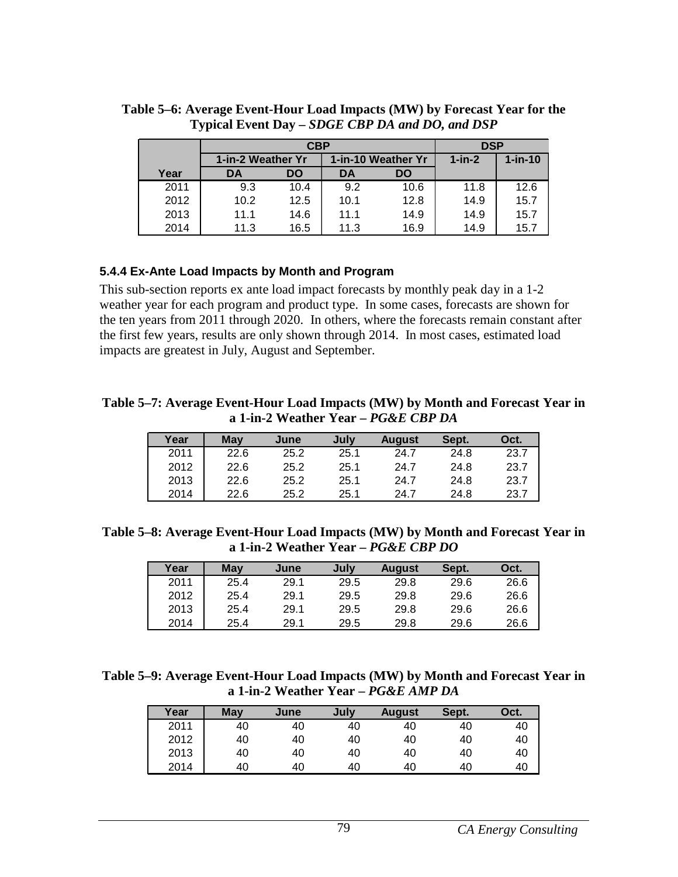**Table 5–6: Average Event-Hour Load Impacts (MW) by Forecast Year for the Typical Event Day – *SDGE CBP DA and DO, and DSP***

| | CBP | | | | DSP | |
|---|---|---|---|---|---|---|
| | 1-in-2 Weather Yr | | 1-in-10 Weather Yr | | 1-in-2 | 1-in-10 |
| Year | DA | DO | DA | DO | | |
| 2011 | 9.3 | 10.4 | 9.2 | 10.6 | 11.8 | 12.6 |
| 2012 | 10.2 | 12.5 | 10.1 | 12.8 | 14.9 | 15.7 |
| 2013 | 11.1 | 14.6 | 11.1 | 14.9 | 14.9 | 15.7 |
| 2014 | 11.3 | 16.5 | 11.3 | 16.9 | 14.9 | 15.7 |

### 5.4.4 Ex-Ante Load Impacts by Month and Program

This sub-section reports ex ante load impact forecasts by monthly peak day in a 1-2 weather year for each program and product type. In some cases, forecasts are shown for the ten years from 2011 through 2020. In others, where the forecasts remain constant after the first few years, results are only shown through 2014. In most cases, estimated load impacts are greatest in July, August and September.

**Table 5–7: Average Event-Hour Load Impacts (MW) by Month and Forecast Year in a 1-in-2 Weather Year – *PG&E CBP DA***

| Year | May | June | July | August | Sept. | Oct. |
|---|---|---|---|---|---|---|
| 2011 | 22.6 | 25.2 | 25.1 | 24.7 | 24.8 | 23.7 |
| 2012 | 22.6 | 25.2 | 25.1 | 24.7 | 24.8 | 23.7 |
| 2013 | 22.6 | 25.2 | 25.1 | 24.7 | 24.8 | 23.7 |
| 2014 | 22.6 | 25.2 | 25.1 | 24.7 | 24.8 | 23.7 |

**Table 5–8: Average Event-Hour Load Impacts (MW) by Month and Forecast Year in a 1-in-2 Weather Year – *PG&E CBP DO***

| Year | May | June | July | August | Sept. | Oct. |
|---|---|---|---|---|---|---|
| 2011 | 25.4 | 29.1 | 29.5 | 29.8 | 29.6 | 26.6 |
| 2012 | 25.4 | 29.1 | 29.5 | 29.8 | 29.6 | 26.6 |
| 2013 | 25.4 | 29.1 | 29.5 | 29.8 | 29.6 | 26.6 |
| 2014 | 25.4 | 29.1 | 29.5 | 29.8 | 29.6 | 26.6 |

**Table 5–9: Average Event-Hour Load Impacts (MW) by Month and Forecast Year in a 1-in-2 Weather Year – *PG&E AMP DA***

| Year | May | June | July | August | Sept. | Oct. |
|---|---|---|---|---|---|---|
| 2011 | 40 | 40 | 40 | 40 | 40 | 40 |
| 2012 | 40 | 40 | 40 | 40 | 40 | 40 |
| 2013 | 40 | 40 | 40 | 40 | 40 | 40 |
| 2014 | 40 | 40 | 40 | 40 | 40 | 40 |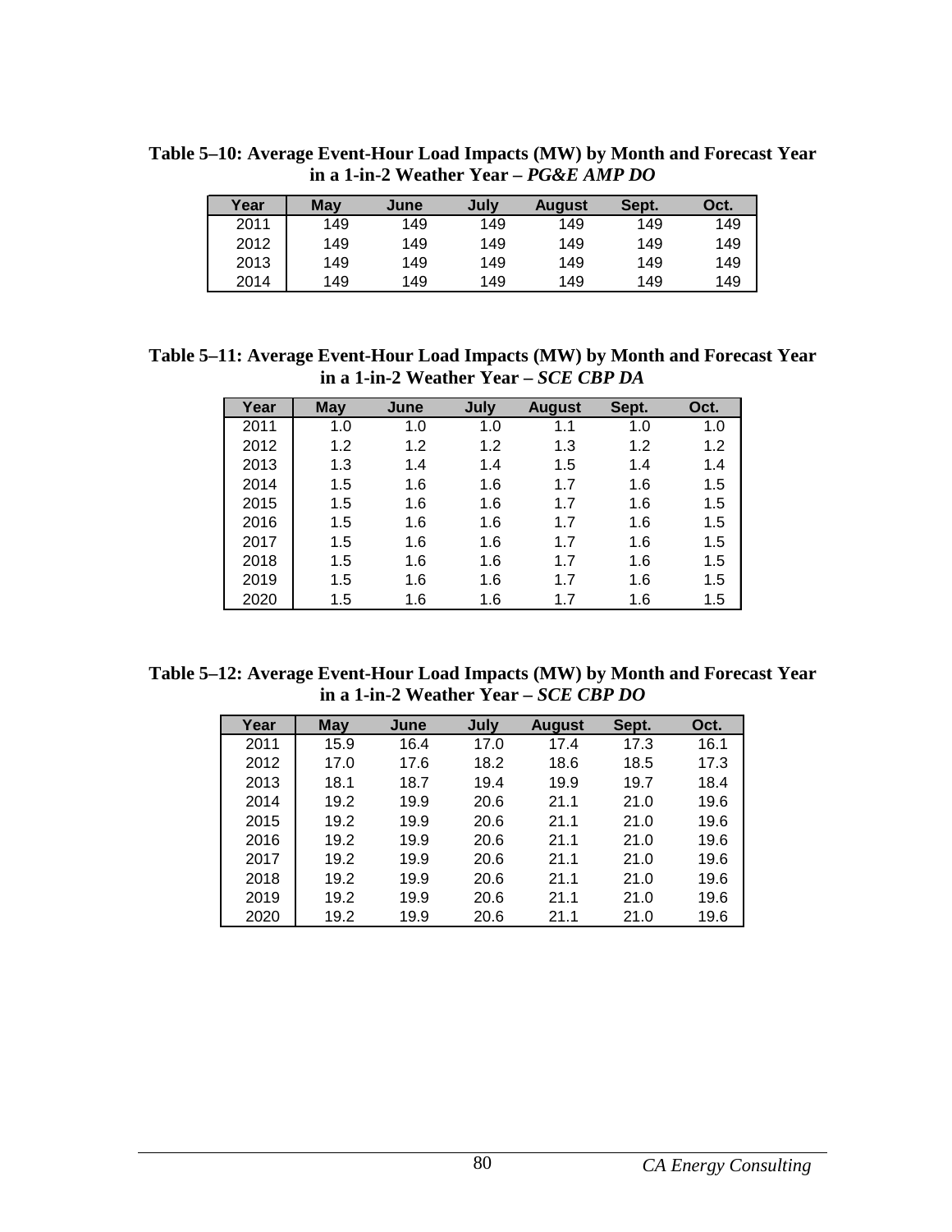**Table 5–10: Average Event-Hour Load Impacts (MW) by Month and Forecast Year in a 1-in-2 Weather Year – *PG&E AMP DO***

| Year | May | June | July | August | Sept. | Oct. |
|---|---|---|---|---|---|---|
| 2011 | 149 | 149 | 149 | 149 | 149 | 149 |
| 2012 | 149 | 149 | 149 | 149 | 149 | 149 |
| 2013 | 149 | 149 | 149 | 149 | 149 | 149 |
| 2014 | 149 | 149 | 149 | 149 | 149 | 149 |

**Table 5–11: Average Event-Hour Load Impacts (MW) by Month and Forecast Year in a 1-in-2 Weather Year – *SCE CBP DA***

| Year | May | June | July | August | Sept. | Oct. |
|---|---|---|---|---|---|---|
| 2011 | 1.0 | 1.0 | 1.0 | 1.1 | 1.0 | 1.0 |
| 2012 | 1.2 | 1.2 | 1.2 | 1.3 | 1.2 | 1.2 |
| 2013 | 1.3 | 1.4 | 1.4 | 1.5 | 1.4 | 1.4 |
| 2014 | 1.5 | 1.6 | 1.6 | 1.7 | 1.6 | 1.5 |
| 2015 | 1.5 | 1.6 | 1.6 | 1.7 | 1.6 | 1.5 |
| 2016 | 1.5 | 1.6 | 1.6 | 1.7 | 1.6 | 1.5 |
| 2017 | 1.5 | 1.6 | 1.6 | 1.7 | 1.6 | 1.5 |
| 2018 | 1.5 | 1.6 | 1.6 | 1.7 | 1.6 | 1.5 |
| 2019 | 1.5 | 1.6 | 1.6 | 1.7 | 1.6 | 1.5 |
| 2020 | 1.5 | 1.6 | 1.6 | 1.7 | 1.6 | 1.5 |

**Table 5–12: Average Event-Hour Load Impacts (MW) by Month and Forecast Year in a 1-in-2 Weather Year – *SCE CBP DO***

| Year | May | June | July | August | Sept. | Oct. |
|---|---|---|---|---|---|---|
| 2011 | 15.9 | 16.4 | 17.0 | 17.4 | 17.3 | 16.1 |
| 2012 | 17.0 | 17.6 | 18.2 | 18.6 | 18.5 | 17.3 |
| 2013 | 18.1 | 18.7 | 19.4 | 19.9 | 19.7 | 18.4 |
| 2014 | 19.2 | 19.9 | 20.6 | 21.1 | 21.0 | 19.6 |
| 2015 | 19.2 | 19.9 | 20.6 | 21.1 | 21.0 | 19.6 |
| 2016 | 19.2 | 19.9 | 20.6 | 21.1 | 21.0 | 19.6 |
| 2017 | 19.2 | 19.9 | 20.6 | 21.1 | 21.0 | 19.6 |
| 2018 | 19.2 | 19.9 | 20.6 | 21.1 | 21.0 | 19.6 |
| 2019 | 19.2 | 19.9 | 20.6 | 21.1 | 21.0 | 19.6 |
| 2020 | 19.2 | 19.9 | 20.6 | 21.1 | 21.0 | 19.6 |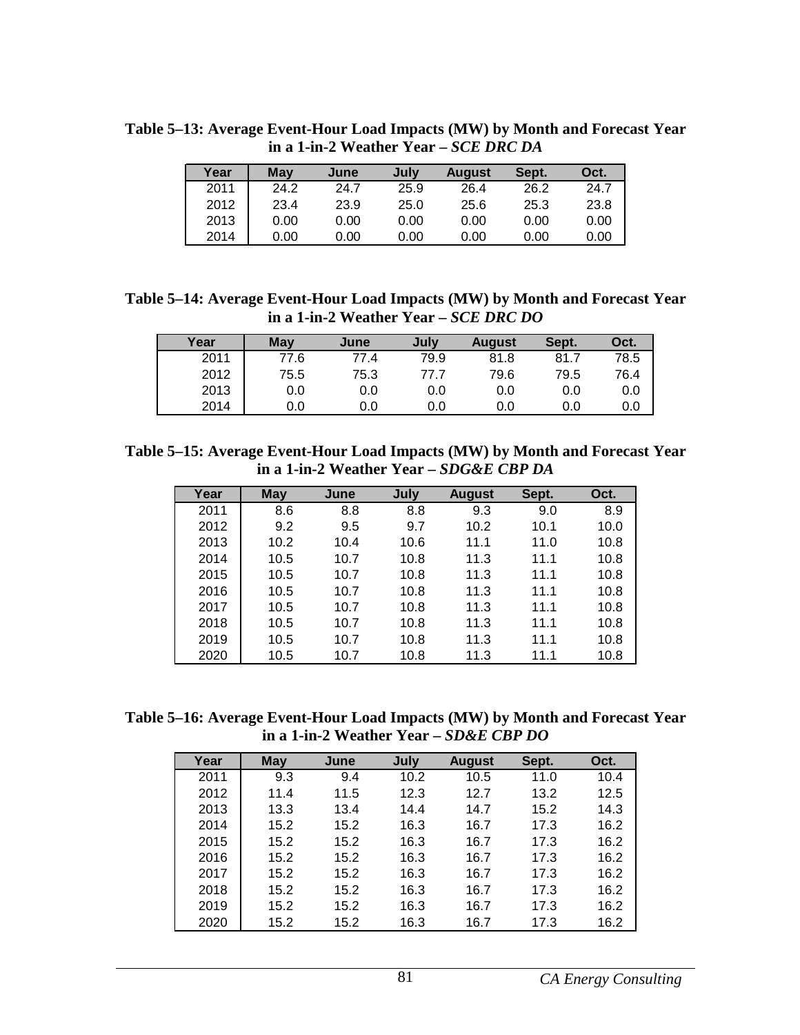**Table 5–13: Average Event-Hour Load Impacts (MW) by Month and Forecast Year in a 1-in-2 Weather Year – *SCE DRC DA***

| Year | May | June | July | August | Sept. | Oct. |
|---|---|---|---|---|---|---|
| 2011 | 24.2 | 24.7 | 25.9 | 26.4 | 26.2 | 24.7 |
| 2012 | 23.4 | 23.9 | 25.0 | 25.6 | 25.3 | 23.8 |
| 2013 | 0.00 | 0.00 | 0.00 | 0.00 | 0.00 | 0.00 |
| 2014 | 0.00 | 0.00 | 0.00 | 0.00 | 0.00 | 0.00 |

**Table 5–14: Average Event-Hour Load Impacts (MW) by Month and Forecast Year in a 1-in-2 Weather Year – *SCE DRC DO***

| Year | May | June | July | August | Sept. | Oct. |
|---|---|---|---|---|---|---|
| 2011 | 77.6 | 77.4 | 79.9 | 81.8 | 81.7 | 78.5 |
| 2012 | 75.5 | 75.3 | 77.7 | 79.6 | 79.5 | 76.4 |
| 2013 | 0.0 | 0.0 | 0.0 | 0.0 | 0.0 | 0.0 |
| 2014 | 0.0 | 0.0 | 0.0 | 0.0 | 0.0 | 0.0 |

**Table 5–15: Average Event-Hour Load Impacts (MW) by Month and Forecast Year in a 1-in-2 Weather Year – *SDG&E CBP DA***

| Year | May | June | July | August | Sept. | Oct. |
|---|---|---|---|---|---|---|
| 2011 | 8.6 | 8.8 | 8.8 | 9.3 | 9.0 | 8.9 |
| 2012 | 9.2 | 9.5 | 9.7 | 10.2 | 10.1 | 10.0 |
| 2013 | 10.2 | 10.4 | 10.6 | 11.1 | 11.0 | 10.8 |
| 2014 | 10.5 | 10.7 | 10.8 | 11.3 | 11.1 | 10.8 |
| 2015 | 10.5 | 10.7 | 10.8 | 11.3 | 11.1 | 10.8 |
| 2016 | 10.5 | 10.7 | 10.8 | 11.3 | 11.1 | 10.8 |
| 2017 | 10.5 | 10.7 | 10.8 | 11.3 | 11.1 | 10.8 |
| 2018 | 10.5 | 10.7 | 10.8 | 11.3 | 11.1 | 10.8 |
| 2019 | 10.5 | 10.7 | 10.8 | 11.3 | 11.1 | 10.8 |
| 2020 | 10.5 | 10.7 | 10.8 | 11.3 | 11.1 | 10.8 |

**Table 5–16: Average Event-Hour Load Impacts (MW) by Month and Forecast Year in a 1-in-2 Weather Year – *SD&E CBP DO***

| Year | May | June | July | August | Sept. | Oct. |
|---|---|---|---|---|---|---|
| 2011 | 9.3 | 9.4 | 10.2 | 10.5 | 11.0 | 10.4 |
| 2012 | 11.4 | 11.5 | 12.3 | 12.7 | 13.2 | 12.5 |
| 2013 | 13.3 | 13.4 | 14.4 | 14.7 | 15.2 | 14.3 |
| 2014 | 15.2 | 15.2 | 16.3 | 16.7 | 17.3 | 16.2 |
| 2015 | 15.2 | 15.2 | 16.3 | 16.7 | 17.3 | 16.2 |
| 2016 | 15.2 | 15.2 | 16.3 | 16.7 | 17.3 | 16.2 |
| 2017 | 15.2 | 15.2 | 16.3 | 16.7 | 17.3 | 16.2 |
| 2018 | 15.2 | 15.2 | 16.3 | 16.7 | 17.3 | 16.2 |
| 2019 | 15.2 | 15.2 | 16.3 | 16.7 | 17.3 | 16.2 |
| 2020 | 15.2 | 15.2 | 16.3 | 16.7 | 17.3 | 16.2 |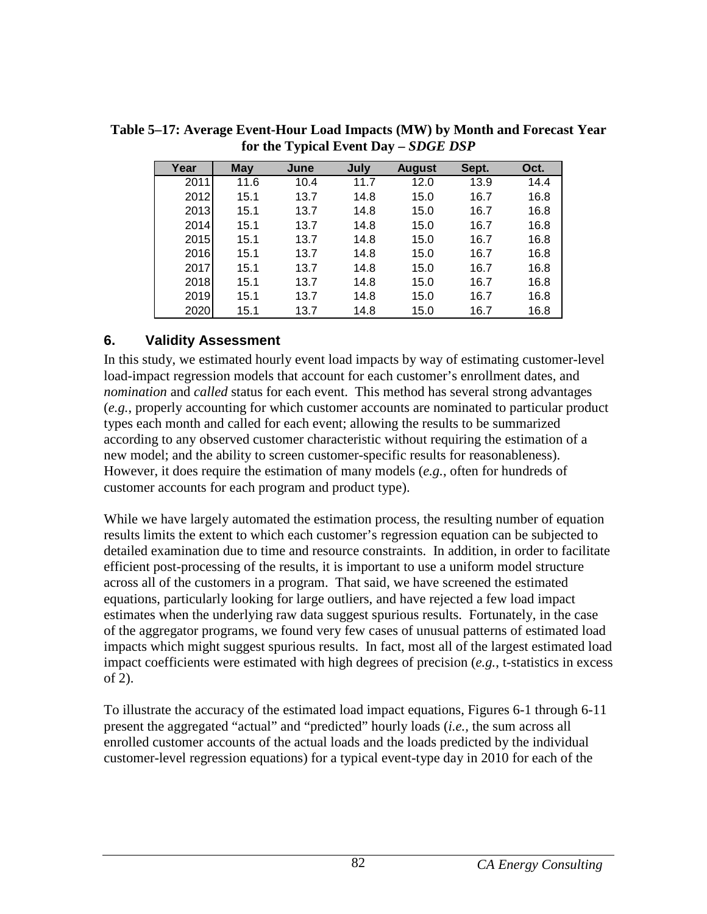**Table 5–17: Average Event-Hour Load Impacts (MW) by Month and Forecast Year for the Typical Event Day – *SDGE DSP***

| Year | May | June | July | August | Sept. | Oct. |
|---|---|---|---|---|---|---|
| 2011 | 11.6 | 10.4 | 11.7 | 12.0 | 13.9 | 14.4 |
| 2012 | 15.1 | 13.7 | 14.8 | 15.0 | 16.7 | 16.8 |
| 2013 | 15.1 | 13.7 | 14.8 | 15.0 | 16.7 | 16.8 |
| 2014 | 15.1 | 13.7 | 14.8 | 15.0 | 16.7 | 16.8 |
| 2015 | 15.1 | 13.7 | 14.8 | 15.0 | 16.7 | 16.8 |
| 2016 | 15.1 | 13.7 | 14.8 | 15.0 | 16.7 | 16.8 |
| 2017 | 15.1 | 13.7 | 14.8 | 15.0 | 16.7 | 16.8 |
| 2018 | 15.1 | 13.7 | 14.8 | 15.0 | 16.7 | 16.8 |
| 2019 | 15.1 | 13.7 | 14.8 | 15.0 | 16.7 | 16.8 |
| 2020 | 15.1 | 13.7 | 14.8 | 15.0 | 16.7 | 16.8 |

## 6. Validity Assessment

In this study, we estimated hourly event load impacts by way of estimating customer-level load-impact regression models that account for each customer's enrollment dates, and *nomination* and *called* status for each event. This method has several strong advantages (*e.g.*, properly accounting for which customer accounts are nominated to particular product types each month and called for each event; allowing the results to be summarized according to any observed customer characteristic without requiring the estimation of a new model; and the ability to screen customer-specific results for reasonableness). However, it does require the estimation of many models (*e.g.*, often for hundreds of customer accounts for each program and product type).

While we have largely automated the estimation process, the resulting number of equation results limits the extent to which each customer's regression equation can be subjected to detailed examination due to time and resource constraints. In addition, in order to facilitate efficient post-processing of the results, it is important to use a uniform model structure across all of the customers in a program. That said, we have screened the estimated equations, particularly looking for large outliers, and have rejected a few load impact estimates when the underlying raw data suggest spurious results. Fortunately, in the case of the aggregator programs, we found very few cases of unusual patterns of estimated load impacts which might suggest spurious results. In fact, most all of the largest estimated load impact coefficients were estimated with high degrees of precision (*e.g.*, t-statistics in excess of 2).

To illustrate the accuracy of the estimated load impact equations, Figures 6-1 through 6-11 present the aggregated "actual" and "predicted" hourly loads (*i.e.*, the sum across all enrolled customer accounts of the actual loads and the loads predicted by the individual customer-level regression equations) for a typical event-type day in 2010 for each of the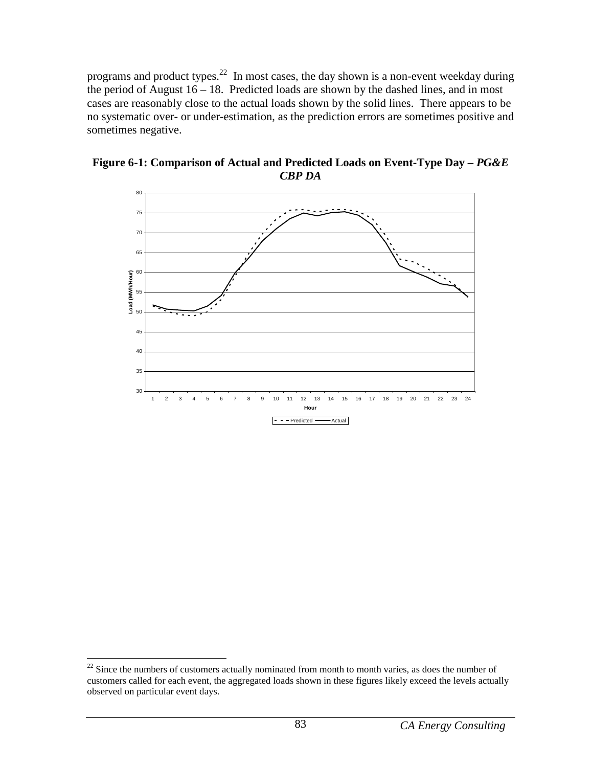programs and product types.[22] In most cases, the day shown is a non-event weekday during the period of August 16 – 18. Predicted loads are shown by the dashed lines, and in most cases are reasonably close to the actual loads shown by the solid lines. There appears to be no systematic over- or under-estimation, as the prediction errors are sometimes positive and sometimes negative.

**Figure 6-1: Comparison of Actual and Predicted Loads on Event-Type Day – *PG&E CBP DA***

---

[22] Since the numbers of customers actually nominated from month to month varies, as does the number of customers called for each event, the aggregated loads shown in these figures likely exceed the levels actually observed on particular event days.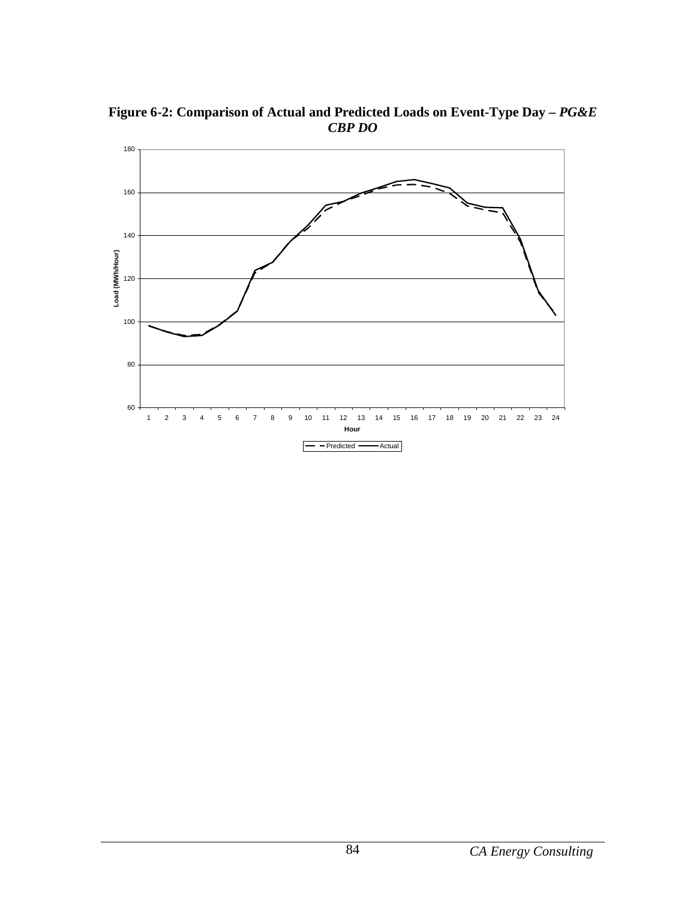**Figure 6-2: Comparison of Actual and Predicted Loads on Event-Type Day – *PG&E CBP DO***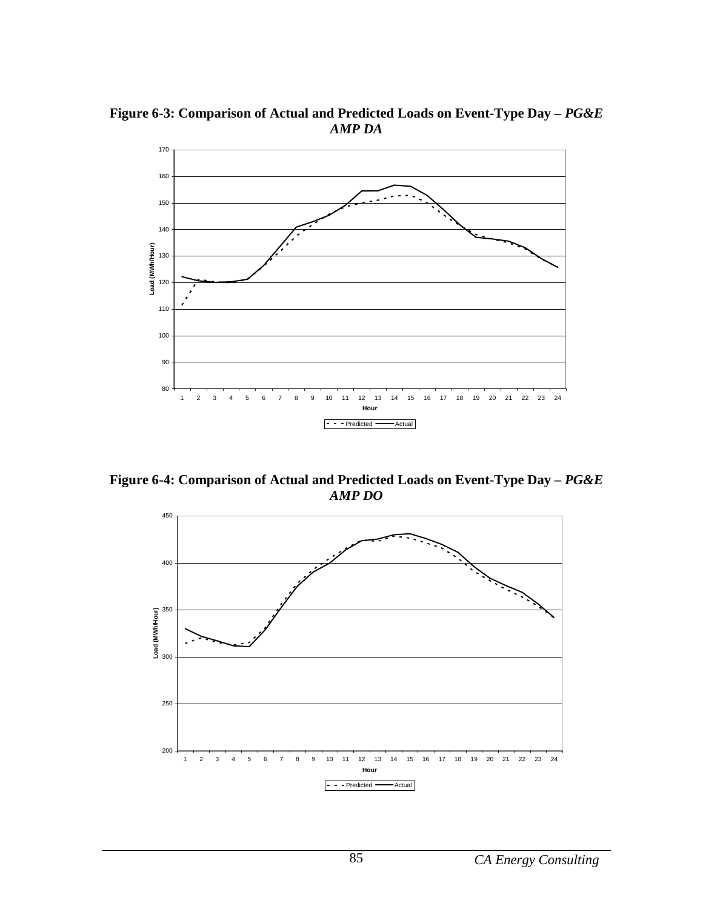**Figure 6-3: Comparison of Actual and Predicted Loads on Event-Type Day –** ***PG&E AMP DA***

**Figure 6-4: Comparison of Actual and Predicted Loads on Event-Type Day –** ***PG&E AMP DO***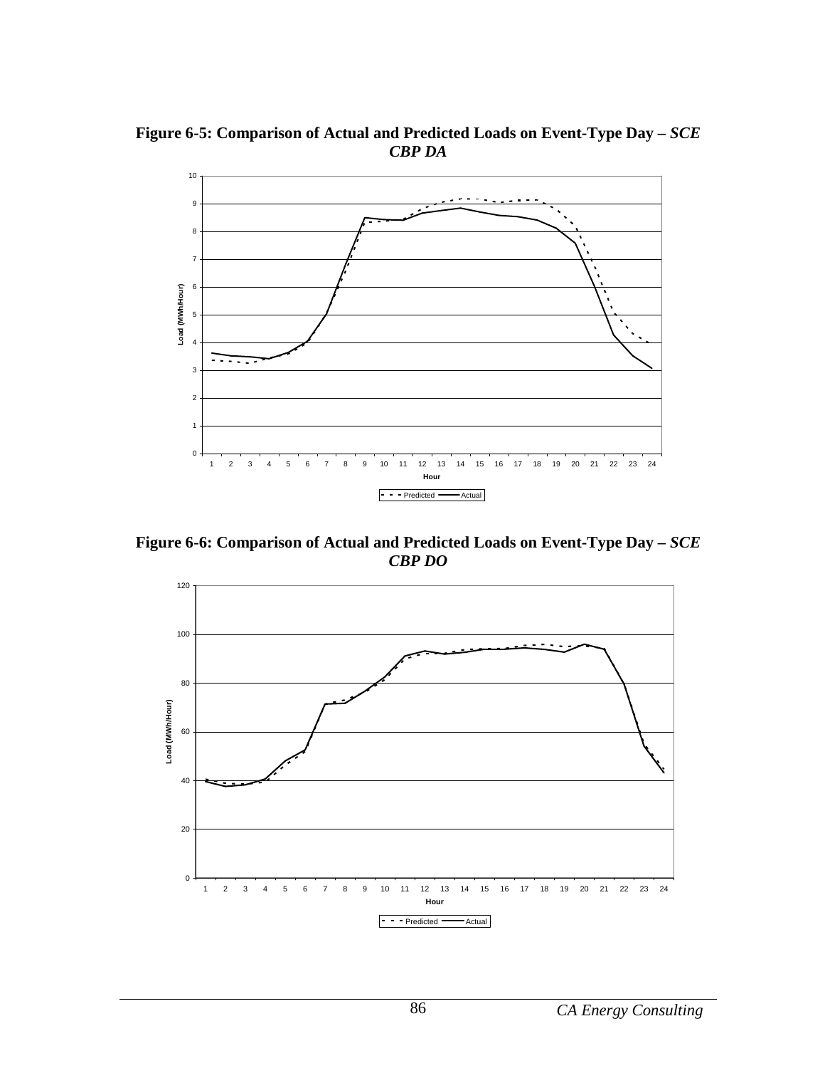**Figure 6-5: Comparison of Actual and Predicted Loads on Event-Type Day – *SCE CBP DA***

**Figure 6-6: Comparison of Actual and Predicted Loads on Event-Type Day – *SCE CBP DO***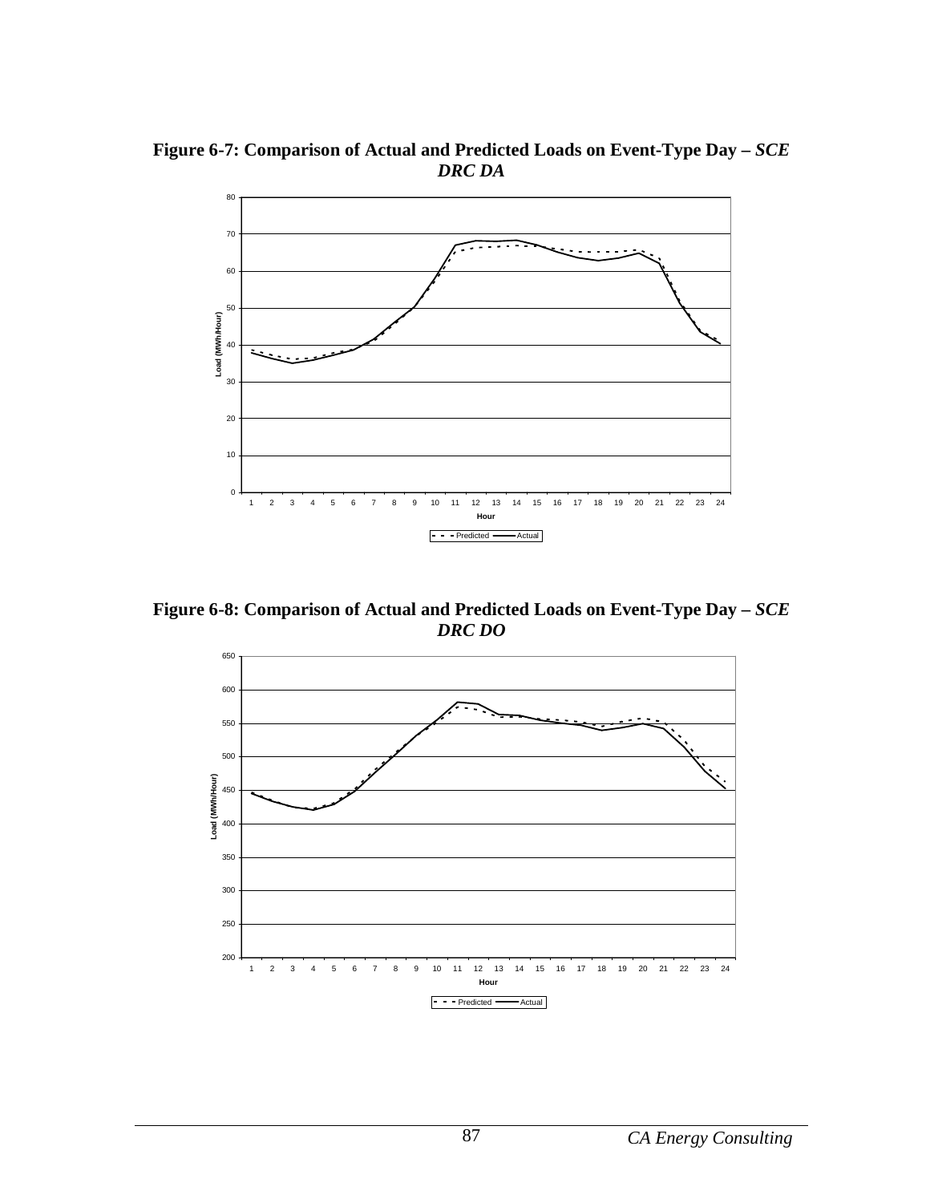**Figure 6-7: Comparison of Actual and Predicted Loads on Event-Type Day – *SCE DRC DA***

**Figure 6-8: Comparison of Actual and Predicted Loads on Event-Type Day – *SCE DRC DO***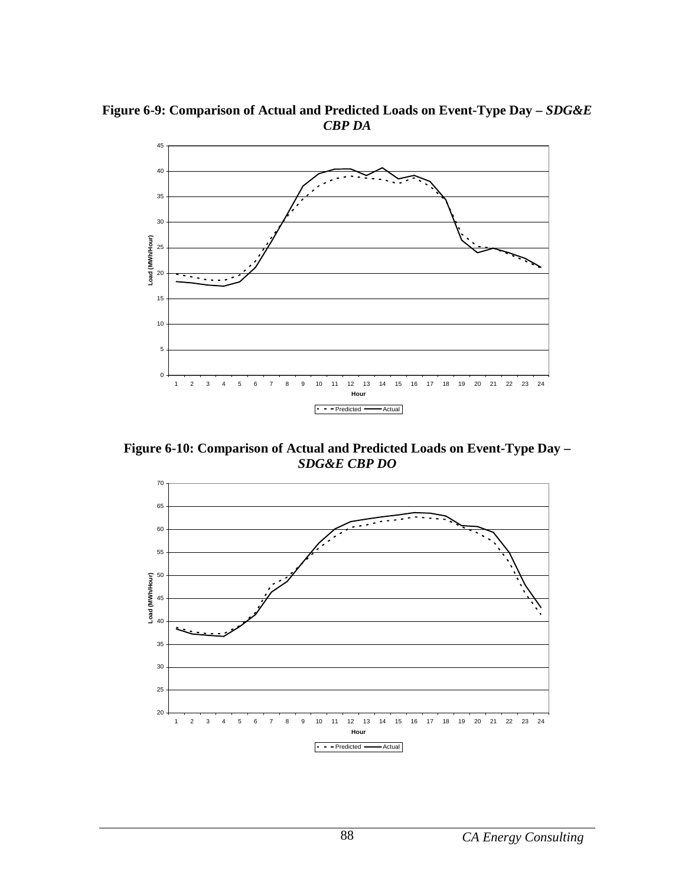**Figure 6-9: Comparison of Actual and Predicted Loads on Event-Type Day – *SDG&E CBP DA***

**Figure 6-10: Comparison of Actual and Predicted Loads on Event-Type Day – *SDG&E CBP DO***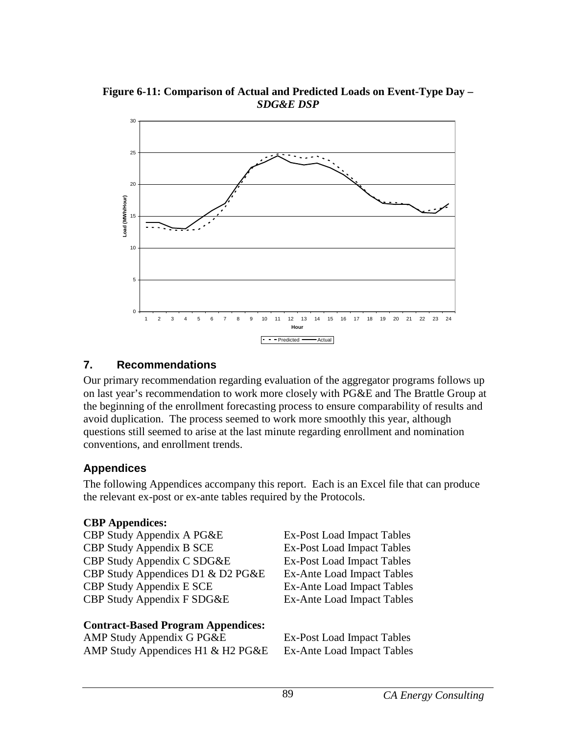**Figure 6-11: Comparison of Actual and Predicted Loads on Event-Type Day – *SDG&E DSP***

## 7. Recommendations

Our primary recommendation regarding evaluation of the aggregator programs follows up on last year's recommendation to work more closely with PG&E and The Brattle Group at the beginning of the enrollment forecasting process to ensure comparability of results and avoid duplication. The process seemed to work more smoothly this year, although questions still seemed to arise at the last minute regarding enrollment and nomination conventions, and enrollment trends.

## Appendices

The following Appendices accompany this report. Each is an Excel file that can produce the relevant ex-post or ex-ante tables required by the Protocols.

**CBP Appendices:**

| | |
|---|---|
| CBP Study Appendix A PG&E | Ex-Post Load Impact Tables |
| CBP Study Appendix B SCE | Ex-Post Load Impact Tables |
| CBP Study Appendix C SDG&E | Ex-Post Load Impact Tables |
| CBP Study Appendices D1 & D2 PG&E | Ex-Ante Load Impact Tables |
| CBP Study Appendix E SCE | Ex-Ante Load Impact Tables |
| CBP Study Appendix F SDG&E | Ex-Ante Load Impact Tables |

**Contract-Based Program Appendices:**

| | |
|---|---|
| AMP Study Appendix G PG&E | Ex-Post Load Impact Tables |
| AMP Study Appendices H1 & H2 PG&E | Ex-Ante Load Impact Tables |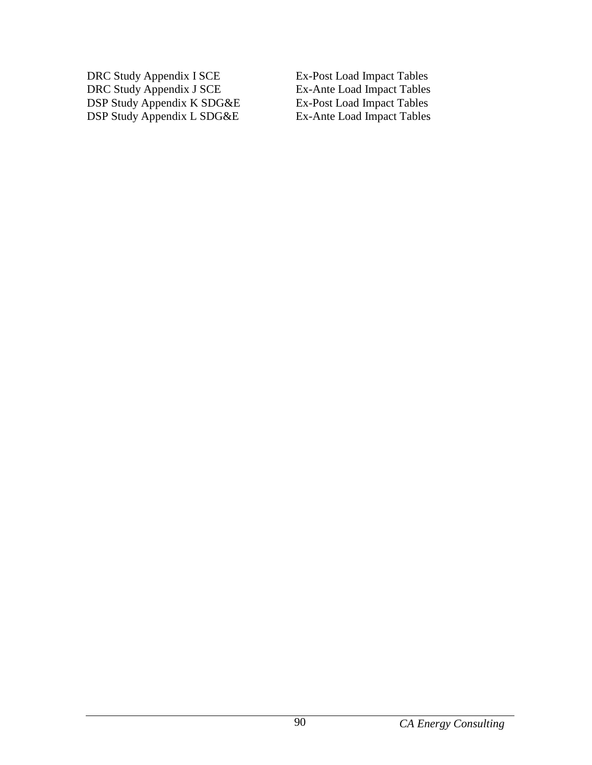| | |
|---|---|
| DRC Study Appendix I SCE | Ex-Post Load Impact Tables |
| DRC Study Appendix J SCE | Ex-Ante Load Impact Tables |
| DSP Study Appendix K SDG&E | Ex-Post Load Impact Tables |
| DSP Study Appendix L SDG&E | Ex-Ante Load Impact Tables |